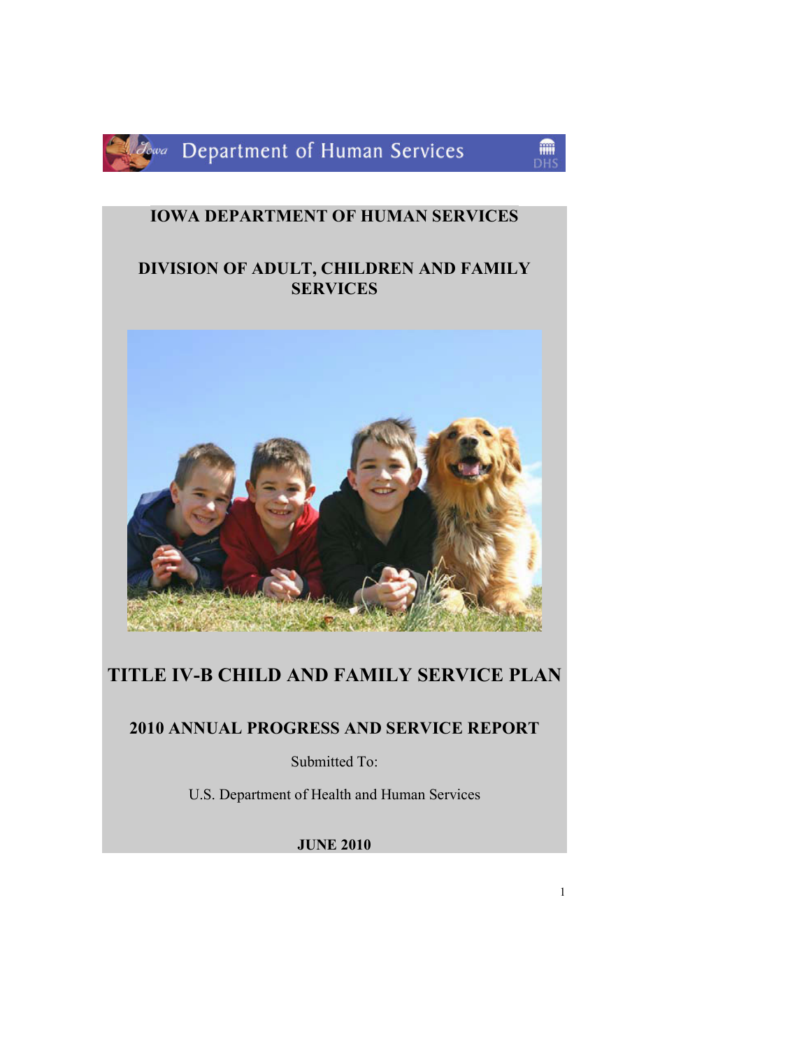Iowa Department of Human Services

# IOWA DEPARTMENT OF HUMAN SERVICES

## DIVISION OF ADULT, CHILDREN AND FAMILY SERVICES

# TITLE IV-B CHILD AND FAMILY SERVICE PLAN

## 2010 ANNUAL PROGRESS AND SERVICE REPORT

Submitted To:

U.S. Department of Health and Human Services

**JUNE 2010**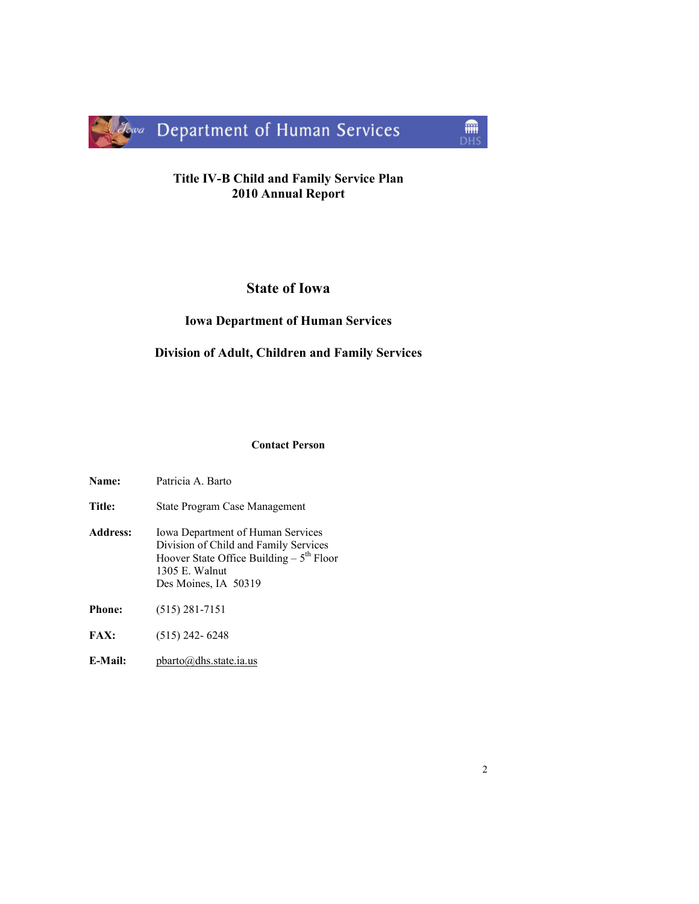Iowa Department of Human Services

**Title IV-B Child and Family Service Plan**
**2010 Annual Report**

# State of Iowa

## Iowa Department of Human Services

## Division of Adult, Children and Family Services

**Contact Person**

**Name:** Patricia A. Barto

**Title:** State Program Case Management

**Address:** Iowa Department of Human Services
Division of Child and Family Services
Hoover State Office Building – 5th Floor
1305 E. Walnut
Des Moines, IA 50319

**Phone:** (515) 281-7151

**FAX:** (515) 242- 6248

**E-Mail:** pbarto@dhs.state.ia.us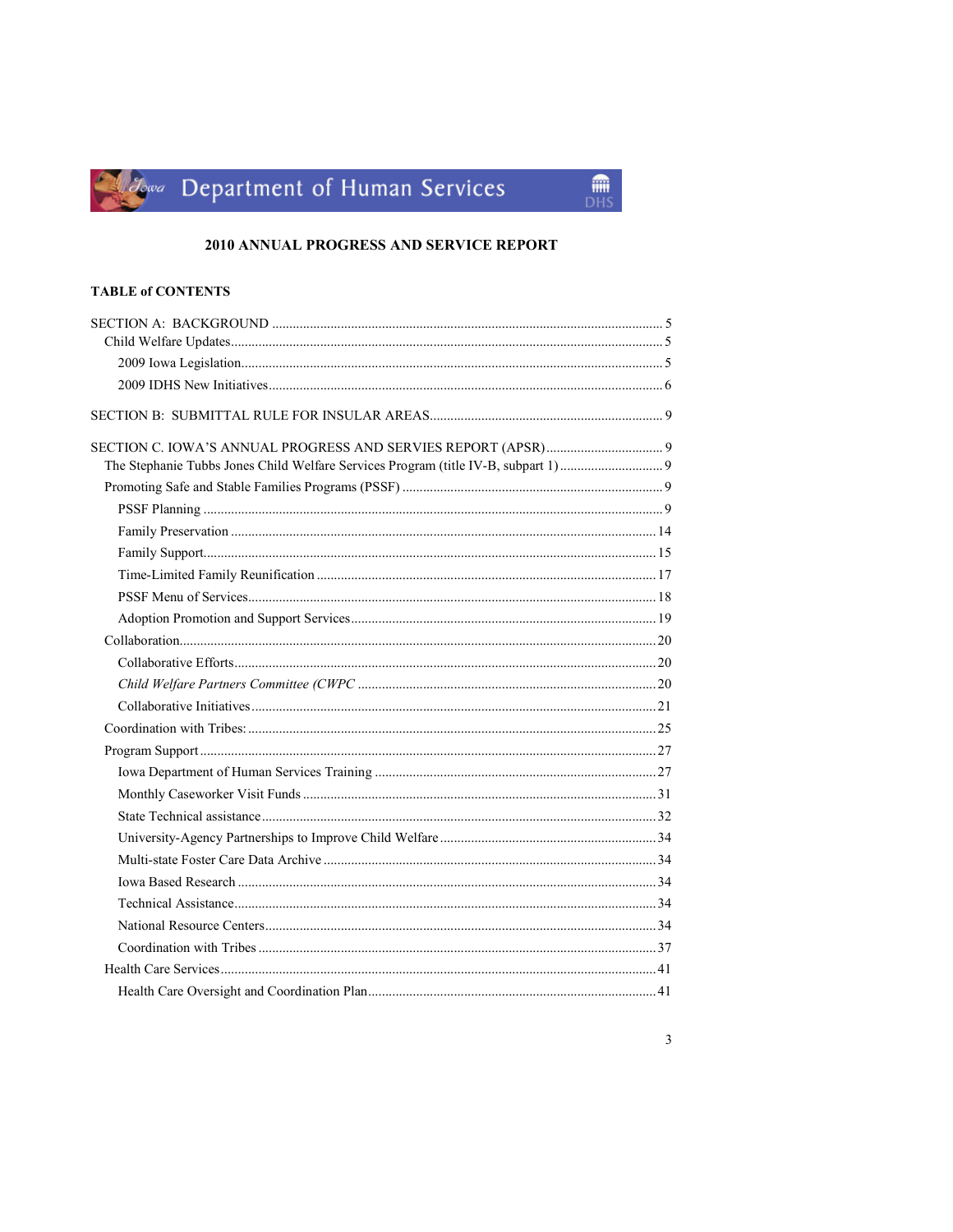Department of Human Services

## 2010 ANNUAL PROGRESS AND SERVICE REPORT

### TABLE of CONTENTS

SECTION A: BACKGROUND ..... 5
- Child Welfare Updates ..... 5
  - 2009 Iowa Legislation ..... 5
  - 2009 IDHS New Initiatives ..... 6

SECTION B: SUBMITTAL RULE FOR INSULAR AREAS ..... 9

SECTION C. IOWA'S ANNUAL PROGRESS AND SERVIES REPORT (APSR) ..... 9
- The Stephanie Tubbs Jones Child Welfare Services Program (title IV-B, subpart 1) ..... 9
- Promoting Safe and Stable Families Programs (PSSF) ..... 9
  - PSSF Planning ..... 9
  - Family Preservation ..... 14
  - Family Support ..... 15
  - Time-Limited Family Reunification ..... 17
  - PSSF Menu of Services ..... 18
  - Adoption Promotion and Support Services ..... 19
- Collaboration ..... 20
  - Collaborative Efforts ..... 20
  - *Child Welfare Partners Committee (CWPC* ..... 20
  - Collaborative Initiatives ..... 21
- Coordination with Tribes: ..... 25
- Program Support ..... 27
  - Iowa Department of Human Services Training ..... 27
  - Monthly Caseworker Visit Funds ..... 31
  - State Technical assistance ..... 32
  - University-Agency Partnerships to Improve Child Welfare ..... 34
  - Multi-state Foster Care Data Archive ..... 34
  - Iowa Based Research ..... 34
  - Technical Assistance ..... 34
  - National Resource Centers ..... 34
  - Coordination with Tribes ..... 37
- Health Care Services ..... 41
  - Health Care Oversight and Coordination Plan ..... 41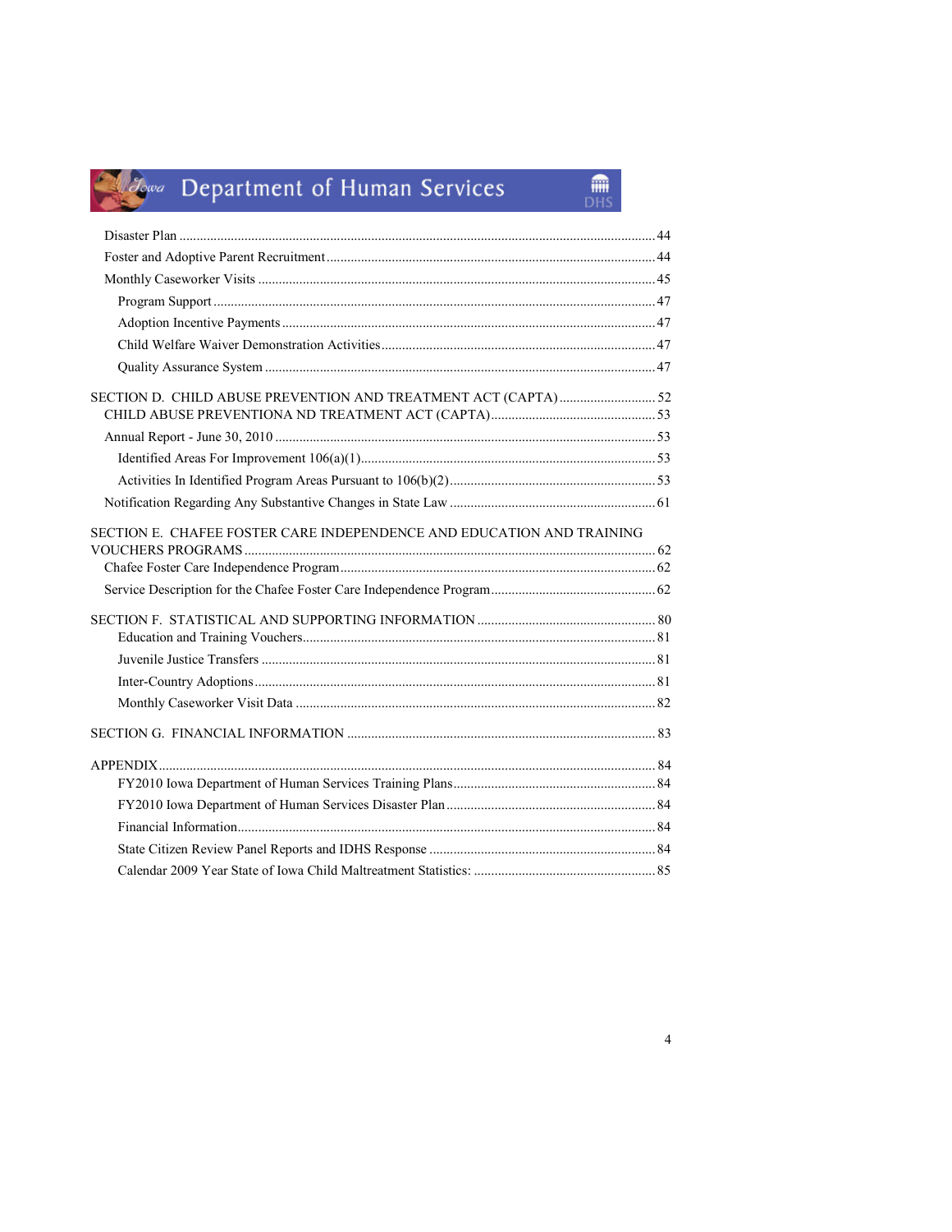Disaster Plan ........................................................................................................................... 44
Foster and Adoptive Parent Recruitment ................................................................................ 44
Monthly Caseworker Visits ..................................................................................................... 45
Program Support ................................................................................................................. 47
Adoption Incentive Payments ............................................................................................. 47
Child Welfare Waiver Demonstration Activities ................................................................ 47
Quality Assurance System .................................................................................................. 47

SECTION D. CHILD ABUSE PREVENTION AND TREATMENT ACT (CAPTA) ............................ 52
CHILD ABUSE PREVENTIONA ND TREATMENT ACT (CAPTA) ................................................ 53
Annual Report - June 30, 2010 ................................................................................................ 53
Identified Areas For Improvement 106(a)(1) ...................................................................... 53
Activities In Identified Program Areas Pursuant to 106(b)(2) ............................................ 53
Notification Regarding Any Substantive Changes in State Law ............................................ 61

SECTION E. CHAFEE FOSTER CARE INDEPENDENCE AND EDUCATION AND TRAINING VOUCHERS PROGRAMS ........................................................................................................ 62
Chafee Foster Care Independence Program ............................................................................ 62
Service Description for the Chafee Foster Care Independence Program ................................ 62

SECTION F. STATISTICAL AND SUPPORTING INFORMATION .................................................... 80
Education and Training Vouchers ....................................................................................... 81
Juvenile Justice Transfers .................................................................................................. 81
Inter-Country Adoptions ..................................................................................................... 81
Monthly Caseworker Visit Data ......................................................................................... 82

SECTION G. FINANCIAL INFORMATION .......................................................................................... 83

APPENDIX .................................................................................................................................. 84
FY2010 Iowa Department of Human Services Training Plans ........................................... 84
FY2010 Iowa Department of Human Services Disaster Plan ............................................. 84
Financial Information .......................................................................................................... 84
State Citizen Review Panel Reports and IDHS Response .................................................. 84
Calendar 2009 Year State of Iowa Child Maltreatment Statistics: ..................................... 85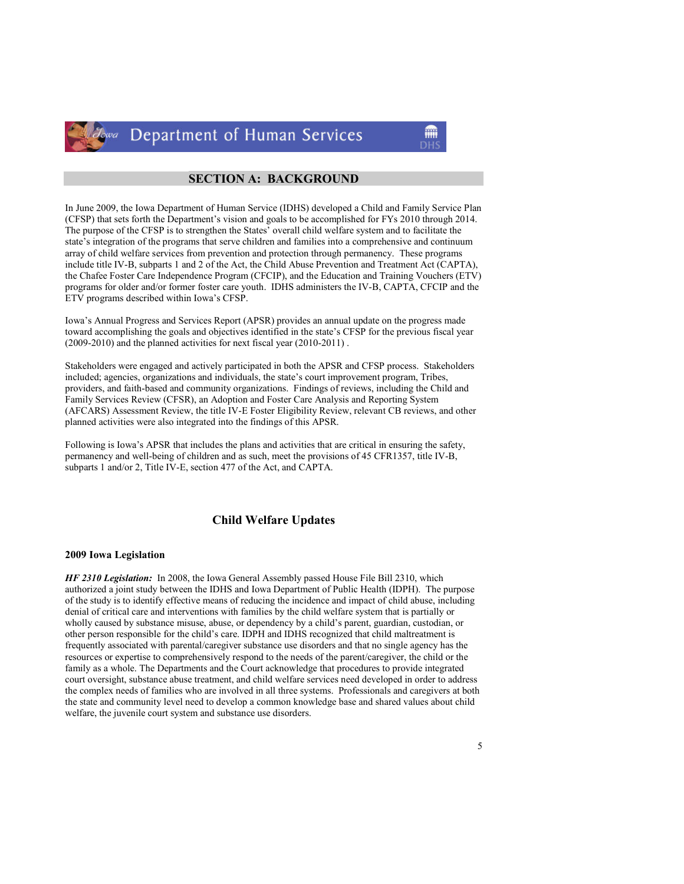## SECTION A: BACKGROUND

In June 2009, the Iowa Department of Human Service (IDHS) developed a Child and Family Service Plan (CFSP) that sets forth the Department's vision and goals to be accomplished for FYs 2010 through 2014. The purpose of the CFSP is to strengthen the States' overall child welfare system and to facilitate the state's integration of the programs that serve children and families into a comprehensive and continuum array of child welfare services from prevention and protection through permanency. These programs include title IV-B, subparts 1 and 2 of the Act, the Child Abuse Prevention and Treatment Act (CAPTA), the Chafee Foster Care Independence Program (CFCIP), and the Education and Training Vouchers (ETV) programs for older and/or former foster care youth. IDHS administers the IV-B, CAPTA, CFCIP and the ETV programs described within Iowa's CFSP.

Iowa's Annual Progress and Services Report (APSR) provides an annual update on the progress made toward accomplishing the goals and objectives identified in the state's CFSP for the previous fiscal year (2009-2010) and the planned activities for next fiscal year (2010-2011) .

Stakeholders were engaged and actively participated in both the APSR and CFSP process. Stakeholders included; agencies, organizations and individuals, the state's court improvement program, Tribes, providers, and faith-based and community organizations. Findings of reviews, including the Child and Family Services Review (CFSR), an Adoption and Foster Care Analysis and Reporting System (AFCARS) Assessment Review, the title IV-E Foster Eligibility Review, relevant CB reviews, and other planned activities were also integrated into the findings of this APSR.

Following is Iowa's APSR that includes the plans and activities that are critical in ensuring the safety, permanency and well-being of children and as such, meet the provisions of 45 CFR1357, title IV-B, subparts 1 and/or 2, Title IV-E, section 477 of the Act, and CAPTA.

## Child Welfare Updates

### 2009 Iowa Legislation

***HF 2310 Legislation:*** In 2008, the Iowa General Assembly passed House File Bill 2310, which authorized a joint study between the IDHS and Iowa Department of Public Health (IDPH). The purpose of the study is to identify effective means of reducing the incidence and impact of child abuse, including denial of critical care and interventions with families by the child welfare system that is partially or wholly caused by substance misuse, abuse, or dependency by a child's parent, guardian, custodian, or other person responsible for the child's care. IDPH and IDHS recognized that child maltreatment is frequently associated with parental/caregiver substance use disorders and that no single agency has the resources or expertise to comprehensively respond to the needs of the parent/caregiver, the child or the family as a whole. The Departments and the Court acknowledge that procedures to provide integrated court oversight, substance abuse treatment, and child welfare services need developed in order to address the complex needs of families who are involved in all three systems. Professionals and caregivers at both the state and community level need to develop a common knowledge base and shared values about child welfare, the juvenile court system and substance use disorders.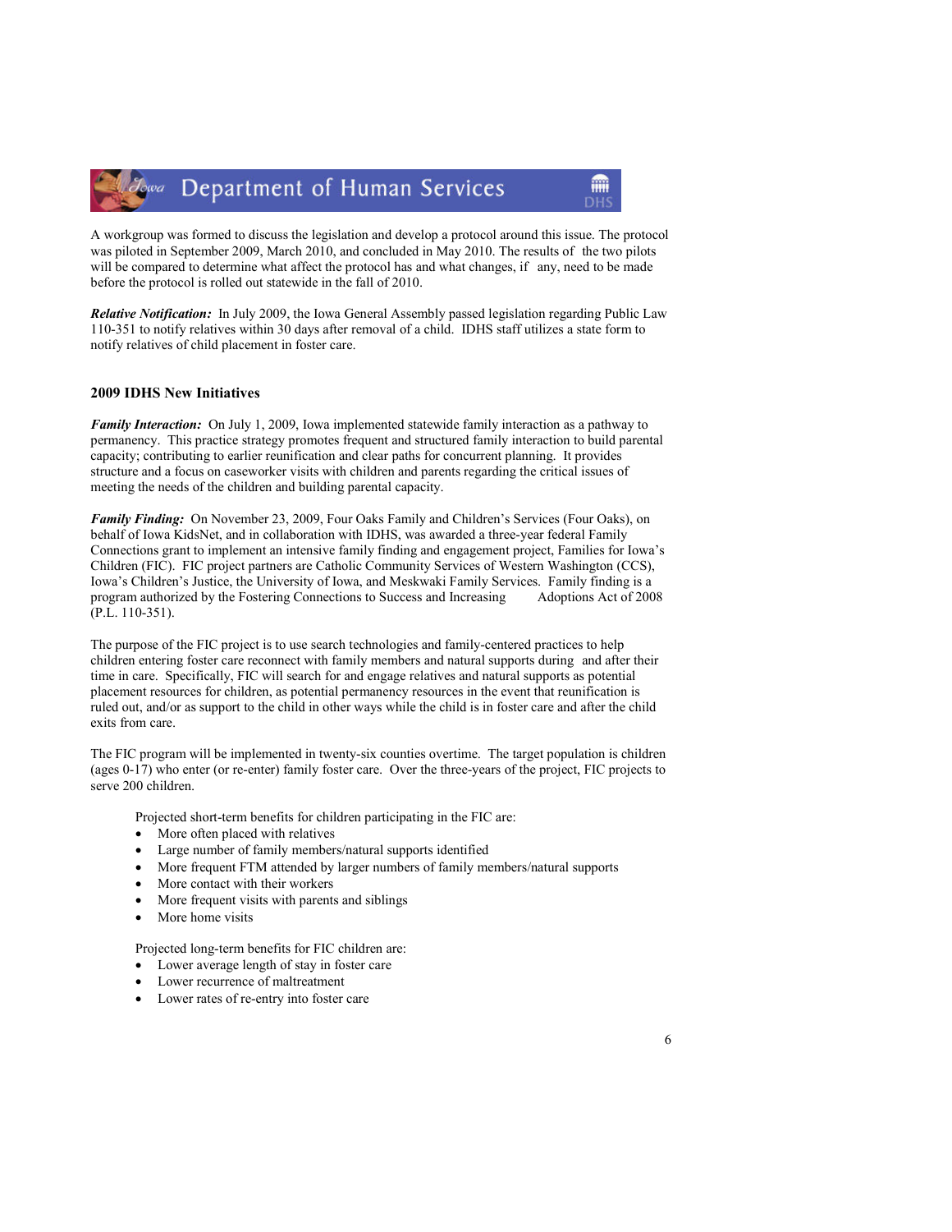A workgroup was formed to discuss the legislation and develop a protocol around this issue. The protocol was piloted in September 2009, March 2010, and concluded in May 2010. The results of the two pilots will be compared to determine what affect the protocol has and what changes, if any, need to be made before the protocol is rolled out statewide in the fall of 2010.

***Relative Notification:*** In July 2009, the Iowa General Assembly passed legislation regarding Public Law 110-351 to notify relatives within 30 days after removal of a child. IDHS staff utilizes a state form to notify relatives of child placement in foster care.

### 2009 IDHS New Initiatives

***Family Interaction:*** On July 1, 2009, Iowa implemented statewide family interaction as a pathway to permanency. This practice strategy promotes frequent and structured family interaction to build parental capacity; contributing to earlier reunification and clear paths for concurrent planning. It provides structure and a focus on caseworker visits with children and parents regarding the critical issues of meeting the needs of the children and building parental capacity.

***Family Finding:*** On November 23, 2009, Four Oaks Family and Children's Services (Four Oaks), on behalf of Iowa KidsNet, and in collaboration with IDHS, was awarded a three-year federal Family Connections grant to implement an intensive family finding and engagement project, Families for Iowa's Children (FIC). FIC project partners are Catholic Community Services of Western Washington (CCS), Iowa's Children's Justice, the University of Iowa, and Meskwaki Family Services. Family finding is a program authorized by the Fostering Connections to Success and Increasing Adoptions Act of 2008 (P.L. 110-351).

The purpose of the FIC project is to use search technologies and family-centered practices to help children entering foster care reconnect with family members and natural supports during and after their time in care. Specifically, FIC will search for and engage relatives and natural supports as potential placement resources for children, as potential permanency resources in the event that reunification is ruled out, and/or as support to the child in other ways while the child is in foster care and after the child exits from care.

The FIC program will be implemented in twenty-six counties overtime. The target population is children (ages 0-17) who enter (or re-enter) family foster care. Over the three-years of the project, FIC projects to serve 200 children.

Projected short-term benefits for children participating in the FIC are:

- More often placed with relatives
- Large number of family members/natural supports identified
- More frequent FTM attended by larger numbers of family members/natural supports
- More contact with their workers
- More frequent visits with parents and siblings
- More home visits

Projected long-term benefits for FIC children are:

- Lower average length of stay in foster care
- Lower recurrence of maltreatment
- Lower rates of re-entry into foster care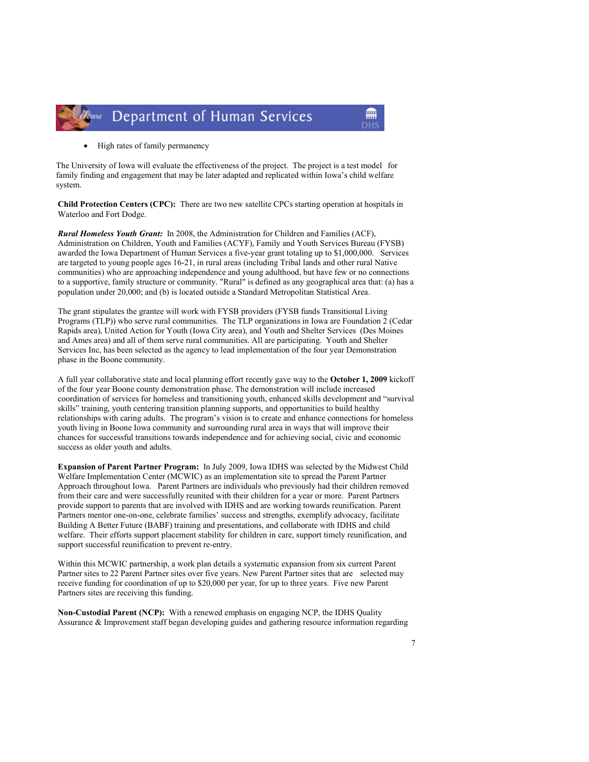- High rates of family permanency

The University of Iowa will evaluate the effectiveness of the project. The project is a test model for family finding and engagement that may be later adapted and replicated within Iowa's child welfare system.

**Child Protection Centers (CPC):** There are two new satellite CPCs starting operation at hospitals in Waterloo and Fort Dodge.

***Rural Homeless Youth Grant:*** In 2008, the Administration for Children and Families (ACF), Administration on Children, Youth and Families (ACYF), Family and Youth Services Bureau (FYSB) awarded the Iowa Department of Human Services a five-year grant totaling up to $1,000,000. Services are targeted to young people ages 16-21, in rural areas (including Tribal lands and other rural Native communities) who are approaching independence and young adulthood, but have few or no connections to a supportive, family structure or community. "Rural" is defined as any geographical area that: (a) has a population under 20,000; and (b) is located outside a Standard Metropolitan Statistical Area.

The grant stipulates the grantee will work with FYSB providers (FYSB funds Transitional Living Programs (TLP)) who serve rural communities. The TLP organizations in Iowa are Foundation 2 (Cedar Rapids area), United Action for Youth (Iowa City area), and Youth and Shelter Services (Des Moines and Ames area) and all of them serve rural communities. All are participating. Youth and Shelter Services Inc, has been selected as the agency to lead implementation of the four year Demonstration phase in the Boone community.

A full year collaborative state and local planning effort recently gave way to the **October 1, 2009** kickoff of the four year Boone county demonstration phase. The demonstration will include increased coordination of services for homeless and transitioning youth, enhanced skills development and "survival skills" training, youth centering transition planning supports, and opportunities to build healthy relationships with caring adults. The program's vision is to create and enhance connections for homeless youth living in Boone Iowa community and surrounding rural area in ways that will improve their chances for successful transitions towards independence and for achieving social, civic and economic success as older youth and adults.

**Expansion of Parent Partner Program:** In July 2009, Iowa IDHS was selected by the Midwest Child Welfare Implementation Center (MCWIC) as an implementation site to spread the Parent Partner Approach throughout Iowa. Parent Partners are individuals who previously had their children removed from their care and were successfully reunited with their children for a year or more. Parent Partners provide support to parents that are involved with IDHS and are working towards reunification. Parent Partners mentor one-on-one, celebrate families' success and strengths, exemplify advocacy, facilitate Building A Better Future (BABF) training and presentations, and collaborate with IDHS and child welfare. Their efforts support placement stability for children in care, support timely reunification, and support successful reunification to prevent re-entry.

Within this MCWIC partnership, a work plan details a systematic expansion from six current Parent Partner sites to 22 Parent Partner sites over five years. New Parent Partner sites that are selected may receive funding for coordination of up to $20,000 per year, for up to three years. Five new Parent Partners sites are receiving this funding.

**Non-Custodial Parent (NCP):** With a renewed emphasis on engaging NCP, the IDHS Quality Assurance & Improvement staff began developing guides and gathering resource information regarding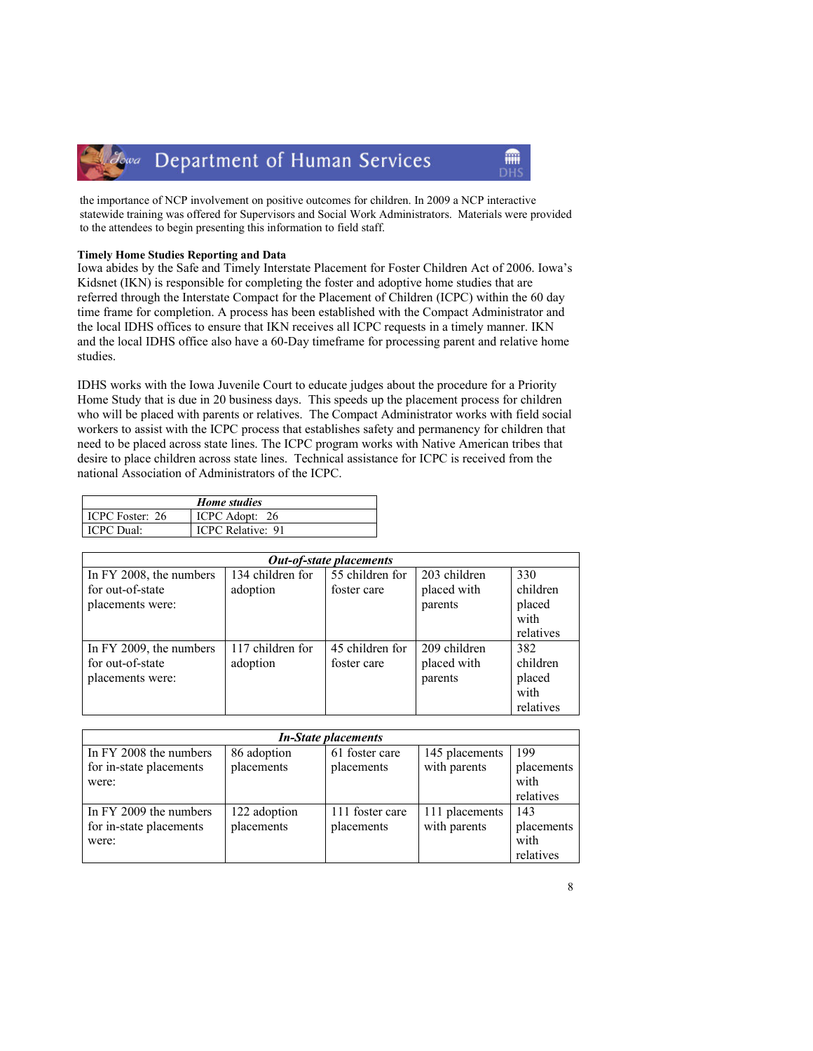the importance of NCP involvement on positive outcomes for children. In 2009 a NCP interactive statewide training was offered for Supervisors and Social Work Administrators. Materials were provided to the attendees to begin presenting this information to field staff.

**Timely Home Studies Reporting and Data**

Iowa abides by the Safe and Timely Interstate Placement for Foster Children Act of 2006. Iowa's Kidsnet (IKN) is responsible for completing the foster and adoptive home studies that are referred through the Interstate Compact for the Placement of Children (ICPC) within the 60 day time frame for completion. A process has been established with the Compact Administrator and the local IDHS offices to ensure that IKN receives all ICPC requests in a timely manner. IKN and the local IDHS office also have a 60-Day timeframe for processing parent and relative home studies.

IDHS works with the Iowa Juvenile Court to educate judges about the procedure for a Priority Home Study that is due in 20 business days. This speeds up the placement process for children who will be placed with parents or relatives. The Compact Administrator works with field social workers to assist with the ICPC process that establishes safety and permanency for children that need to be placed across state lines. The ICPC program works with Native American tribes that desire to place children across state lines. Technical assistance for ICPC is received from the national Association of Administrators of the ICPC.

| ***Home studies*** | |
|---|---|
| ICPC Foster: 26 | ICPC Adopt: 26 |
| ICPC Dual: | ICPC Relative: 91 |

| ***Out-of-state placements*** | | | | |
|---|---|---|---|---|
| In FY 2008, the numbers for out-of-state placements were: | 134 children for adoption | 55 children for foster care | 203 children placed with parents | 330 children placed with relatives |
| In FY 2009, the numbers for out-of-state placements were: | 117 children for adoption | 45 children for foster care | 209 children placed with parents | 382 children placed with relatives |

| ***In-State placements*** | | | | |
|---|---|---|---|---|
| In FY 2008 the numbers for in-state placements were: | 86 adoption placements | 61 foster care placements | 145 placements with parents | 199 placements with relatives |
| In FY 2009 the numbers for in-state placements were: | 122 adoption placements | 111 foster care placements | 111 placements with parents | 143 placements with relatives |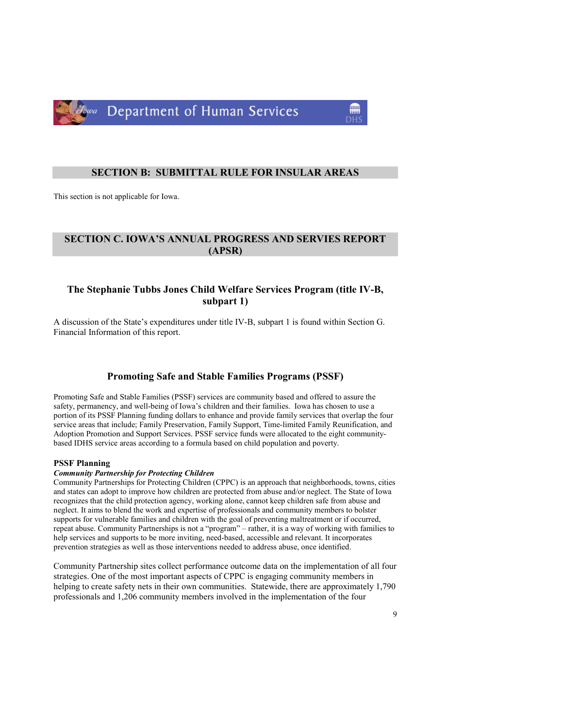## SECTION B: SUBMITTAL RULE FOR INSULAR AREAS

This section is not applicable for Iowa.

## SECTION C. IOWA'S ANNUAL PROGRESS AND SERVIES REPORT (APSR)

### The Stephanie Tubbs Jones Child Welfare Services Program (title IV-B, subpart 1)

A discussion of the State's expenditures under title IV-B, subpart 1 is found within Section G. Financial Information of this report.

### Promoting Safe and Stable Families Programs (PSSF)

Promoting Safe and Stable Families (PSSF) services are community based and offered to assure the safety, permanency, and well-being of Iowa's children and their families. Iowa has chosen to use a portion of its PSSF Planning funding dollars to enhance and provide family services that overlap the four service areas that include; Family Preservation, Family Support, Time-limited Family Reunification, and Adoption Promotion and Support Services. PSSF service funds were allocated to the eight community-based IDHS service areas according to a formula based on child population and poverty.

**PSSF Planning**

***Community Partnership for Protecting Children***

Community Partnerships for Protecting Children (CPPC) is an approach that neighborhoods, towns, cities and states can adopt to improve how children are protected from abuse and/or neglect. The State of Iowa recognizes that the child protection agency, working alone, cannot keep children safe from abuse and neglect. It aims to blend the work and expertise of professionals and community members to bolster supports for vulnerable families and children with the goal of preventing maltreatment or if occurred, repeat abuse. Community Partnerships is not a "program" – rather, it is a way of working with families to help services and supports to be more inviting, need-based, accessible and relevant. It incorporates prevention strategies as well as those interventions needed to address abuse, once identified.

Community Partnership sites collect performance outcome data on the implementation of all four strategies. One of the most important aspects of CPPC is engaging community members in helping to create safety nets in their own communities. Statewide, there are approximately 1,790 professionals and 1,206 community members involved in the implementation of the four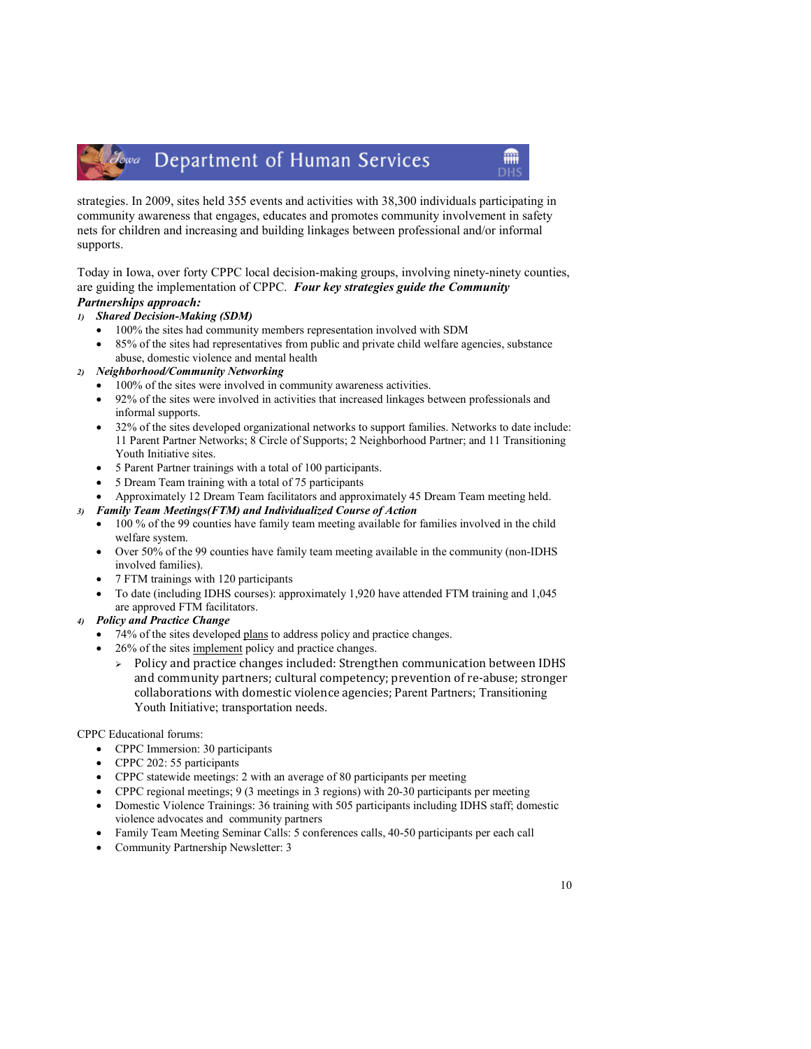strategies. In 2009, sites held 355 events and activities with 38,300 individuals participating in community awareness that engages, educates and promotes community involvement in safety nets for children and increasing and building linkages between professional and/or informal supports.

Today in Iowa, over forty CPPC local decision-making groups, involving ninety-ninety counties, are guiding the implementation of CPPC. ***Four key strategies guide the Community Partnerships approach:***

1) ***Shared Decision-Making (SDM)***
   - 100% the sites had community members representation involved with SDM
   - 85% of the sites had representatives from public and private child welfare agencies, substance abuse, domestic violence and mental health
2) ***Neighborhood/Community Networking***
   - 100% of the sites were involved in community awareness activities.
   - 92% of the sites were involved in activities that increased linkages between professionals and informal supports.
   - 32% of the sites developed organizational networks to support families. Networks to date include: 11 Parent Partner Networks; 8 Circle of Supports; 2 Neighborhood Partner; and 11 Transitioning Youth Initiative sites.
   - 5 Parent Partner trainings with a total of 100 participants.
   - 5 Dream Team training with a total of 75 participants
   - Approximately 12 Dream Team facilitators and approximately 45 Dream Team meeting held.
3) ***Family Team Meetings(FTM) and Individualized Course of Action***
   - 100 % of the 99 counties have family team meeting available for families involved in the child welfare system.
   - Over 50% of the 99 counties have family team meeting available in the community (non-IDHS involved families).
   - 7 FTM trainings with 120 participants
   - To date (including IDHS courses): approximately 1,920 have attended FTM training and 1,045 are approved FTM facilitators.
4) ***Policy and Practice Change***
   - 74% of the sites developed <u>plans</u> to address policy and practice changes.
   - 26% of the sites <u>implement</u> policy and practice changes.
     - Policy and practice changes included: Strengthen communication between IDHS and community partners; cultural competency; prevention of re-abuse; stronger collaborations with domestic violence agencies; Parent Partners; Transitioning Youth Initiative; transportation needs.

CPPC Educational forums:

- CPPC Immersion: 30 participants
- CPPC 202: 55 participants
- CPPC statewide meetings: 2 with an average of 80 participants per meeting
- CPPC regional meetings; 9 (3 meetings in 3 regions) with 20-30 participants per meeting
- Domestic Violence Trainings: 36 training with 505 participants including IDHS staff; domestic violence advocates and community partners
- Family Team Meeting Seminar Calls: 5 conferences calls, 40-50 participants per each call
- Community Partnership Newsletter: 3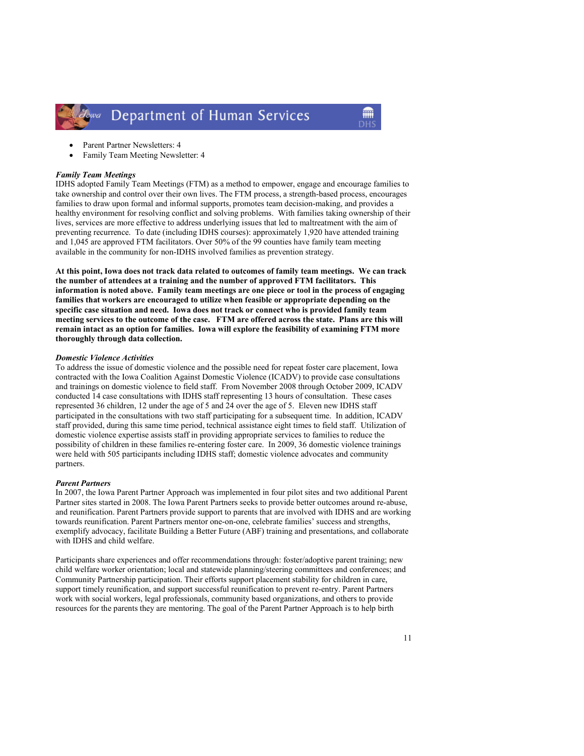- Parent Partner Newsletters: 4
- Family Team Meeting Newsletter: 4

***Family Team Meetings***

IDHS adopted Family Team Meetings (FTM) as a method to empower, engage and encourage families to take ownership and control over their own lives. The FTM process, a strength-based process, encourages families to draw upon formal and informal supports, promotes team decision-making, and provides a healthy environment for resolving conflict and solving problems. With families taking ownership of their lives, services are more effective to address underlying issues that led to maltreatment with the aim of preventing recurrence. To date (including IDHS courses): approximately 1,920 have attended training and 1,045 are approved FTM facilitators. Over 50% of the 99 counties have family team meeting available in the community for non-IDHS involved families as prevention strategy.

**At this point, Iowa does not track data related to outcomes of family team meetings. We can track the number of attendees at a training and the number of approved FTM facilitators. This information is noted above. Family team meetings are one piece or tool in the process of engaging families that workers are encouraged to utilize when feasible or appropriate depending on the specific case situation and need. Iowa does not track or connect who is provided family team meeting services to the outcome of the case. FTM are offered across the state. Plans are this will remain intact as an option for families. Iowa will explore the feasibility of examining FTM more thoroughly through data collection.**

***Domestic Violence Activities***

To address the issue of domestic violence and the possible need for repeat foster care placement, Iowa contracted with the Iowa Coalition Against Domestic Violence (ICADV) to provide case consultations and trainings on domestic violence to field staff. From November 2008 through October 2009, ICADV conducted 14 case consultations with IDHS staff representing 13 hours of consultation. These cases represented 36 children, 12 under the age of 5 and 24 over the age of 5. Eleven new IDHS staff participated in the consultations with two staff participating for a subsequent time. In addition, ICADV staff provided, during this same time period, technical assistance eight times to field staff. Utilization of domestic violence expertise assists staff in providing appropriate services to families to reduce the possibility of children in these families re-entering foster care. In 2009, 36 domestic violence trainings were held with 505 participants including IDHS staff; domestic violence advocates and community partners.

***Parent Partners***

In 2007, the Iowa Parent Partner Approach was implemented in four pilot sites and two additional Parent Partner sites started in 2008. The Iowa Parent Partners seeks to provide better outcomes around re-abuse, and reunification. Parent Partners provide support to parents that are involved with IDHS and are working towards reunification. Parent Partners mentor one-on-one, celebrate families' success and strengths, exemplify advocacy, facilitate Building a Better Future (ABF) training and presentations, and collaborate with IDHS and child welfare.

Participants share experiences and offer recommendations through: foster/adoptive parent training; new child welfare worker orientation; local and statewide planning/steering committees and conferences; and Community Partnership participation. Their efforts support placement stability for children in care, support timely reunification, and support successful reunification to prevent re-entry. Parent Partners work with social workers, legal professionals, community based organizations, and others to provide resources for the parents they are mentoring. The goal of the Parent Partner Approach is to help birth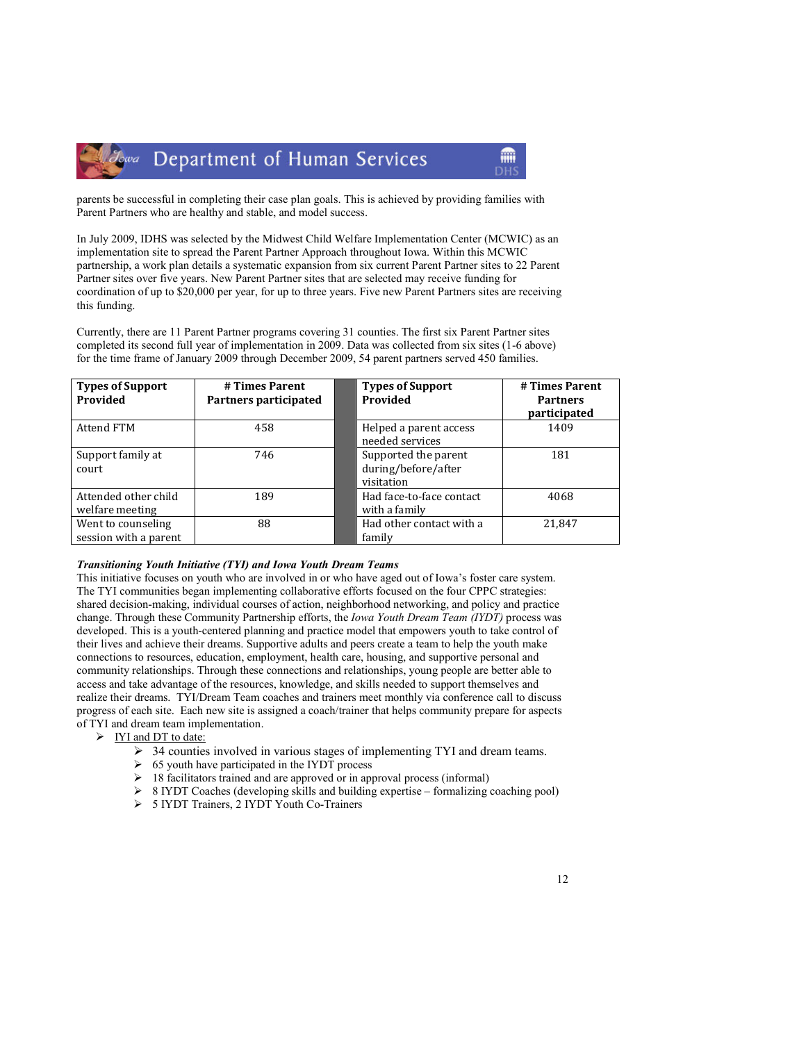parents be successful in completing their case plan goals. This is achieved by providing families with Parent Partners who are healthy and stable, and model success.

In July 2009, IDHS was selected by the Midwest Child Welfare Implementation Center (MCWIC) as an implementation site to spread the Parent Partner Approach throughout Iowa. Within this MCWIC partnership, a work plan details a systematic expansion from six current Parent Partner sites to 22 Parent Partner sites over five years. New Parent Partner sites that are selected may receive funding for coordination of up to $20,000 per year, for up to three years. Five new Parent Partners sites are receiving this funding.

Currently, there are 11 Parent Partner programs covering 31 counties. The first six Parent Partner sites completed its second full year of implementation in 2009. Data was collected from six sites (1-6 above) for the time frame of January 2009 through December 2009, 54 parent partners served 450 families.

| Types of Support Provided | # Times Parent Partners participated | Types of Support Provided | # Times Parent Partners participated |
|---|---|---|---|
| Attend FTM | 458 | Helped a parent access needed services | 1409 |
| Support family at court | 746 | Supported the parent during/before/after visitation | 181 |
| Attended other child welfare meeting | 189 | Had face-to-face contact with a family | 4068 |
| Went to counseling session with a parent | 88 | Had other contact with a family | 21,847 |

***Transitioning Youth Initiative (TYI) and Iowa Youth Dream Teams***

This initiative focuses on youth who are involved in or who have aged out of Iowa's foster care system. The TYI communities began implementing collaborative efforts focused on the four CPPC strategies: shared decision-making, individual courses of action, neighborhood networking, and policy and practice change. Through these Community Partnership efforts, the *Iowa Youth Dream Team (IYDT)* process was developed. This is a youth-centered planning and practice model that empowers youth to take control of their lives and achieve their dreams. Supportive adults and peers create a team to help the youth make connections to resources, education, employment, health care, housing, and supportive personal and community relationships. Through these connections and relationships, young people are better able to access and take advantage of the resources, knowledge, and skills needed to support themselves and realize their dreams. TYI/Dream Team coaches and trainers meet monthly via conference call to discuss progress of each site. Each new site is assigned a coach/trainer that helps community prepare for aspects of TYI and dream team implementation.

- IYI and DT to date:
  - 34 counties involved in various stages of implementing TYI and dream teams.
  - 65 youth have participated in the IYDT process
  - 18 facilitators trained and are approved or in approval process (informal)
  - 8 IYDT Coaches (developing skills and building expertise – formalizing coaching pool)
  - 5 IYDT Trainers, 2 IYDT Youth Co-Trainers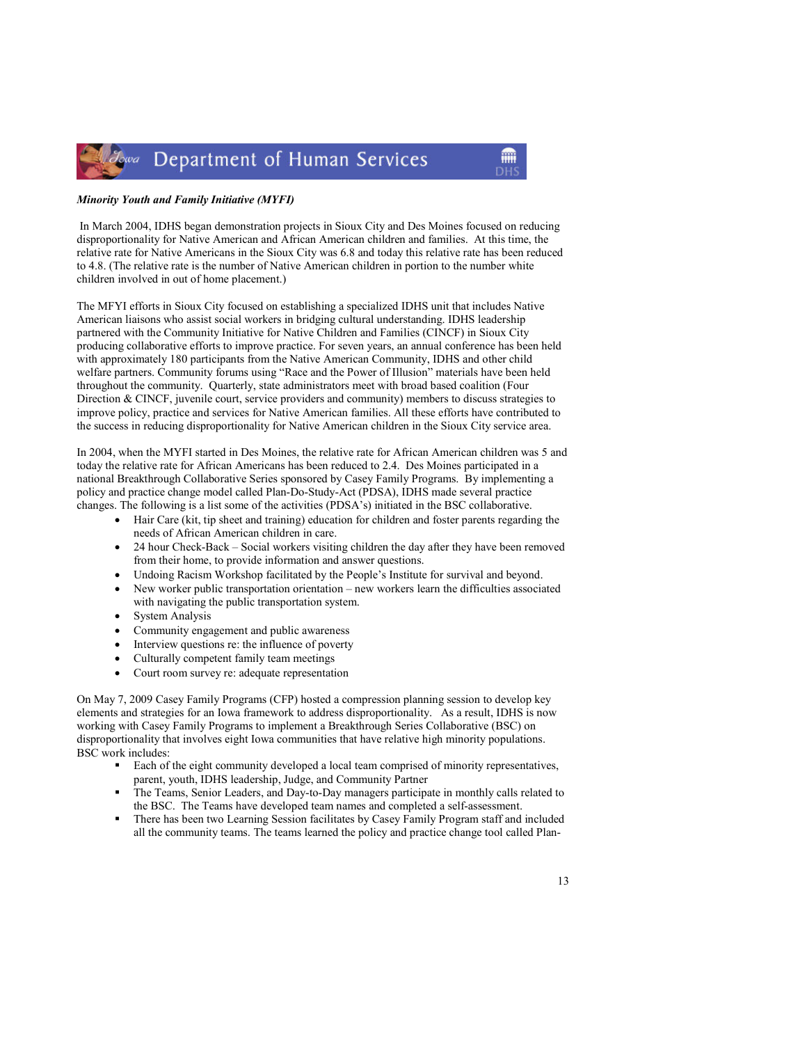***Minority Youth and Family Initiative (MYFI)***

In March 2004, IDHS began demonstration projects in Sioux City and Des Moines focused on reducing disproportionality for Native American and African American children and families. At this time, the relative rate for Native Americans in the Sioux City was 6.8 and today this relative rate has been reduced to 4.8. (The relative rate is the number of Native American children in portion to the number white children involved in out of home placement.)

The MFYI efforts in Sioux City focused on establishing a specialized IDHS unit that includes Native American liaisons who assist social workers in bridging cultural understanding. IDHS leadership partnered with the Community Initiative for Native Children and Families (CINCF) in Sioux City producing collaborative efforts to improve practice. For seven years, an annual conference has been held with approximately 180 participants from the Native American Community, IDHS and other child welfare partners. Community forums using "Race and the Power of Illusion" materials have been held throughout the community. Quarterly, state administrators meet with broad based coalition (Four Direction & CINCF, juvenile court, service providers and community) members to discuss strategies to improve policy, practice and services for Native American families. All these efforts have contributed to the success in reducing disproportionality for Native American children in the Sioux City service area.

In 2004, when the MYFI started in Des Moines, the relative rate for African American children was 5 and today the relative rate for African Americans has been reduced to 2.4. Des Moines participated in a national Breakthrough Collaborative Series sponsored by Casey Family Programs. By implementing a policy and practice change model called Plan-Do-Study-Act (PDSA), IDHS made several practice changes. The following is a list some of the activities (PDSA's) initiated in the BSC collaborative.

- Hair Care (kit, tip sheet and training) education for children and foster parents regarding the needs of African American children in care.
- 24 hour Check-Back – Social workers visiting children the day after they have been removed from their home, to provide information and answer questions.
- Undoing Racism Workshop facilitated by the People's Institute for survival and beyond.
- New worker public transportation orientation – new workers learn the difficulties associated with navigating the public transportation system.
- System Analysis
- Community engagement and public awareness
- Interview questions re: the influence of poverty
- Culturally competent family team meetings
- Court room survey re: adequate representation

On May 7, 2009 Casey Family Programs (CFP) hosted a compression planning session to develop key elements and strategies for an Iowa framework to address disproportionality. As a result, IDHS is now working with Casey Family Programs to implement a Breakthrough Series Collaborative (BSC) on disproportionality that involves eight Iowa communities that have relative high minority populations. BSC work includes:

- Each of the eight community developed a local team comprised of minority representatives, parent, youth, IDHS leadership, Judge, and Community Partner
- The Teams, Senior Leaders, and Day-to-Day managers participate in monthly calls related to the BSC. The Teams have developed team names and completed a self-assessment.
- There has been two Learning Session facilitates by Casey Family Program staff and included all the community teams. The teams learned the policy and practice change tool called Plan-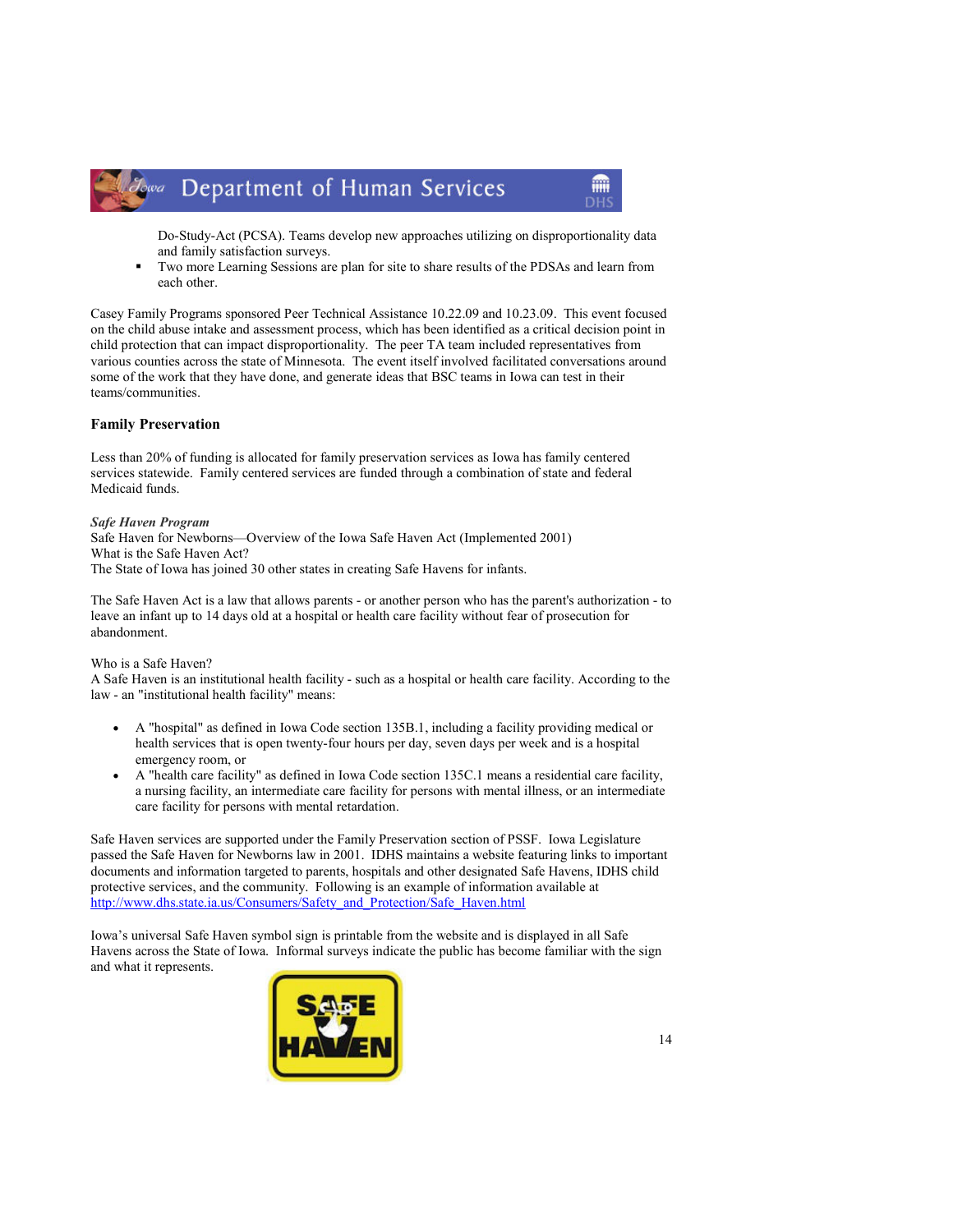Do-Study-Act (PCSA). Teams develop new approaches utilizing on disproportionality data and family satisfaction surveys.

- Two more Learning Sessions are plan for site to share results of the PDSAs and learn from each other.

Casey Family Programs sponsored Peer Technical Assistance 10.22.09 and 10.23.09. This event focused on the child abuse intake and assessment process, which has been identified as a critical decision point in child protection that can impact disproportionality. The peer TA team included representatives from various counties across the state of Minnesota. The event itself involved facilitated conversations around some of the work that they have done, and generate ideas that BSC teams in Iowa can test in their teams/communities.

### Family Preservation

Less than 20% of funding is allocated for family preservation services as Iowa has family centered services statewide. Family centered services are funded through a combination of state and federal Medicaid funds.

***Safe Haven Program***

Safe Haven for Newborns—Overview of the Iowa Safe Haven Act (Implemented 2001)
What is the Safe Haven Act?
The State of Iowa has joined 30 other states in creating Safe Havens for infants.

The Safe Haven Act is a law that allows parents - or another person who has the parent's authorization - to leave an infant up to 14 days old at a hospital or health care facility without fear of prosecution for abandonment.

Who is a Safe Haven?
A Safe Haven is an institutional health facility - such as a hospital or health care facility. According to the law - an "institutional health facility" means:

- A "hospital" as defined in Iowa Code section 135B.1, including a facility providing medical or health services that is open twenty-four hours per day, seven days per week and is a hospital emergency room, or
- A "health care facility" as defined in Iowa Code section 135C.1 means a residential care facility, a nursing facility, an intermediate care facility for persons with mental illness, or an intermediate care facility for persons with mental retardation.

Safe Haven services are supported under the Family Preservation section of PSSF. Iowa Legislature passed the Safe Haven for Newborns law in 2001. IDHS maintains a website featuring links to important documents and information targeted to parents, hospitals and other designated Safe Havens, IDHS child protective services, and the community. Following is an example of information available at http://www.dhs.state.ia.us/Consumers/Safety_and_Protection/Safe_Haven.html

Iowa's universal Safe Haven symbol sign is printable from the website and is displayed in all Safe Havens across the State of Iowa. Informal surveys indicate the public has become familiar with the sign and what it represents.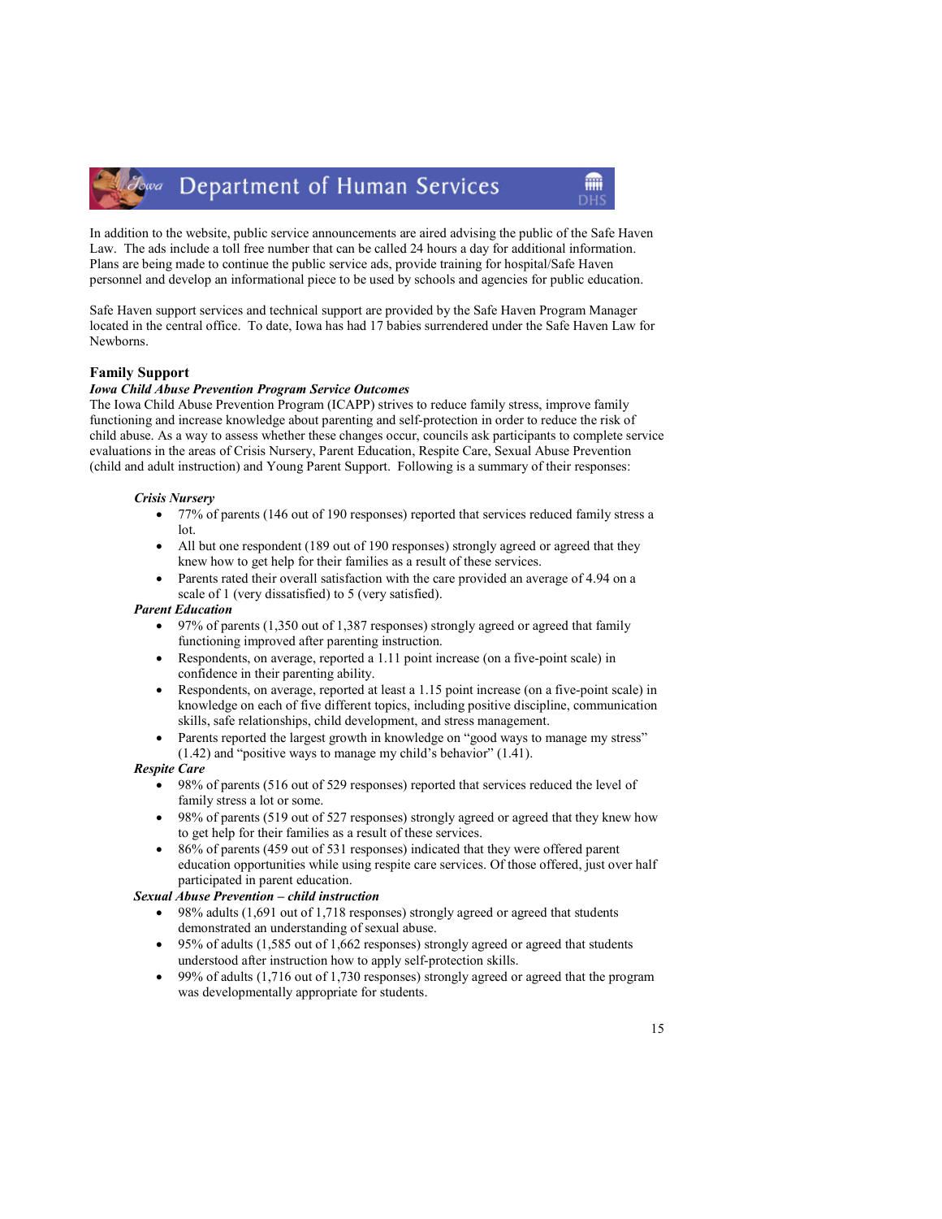In addition to the website, public service announcements are aired advising the public of the Safe Haven Law. The ads include a toll free number that can be called 24 hours a day for additional information. Plans are being made to continue the public service ads, provide training for hospital/Safe Haven personnel and develop an informational piece to be used by schools and agencies for public education.

Safe Haven support services and technical support are provided by the Safe Haven Program Manager located in the central office. To date, Iowa has had 17 babies surrendered under the Safe Haven Law for Newborns.

## Family Support

### *Iowa Child Abuse Prevention Program Service Outcomes*

The Iowa Child Abuse Prevention Program (ICAPP) strives to reduce family stress, improve family functioning and increase knowledge about parenting and self-protection in order to reduce the risk of child abuse. As a way to assess whether these changes occur, councils ask participants to complete service evaluations in the areas of Crisis Nursery, Parent Education, Respite Care, Sexual Abuse Prevention (child and adult instruction) and Young Parent Support. Following is a summary of their responses:

***Crisis Nursery***

- 77% of parents (146 out of 190 responses) reported that services reduced family stress a lot.
- All but one respondent (189 out of 190 responses) strongly agreed or agreed that they knew how to get help for their families as a result of these services.
- Parents rated their overall satisfaction with the care provided an average of 4.94 on a scale of 1 (very dissatisfied) to 5 (very satisfied).

***Parent Education***

- 97% of parents (1,350 out of 1,387 responses) strongly agreed or agreed that family functioning improved after parenting instruction.
- Respondents, on average, reported a 1.11 point increase (on a five-point scale) in confidence in their parenting ability.
- Respondents, on average, reported at least a 1.15 point increase (on a five-point scale) in knowledge on each of five different topics, including positive discipline, communication skills, safe relationships, child development, and stress management.
- Parents reported the largest growth in knowledge on "good ways to manage my stress" (1.42) and "positive ways to manage my child's behavior" (1.41).

***Respite Care***

- 98% of parents (516 out of 529 responses) reported that services reduced the level of family stress a lot or some.
- 98% of parents (519 out of 527 responses) strongly agreed or agreed that they knew how to get help for their families as a result of these services.
- 86% of parents (459 out of 531 responses) indicated that they were offered parent education opportunities while using respite care services. Of those offered, just over half participated in parent education.

***Sexual Abuse Prevention – child instruction***

- 98% adults (1,691 out of 1,718 responses) strongly agreed or agreed that students demonstrated an understanding of sexual abuse.
- 95% of adults (1,585 out of 1,662 responses) strongly agreed or agreed that students understood after instruction how to apply self-protection skills.
- 99% of adults (1,716 out of 1,730 responses) strongly agreed or agreed that the program was developmentally appropriate for students.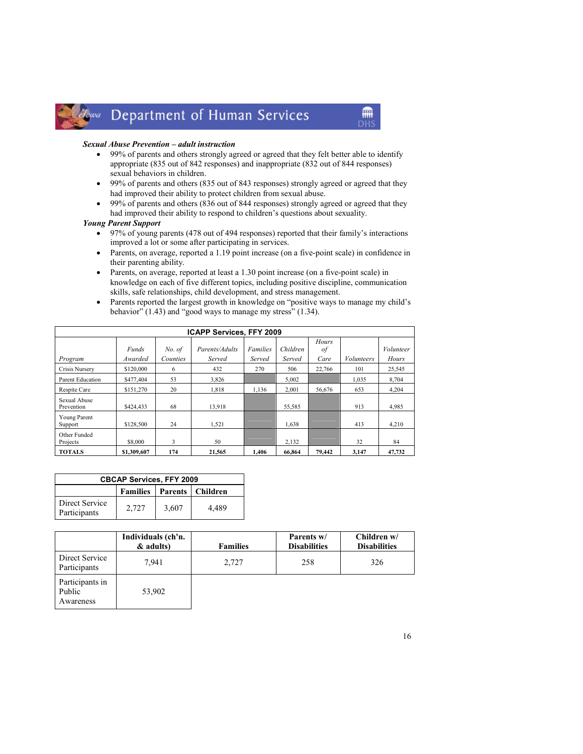***Sexual Abuse Prevention – adult instruction***

- 99% of parents and others strongly agreed or agreed that they felt better able to identify appropriate (835 out of 842 responses) and inappropriate (832 out of 844 responses) sexual behaviors in children.
- 99% of parents and others (835 out of 843 responses) strongly agreed or agreed that they had improved their ability to protect children from sexual abuse.
- 99% of parents and others (836 out of 844 responses) strongly agreed or agreed that they had improved their ability to respond to children's questions about sexuality.

***Young Parent Support***

- 97% of young parents (478 out of 494 responses) reported that their family's interactions improved a lot or some after participating in services.
- Parents, on average, reported a 1.19 point increase (on a five-point scale) in confidence in their parenting ability.
- Parents, on average, reported at least a 1.30 point increase (on a five-point scale) in knowledge on each of five different topics, including positive discipline, communication skills, safe relationships, child development, and stress management.
- Parents reported the largest growth in knowledge on "positive ways to manage my child's behavior" (1.43) and "good ways to manage my stress" (1.34).

**ICAPP Services, FFY 2009**

| *Program* | *Funds Awarded* | *No. of Counties* | *Parents/Adults Served* | *Families Served* | *Children Served* | *Hours of Care* | *Volunteers* | *Volunteer Hours* |
|---|---|---|---|---|---|---|---|---|
| Crisis Nursery | $120,000 | 6 | 432 | 270 | 506 | 22,766 | 101 | 25,545 |
| Parent Education | $477,404 | 53 | 3,826 | | 5,002 | | 1,035 | 8,704 |
| Respite Care | $151,270 | 20 | 1,818 | 1,136 | 2,001 | 56,676 | 653 | 4,204 |
| Sexual Abuse Prevention | $424,433 | 68 | 13,918 | | 55,585 | | 913 | 4,985 |
| Young Parent Support | $128,500 | 24 | 1,521 | | 1,638 | | 413 | 4,210 |
| Other Funded Projects | $8,000 | 3 | 50 | | 2,132 | | 32 | 84 |
| **TOTALS** | **$1,309,607** | **174** | **21,565** | **1,406** | **66,864** | **79,442** | **3,147** | **47,732** |

**CBCAP Services, FFY 2009**

| | **Families** | **Parents** | **Children** |
|---|---|---|---|
| Direct Service Participants | 2,727 | 3,607 | 4,489 |

| | **Individuals (ch'n. & adults)** | **Families** | **Parents w/ Disabilities** | **Children w/ Disabilities** |
|---|---|---|---|---|
| Direct Service Participants | 7,941 | 2,727 | 258 | 326 |
| Participants in Public Awareness | 53,902 | | | |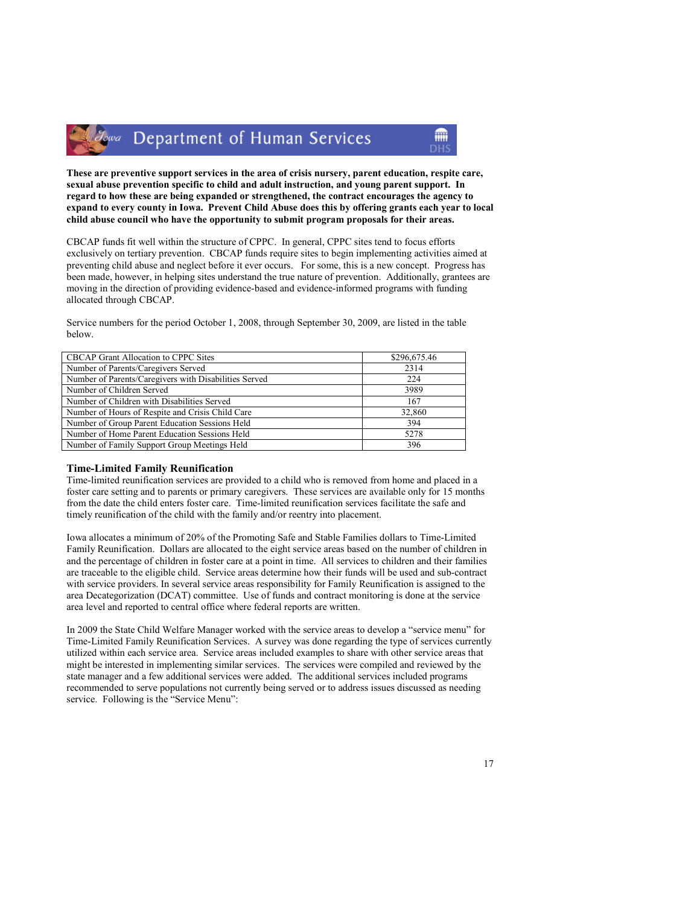**These are preventive support services in the area of crisis nursery, parent education, respite care, sexual abuse prevention specific to child and adult instruction, and young parent support. In regard to how these are being expanded or strengthened, the contract encourages the agency to expand to every county in Iowa. Prevent Child Abuse does this by offering grants each year to local child abuse council who have the opportunity to submit program proposals for their areas.**

CBCAP funds fit well within the structure of CPPC. In general, CPPC sites tend to focus efforts exclusively on tertiary prevention. CBCAP funds require sites to begin implementing activities aimed at preventing child abuse and neglect before it ever occurs. For some, this is a new concept. Progress has been made, however, in helping sites understand the true nature of prevention. Additionally, grantees are moving in the direction of providing evidence-based and evidence-informed programs with funding allocated through CBCAP.

Service numbers for the period October 1, 2008, through September 30, 2009, are listed in the table below.

| CBCAP Grant Allocation to CPPC Sites | $296,675.46 |
|---|---|
| Number of Parents/Caregivers Served | 2314 |
| Number of Parents/Caregivers with Disabilities Served | 224 |
| Number of Children Served | 3989 |
| Number of Children with Disabilities Served | 167 |
| Number of Hours of Respite and Crisis Child Care | 32,860 |
| Number of Group Parent Education Sessions Held | 394 |
| Number of Home Parent Education Sessions Held | 5278 |
| Number of Family Support Group Meetings Held | 396 |

### Time-Limited Family Reunification

Time-limited reunification services are provided to a child who is removed from home and placed in a foster care setting and to parents or primary caregivers. These services are available only for 15 months from the date the child enters foster care. Time-limited reunification services facilitate the safe and timely reunification of the child with the family and/or reentry into placement.

Iowa allocates a minimum of 20% of the Promoting Safe and Stable Families dollars to Time-Limited Family Reunification. Dollars are allocated to the eight service areas based on the number of children in and the percentage of children in foster care at a point in time. All services to children and their families are traceable to the eligible child. Service areas determine how their funds will be used and sub-contract with service providers. In several service areas responsibility for Family Reunification is assigned to the area Decategorization (DCAT) committee. Use of funds and contract monitoring is done at the service area level and reported to central office where federal reports are written.

In 2009 the State Child Welfare Manager worked with the service areas to develop a "service menu" for Time-Limited Family Reunification Services. A survey was done regarding the type of services currently utilized within each service area. Service areas included examples to share with other service areas that might be interested in implementing similar services. The services were compiled and reviewed by the state manager and a few additional services were added. The additional services included programs recommended to serve populations not currently being served or to address issues discussed as needing service. Following is the "Service Menu":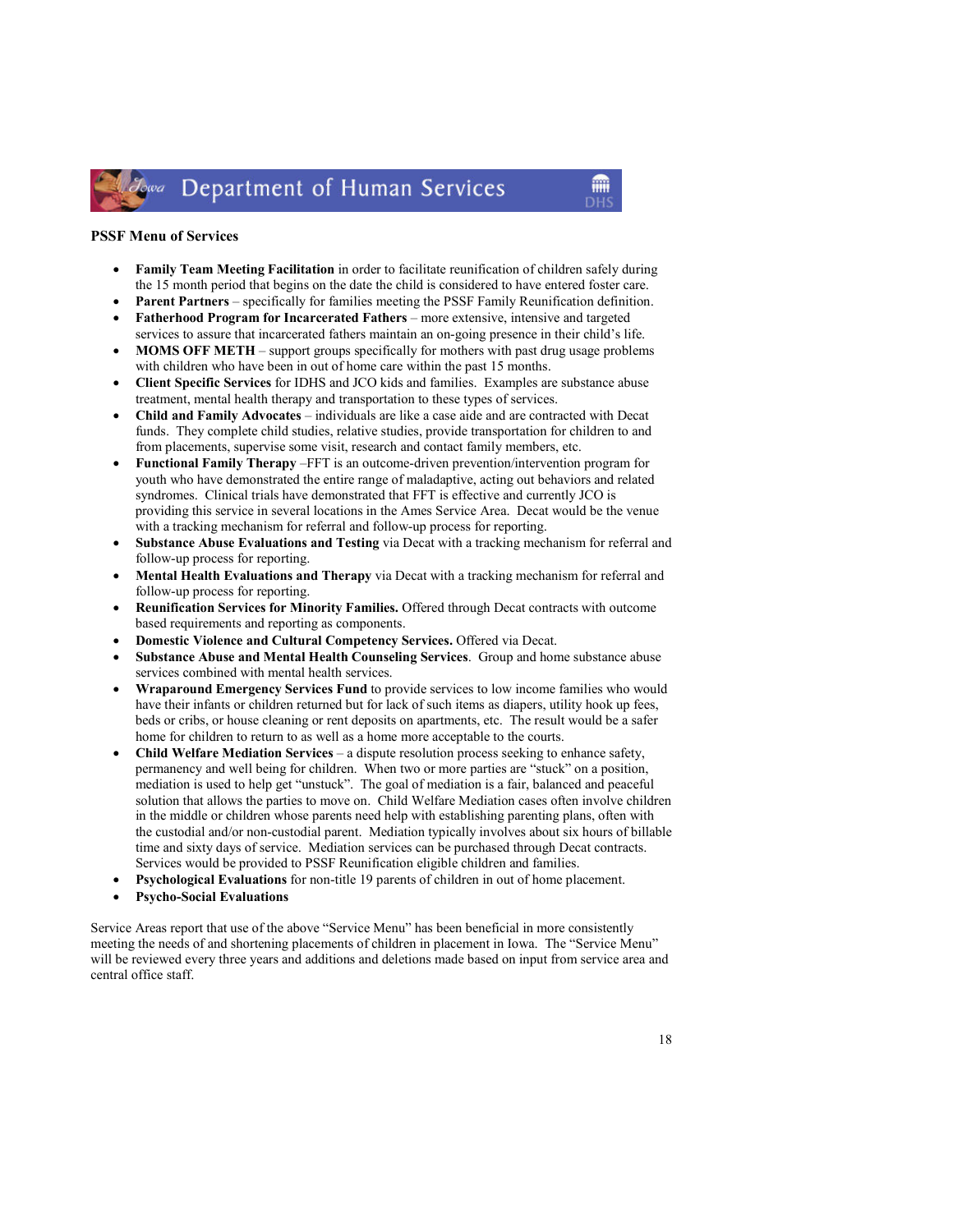## PSSF Menu of Services

- **Family Team Meeting Facilitation** in order to facilitate reunification of children safely during the 15 month period that begins on the date the child is considered to have entered foster care.
- **Parent Partners** – specifically for families meeting the PSSF Family Reunification definition.
- **Fatherhood Program for Incarcerated Fathers** – more extensive, intensive and targeted services to assure that incarcerated fathers maintain an on-going presence in their child's life.
- **MOMS OFF METH** – support groups specifically for mothers with past drug usage problems with children who have been in out of home care within the past 15 months.
- **Client Specific Services** for IDHS and JCO kids and families. Examples are substance abuse treatment, mental health therapy and transportation to these types of services.
- **Child and Family Advocates** – individuals are like a case aide and are contracted with Decat funds. They complete child studies, relative studies, provide transportation for children to and from placements, supervise some visit, research and contact family members, etc.
- **Functional Family Therapy** –FFT is an outcome-driven prevention/intervention program for youth who have demonstrated the entire range of maladaptive, acting out behaviors and related syndromes. Clinical trials have demonstrated that FFT is effective and currently JCO is providing this service in several locations in the Ames Service Area. Decat would be the venue with a tracking mechanism for referral and follow-up process for reporting.
- **Substance Abuse Evaluations and Testing** via Decat with a tracking mechanism for referral and follow-up process for reporting.
- **Mental Health Evaluations and Therapy** via Decat with a tracking mechanism for referral and follow-up process for reporting.
- **Reunification Services for Minority Families.** Offered through Decat contracts with outcome based requirements and reporting as components.
- **Domestic Violence and Cultural Competency Services.** Offered via Decat.
- **Substance Abuse and Mental Health Counseling Services**. Group and home substance abuse services combined with mental health services.
- **Wraparound Emergency Services Fund** to provide services to low income families who would have their infants or children returned but for lack of such items as diapers, utility hook up fees, beds or cribs, or house cleaning or rent deposits on apartments, etc. The result would be a safer home for children to return to as well as a home more acceptable to the courts.
- **Child Welfare Mediation Services** – a dispute resolution process seeking to enhance safety, permanency and well being for children. When two or more parties are "stuck" on a position, mediation is used to help get "unstuck". The goal of mediation is a fair, balanced and peaceful solution that allows the parties to move on. Child Welfare Mediation cases often involve children in the middle or children whose parents need help with establishing parenting plans, often with the custodial and/or non-custodial parent. Mediation typically involves about six hours of billable time and sixty days of service. Mediation services can be purchased through Decat contracts. Services would be provided to PSSF Reunification eligible children and families.
- **Psychological Evaluations** for non-title 19 parents of children in out of home placement.
- **Psycho-Social Evaluations**

Service Areas report that use of the above "Service Menu" has been beneficial in more consistently meeting the needs of and shortening placements of children in placement in Iowa. The "Service Menu" will be reviewed every three years and additions and deletions made based on input from service area and central office staff.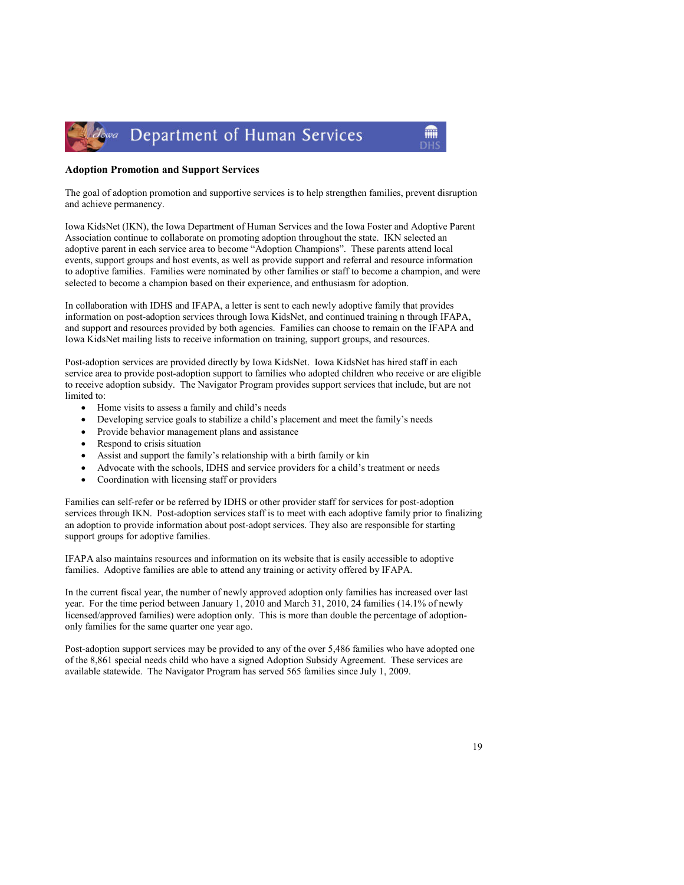## Adoption Promotion and Support Services

The goal of adoption promotion and supportive services is to help strengthen families, prevent disruption and achieve permanency.

Iowa KidsNet (IKN), the Iowa Department of Human Services and the Iowa Foster and Adoptive Parent Association continue to collaborate on promoting adoption throughout the state. IKN selected an adoptive parent in each service area to become "Adoption Champions". These parents attend local events, support groups and host events, as well as provide support and referral and resource information to adoptive families. Families were nominated by other families or staff to become a champion, and were selected to become a champion based on their experience, and enthusiasm for adoption.

In collaboration with IDHS and IFAPA, a letter is sent to each newly adoptive family that provides information on post-adoption services through Iowa KidsNet, and continued training n through IFAPA, and support and resources provided by both agencies. Families can choose to remain on the IFAPA and Iowa KidsNet mailing lists to receive information on training, support groups, and resources.

Post-adoption services are provided directly by Iowa KidsNet. Iowa KidsNet has hired staff in each service area to provide post-adoption support to families who adopted children who receive or are eligible to receive adoption subsidy. The Navigator Program provides support services that include, but are not limited to:

- Home visits to assess a family and child's needs
- Developing service goals to stabilize a child's placement and meet the family's needs
- Provide behavior management plans and assistance
- Respond to crisis situation
- Assist and support the family's relationship with a birth family or kin
- Advocate with the schools, IDHS and service providers for a child's treatment or needs
- Coordination with licensing staff or providers

Families can self-refer or be referred by IDHS or other provider staff for services for post-adoption services through IKN. Post-adoption services staff is to meet with each adoptive family prior to finalizing an adoption to provide information about post-adopt services. They also are responsible for starting support groups for adoptive families.

IFAPA also maintains resources and information on its website that is easily accessible to adoptive families. Adoptive families are able to attend any training or activity offered by IFAPA.

In the current fiscal year, the number of newly approved adoption only families has increased over last year. For the time period between January 1, 2010 and March 31, 2010, 24 families (14.1% of newly licensed/approved families) were adoption only. This is more than double the percentage of adoption-only families for the same quarter one year ago.

Post-adoption support services may be provided to any of the over 5,486 families who have adopted one of the 8,861 special needs child who have a signed Adoption Subsidy Agreement. These services are available statewide. The Navigator Program has served 565 families since July 1, 2009.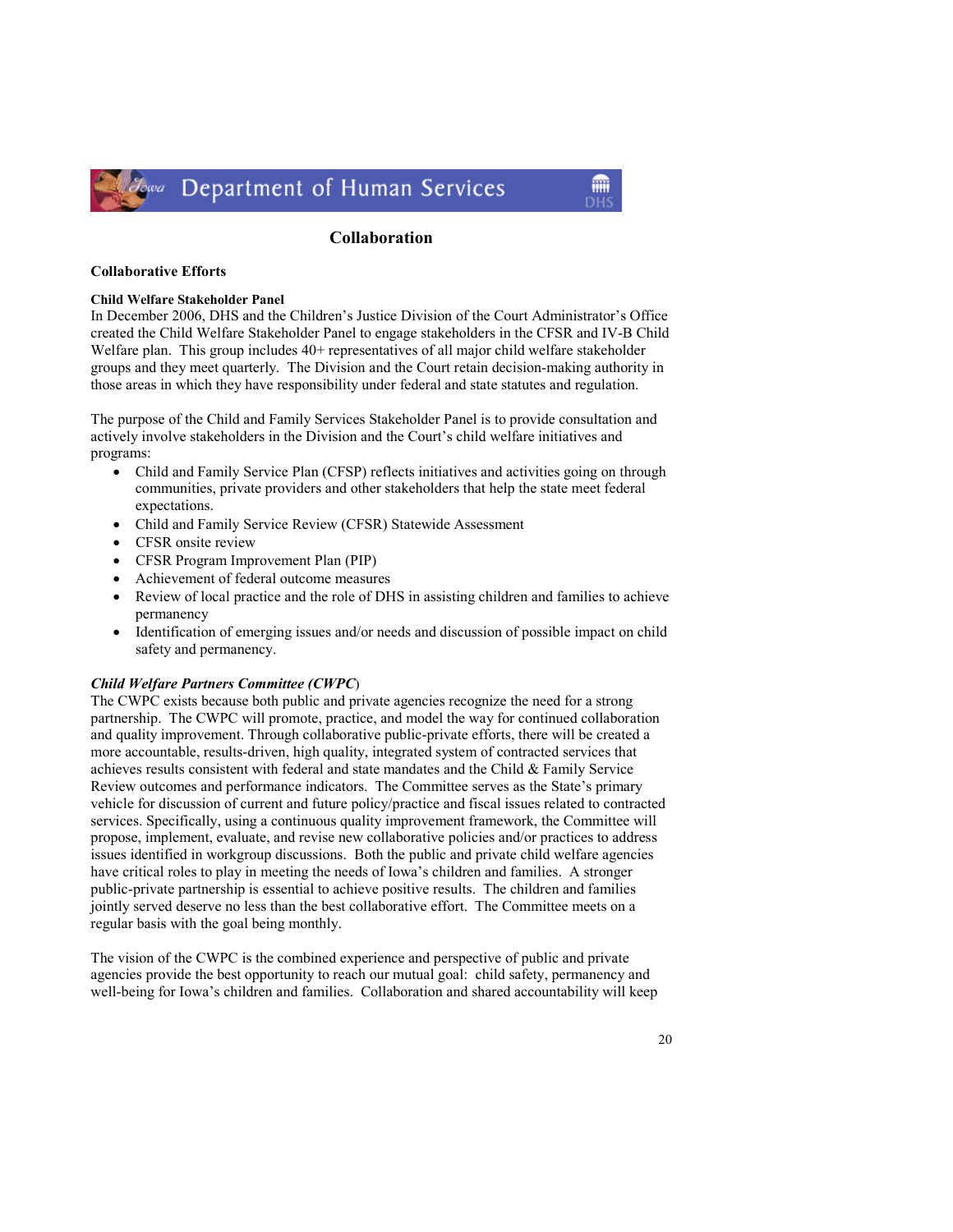## Collaboration

### Collaborative Efforts

**Child Welfare Stakeholder Panel**

In December 2006, DHS and the Children's Justice Division of the Court Administrator's Office created the Child Welfare Stakeholder Panel to engage stakeholders in the CFSR and IV-B Child Welfare plan. This group includes 40+ representatives of all major child welfare stakeholder groups and they meet quarterly. The Division and the Court retain decision-making authority in those areas in which they have responsibility under federal and state statutes and regulation.

The purpose of the Child and Family Services Stakeholder Panel is to provide consultation and actively involve stakeholders in the Division and the Court's child welfare initiatives and programs:

- Child and Family Service Plan (CFSP) reflects initiatives and activities going on through communities, private providers and other stakeholders that help the state meet federal expectations.
- Child and Family Service Review (CFSR) Statewide Assessment
- CFSR onsite review
- CFSR Program Improvement Plan (PIP)
- Achievement of federal outcome measures
- Review of local practice and the role of DHS in assisting children and families to achieve permanency
- Identification of emerging issues and/or needs and discussion of possible impact on child safety and permanency.

***Child Welfare Partners Committee (CWPC)***

The CWPC exists because both public and private agencies recognize the need for a strong partnership. The CWPC will promote, practice, and model the way for continued collaboration and quality improvement. Through collaborative public-private efforts, there will be created a more accountable, results-driven, high quality, integrated system of contracted services that achieves results consistent with federal and state mandates and the Child & Family Service Review outcomes and performance indicators. The Committee serves as the State's primary vehicle for discussion of current and future policy/practice and fiscal issues related to contracted services. Specifically, using a continuous quality improvement framework, the Committee will propose, implement, evaluate, and revise new collaborative policies and/or practices to address issues identified in workgroup discussions. Both the public and private child welfare agencies have critical roles to play in meeting the needs of Iowa's children and families. A stronger public-private partnership is essential to achieve positive results. The children and families jointly served deserve no less than the best collaborative effort. The Committee meets on a regular basis with the goal being monthly.

The vision of the CWPC is the combined experience and perspective of public and private agencies provide the best opportunity to reach our mutual goal: child safety, permanency and well-being for Iowa's children and families. Collaboration and shared accountability will keep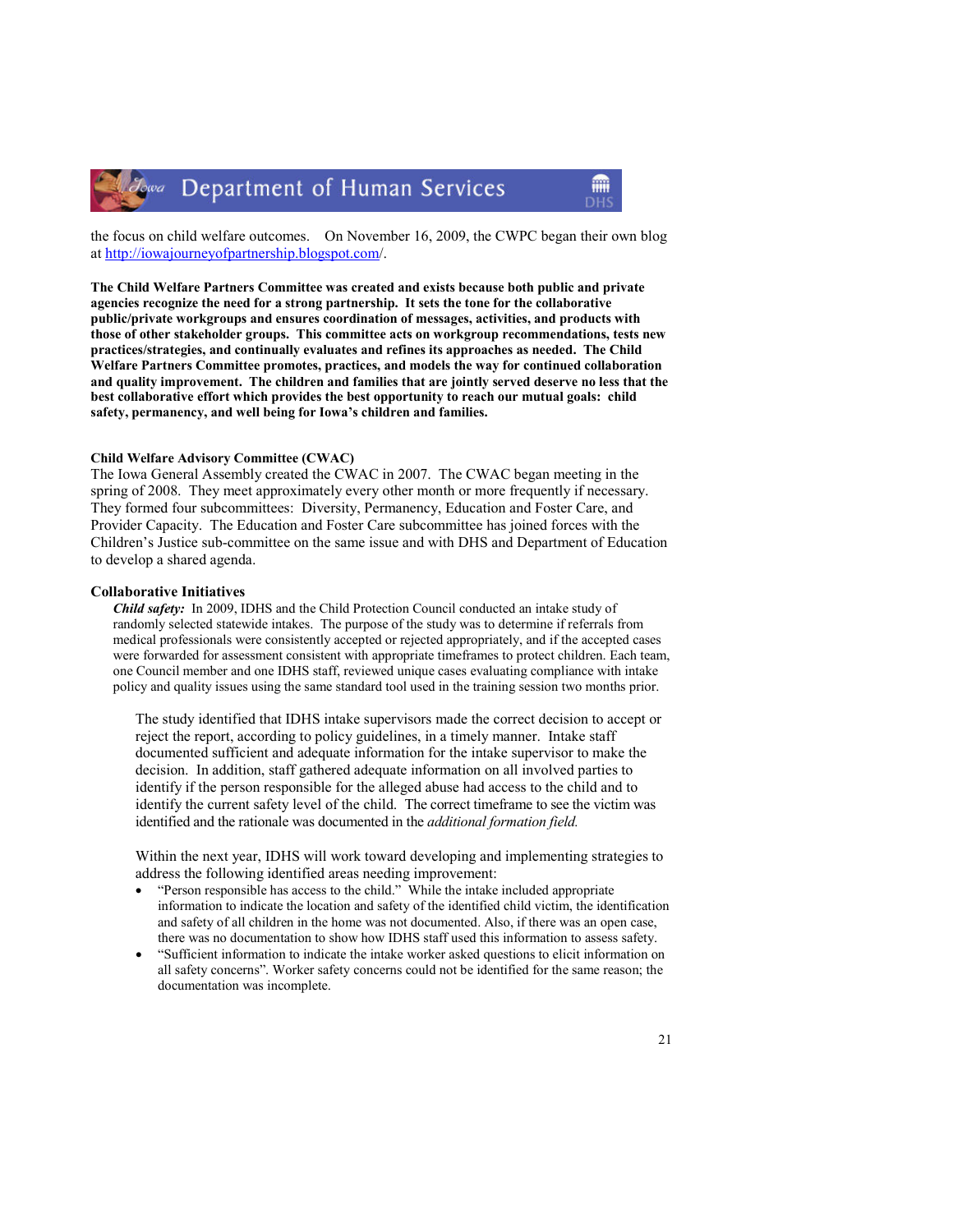the focus on child welfare outcomes. On November 16, 2009, the CWPC began their own blog at http://iowajourneyofpartnership.blogspot.com/.

**The Child Welfare Partners Committee was created and exists because both public and private agencies recognize the need for a strong partnership. It sets the tone for the collaborative public/private workgroups and ensures coordination of messages, activities, and products with those of other stakeholder groups. This committee acts on workgroup recommendations, tests new practices/strategies, and continually evaluates and refines its approaches as needed. The Child Welfare Partners Committee promotes, practices, and models the way for continued collaboration and quality improvement. The children and families that are jointly served deserve no less that the best collaborative effort which provides the best opportunity to reach our mutual goals: child safety, permanency, and well being for Iowa's children and families.**

**Child Welfare Advisory Committee (CWAC)**

The Iowa General Assembly created the CWAC in 2007. The CWAC began meeting in the spring of 2008. They meet approximately every other month or more frequently if necessary. They formed four subcommittees: Diversity, Permanency, Education and Foster Care, and Provider Capacity. The Education and Foster Care subcommittee has joined forces with the Children's Justice sub-committee on the same issue and with DHS and Department of Education to develop a shared agenda.

**Collaborative Initiatives**

***Child safety:*** In 2009, IDHS and the Child Protection Council conducted an intake study of randomly selected statewide intakes. The purpose of the study was to determine if referrals from medical professionals were consistently accepted or rejected appropriately, and if the accepted cases were forwarded for assessment consistent with appropriate timeframes to protect children. Each team, one Council member and one IDHS staff, reviewed unique cases evaluating compliance with intake policy and quality issues using the same standard tool used in the training session two months prior.

The study identified that IDHS intake supervisors made the correct decision to accept or reject the report, according to policy guidelines, in a timely manner. Intake staff documented sufficient and adequate information for the intake supervisor to make the decision. In addition, staff gathered adequate information on all involved parties to identify if the person responsible for the alleged abuse had access to the child and to identify the current safety level of the child. The correct timeframe to see the victim was identified and the rationale was documented in the *additional formation field.*

Within the next year, IDHS will work toward developing and implementing strategies to address the following identified areas needing improvement:

- "Person responsible has access to the child." While the intake included appropriate information to indicate the location and safety of the identified child victim, the identification and safety of all children in the home was not documented. Also, if there was an open case, there was no documentation to show how IDHS staff used this information to assess safety.
- "Sufficient information to indicate the intake worker asked questions to elicit information on all safety concerns". Worker safety concerns could not be identified for the same reason; the documentation was incomplete.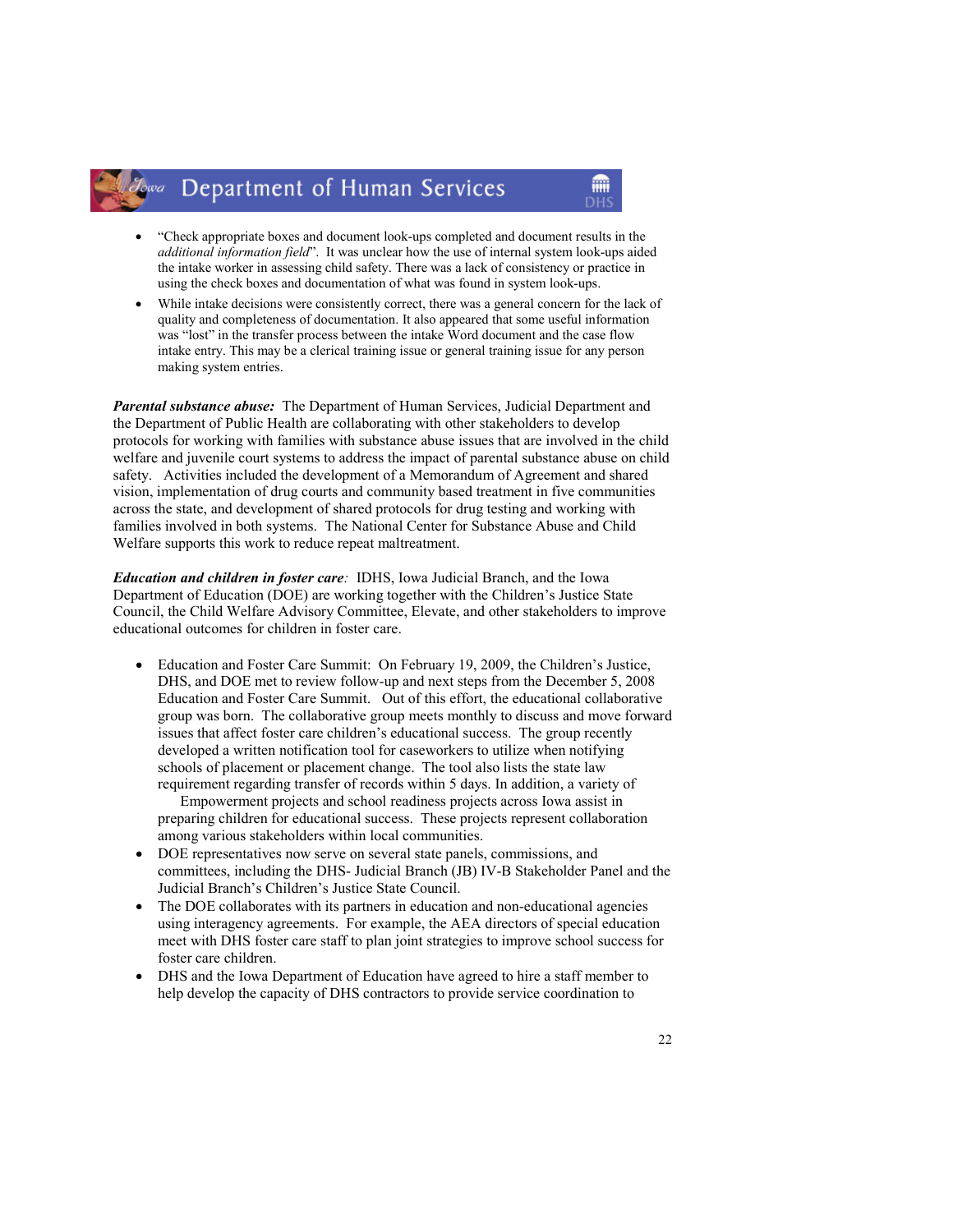- "Check appropriate boxes and document look-ups completed and document results in the *additional information field*". It was unclear how the use of internal system look-ups aided the intake worker in assessing child safety. There was a lack of consistency or practice in using the check boxes and documentation of what was found in system look-ups.
- While intake decisions were consistently correct, there was a general concern for the lack of quality and completeness of documentation. It also appeared that some useful information was "lost" in the transfer process between the intake Word document and the case flow intake entry. This may be a clerical training issue or general training issue for any person making system entries.

***Parental substance abuse:*** The Department of Human Services, Judicial Department and the Department of Public Health are collaborating with other stakeholders to develop protocols for working with families with substance abuse issues that are involved in the child welfare and juvenile court systems to address the impact of parental substance abuse on child safety. Activities included the development of a Memorandum of Agreement and shared vision, implementation of drug courts and community based treatment in five communities across the state, and development of shared protocols for drug testing and working with families involved in both systems. The National Center for Substance Abuse and Child Welfare supports this work to reduce repeat maltreatment.

***Education and children in foster care****:* IDHS, Iowa Judicial Branch, and the Iowa Department of Education (DOE) are working together with the Children's Justice State Council, the Child Welfare Advisory Committee, Elevate, and other stakeholders to improve educational outcomes for children in foster care.

- Education and Foster Care Summit: On February 19, 2009, the Children's Justice, DHS, and DOE met to review follow-up and next steps from the December 5, 2008 Education and Foster Care Summit. Out of this effort, the educational collaborative group was born. The collaborative group meets monthly to discuss and move forward issues that affect foster care children's educational success. The group recently developed a written notification tool for caseworkers to utilize when notifying schools of placement or placement change. The tool also lists the state law requirement regarding transfer of records within 5 days. In addition, a variety of Empowerment projects and school readiness projects across Iowa assist in preparing children for educational success. These projects represent collaboration among various stakeholders within local communities.
- DOE representatives now serve on several state panels, commissions, and committees, including the DHS- Judicial Branch (JB) IV-B Stakeholder Panel and the Judicial Branch's Children's Justice State Council.
- The DOE collaborates with its partners in education and non-educational agencies using interagency agreements. For example, the AEA directors of special education meet with DHS foster care staff to plan joint strategies to improve school success for foster care children.
- DHS and the Iowa Department of Education have agreed to hire a staff member to help develop the capacity of DHS contractors to provide service coordination to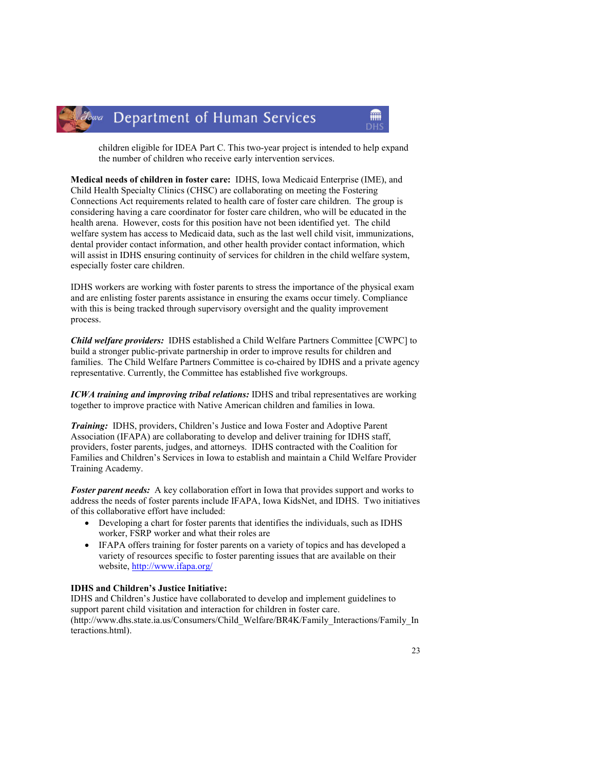children eligible for IDEA Part C. This two-year project is intended to help expand the number of children who receive early intervention services.

**Medical needs of children in foster care:** IDHS, Iowa Medicaid Enterprise (IME), and Child Health Specialty Clinics (CHSC) are collaborating on meeting the Fostering Connections Act requirements related to health care of foster care children. The group is considering having a care coordinator for foster care children, who will be educated in the health arena. However, costs for this position have not been identified yet. The child welfare system has access to Medicaid data, such as the last well child visit, immunizations, dental provider contact information, and other health provider contact information, which will assist in IDHS ensuring continuity of services for children in the child welfare system, especially foster care children.

IDHS workers are working with foster parents to stress the importance of the physical exam and are enlisting foster parents assistance in ensuring the exams occur timely. Compliance with this is being tracked through supervisory oversight and the quality improvement process.

***Child welfare providers:*** IDHS established a Child Welfare Partners Committee [CWPC] to build a stronger public-private partnership in order to improve results for children and families. The Child Welfare Partners Committee is co-chaired by IDHS and a private agency representative. Currently, the Committee has established five workgroups.

***ICWA training and improving tribal relations:*** IDHS and tribal representatives are working together to improve practice with Native American children and families in Iowa.

***Training:*** IDHS, providers, Children's Justice and Iowa Foster and Adoptive Parent Association (IFAPA) are collaborating to develop and deliver training for IDHS staff, providers, foster parents, judges, and attorneys. IDHS contracted with the Coalition for Families and Children's Services in Iowa to establish and maintain a Child Welfare Provider Training Academy.

***Foster parent needs:*** A key collaboration effort in Iowa that provides support and works to address the needs of foster parents include IFAPA, Iowa KidsNet, and IDHS. Two initiatives of this collaborative effort have included:

- Developing a chart for foster parents that identifies the individuals, such as IDHS worker, FSRP worker and what their roles are
- IFAPA offers training for foster parents on a variety of topics and has developed a variety of resources specific to foster parenting issues that are available on their website, http://www.ifapa.org/

**IDHS and Children's Justice Initiative:**
IDHS and Children's Justice have collaborated to develop and implement guidelines to support parent child visitation and interaction for children in foster care. (http://www.dhs.state.ia.us/Consumers/Child_Welfare/BR4K/Family_Interactions/Family_Interactions.html).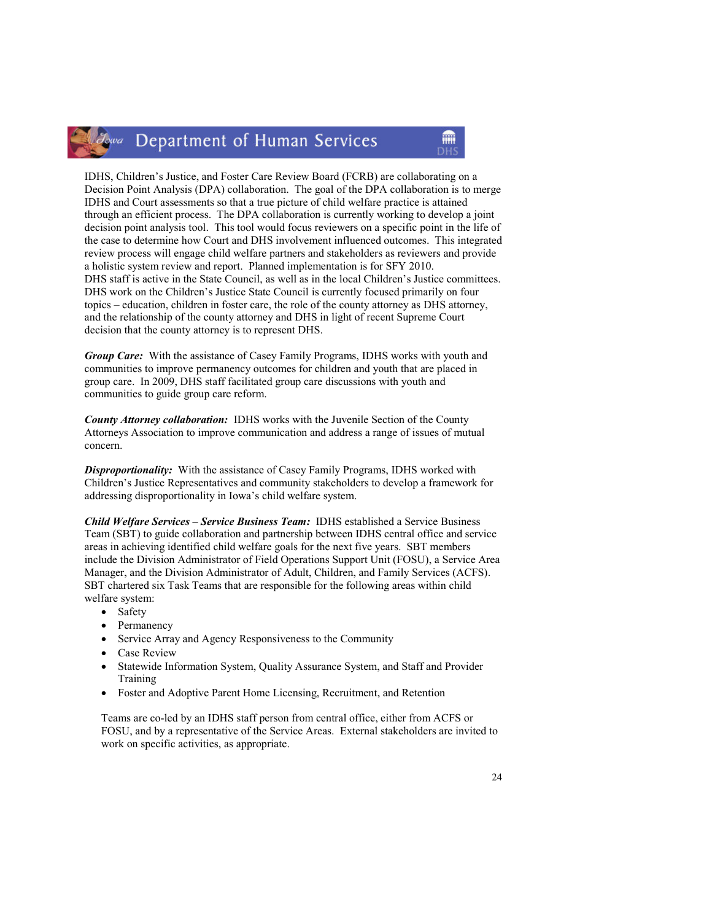IDHS, Children's Justice, and Foster Care Review Board (FCRB) are collaborating on a Decision Point Analysis (DPA) collaboration. The goal of the DPA collaboration is to merge IDHS and Court assessments so that a true picture of child welfare practice is attained through an efficient process. The DPA collaboration is currently working to develop a joint decision point analysis tool. This tool would focus reviewers on a specific point in the life of the case to determine how Court and DHS involvement influenced outcomes. This integrated review process will engage child welfare partners and stakeholders as reviewers and provide a holistic system review and report. Planned implementation is for SFY 2010.
DHS staff is active in the State Council, as well as in the local Children's Justice committees. DHS work on the Children's Justice State Council is currently focused primarily on four topics – education, children in foster care, the role of the county attorney as DHS attorney, and the relationship of the county attorney and DHS in light of recent Supreme Court decision that the county attorney is to represent DHS.

***Group Care:*** With the assistance of Casey Family Programs, IDHS works with youth and communities to improve permanency outcomes for children and youth that are placed in group care. In 2009, DHS staff facilitated group care discussions with youth and communities to guide group care reform.

***County Attorney collaboration:*** IDHS works with the Juvenile Section of the County Attorneys Association to improve communication and address a range of issues of mutual concern.

***Disproportionality:*** With the assistance of Casey Family Programs, IDHS worked with Children's Justice Representatives and community stakeholders to develop a framework for addressing disproportionality in Iowa's child welfare system.

***Child Welfare Services – Service Business Team:*** IDHS established a Service Business Team (SBT) to guide collaboration and partnership between IDHS central office and service areas in achieving identified child welfare goals for the next five years. SBT members include the Division Administrator of Field Operations Support Unit (FOSU), a Service Area Manager, and the Division Administrator of Adult, Children, and Family Services (ACFS). SBT chartered six Task Teams that are responsible for the following areas within child welfare system:

- Safety
- Permanency
- Service Array and Agency Responsiveness to the Community
- Case Review
- Statewide Information System, Quality Assurance System, and Staff and Provider Training
- Foster and Adoptive Parent Home Licensing, Recruitment, and Retention

Teams are co-led by an IDHS staff person from central office, either from ACFS or FOSU, and by a representative of the Service Areas. External stakeholders are invited to work on specific activities, as appropriate.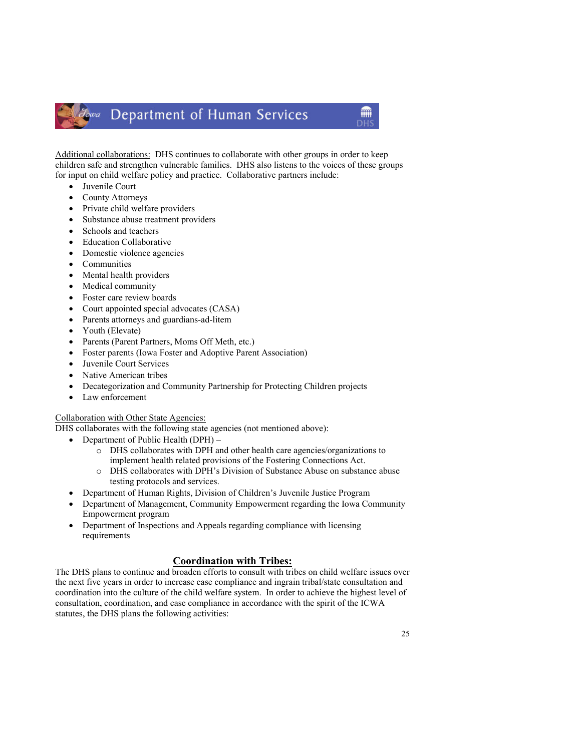Additional collaborations: DHS continues to collaborate with other groups in order to keep children safe and strengthen vulnerable families. DHS also listens to the voices of these groups for input on child welfare policy and practice. Collaborative partners include:

- Juvenile Court
- County Attorneys
- Private child welfare providers
- Substance abuse treatment providers
- Schools and teachers
- Education Collaborative
- Domestic violence agencies
- Communities
- Mental health providers
- Medical community
- Foster care review boards
- Court appointed special advocates (CASA)
- Parents attorneys and guardians-ad-litem
- Youth (Elevate)
- Parents (Parent Partners, Moms Off Meth, etc.)
- Foster parents (Iowa Foster and Adoptive Parent Association)
- Juvenile Court Services
- Native American tribes
- Decategorization and Community Partnership for Protecting Children projects
- Law enforcement

Collaboration with Other State Agencies:
DHS collaborates with the following state agencies (not mentioned above):

- Department of Public Health (DPH) –
    - DHS collaborates with DPH and other health care agencies/organizations to implement health related provisions of the Fostering Connections Act.
    - DHS collaborates with DPH's Division of Substance Abuse on substance abuse testing protocols and services.
- Department of Human Rights, Division of Children's Juvenile Justice Program
- Department of Management, Community Empowerment regarding the Iowa Community Empowerment program
- Department of Inspections and Appeals regarding compliance with licensing requirements

## Coordination with Tribes:

The DHS plans to continue and broaden efforts to consult with tribes on child welfare issues over the next five years in order to increase case compliance and ingrain tribal/state consultation and coordination into the culture of the child welfare system. In order to achieve the highest level of consultation, coordination, and case compliance in accordance with the spirit of the ICWA statutes, the DHS plans the following activities: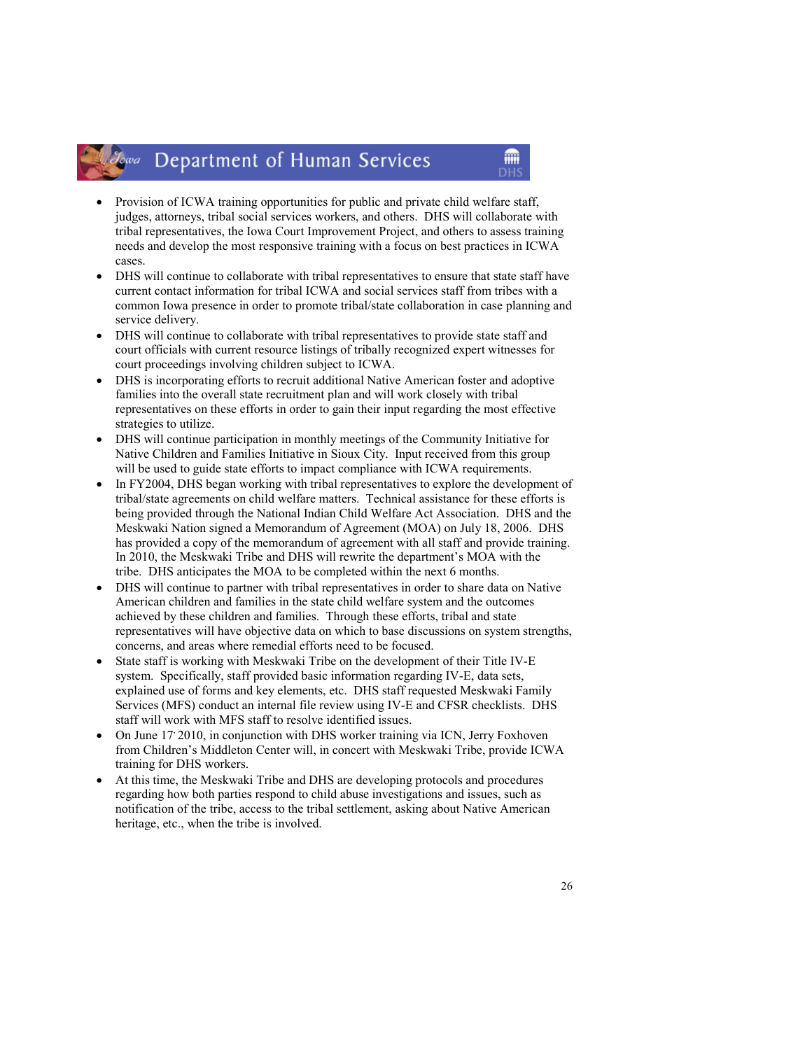- Provision of ICWA training opportunities for public and private child welfare staff, judges, attorneys, tribal social services workers, and others. DHS will collaborate with tribal representatives, the Iowa Court Improvement Project, and others to assess training needs and develop the most responsive training with a focus on best practices in ICWA cases.
- DHS will continue to collaborate with tribal representatives to ensure that state staff have current contact information for tribal ICWA and social services staff from tribes with a common Iowa presence in order to promote tribal/state collaboration in case planning and service delivery.
- DHS will continue to collaborate with tribal representatives to provide state staff and court officials with current resource listings of tribally recognized expert witnesses for court proceedings involving children subject to ICWA.
- DHS is incorporating efforts to recruit additional Native American foster and adoptive families into the overall state recruitment plan and will work closely with tribal representatives on these efforts in order to gain their input regarding the most effective strategies to utilize.
- DHS will continue participation in monthly meetings of the Community Initiative for Native Children and Families Initiative in Sioux City. Input received from this group will be used to guide state efforts to impact compliance with ICWA requirements.
- In FY2004, DHS began working with tribal representatives to explore the development of tribal/state agreements on child welfare matters. Technical assistance for these efforts is being provided through the National Indian Child Welfare Act Association. DHS and the Meskwaki Nation signed a Memorandum of Agreement (MOA) on July 18, 2006. DHS has provided a copy of the memorandum of agreement with all staff and provide training. In 2010, the Meskwaki Tribe and DHS will rewrite the department's MOA with the tribe. DHS anticipates the MOA to be completed within the next 6 months.
- DHS will continue to partner with tribal representatives in order to share data on Native American children and families in the state child welfare system and the outcomes achieved by these children and families. Through these efforts, tribal and state representatives will have objective data on which to base discussions on system strengths, concerns, and areas where remedial efforts need to be focused.
- State staff is working with Meskwaki Tribe on the development of their Title IV-E system. Specifically, staff provided basic information regarding IV-E, data sets, explained use of forms and key elements, etc. DHS staff requested Meskwaki Family Services (MFS) conduct an internal file review using IV-E and CFSR checklists. DHS staff will work with MFS staff to resolve identified issues.
- On June 17, 2010, in conjunction with DHS worker training via ICN, Jerry Foxhoven from Children's Middleton Center will, in concert with Meskwaki Tribe, provide ICWA training for DHS workers.
- At this time, the Meskwaki Tribe and DHS are developing protocols and procedures regarding how both parties respond to child abuse investigations and issues, such as notification of the tribe, access to the tribal settlement, asking about Native American heritage, etc., when the tribe is involved.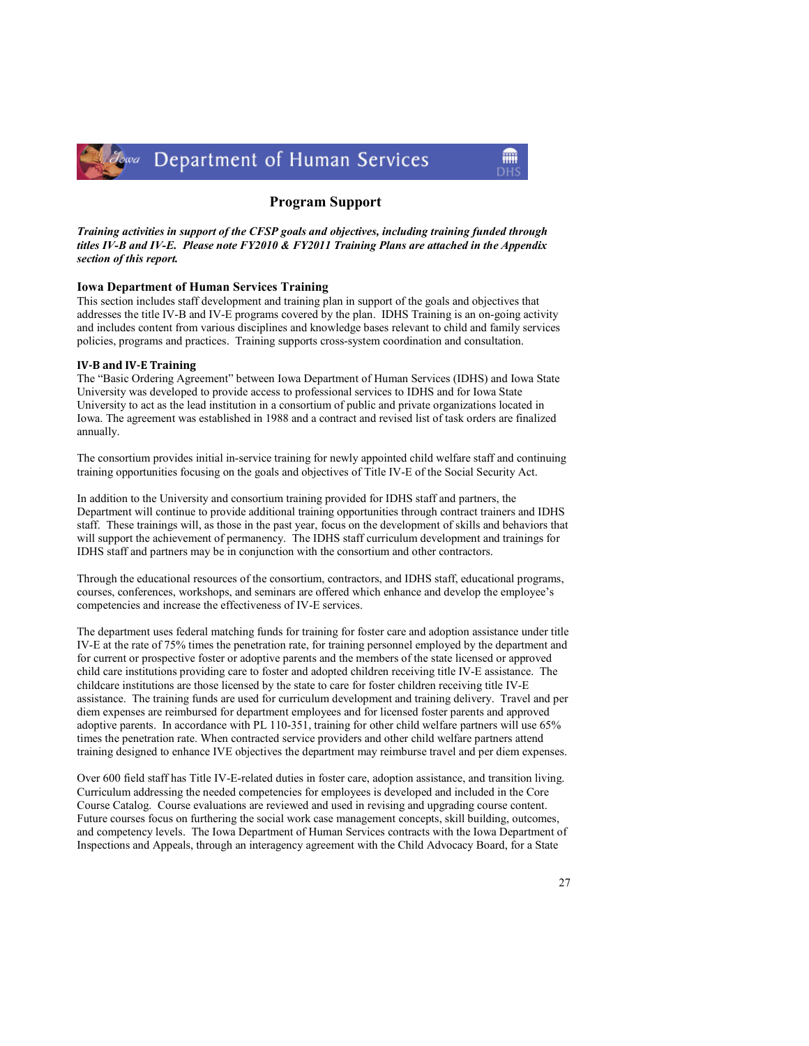## Program Support

***Training activities in support of the CFSP goals and objectives, including training funded through titles IV-B and IV-E. Please note FY2010 & FY2011 Training Plans are attached in the Appendix section of this report.***

### Iowa Department of Human Services Training

This section includes staff development and training plan in support of the goals and objectives that addresses the title IV-B and IV-E programs covered by the plan. IDHS Training is an on-going activity and includes content from various disciplines and knowledge bases relevant to child and family services policies, programs and practices. Training supports cross-system coordination and consultation.

### IV-B and IV-E Training

The "Basic Ordering Agreement" between Iowa Department of Human Services (IDHS) and Iowa State University was developed to provide access to professional services to IDHS and for Iowa State University to act as the lead institution in a consortium of public and private organizations located in Iowa. The agreement was established in 1988 and a contract and revised list of task orders are finalized annually.

The consortium provides initial in-service training for newly appointed child welfare staff and continuing training opportunities focusing on the goals and objectives of Title IV-E of the Social Security Act.

In addition to the University and consortium training provided for IDHS staff and partners, the Department will continue to provide additional training opportunities through contract trainers and IDHS staff. These trainings will, as those in the past year, focus on the development of skills and behaviors that will support the achievement of permanency. The IDHS staff curriculum development and trainings for IDHS staff and partners may be in conjunction with the consortium and other contractors.

Through the educational resources of the consortium, contractors, and IDHS staff, educational programs, courses, conferences, workshops, and seminars are offered which enhance and develop the employee's competencies and increase the effectiveness of IV-E services.

The department uses federal matching funds for training for foster care and adoption assistance under title IV-E at the rate of 75% times the penetration rate, for training personnel employed by the department and for current or prospective foster or adoptive parents and the members of the state licensed or approved child care institutions providing care to foster and adopted children receiving title IV-E assistance. The childcare institutions are those licensed by the state to care for foster children receiving title IV-E assistance. The training funds are used for curriculum development and training delivery. Travel and per diem expenses are reimbursed for department employees and for licensed foster parents and approved adoptive parents. In accordance with PL 110-351, training for other child welfare partners will use 65% times the penetration rate. When contracted service providers and other child welfare partners attend training designed to enhance IVE objectives the department may reimburse travel and per diem expenses.

Over 600 field staff has Title IV-E-related duties in foster care, adoption assistance, and transition living. Curriculum addressing the needed competencies for employees is developed and included in the Core Course Catalog. Course evaluations are reviewed and used in revising and upgrading course content. Future courses focus on furthering the social work case management concepts, skill building, outcomes, and competency levels. The Iowa Department of Human Services contracts with the Iowa Department of Inspections and Appeals, through an interagency agreement with the Child Advocacy Board, for a State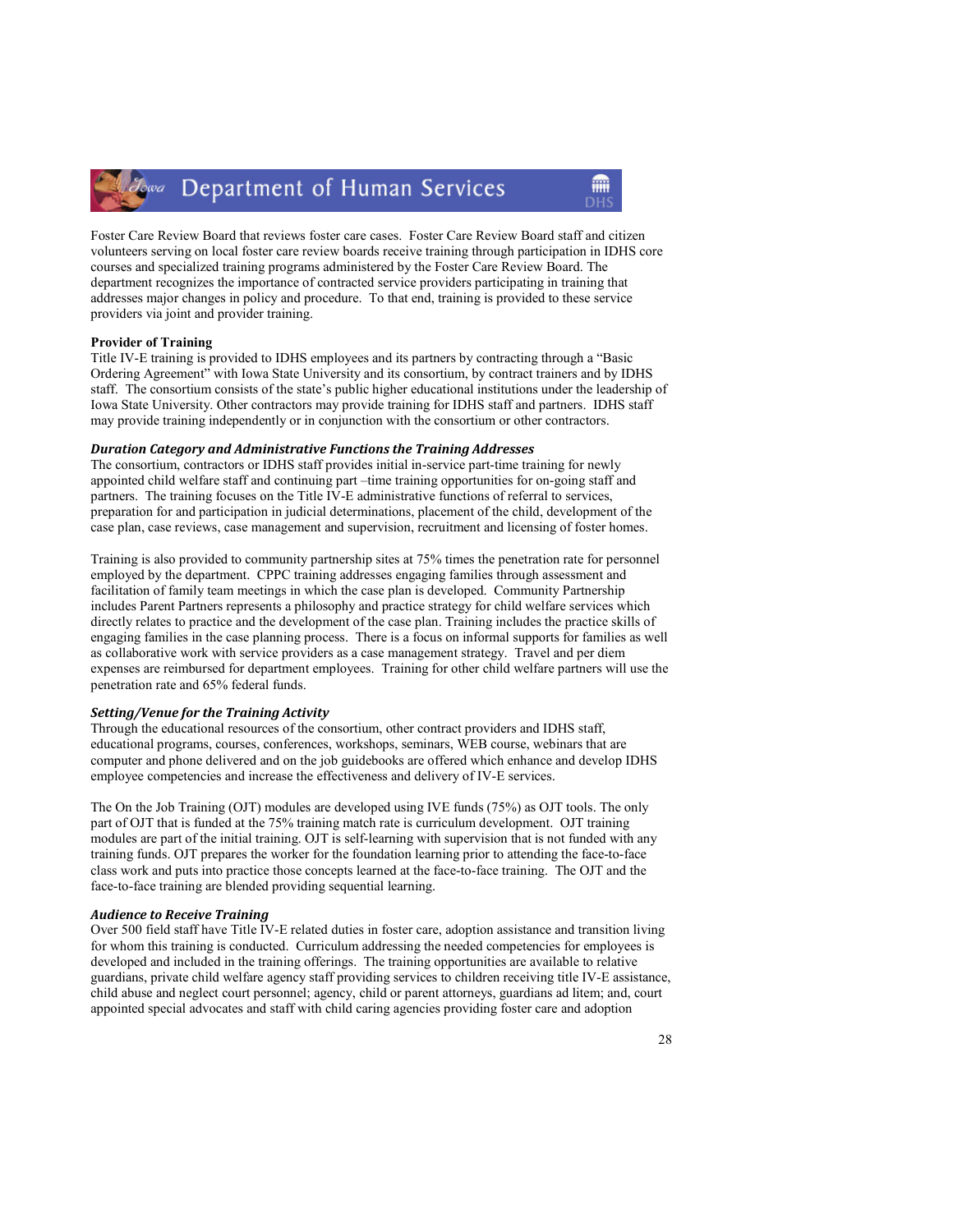Foster Care Review Board that reviews foster care cases. Foster Care Review Board staff and citizen volunteers serving on local foster care review boards receive training through participation in IDHS core courses and specialized training programs administered by the Foster Care Review Board. The department recognizes the importance of contracted service providers participating in training that addresses major changes in policy and procedure. To that end, training is provided to these service providers via joint and provider training.

**Provider of Training**

Title IV-E training is provided to IDHS employees and its partners by contracting through a "Basic Ordering Agreement" with Iowa State University and its consortium, by contract trainers and by IDHS staff. The consortium consists of the state's public higher educational institutions under the leadership of Iowa State University. Other contractors may provide training for IDHS staff and partners. IDHS staff may provide training independently or in conjunction with the consortium or other contractors.

***Duration Category and Administrative Functions the Training Addresses***

The consortium, contractors or IDHS staff provides initial in-service part-time training for newly appointed child welfare staff and continuing part –time training opportunities for on-going staff and partners. The training focuses on the Title IV-E administrative functions of referral to services, preparation for and participation in judicial determinations, placement of the child, development of the case plan, case reviews, case management and supervision, recruitment and licensing of foster homes.

Training is also provided to community partnership sites at 75% times the penetration rate for personnel employed by the department. CPPC training addresses engaging families through assessment and facilitation of family team meetings in which the case plan is developed. Community Partnership includes Parent Partners represents a philosophy and practice strategy for child welfare services which directly relates to practice and the development of the case plan. Training includes the practice skills of engaging families in the case planning process. There is a focus on informal supports for families as well as collaborative work with service providers as a case management strategy. Travel and per diem expenses are reimbursed for department employees. Training for other child welfare partners will use the penetration rate and 65% federal funds.

***Setting/Venue for the Training Activity***

Through the educational resources of the consortium, other contract providers and IDHS staff, educational programs, courses, conferences, workshops, seminars, WEB course, webinars that are computer and phone delivered and on the job guidebooks are offered which enhance and develop IDHS employee competencies and increase the effectiveness and delivery of IV-E services.

The On the Job Training (OJT) modules are developed using IVE funds (75%) as OJT tools. The only part of OJT that is funded at the 75% training match rate is curriculum development. OJT training modules are part of the initial training. OJT is self-learning with supervision that is not funded with any training funds. OJT prepares the worker for the foundation learning prior to attending the face-to-face class work and puts into practice those concepts learned at the face-to-face training. The OJT and the face-to-face training are blended providing sequential learning.

***Audience to Receive Training***

Over 500 field staff have Title IV-E related duties in foster care, adoption assistance and transition living for whom this training is conducted. Curriculum addressing the needed competencies for employees is developed and included in the training offerings. The training opportunities are available to relative guardians, private child welfare agency staff providing services to children receiving title IV-E assistance, child abuse and neglect court personnel; agency, child or parent attorneys, guardians ad litem; and, court appointed special advocates and staff with child caring agencies providing foster care and adoption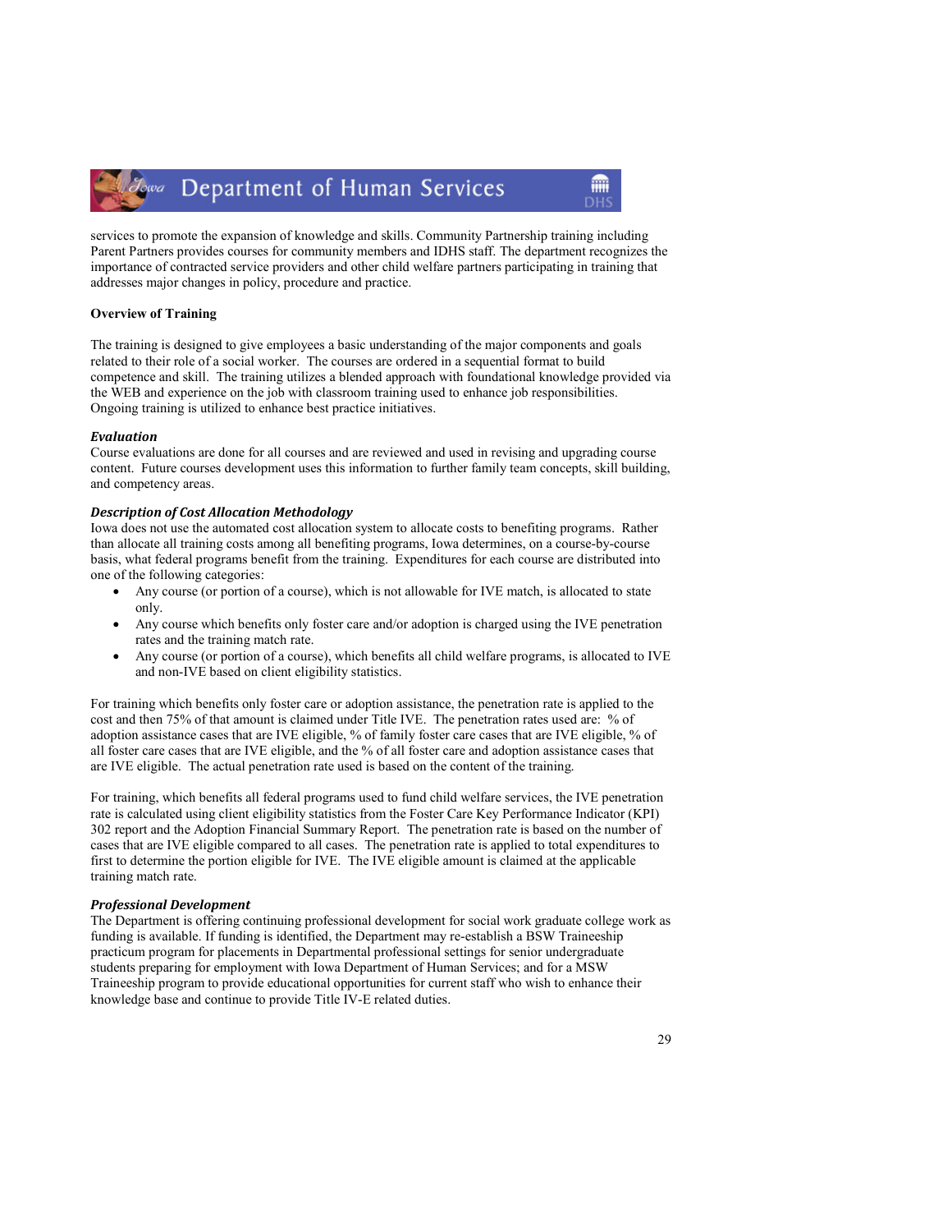services to promote the expansion of knowledge and skills. Community Partnership training including Parent Partners provides courses for community members and IDHS staff. The department recognizes the importance of contracted service providers and other child welfare partners participating in training that addresses major changes in policy, procedure and practice.

**Overview of Training**

The training is designed to give employees a basic understanding of the major components and goals related to their role of a social worker. The courses are ordered in a sequential format to build competence and skill. The training utilizes a blended approach with foundational knowledge provided via the WEB and experience on the job with classroom training used to enhance job responsibilities. Ongoing training is utilized to enhance best practice initiatives.

***Evaluation***

Course evaluations are done for all courses and are reviewed and used in revising and upgrading course content. Future courses development uses this information to further family team concepts, skill building, and competency areas.

***Description of Cost Allocation Methodology***

Iowa does not use the automated cost allocation system to allocate costs to benefiting programs. Rather than allocate all training costs among all benefiting programs, Iowa determines, on a course-by-course basis, what federal programs benefit from the training. Expenditures for each course are distributed into one of the following categories:

- Any course (or portion of a course), which is not allowable for IVE match, is allocated to state only.
- Any course which benefits only foster care and/or adoption is charged using the IVE penetration rates and the training match rate.
- Any course (or portion of a course), which benefits all child welfare programs, is allocated to IVE and non-IVE based on client eligibility statistics.

For training which benefits only foster care or adoption assistance, the penetration rate is applied to the cost and then 75% of that amount is claimed under Title IVE. The penetration rates used are: % of adoption assistance cases that are IVE eligible, % of family foster care cases that are IVE eligible, % of all foster care cases that are IVE eligible, and the % of all foster care and adoption assistance cases that are IVE eligible. The actual penetration rate used is based on the content of the training.

For training, which benefits all federal programs used to fund child welfare services, the IVE penetration rate is calculated using client eligibility statistics from the Foster Care Key Performance Indicator (KPI) 302 report and the Adoption Financial Summary Report. The penetration rate is based on the number of cases that are IVE eligible compared to all cases. The penetration rate is applied to total expenditures to first to determine the portion eligible for IVE. The IVE eligible amount is claimed at the applicable training match rate.

***Professional Development***

The Department is offering continuing professional development for social work graduate college work as funding is available. If funding is identified, the Department may re-establish a BSW Traineeship practicum program for placements in Departmental professional settings for senior undergraduate students preparing for employment with Iowa Department of Human Services; and for a MSW Traineeship program to provide educational opportunities for current staff who wish to enhance their knowledge base and continue to provide Title IV-E related duties.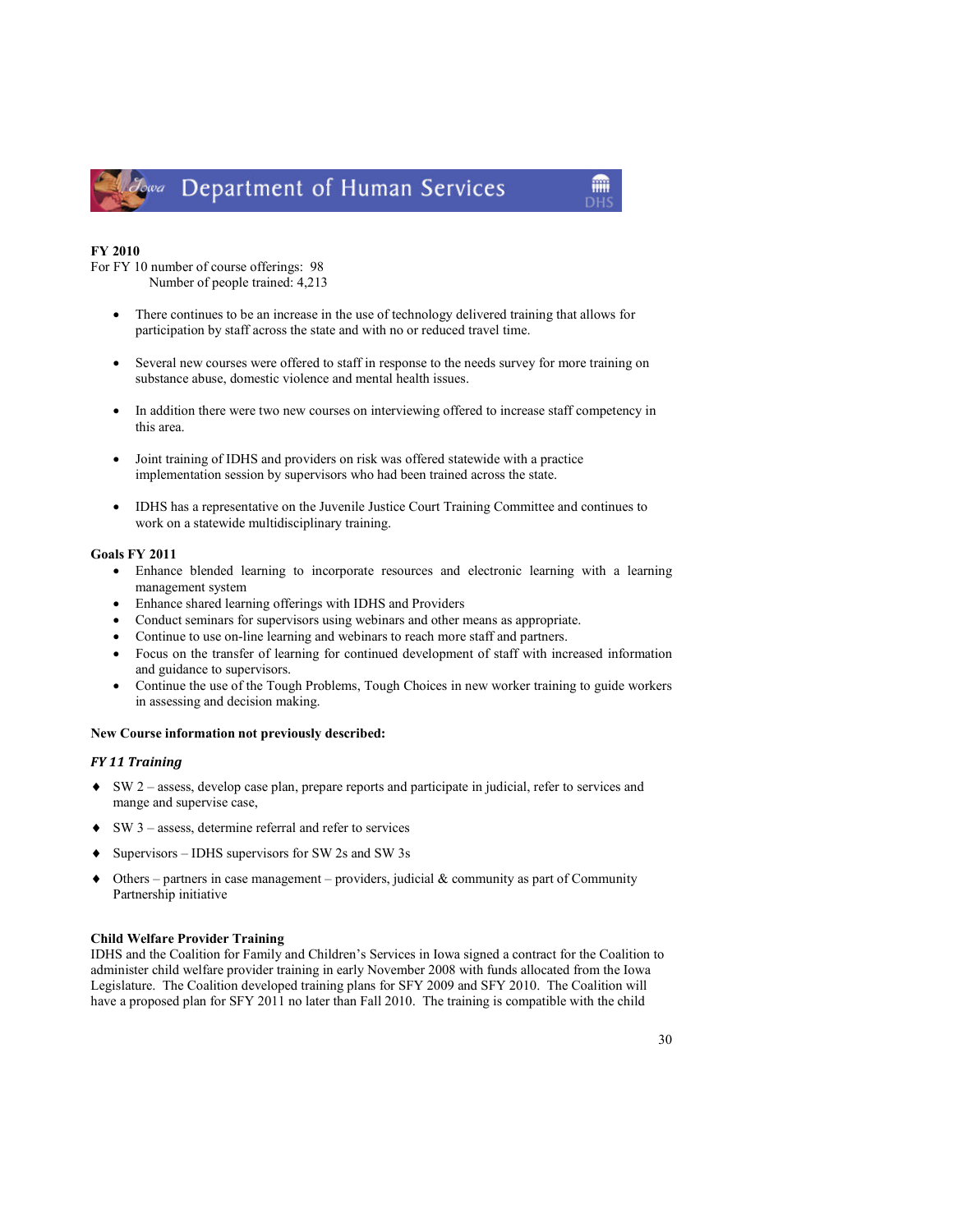**FY 2010**

For FY 10 number of course offerings: 98
Number of people trained: 4,213

- There continues to be an increase in the use of technology delivered training that allows for participation by staff across the state and with no or reduced travel time.
- Several new courses were offered to staff in response to the needs survey for more training on substance abuse, domestic violence and mental health issues.
- In addition there were two new courses on interviewing offered to increase staff competency in this area.
- Joint training of IDHS and providers on risk was offered statewide with a practice implementation session by supervisors who had been trained across the state.
- IDHS has a representative on the Juvenile Justice Court Training Committee and continues to work on a statewide multidisciplinary training.

**Goals FY 2011**

- Enhance blended learning to incorporate resources and electronic learning with a learning management system
- Enhance shared learning offerings with IDHS and Providers
- Conduct seminars for supervisors using webinars and other means as appropriate.
- Continue to use on-line learning and webinars to reach more staff and partners.
- Focus on the transfer of learning for continued development of staff with increased information and guidance to supervisors.
- Continue the use of the Tough Problems, Tough Choices in new worker training to guide workers in assessing and decision making.

**New Course information not previously described:**

***FY 11 Training***

- SW 2 – assess, develop case plan, prepare reports and participate in judicial, refer to services and mange and supervise case,
- SW 3 – assess, determine referral and refer to services
- Supervisors – IDHS supervisors for SW 2s and SW 3s
- Others – partners in case management – providers, judicial & community as part of Community Partnership initiative

**Child Welfare Provider Training**

IDHS and the Coalition for Family and Children's Services in Iowa signed a contract for the Coalition to administer child welfare provider training in early November 2008 with funds allocated from the Iowa Legislature. The Coalition developed training plans for SFY 2009 and SFY 2010. The Coalition will have a proposed plan for SFY 2011 no later than Fall 2010. The training is compatible with the child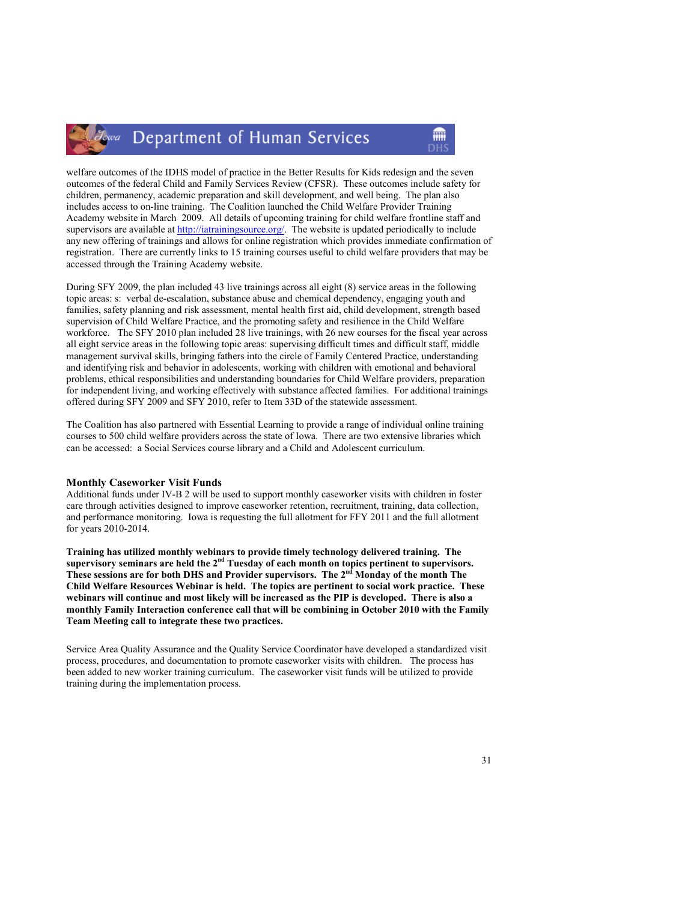welfare outcomes of the IDHS model of practice in the Better Results for Kids redesign and the seven outcomes of the federal Child and Family Services Review (CFSR). These outcomes include safety for children, permanency, academic preparation and skill development, and well being. The plan also includes access to on-line training. The Coalition launched the Child Welfare Provider Training Academy website in March 2009. All details of upcoming training for child welfare frontline staff and supervisors are available at http://iatrainingsource.org/. The website is updated periodically to include any new offering of trainings and allows for online registration which provides immediate confirmation of registration. There are currently links to 15 training courses useful to child welfare providers that may be accessed through the Training Academy website.

During SFY 2009, the plan included 43 live trainings across all eight (8) service areas in the following topic areas: s: verbal de-escalation, substance abuse and chemical dependency, engaging youth and families, safety planning and risk assessment, mental health first aid, child development, strength based supervision of Child Welfare Practice, and the promoting safety and resilience in the Child Welfare workforce. The SFY 2010 plan included 28 live trainings, with 26 new courses for the fiscal year across all eight service areas in the following topic areas: supervising difficult times and difficult staff, middle management survival skills, bringing fathers into the circle of Family Centered Practice, understanding and identifying risk and behavior in adolescents, working with children with emotional and behavioral problems, ethical responsibilities and understanding boundaries for Child Welfare providers, preparation for independent living, and working effectively with substance affected families. For additional trainings offered during SFY 2009 and SFY 2010, refer to Item 33D of the statewide assessment.

The Coalition has also partnered with Essential Learning to provide a range of individual online training courses to 500 child welfare providers across the state of Iowa. There are two extensive libraries which can be accessed: a Social Services course library and a Child and Adolescent curriculum.

### Monthly Caseworker Visit Funds

Additional funds under IV-B 2 will be used to support monthly caseworker visits with children in foster care through activities designed to improve caseworker retention, recruitment, training, data collection, and performance monitoring. Iowa is requesting the full allotment for FFY 2011 and the full allotment for years 2010-2014.

**Training has utilized monthly webinars to provide timely technology delivered training. The supervisory seminars are held the 2nd Tuesday of each month on topics pertinent to supervisors. These sessions are for both DHS and Provider supervisors. The 2nd Monday of the month The Child Welfare Resources Webinar is held. The topics are pertinent to social work practice. These webinars will continue and most likely will be increased as the PIP is developed. There is also a monthly Family Interaction conference call that will be combining in October 2010 with the Family Team Meeting call to integrate these two practices.**

Service Area Quality Assurance and the Quality Service Coordinator have developed a standardized visit process, procedures, and documentation to promote caseworker visits with children. The process has been added to new worker training curriculum. The caseworker visit funds will be utilized to provide training during the implementation process.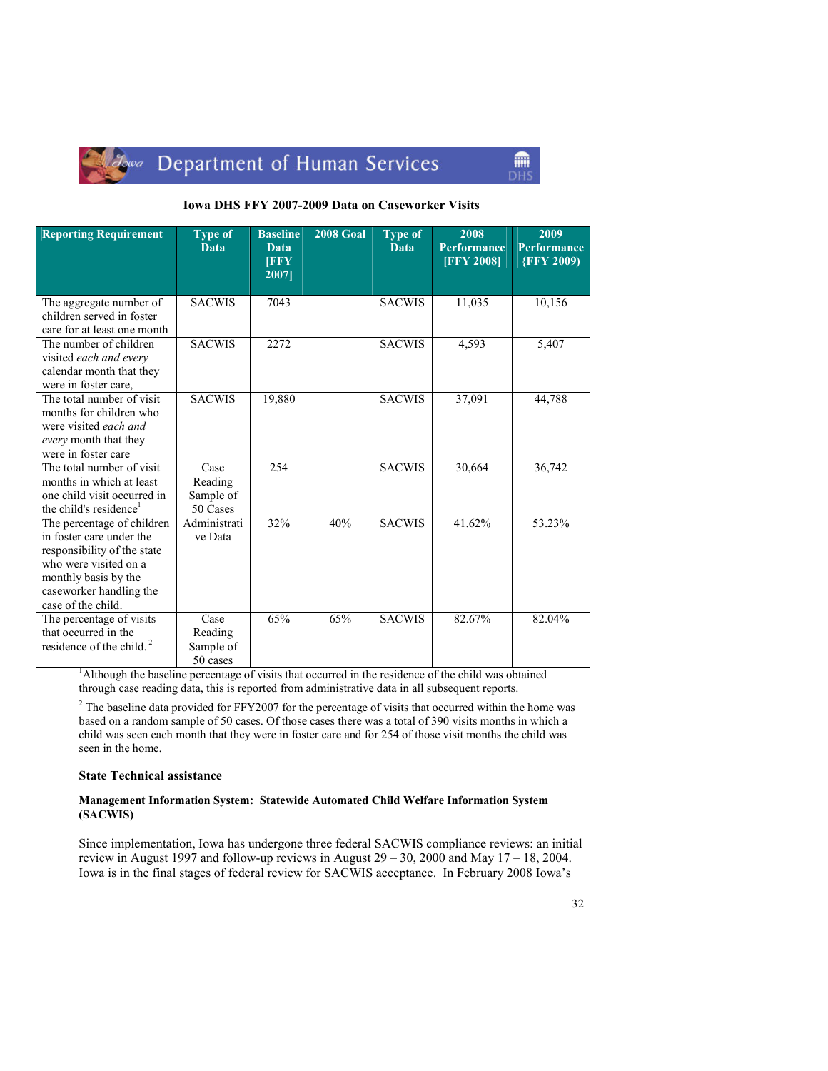Iowa Department of Human Services

**Iowa DHS FFY 2007-2009 Data on Caseworker Visits**

| Reporting Requirement | Type of Data | Baseline Data [FFY 2007] | 2008 Goal | Type of Data | 2008 Performance [FFY 2008] | 2009 Performance {FFY 2009) |
|---|---|---|---|---|---|---|
| The aggregate number of children served in foster care for at least one month | SACWIS | 7043 | | SACWIS | 11,035 | 10,156 |
| The number of children visited *each and every* calendar month that they were in foster care, | SACWIS | 2272 | | SACWIS | 4,593 | 5,407 |
| The total number of visit months for children who were visited *each and every* month that they were in foster care | SACWIS | 19,880 | | SACWIS | 37,091 | 44,788 |
| The total number of visit months in which at least one child visit occurred in the child's residence[1] | Case Reading Sample of 50 Cases | 254 | | SACWIS | 30,664 | 36,742 |
| The percentage of children in foster care under the responsibility of the state who were visited on a monthly basis by the caseworker handling the case of the child. | Administrative Data | 32% | 40% | SACWIS | 41.62% | 53.23% |
| The percentage of visits that occurred in the residence of the child. [2] | Case Reading Sample of 50 cases | 65% | 65% | SACWIS | 82.67% | 82.04% |

[1]Although the baseline percentage of visits that occurred in the residence of the child was obtained through case reading data, this is reported from administrative data in all subsequent reports.

[2] The baseline data provided for FFY2007 for the percentage of visits that occurred within the home was based on a random sample of 50 cases. Of those cases there was a total of 390 visits months in which a child was seen each month that they were in foster care and for 254 of those visit months the child was seen in the home.

### State Technical assistance

#### Management Information System: Statewide Automated Child Welfare Information System (SACWIS)

Since implementation, Iowa has undergone three federal SACWIS compliance reviews: an initial review in August 1997 and follow-up reviews in August 29 – 30, 2000 and May 17 – 18, 2004. Iowa is in the final stages of federal review for SACWIS acceptance. In February 2008 Iowa's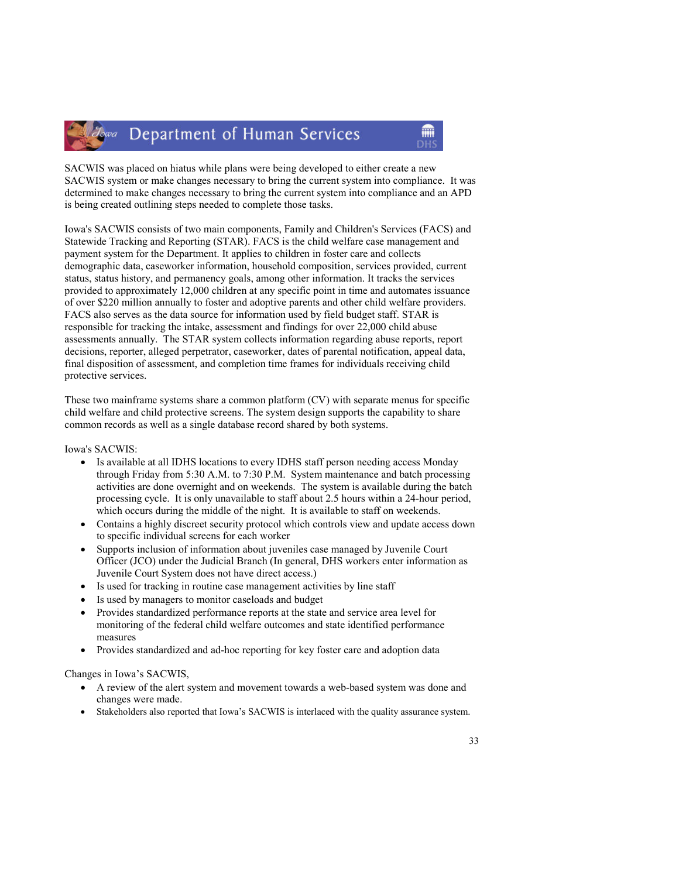SACWIS was placed on hiatus while plans were being developed to either create a new SACWIS system or make changes necessary to bring the current system into compliance. It was determined to make changes necessary to bring the current system into compliance and an APD is being created outlining steps needed to complete those tasks.

Iowa's SACWIS consists of two main components, Family and Children's Services (FACS) and Statewide Tracking and Reporting (STAR). FACS is the child welfare case management and payment system for the Department. It applies to children in foster care and collects demographic data, caseworker information, household composition, services provided, current status, status history, and permanency goals, among other information. It tracks the services provided to approximately 12,000 children at any specific point in time and automates issuance of over $220 million annually to foster and adoptive parents and other child welfare providers. FACS also serves as the data source for information used by field budget staff. STAR is responsible for tracking the intake, assessment and findings for over 22,000 child abuse assessments annually. The STAR system collects information regarding abuse reports, report decisions, reporter, alleged perpetrator, caseworker, dates of parental notification, appeal data, final disposition of assessment, and completion time frames for individuals receiving child protective services.

These two mainframe systems share a common platform (CV) with separate menus for specific child welfare and child protective screens. The system design supports the capability to share common records as well as a single database record shared by both systems.

Iowa's SACWIS:

- Is available at all IDHS locations to every IDHS staff person needing access Monday through Friday from 5:30 A.M. to 7:30 P.M. System maintenance and batch processing activities are done overnight and on weekends. The system is available during the batch processing cycle. It is only unavailable to staff about 2.5 hours within a 24-hour period, which occurs during the middle of the night. It is available to staff on weekends.
- Contains a highly discreet security protocol which controls view and update access down to specific individual screens for each worker
- Supports inclusion of information about juveniles case managed by Juvenile Court Officer (JCO) under the Judicial Branch (In general, DHS workers enter information as Juvenile Court System does not have direct access.)
- Is used for tracking in routine case management activities by line staff
- Is used by managers to monitor caseloads and budget
- Provides standardized performance reports at the state and service area level for monitoring of the federal child welfare outcomes and state identified performance measures
- Provides standardized and ad-hoc reporting for key foster care and adoption data

Changes in Iowa's SACWIS,

- A review of the alert system and movement towards a web-based system was done and changes were made.
- Stakeholders also reported that Iowa's SACWIS is interlaced with the quality assurance system.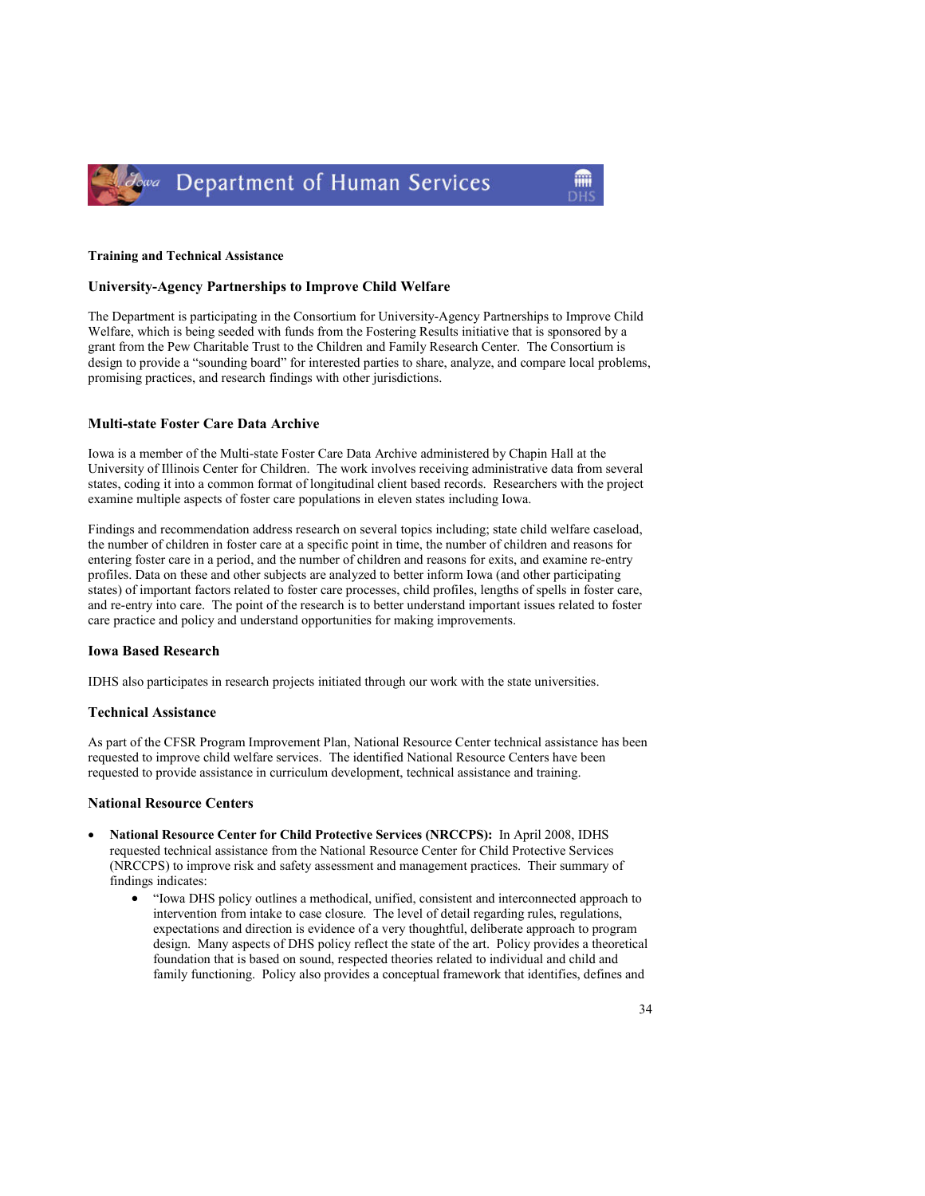**Training and Technical Assistance**

### University-Agency Partnerships to Improve Child Welfare

The Department is participating in the Consortium for University-Agency Partnerships to Improve Child Welfare, which is being seeded with funds from the Fostering Results initiative that is sponsored by a grant from the Pew Charitable Trust to the Children and Family Research Center. The Consortium is design to provide a "sounding board" for interested parties to share, analyze, and compare local problems, promising practices, and research findings with other jurisdictions.

### Multi-state Foster Care Data Archive

Iowa is a member of the Multi-state Foster Care Data Archive administered by Chapin Hall at the University of Illinois Center for Children. The work involves receiving administrative data from several states, coding it into a common format of longitudinal client based records. Researchers with the project examine multiple aspects of foster care populations in eleven states including Iowa.

Findings and recommendation address research on several topics including; state child welfare caseload, the number of children in foster care at a specific point in time, the number of children and reasons for entering foster care in a period, and the number of children and reasons for exits, and examine re-entry profiles. Data on these and other subjects are analyzed to better inform Iowa (and other participating states) of important factors related to foster care processes, child profiles, lengths of spells in foster care, and re-entry into care. The point of the research is to better understand important issues related to foster care practice and policy and understand opportunities for making improvements.

### Iowa Based Research

IDHS also participates in research projects initiated through our work with the state universities.

### Technical Assistance

As part of the CFSR Program Improvement Plan, National Resource Center technical assistance has been requested to improve child welfare services. The identified National Resource Centers have been requested to provide assistance in curriculum development, technical assistance and training.

### National Resource Centers

- **National Resource Center for Child Protective Services (NRCCPS):** In April 2008, IDHS requested technical assistance from the National Resource Center for Child Protective Services (NRCCPS) to improve risk and safety assessment and management practices. Their summary of findings indicates:
  - "Iowa DHS policy outlines a methodical, unified, consistent and interconnected approach to intervention from intake to case closure. The level of detail regarding rules, regulations, expectations and direction is evidence of a very thoughtful, deliberate approach to program design. Many aspects of DHS policy reflect the state of the art. Policy provides a theoretical foundation that is based on sound, respected theories related to individual and child and family functioning. Policy also provides a conceptual framework that identifies, defines and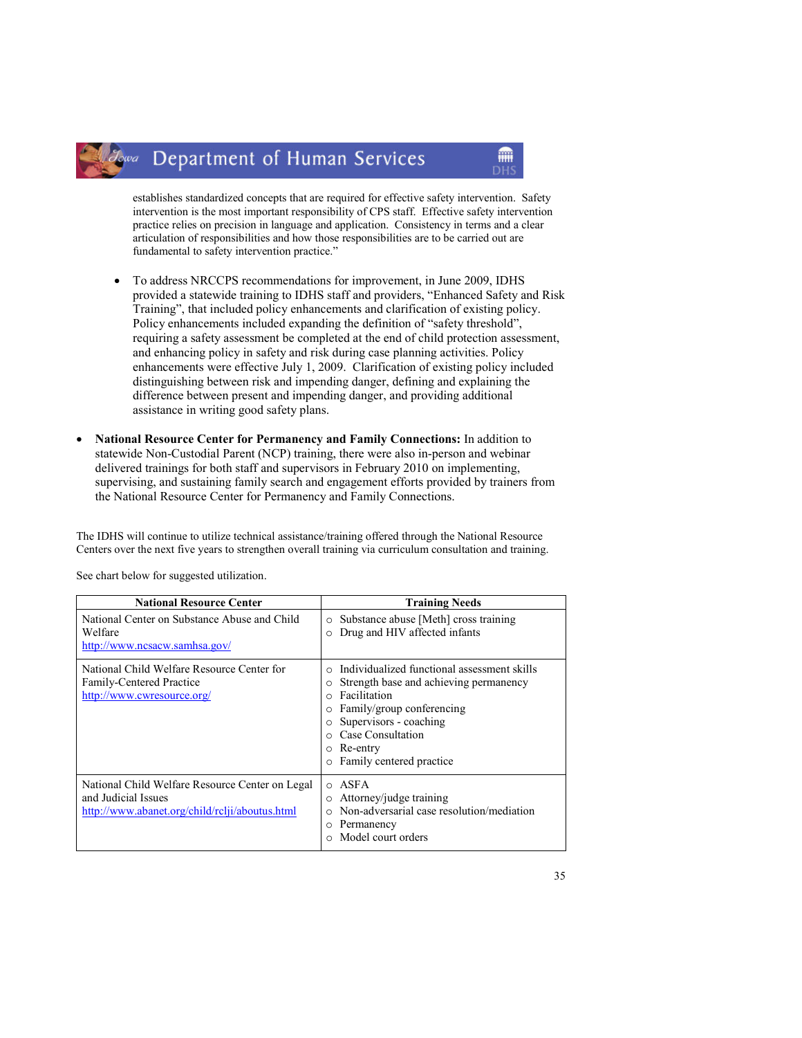establishes standardized concepts that are required for effective safety intervention. Safety intervention is the most important responsibility of CPS staff. Effective safety intervention practice relies on precision in language and application. Consistency in terms and a clear articulation of responsibilities and how those responsibilities are to be carried out are fundamental to safety intervention practice."

- To address NRCCPS recommendations for improvement, in June 2009, IDHS provided a statewide training to IDHS staff and providers, "Enhanced Safety and Risk Training", that included policy enhancements and clarification of existing policy. Policy enhancements included expanding the definition of "safety threshold", requiring a safety assessment be completed at the end of child protection assessment, and enhancing policy in safety and risk during case planning activities. Policy enhancements were effective July 1, 2009. Clarification of existing policy included distinguishing between risk and impending danger, defining and explaining the difference between present and impending danger, and providing additional assistance in writing good safety plans.

- **National Resource Center for Permanency and Family Connections:** In addition to statewide Non-Custodial Parent (NCP) training, there were also in-person and webinar delivered trainings for both staff and supervisors in February 2010 on implementing, supervising, and sustaining family search and engagement efforts provided by trainers from the National Resource Center for Permanency and Family Connections.

The IDHS will continue to utilize technical assistance/training offered through the National Resource Centers over the next five years to strengthen overall training via curriculum consultation and training.

See chart below for suggested utilization.

| National Resource Center | Training Needs |
|---|---|
| National Center on Substance Abuse and Child Welfare<br>http://www.ncsacw.samhsa.gov/ | ○ Substance abuse [Meth] cross training<br>○ Drug and HIV affected infants |
| National Child Welfare Resource Center for Family-Centered Practice<br>http://www.cwresource.org/ | ○ Individualized functional assessment skills<br>○ Strength base and achieving permanency<br>○ Facilitation<br>○ Family/group conferencing<br>○ Supervisors - coaching<br>○ Case Consultation<br>○ Re-entry<br>○ Family centered practice |
| National Child Welfare Resource Center on Legal and Judicial Issues<br>http://www.abanet.org/child/rcljі/aboutus.html | ○ ASFA<br>○ Attorney/judge training<br>○ Non-adversarial case resolution/mediation<br>○ Permanency<br>○ Model court orders |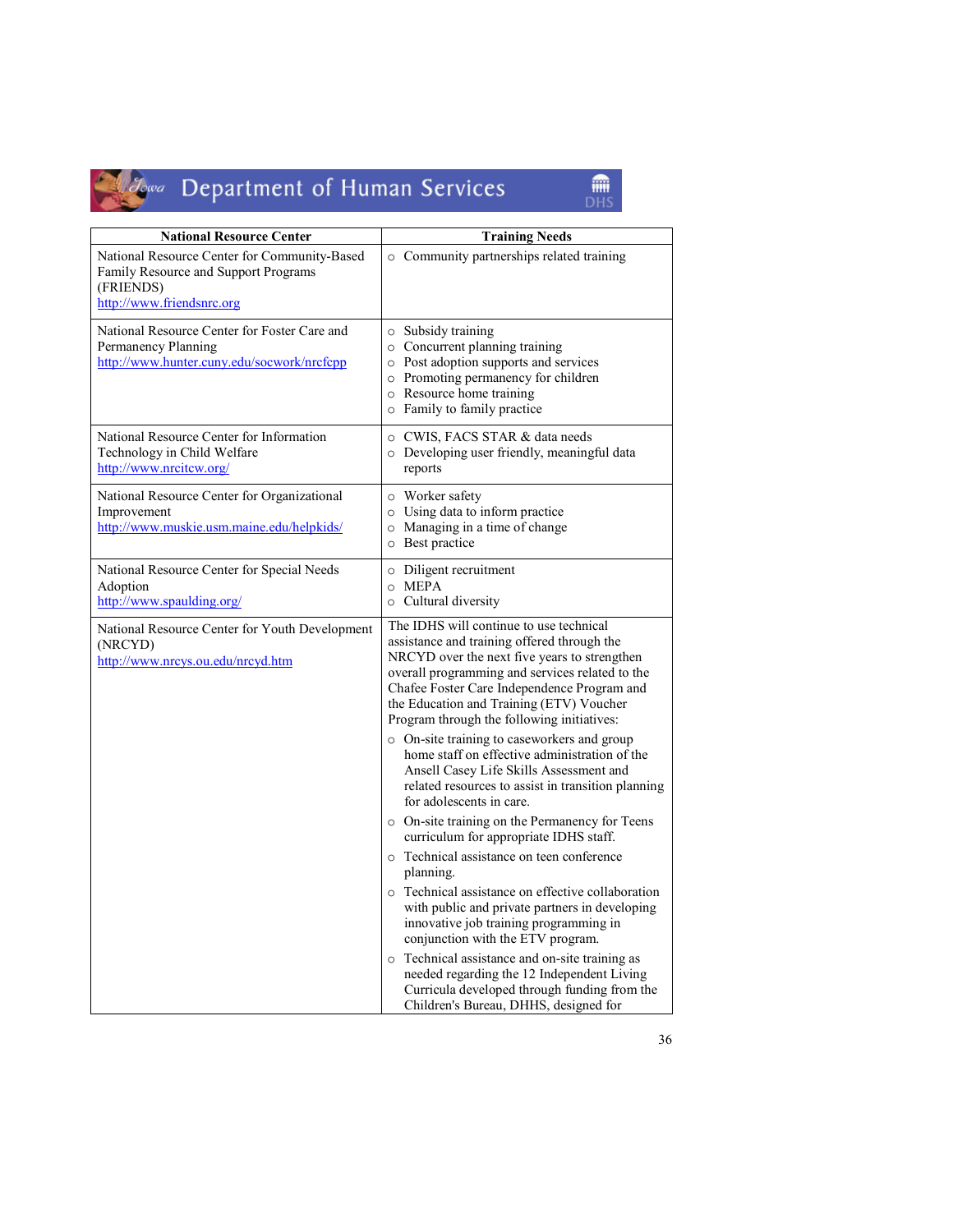| National Resource Center | Training Needs |
|---|---|
| National Resource Center for Community-Based Family Resource and Support Programs (FRIENDS) http://www.friendsnrc.org | ○ Community partnerships related training |
| National Resource Center for Foster Care and Permanency Planning http://www.hunter.cuny.edu/socwork/nrcfcpp | ○ Subsidy training<br>○ Concurrent planning training<br>○ Post adoption supports and services<br>○ Promoting permanency for children<br>○ Resource home training<br>○ Family to family practice |
| National Resource Center for Information Technology in Child Welfare http://www.nrcitcw.org/ | ○ CWIS, FACS STAR & data needs<br>○ Developing user friendly, meaningful data reports |
| National Resource Center for Organizational Improvement http://www.muskie.usm.maine.edu/helpkids/ | ○ Worker safety<br>○ Using data to inform practice<br>○ Managing in a time of change<br>○ Best practice |
| National Resource Center for Special Needs Adoption http://www.spaulding.org/ | ○ Diligent recruitment<br>○ MEPA<br>○ Cultural diversity |
| National Resource Center for Youth Development (NRCYD) http://www.nrcys.ou.edu/nrcyd.htm | The IDHS will continue to use technical assistance and training offered through the NRCYD over the next five years to strengthen overall programming and services related to the Chafee Foster Care Independence Program and the Education and Training (ETV) Voucher Program through the following initiatives:<br>○ On-site training to caseworkers and group home staff on effective administration of the Ansell Casey Life Skills Assessment and related resources to assist in transition planning for adolescents in care.<br>○ On-site training on the Permanency for Teens curriculum for appropriate IDHS staff.<br>○ Technical assistance on teen conference planning.<br>○ Technical assistance on effective collaboration with public and private partners in developing innovative job training programming in conjunction with the ETV program.<br>○ Technical assistance and on-site training as needed regarding the 12 Independent Living Curricula developed through funding from the Children's Bureau, DHHS, designed for |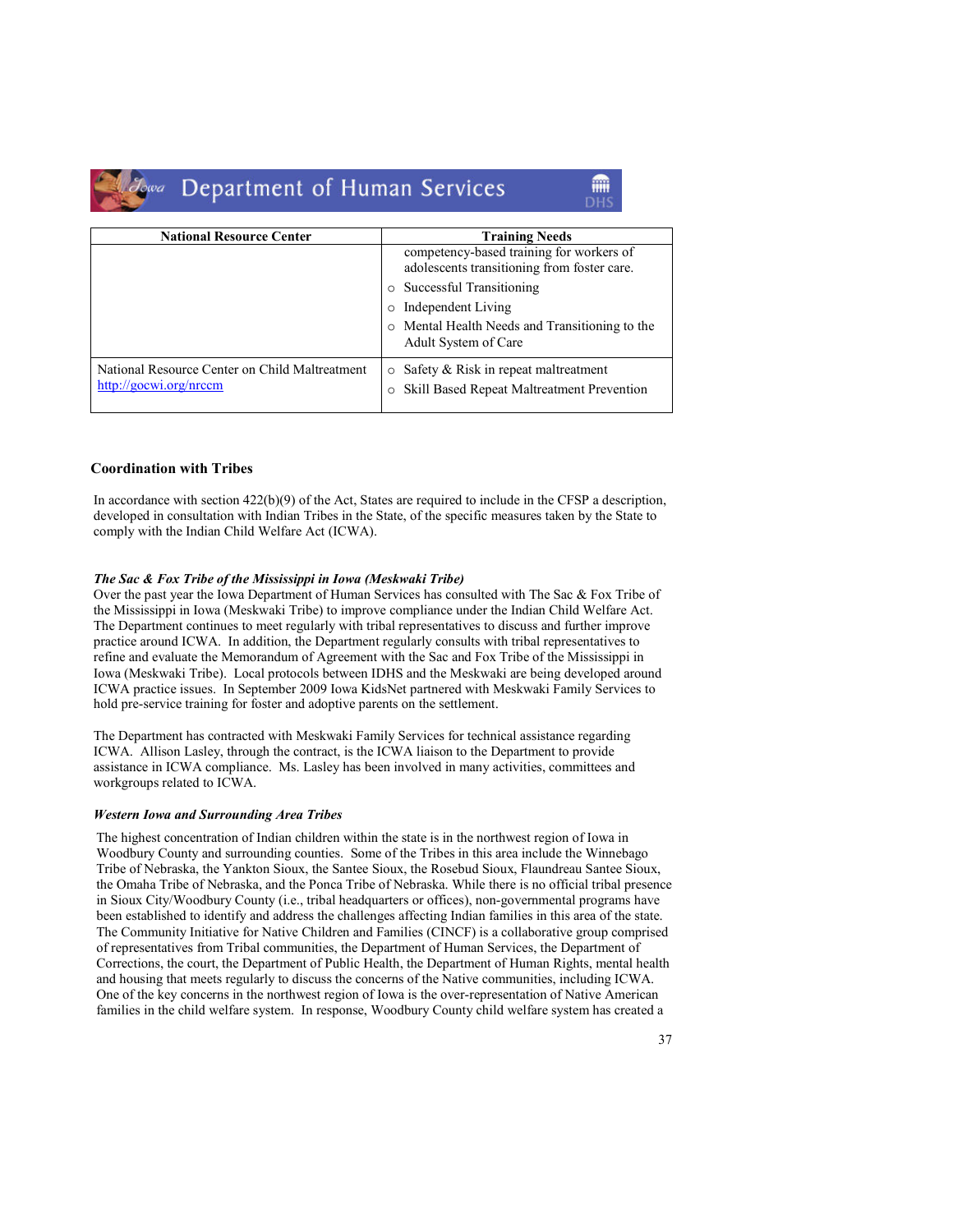| National Resource Center | Training Needs |
|---|---|
| | competency-based training for workers of adolescents transitioning from foster care.<br>○ Successful Transitioning<br>○ Independent Living<br>○ Mental Health Needs and Transitioning to the Adult System of Care |
| National Resource Center on Child Maltreatment http://gocwi.org/nrccm | ○ Safety & Risk in repeat maltreatment<br>○ Skill Based Repeat Maltreatment Prevention |

### Coordination with Tribes

In accordance with section 422(b)(9) of the Act, States are required to include in the CFSP a description, developed in consultation with Indian Tribes in the State, of the specific measures taken by the State to comply with the Indian Child Welfare Act (ICWA).

***The Sac & Fox Tribe of the Mississippi in Iowa (Meskwaki Tribe)***

Over the past year the Iowa Department of Human Services has consulted with The Sac & Fox Tribe of the Mississippi in Iowa (Meskwaki Tribe) to improve compliance under the Indian Child Welfare Act. The Department continues to meet regularly with tribal representatives to discuss and further improve practice around ICWA. In addition, the Department regularly consults with tribal representatives to refine and evaluate the Memorandum of Agreement with the Sac and Fox Tribe of the Mississippi in Iowa (Meskwaki Tribe). Local protocols between IDHS and the Meskwaki are being developed around ICWA practice issues. In September 2009 Iowa KidsNet partnered with Meskwaki Family Services to hold pre-service training for foster and adoptive parents on the settlement.

The Department has contracted with Meskwaki Family Services for technical assistance regarding ICWA. Allison Lasley, through the contract, is the ICWA liaison to the Department to provide assistance in ICWA compliance. Ms. Lasley has been involved in many activities, committees and workgroups related to ICWA.

***Western Iowa and Surrounding Area Tribes***

The highest concentration of Indian children within the state is in the northwest region of Iowa in Woodbury County and surrounding counties. Some of the Tribes in this area include the Winnebago Tribe of Nebraska, the Yankton Sioux, the Santee Sioux, the Rosebud Sioux, Flaundreau Santee Sioux, the Omaha Tribe of Nebraska, and the Ponca Tribe of Nebraska. While there is no official tribal presence in Sioux City/Woodbury County (i.e., tribal headquarters or offices), non-governmental programs have been established to identify and address the challenges affecting Indian families in this area of the state. The Community Initiative for Native Children and Families (CINCF) is a collaborative group comprised of representatives from Tribal communities, the Department of Human Services, the Department of Corrections, the court, the Department of Public Health, the Department of Human Rights, mental health and housing that meets regularly to discuss the concerns of the Native communities, including ICWA. One of the key concerns in the northwest region of Iowa is the over-representation of Native American families in the child welfare system. In response, Woodbury County child welfare system has created a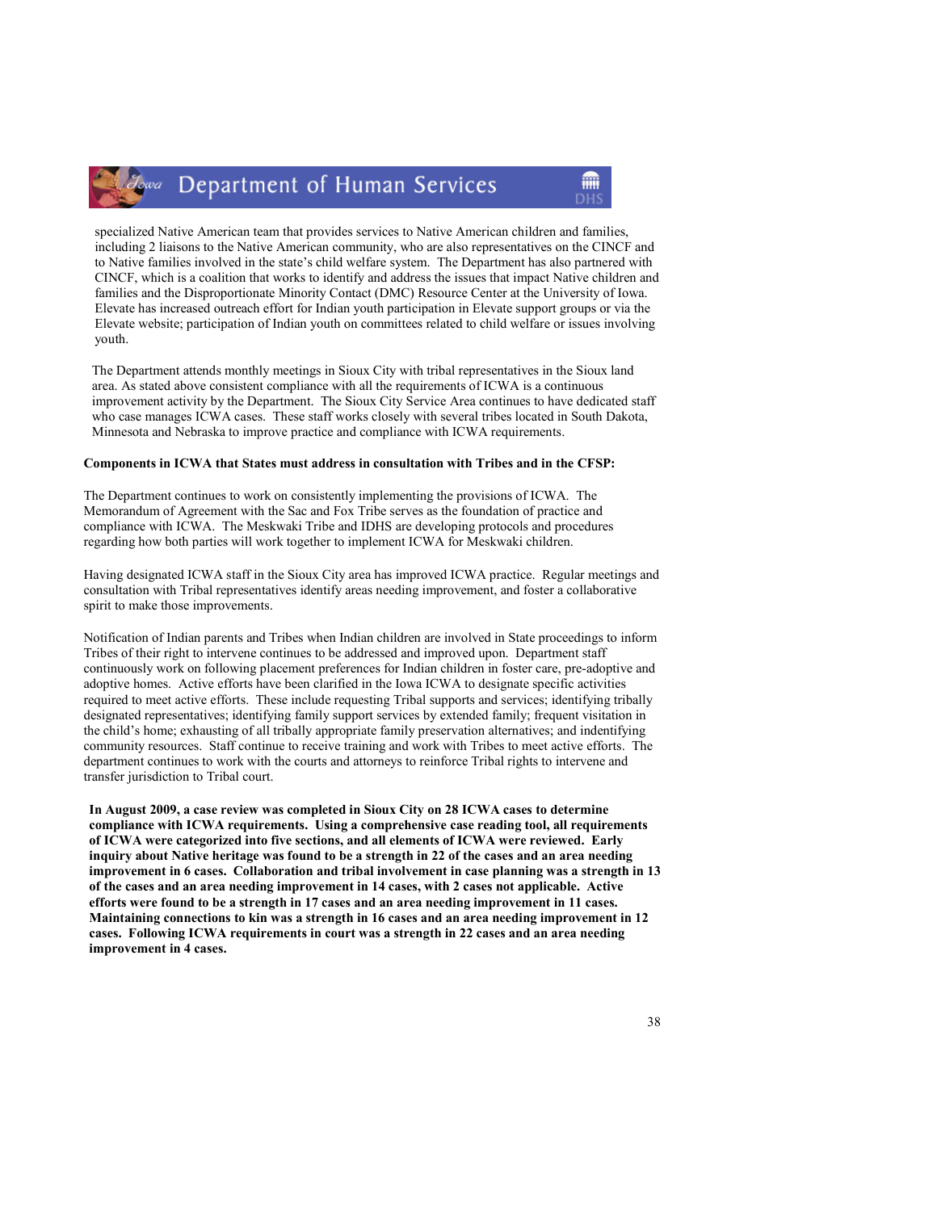specialized Native American team that provides services to Native American children and families, including 2 liaisons to the Native American community, who are also representatives on the CINCF and to Native families involved in the state's child welfare system. The Department has also partnered with CINCF, which is a coalition that works to identify and address the issues that impact Native children and families and the Disproportionate Minority Contact (DMC) Resource Center at the University of Iowa. Elevate has increased outreach effort for Indian youth participation in Elevate support groups or via the Elevate website; participation of Indian youth on committees related to child welfare or issues involving youth.

The Department attends monthly meetings in Sioux City with tribal representatives in the Sioux land area. As stated above consistent compliance with all the requirements of ICWA is a continuous improvement activity by the Department. The Sioux City Service Area continues to have dedicated staff who case manages ICWA cases. These staff works closely with several tribes located in South Dakota, Minnesota and Nebraska to improve practice and compliance with ICWA requirements.

**Components in ICWA that States must address in consultation with Tribes and in the CFSP:**

The Department continues to work on consistently implementing the provisions of ICWA. The Memorandum of Agreement with the Sac and Fox Tribe serves as the foundation of practice and compliance with ICWA. The Meskwaki Tribe and IDHS are developing protocols and procedures regarding how both parties will work together to implement ICWA for Meskwaki children.

Having designated ICWA staff in the Sioux City area has improved ICWA practice. Regular meetings and consultation with Tribal representatives identify areas needing improvement, and foster a collaborative spirit to make those improvements.

Notification of Indian parents and Tribes when Indian children are involved in State proceedings to inform Tribes of their right to intervene continues to be addressed and improved upon. Department staff continuously work on following placement preferences for Indian children in foster care, pre-adoptive and adoptive homes. Active efforts have been clarified in the Iowa ICWA to designate specific activities required to meet active efforts. These include requesting Tribal supports and services; identifying tribally designated representatives; identifying family support services by extended family; frequent visitation in the child's home; exhausting of all tribally appropriate family preservation alternatives; and indentifying community resources. Staff continue to receive training and work with Tribes to meet active efforts. The department continues to work with the courts and attorneys to reinforce Tribal rights to intervene and transfer jurisdiction to Tribal court.

**In August 2009, a case review was completed in Sioux City on 28 ICWA cases to determine compliance with ICWA requirements. Using a comprehensive case reading tool, all requirements of ICWA were categorized into five sections, and all elements of ICWA were reviewed. Early inquiry about Native heritage was found to be a strength in 22 of the cases and an area needing improvement in 6 cases. Collaboration and tribal involvement in case planning was a strength in 13 of the cases and an area needing improvement in 14 cases, with 2 cases not applicable. Active efforts were found to be a strength in 17 cases and an area needing improvement in 11 cases. Maintaining connections to kin was a strength in 16 cases and an area needing improvement in 12 cases. Following ICWA requirements in court was a strength in 22 cases and an area needing improvement in 4 cases.**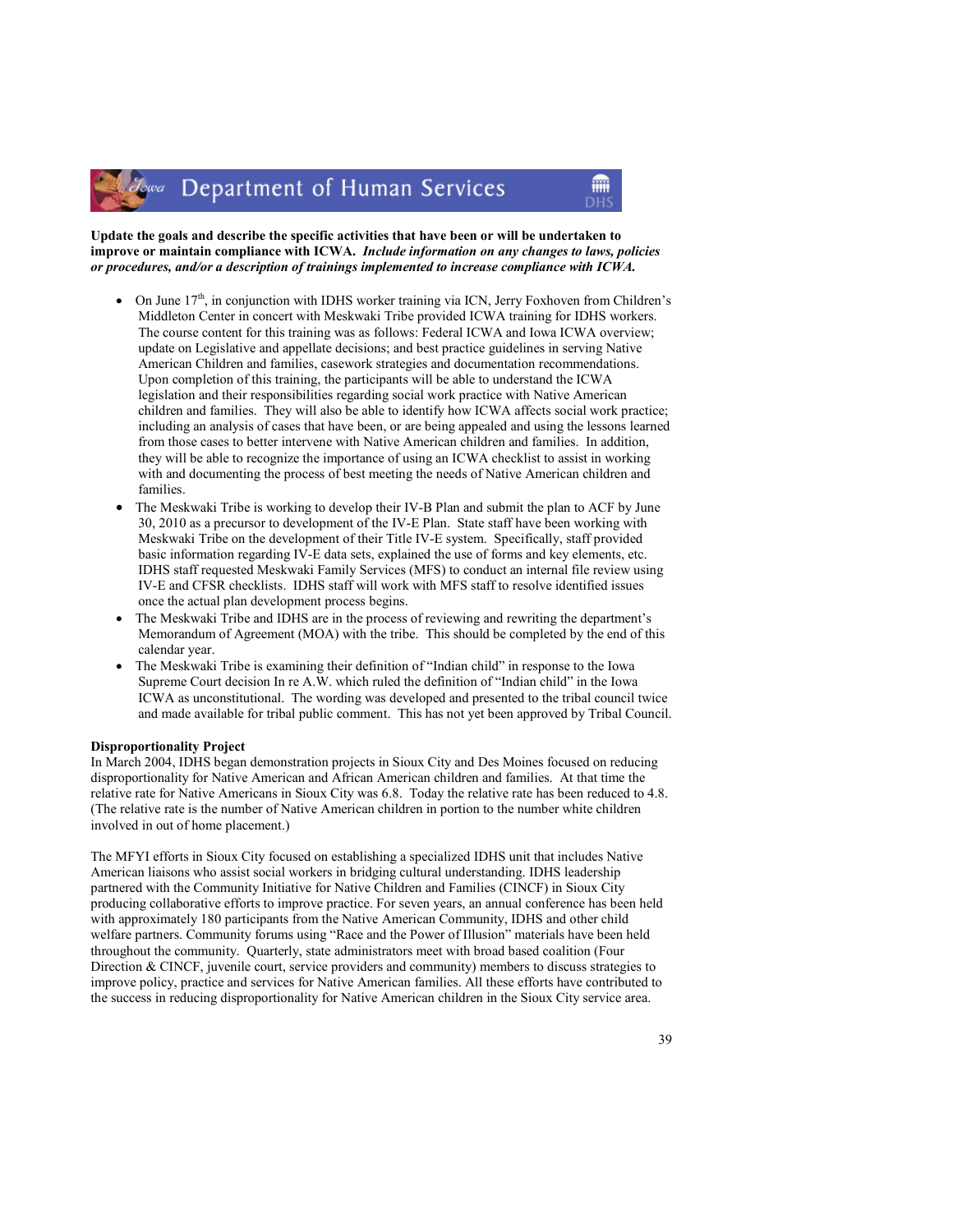**Update the goals and describe the specific activities that have been or will be undertaken to improve or maintain compliance with ICWA.** ***Include information on any changes to laws, policies or procedures, and/or a description of trainings implemented to increase compliance with ICWA.***

- On June 17th, in conjunction with IDHS worker training via ICN, Jerry Foxhoven from Children's Middleton Center in concert with Meskwaki Tribe provided ICWA training for IDHS workers. The course content for this training was as follows: Federal ICWA and Iowa ICWA overview; update on Legislative and appellate decisions; and best practice guidelines in serving Native American Children and families, casework strategies and documentation recommendations. Upon completion of this training, the participants will be able to understand the ICWA legislation and their responsibilities regarding social work practice with Native American children and families. They will also be able to identify how ICWA affects social work practice; including an analysis of cases that have been, or are being appealed and using the lessons learned from those cases to better intervene with Native American children and families. In addition, they will be able to recognize the importance of using an ICWA checklist to assist in working with and documenting the process of best meeting the needs of Native American children and families.
- The Meskwaki Tribe is working to develop their IV-B Plan and submit the plan to ACF by June 30, 2010 as a precursor to development of the IV-E Plan. State staff have been working with Meskwaki Tribe on the development of their Title IV-E system. Specifically, staff provided basic information regarding IV-E data sets, explained the use of forms and key elements, etc. IDHS staff requested Meskwaki Family Services (MFS) to conduct an internal file review using IV-E and CFSR checklists. IDHS staff will work with MFS staff to resolve identified issues once the actual plan development process begins.
- The Meskwaki Tribe and IDHS are in the process of reviewing and rewriting the department's Memorandum of Agreement (MOA) with the tribe. This should be completed by the end of this calendar year.
- The Meskwaki Tribe is examining their definition of "Indian child" in response to the Iowa Supreme Court decision In re A.W. which ruled the definition of "Indian child" in the Iowa ICWA as unconstitutional. The wording was developed and presented to the tribal council twice and made available for tribal public comment. This has not yet been approved by Tribal Council.

**Disproportionality Project**

In March 2004, IDHS began demonstration projects in Sioux City and Des Moines focused on reducing disproportionality for Native American and African American children and families. At that time the relative rate for Native Americans in Sioux City was 6.8. Today the relative rate has been reduced to 4.8. (The relative rate is the number of Native American children in portion to the number white children involved in out of home placement.)

The MFYI efforts in Sioux City focused on establishing a specialized IDHS unit that includes Native American liaisons who assist social workers in bridging cultural understanding. IDHS leadership partnered with the Community Initiative for Native Children and Families (CINCF) in Sioux City producing collaborative efforts to improve practice. For seven years, an annual conference has been held with approximately 180 participants from the Native American Community, IDHS and other child welfare partners. Community forums using "Race and the Power of Illusion" materials have been held throughout the community. Quarterly, state administrators meet with broad based coalition (Four Direction & CINCF, juvenile court, service providers and community) members to discuss strategies to improve policy, practice and services for Native American families. All these efforts have contributed to the success in reducing disproportionality for Native American children in the Sioux City service area.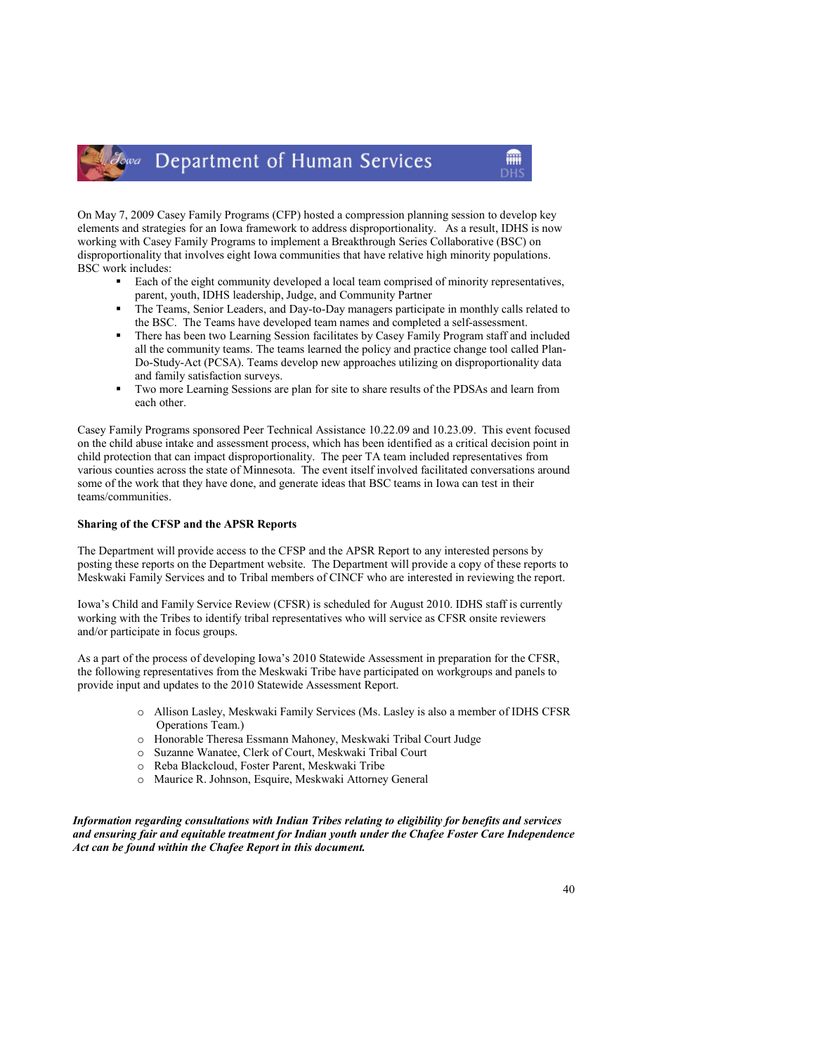On May 7, 2009 Casey Family Programs (CFP) hosted a compression planning session to develop key elements and strategies for an Iowa framework to address disproportionality. As a result, IDHS is now working with Casey Family Programs to implement a Breakthrough Series Collaborative (BSC) on disproportionality that involves eight Iowa communities that have relative high minority populations. BSC work includes:

- Each of the eight community developed a local team comprised of minority representatives, parent, youth, IDHS leadership, Judge, and Community Partner
- The Teams, Senior Leaders, and Day-to-Day managers participate in monthly calls related to the BSC. The Teams have developed team names and completed a self-assessment.
- There has been two Learning Session facilitates by Casey Family Program staff and included all the community teams. The teams learned the policy and practice change tool called Plan-Do-Study-Act (PCSA). Teams develop new approaches utilizing on disproportionality data and family satisfaction surveys.
- Two more Learning Sessions are plan for site to share results of the PDSAs and learn from each other.

Casey Family Programs sponsored Peer Technical Assistance 10.22.09 and 10.23.09. This event focused on the child abuse intake and assessment process, which has been identified as a critical decision point in child protection that can impact disproportionality. The peer TA team included representatives from various counties across the state of Minnesota. The event itself involved facilitated conversations around some of the work that they have done, and generate ideas that BSC teams in Iowa can test in their teams/communities.

**Sharing of the CFSP and the APSR Reports**

The Department will provide access to the CFSP and the APSR Report to any interested persons by posting these reports on the Department website. The Department will provide a copy of these reports to Meskwaki Family Services and to Tribal members of CINCF who are interested in reviewing the report.

Iowa's Child and Family Service Review (CFSR) is scheduled for August 2010. IDHS staff is currently working with the Tribes to identify tribal representatives who will service as CFSR onsite reviewers and/or participate in focus groups.

As a part of the process of developing Iowa's 2010 Statewide Assessment in preparation for the CFSR, the following representatives from the Meskwaki Tribe have participated on workgroups and panels to provide input and updates to the 2010 Statewide Assessment Report.

- Allison Lasley, Meskwaki Family Services (Ms. Lasley is also a member of IDHS CFSR Operations Team.)
- Honorable Theresa Essmann Mahoney, Meskwaki Tribal Court Judge
- Suzanne Wanatee, Clerk of Court, Meskwaki Tribal Court
- Reba Blackcloud, Foster Parent, Meskwaki Tribe
- Maurice R. Johnson, Esquire, Meskwaki Attorney General

***Information regarding consultations with Indian Tribes relating to eligibility for benefits and services and ensuring fair and equitable treatment for Indian youth under the Chafee Foster Care Independence Act can be found within the Chafee Report in this document.***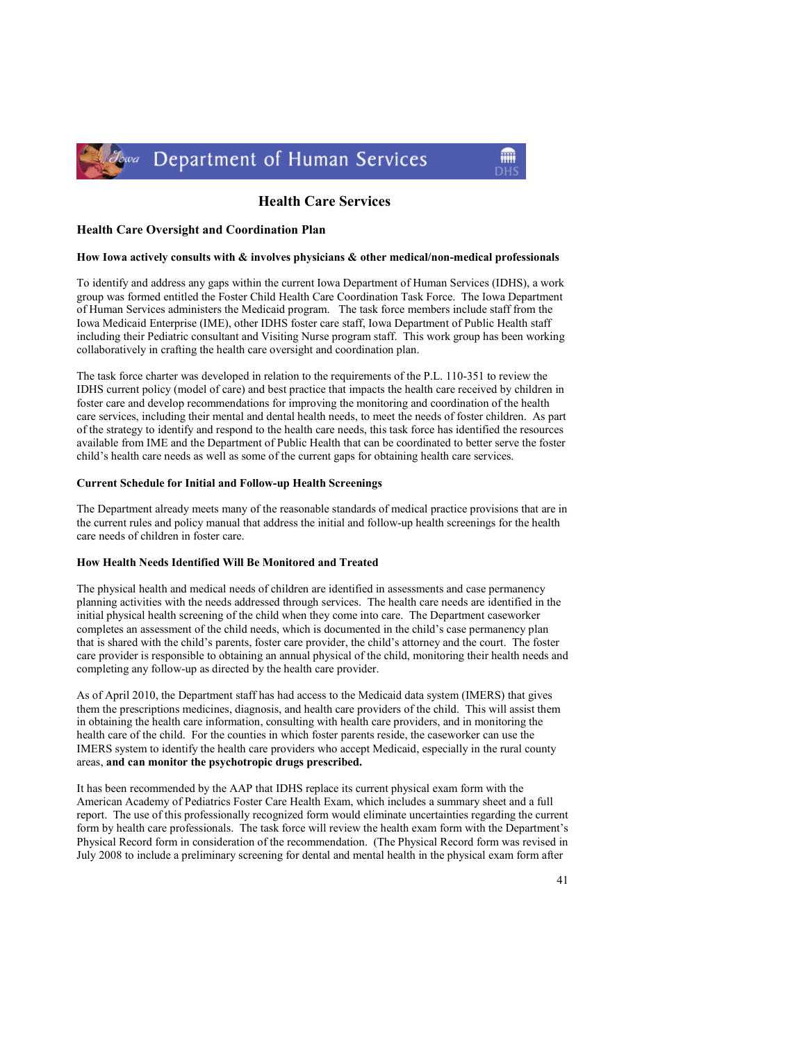## Health Care Services

### Health Care Oversight and Coordination Plan

#### How Iowa actively consults with & involves physicians & other medical/non-medical professionals

To identify and address any gaps within the current Iowa Department of Human Services (IDHS), a work group was formed entitled the Foster Child Health Care Coordination Task Force. The Iowa Department of Human Services administers the Medicaid program. The task force members include staff from the Iowa Medicaid Enterprise (IME), other IDHS foster care staff, Iowa Department of Public Health staff including their Pediatric consultant and Visiting Nurse program staff. This work group has been working collaboratively in crafting the health care oversight and coordination plan.

The task force charter was developed in relation to the requirements of the P.L. 110-351 to review the IDHS current policy (model of care) and best practice that impacts the health care received by children in foster care and develop recommendations for improving the monitoring and coordination of the health care services, including their mental and dental health needs, to meet the needs of foster children. As part of the strategy to identify and respond to the health care needs, this task force has identified the resources available from IME and the Department of Public Health that can be coordinated to better serve the foster child's health care needs as well as some of the current gaps for obtaining health care services.

#### Current Schedule for Initial and Follow-up Health Screenings

The Department already meets many of the reasonable standards of medical practice provisions that are in the current rules and policy manual that address the initial and follow-up health screenings for the health care needs of children in foster care.

#### How Health Needs Identified Will Be Monitored and Treated

The physical health and medical needs of children are identified in assessments and case permanency planning activities with the needs addressed through services. The health care needs are identified in the initial physical health screening of the child when they come into care. The Department caseworker completes an assessment of the child needs, which is documented in the child's case permanency plan that is shared with the child's parents, foster care provider, the child's attorney and the court. The foster care provider is responsible to obtaining an annual physical of the child, monitoring their health needs and completing any follow-up as directed by the health care provider.

As of April 2010, the Department staff has had access to the Medicaid data system (IMERS) that gives them the prescriptions medicines, diagnosis, and health care providers of the child. This will assist them in obtaining the health care information, consulting with health care providers, and in monitoring the health care of the child. For the counties in which foster parents reside, the caseworker can use the IMERS system to identify the health care providers who accept Medicaid, especially in the rural county areas, **and can monitor the psychotropic drugs prescribed.**

It has been recommended by the AAP that IDHS replace its current physical exam form with the American Academy of Pediatrics Foster Care Health Exam, which includes a summary sheet and a full report. The use of this professionally recognized form would eliminate uncertainties regarding the current form by health care professionals. The task force will review the health exam form with the Department's Physical Record form in consideration of the recommendation. (The Physical Record form was revised in July 2008 to include a preliminary screening for dental and mental health in the physical exam form after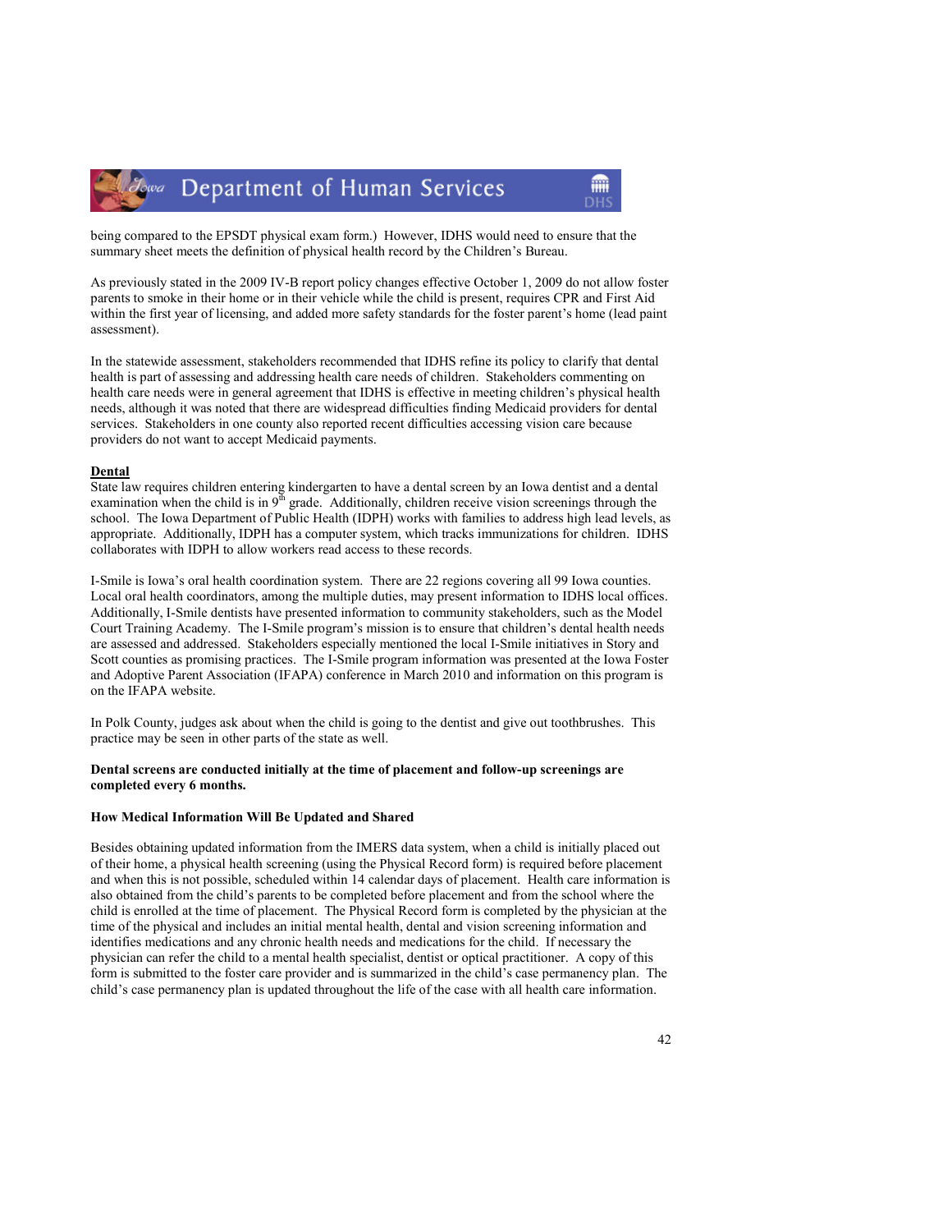being compared to the EPSDT physical exam form.) However, IDHS would need to ensure that the summary sheet meets the definition of physical health record by the Children's Bureau.

As previously stated in the 2009 IV-B report policy changes effective October 1, 2009 do not allow foster parents to smoke in their home or in their vehicle while the child is present, requires CPR and First Aid within the first year of licensing, and added more safety standards for the foster parent's home (lead paint assessment).

In the statewide assessment, stakeholders recommended that IDHS refine its policy to clarify that dental health is part of assessing and addressing health care needs of children. Stakeholders commenting on health care needs were in general agreement that IDHS is effective in meeting children's physical health needs, although it was noted that there are widespread difficulties finding Medicaid providers for dental services. Stakeholders in one county also reported recent difficulties accessing vision care because providers do not want to accept Medicaid payments.

**Dental**

State law requires children entering kindergarten to have a dental screen by an Iowa dentist and a dental examination when the child is in 9th grade. Additionally, children receive vision screenings through the school. The Iowa Department of Public Health (IDPH) works with families to address high lead levels, as appropriate. Additionally, IDPH has a computer system, which tracks immunizations for children. IDHS collaborates with IDPH to allow workers read access to these records.

I-Smile is Iowa's oral health coordination system. There are 22 regions covering all 99 Iowa counties. Local oral health coordinators, among the multiple duties, may present information to IDHS local offices. Additionally, I-Smile dentists have presented information to community stakeholders, such as the Model Court Training Academy. The I-Smile program's mission is to ensure that children's dental health needs are assessed and addressed. Stakeholders especially mentioned the local I-Smile initiatives in Story and Scott counties as promising practices. The I-Smile program information was presented at the Iowa Foster and Adoptive Parent Association (IFAPA) conference in March 2010 and information on this program is on the IFAPA website.

In Polk County, judges ask about when the child is going to the dentist and give out toothbrushes. This practice may be seen in other parts of the state as well.

**Dental screens are conducted initially at the time of placement and follow-up screenings are completed every 6 months.**

**How Medical Information Will Be Updated and Shared**

Besides obtaining updated information from the IMERS data system, when a child is initially placed out of their home, a physical health screening (using the Physical Record form) is required before placement and when this is not possible, scheduled within 14 calendar days of placement. Health care information is also obtained from the child's parents to be completed before placement and from the school where the child is enrolled at the time of placement. The Physical Record form is completed by the physician at the time of the physical and includes an initial mental health, dental and vision screening information and identifies medications and any chronic health needs and medications for the child. If necessary the physician can refer the child to a mental health specialist, dentist or optical practitioner. A copy of this form is submitted to the foster care provider and is summarized in the child's case permanency plan. The child's case permanency plan is updated throughout the life of the case with all health care information.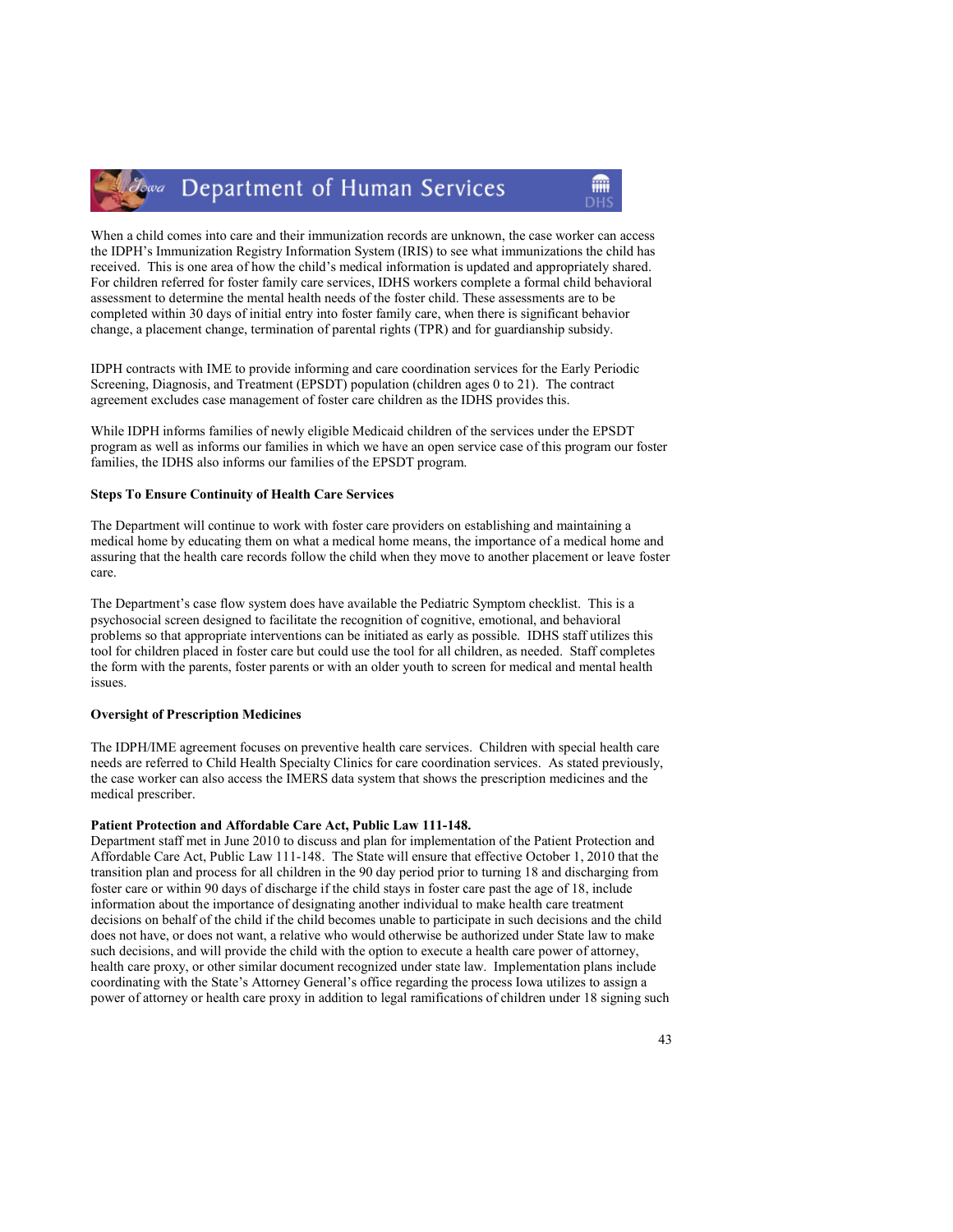When a child comes into care and their immunization records are unknown, the case worker can access the IDPH's Immunization Registry Information System (IRIS) to see what immunizations the child has received. This is one area of how the child's medical information is updated and appropriately shared. For children referred for foster family care services, IDHS workers complete a formal child behavioral assessment to determine the mental health needs of the foster child. These assessments are to be completed within 30 days of initial entry into foster family care, when there is significant behavior change, a placement change, termination of parental rights (TPR) and for guardianship subsidy.

IDPH contracts with IME to provide informing and care coordination services for the Early Periodic Screening, Diagnosis, and Treatment (EPSDT) population (children ages 0 to 21). The contract agreement excludes case management of foster care children as the IDHS provides this.

While IDPH informs families of newly eligible Medicaid children of the services under the EPSDT program as well as informs our families in which we have an open service case of this program our foster families, the IDHS also informs our families of the EPSDT program.

**Steps To Ensure Continuity of Health Care Services**

The Department will continue to work with foster care providers on establishing and maintaining a medical home by educating them on what a medical home means, the importance of a medical home and assuring that the health care records follow the child when they move to another placement or leave foster care.

The Department's case flow system does have available the Pediatric Symptom checklist. This is a psychosocial screen designed to facilitate the recognition of cognitive, emotional, and behavioral problems so that appropriate interventions can be initiated as early as possible. IDHS staff utilizes this tool for children placed in foster care but could use the tool for all children, as needed. Staff completes the form with the parents, foster parents or with an older youth to screen for medical and mental health issues.

**Oversight of Prescription Medicines**

The IDPH/IME agreement focuses on preventive health care services. Children with special health care needs are referred to Child Health Specialty Clinics for care coordination services. As stated previously, the case worker can also access the IMERS data system that shows the prescription medicines and the medical prescriber.

**Patient Protection and Affordable Care Act, Public Law 111-148.**
Department staff met in June 2010 to discuss and plan for implementation of the Patient Protection and Affordable Care Act, Public Law 111-148. The State will ensure that effective October 1, 2010 that the transition plan and process for all children in the 90 day period prior to turning 18 and discharging from foster care or within 90 days of discharge if the child stays in foster care past the age of 18, include information about the importance of designating another individual to make health care treatment decisions on behalf of the child if the child becomes unable to participate in such decisions and the child does not have, or does not want, a relative who would otherwise be authorized under State law to make such decisions, and will provide the child with the option to execute a health care power of attorney, health care proxy, or other similar document recognized under state law. Implementation plans include coordinating with the State's Attorney General's office regarding the process Iowa utilizes to assign a power of attorney or health care proxy in addition to legal ramifications of children under 18 signing such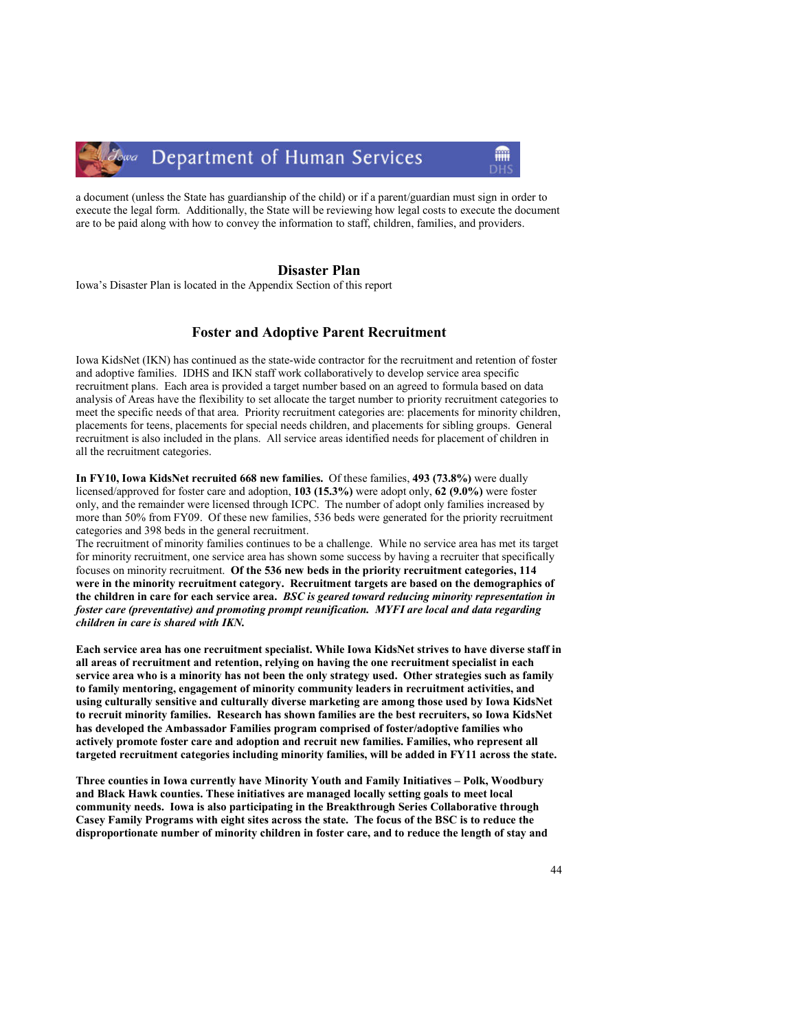a document (unless the State has guardianship of the child) or if a parent/guardian must sign in order to execute the legal form. Additionally, the State will be reviewing how legal costs to execute the document are to be paid along with how to convey the information to staff, children, families, and providers.

## Disaster Plan

Iowa's Disaster Plan is located in the Appendix Section of this report

## Foster and Adoptive Parent Recruitment

Iowa KidsNet (IKN) has continued as the state-wide contractor for the recruitment and retention of foster and adoptive families. IDHS and IKN staff work collaboratively to develop service area specific recruitment plans. Each area is provided a target number based on an agreed to formula based on data analysis of Areas have the flexibility to set allocate the target number to priority recruitment categories to meet the specific needs of that area. Priority recruitment categories are: placements for minority children, placements for teens, placements for special needs children, and placements for sibling groups. General recruitment is also included in the plans. All service areas identified needs for placement of children in all the recruitment categories.

**In FY10, Iowa KidsNet recruited 668 new families.** Of these families, **493 (73.8%)** were dually licensed/approved for foster care and adoption, **103 (15.3%)** were adopt only, **62 (9.0%)** were foster only, and the remainder were licensed through ICPC. The number of adopt only families increased by more than 50% from FY09. Of these new families, 536 beds were generated for the priority recruitment categories and 398 beds in the general recruitment.
The recruitment of minority families continues to be a challenge. While no service area has met its target for minority recruitment, one service area has shown some success by having a recruiter that specifically focuses on minority recruitment. **Of the 536 new beds in the priority recruitment categories, 114 were in the minority recruitment category. Recruitment targets are based on the demographics of the children in care for each service area.** ***BSC is geared toward reducing minority representation in foster care (preventative) and promoting prompt reunification. MYFI are local and data regarding children in care is shared with IKN.***

**Each service area has one recruitment specialist. While Iowa KidsNet strives to have diverse staff in all areas of recruitment and retention, relying on having the one recruitment specialist in each service area who is a minority has not been the only strategy used. Other strategies such as family to family mentoring, engagement of minority community leaders in recruitment activities, and using culturally sensitive and culturally diverse marketing are among those used by Iowa KidsNet to recruit minority families. Research has shown families are the best recruiters, so Iowa KidsNet has developed the Ambassador Families program comprised of foster/adoptive families who actively promote foster care and adoption and recruit new families. Families, who represent all targeted recruitment categories including minority families, will be added in FY11 across the state.**

**Three counties in Iowa currently have Minority Youth and Family Initiatives – Polk, Woodbury and Black Hawk counties. These initiatives are managed locally setting goals to meet local community needs. Iowa is also participating in the Breakthrough Series Collaborative through Casey Family Programs with eight sites across the state. The focus of the BSC is to reduce the disproportionate number of minority children in foster care, and to reduce the length of stay and**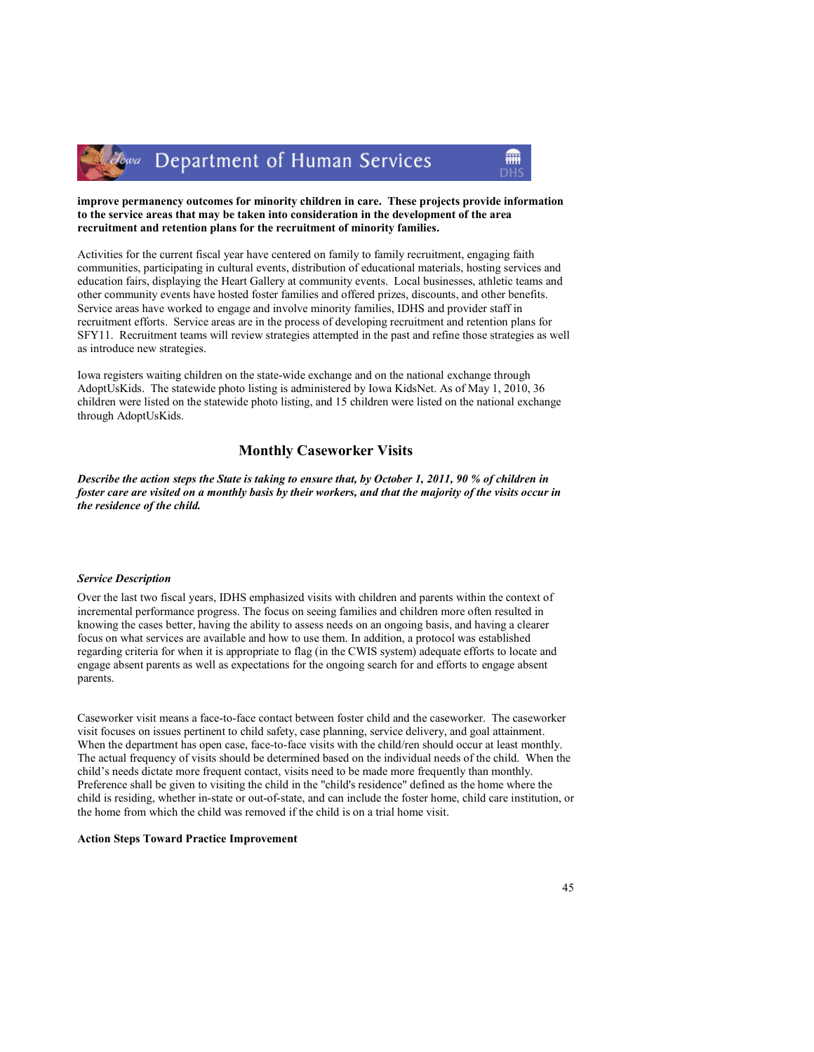**improve permanency outcomes for minority children in care. These projects provide information to the service areas that may be taken into consideration in the development of the area recruitment and retention plans for the recruitment of minority families.**

Activities for the current fiscal year have centered on family to family recruitment, engaging faith communities, participating in cultural events, distribution of educational materials, hosting services and education fairs, displaying the Heart Gallery at community events. Local businesses, athletic teams and other community events have hosted foster families and offered prizes, discounts, and other benefits. Service areas have worked to engage and involve minority families, IDHS and provider staff in recruitment efforts. Service areas are in the process of developing recruitment and retention plans for SFY11. Recruitment teams will review strategies attempted in the past and refine those strategies as well as introduce new strategies.

Iowa registers waiting children on the state-wide exchange and on the national exchange through AdoptUsKids. The statewide photo listing is administered by Iowa KidsNet. As of May 1, 2010, 36 children were listed on the statewide photo listing, and 15 children were listed on the national exchange through AdoptUsKids.

## Monthly Caseworker Visits

***Describe the action steps the State is taking to ensure that, by October 1, 2011, 90 % of children in foster care are visited on a monthly basis by their workers, and that the majority of the visits occur in the residence of the child.***

***Service Description***

Over the last two fiscal years, IDHS emphasized visits with children and parents within the context of incremental performance progress. The focus on seeing families and children more often resulted in knowing the cases better, having the ability to assess needs on an ongoing basis, and having a clearer focus on what services are available and how to use them. In addition, a protocol was established regarding criteria for when it is appropriate to flag (in the CWIS system) adequate efforts to locate and engage absent parents as well as expectations for the ongoing search for and efforts to engage absent parents.

Caseworker visit means a face-to-face contact between foster child and the caseworker. The caseworker visit focuses on issues pertinent to child safety, case planning, service delivery, and goal attainment. When the department has open case, face-to-face visits with the child/ren should occur at least monthly. The actual frequency of visits should be determined based on the individual needs of the child. When the child's needs dictate more frequent contact, visits need to be made more frequently than monthly. Preference shall be given to visiting the child in the "child's residence" defined as the home where the child is residing, whether in-state or out-of-state, and can include the foster home, child care institution, or the home from which the child was removed if the child is on a trial home visit.

**Action Steps Toward Practice Improvement**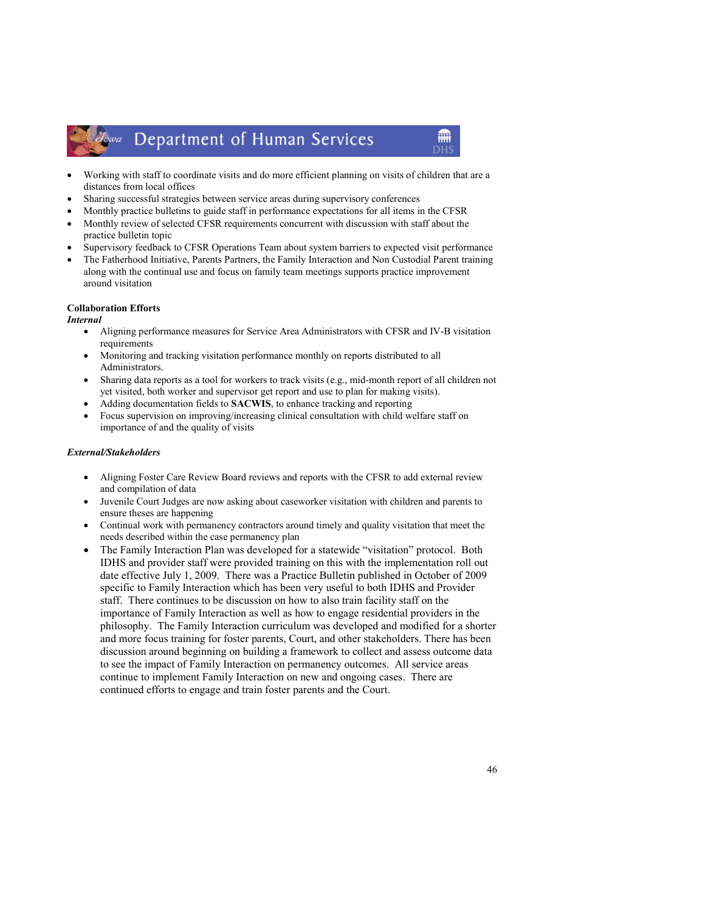- Working with staff to coordinate visits and do more efficient planning on visits of children that are a distances from local offices
- Sharing successful strategies between service areas during supervisory conferences
- Monthly practice bulletins to guide staff in performance expectations for all items in the CFSR
- Monthly review of selected CFSR requirements concurrent with discussion with staff about the practice bulletin topic
- Supervisory feedback to CFSR Operations Team about system barriers to expected visit performance
- The Fatherhood Initiative, Parents Partners, the Family Interaction and Non Custodial Parent training along with the continual use and focus on family team meetings supports practice improvement around visitation

**Collaboration Efforts**

***Internal***

- Aligning performance measures for Service Area Administrators with CFSR and IV-B visitation requirements
- Monitoring and tracking visitation performance monthly on reports distributed to all Administrators.
- Sharing data reports as a tool for workers to track visits (e.g., mid-month report of all children not yet visited, both worker and supervisor get report and use to plan for making visits).
- Adding documentation fields to **SACWIS**, to enhance tracking and reporting
- Focus supervision on improving/increasing clinical consultation with child welfare staff on importance of and the quality of visits

***External/Stakeholders***

- Aligning Foster Care Review Board reviews and reports with the CFSR to add external review and compilation of data
- Juvenile Court Judges are now asking about caseworker visitation with children and parents to ensure theses are happening
- Continual work with permanency contractors around timely and quality visitation that meet the needs described within the case permanency plan
- The Family Interaction Plan was developed for a statewide "visitation" protocol. Both IDHS and provider staff were provided training on this with the implementation roll out date effective July 1, 2009. There was a Practice Bulletin published in October of 2009 specific to Family Interaction which has been very useful to both IDHS and Provider staff. There continues to be discussion on how to also train facility staff on the importance of Family Interaction as well as how to engage residential providers in the philosophy. The Family Interaction curriculum was developed and modified for a shorter and more focus training for foster parents, Court, and other stakeholders. There has been discussion around beginning on building a framework to collect and assess outcome data to see the impact of Family Interaction on permanency outcomes. All service areas continue to implement Family Interaction on new and ongoing cases. There are continued efforts to engage and train foster parents and the Court.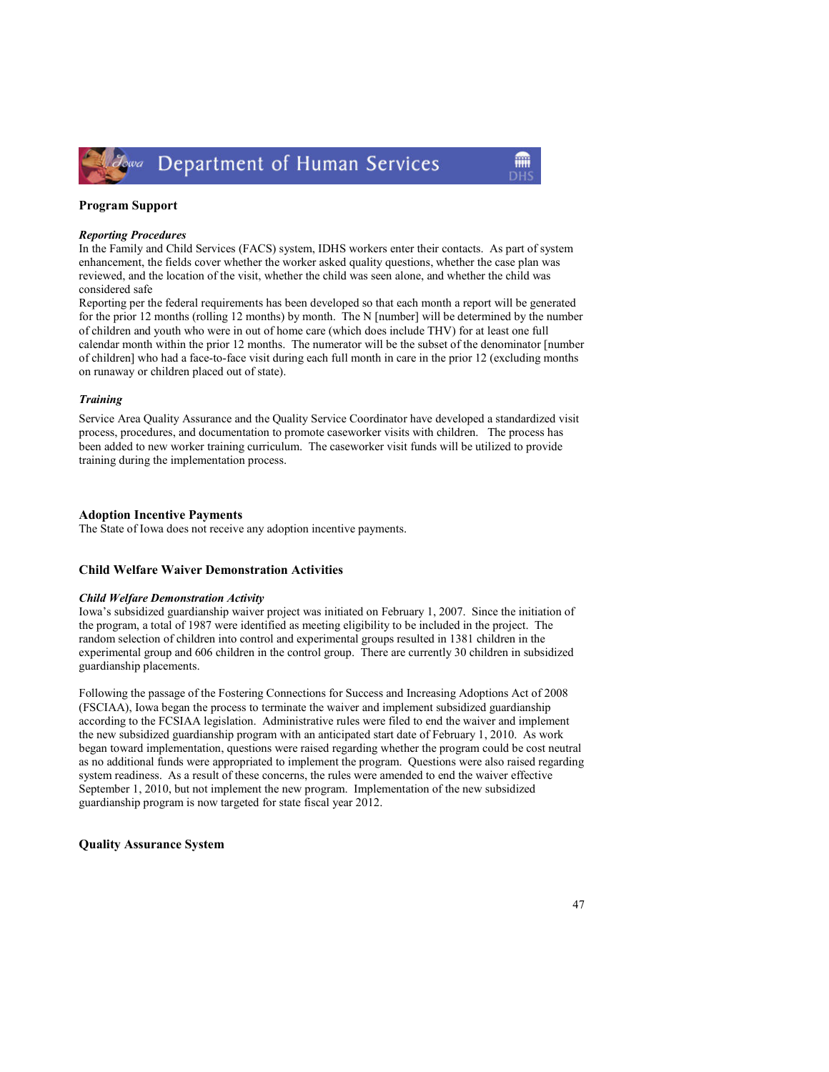## Program Support

### *Reporting Procedures*

In the Family and Child Services (FACS) system, IDHS workers enter their contacts. As part of system enhancement, the fields cover whether the worker asked quality questions, whether the case plan was reviewed, and the location of the visit, whether the child was seen alone, and whether the child was considered safe

Reporting per the federal requirements has been developed so that each month a report will be generated for the prior 12 months (rolling 12 months) by month. The N [number] will be determined by the number of children and youth who were in out of home care (which does include THV) for at least one full calendar month within the prior 12 months. The numerator will be the subset of the denominator [number of children] who had a face-to-face visit during each full month in care in the prior 12 (excluding months on runaway or children placed out of state).

### *Training*

Service Area Quality Assurance and the Quality Service Coordinator have developed a standardized visit process, procedures, and documentation to promote caseworker visits with children. The process has been added to new worker training curriculum. The caseworker visit funds will be utilized to provide training during the implementation process.

## Adoption Incentive Payments

The State of Iowa does not receive any adoption incentive payments.

## Child Welfare Waiver Demonstration Activities

### *Child Welfare Demonstration Activity*

Iowa's subsidized guardianship waiver project was initiated on February 1, 2007. Since the initiation of the program, a total of 1987 were identified as meeting eligibility to be included in the project. The random selection of children into control and experimental groups resulted in 1381 children in the experimental group and 606 children in the control group. There are currently 30 children in subsidized guardianship placements.

Following the passage of the Fostering Connections for Success and Increasing Adoptions Act of 2008 (FSCIAA), Iowa began the process to terminate the waiver and implement subsidized guardianship according to the FCSIAA legislation. Administrative rules were filed to end the waiver and implement the new subsidized guardianship program with an anticipated start date of February 1, 2010. As work began toward implementation, questions were raised regarding whether the program could be cost neutral as no additional funds were appropriated to implement the program. Questions were also raised regarding system readiness. As a result of these concerns, the rules were amended to end the waiver effective September 1, 2010, but not implement the new program. Implementation of the new subsidized guardianship program is now targeted for state fiscal year 2012.

## Quality Assurance System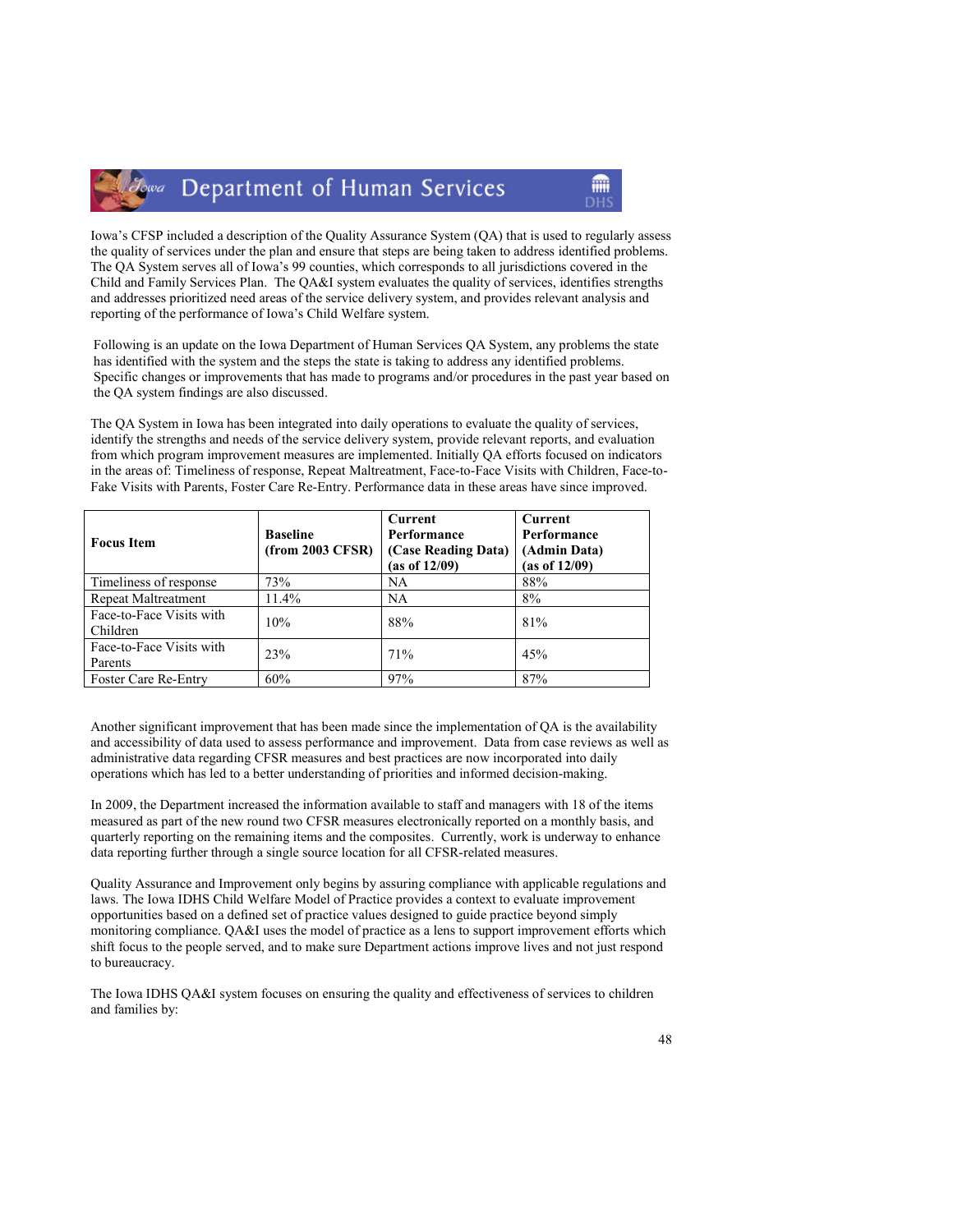Iowa's CFSP included a description of the Quality Assurance System (QA) that is used to regularly assess the quality of services under the plan and ensure that steps are being taken to address identified problems. The QA System serves all of Iowa's 99 counties, which corresponds to all jurisdictions covered in the Child and Family Services Plan. The QA&I system evaluates the quality of services, identifies strengths and addresses prioritized need areas of the service delivery system, and provides relevant analysis and reporting of the performance of Iowa's Child Welfare system.

Following is an update on the Iowa Department of Human Services QA System, any problems the state has identified with the system and the steps the state is taking to address any identified problems. Specific changes or improvements that has made to programs and/or procedures in the past year based on the QA system findings are also discussed.

The QA System in Iowa has been integrated into daily operations to evaluate the quality of services, identify the strengths and needs of the service delivery system, provide relevant reports, and evaluation from which program improvement measures are implemented. Initially QA efforts focused on indicators in the areas of: Timeliness of response, Repeat Maltreatment, Face-to-Face Visits with Children, Face-to-Fake Visits with Parents, Foster Care Re-Entry. Performance data in these areas have since improved.

| Focus Item | Baseline (from 2003 CFSR) | Current Performance (Case Reading Data) (as of 12/09) | Current Performance (Admin Data) (as of 12/09) |
|---|---|---|---|
| Timeliness of response | 73% | NA | 88% |
| Repeat Maltreatment | 11.4% | NA | 8% |
| Face-to-Face Visits with Children | 10% | 88% | 81% |
| Face-to-Face Visits with Parents | 23% | 71% | 45% |
| Foster Care Re-Entry | 60% | 97% | 87% |

Another significant improvement that has been made since the implementation of QA is the availability and accessibility of data used to assess performance and improvement. Data from case reviews as well as administrative data regarding CFSR measures and best practices are now incorporated into daily operations which has led to a better understanding of priorities and informed decision-making.

In 2009, the Department increased the information available to staff and managers with 18 of the items measured as part of the new round two CFSR measures electronically reported on a monthly basis, and quarterly reporting on the remaining items and the composites. Currently, work is underway to enhance data reporting further through a single source location for all CFSR-related measures.

Quality Assurance and Improvement only begins by assuring compliance with applicable regulations and laws. The Iowa IDHS Child Welfare Model of Practice provides a context to evaluate improvement opportunities based on a defined set of practice values designed to guide practice beyond simply monitoring compliance. QA&I uses the model of practice as a lens to support improvement efforts which shift focus to the people served, and to make sure Department actions improve lives and not just respond to bureaucracy.

The Iowa IDHS QA&I system focuses on ensuring the quality and effectiveness of services to children and families by: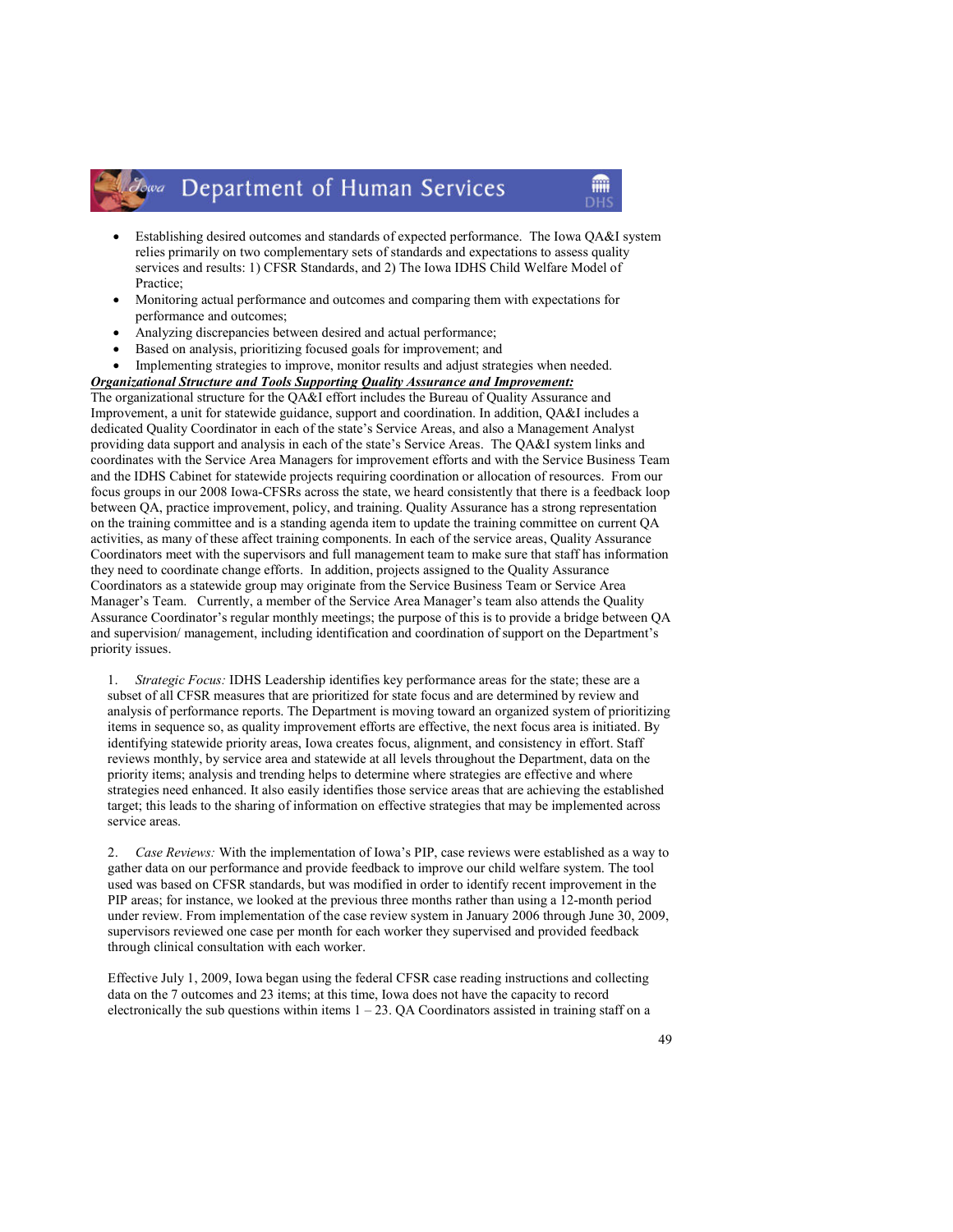- Establishing desired outcomes and standards of expected performance. The Iowa QA&I system relies primarily on two complementary sets of standards and expectations to assess quality services and results: 1) CFSR Standards, and 2) The Iowa IDHS Child Welfare Model of Practice;
- Monitoring actual performance and outcomes and comparing them with expectations for performance and outcomes;
- Analyzing discrepancies between desired and actual performance;
- Based on analysis, prioritizing focused goals for improvement; and
- Implementing strategies to improve, monitor results and adjust strategies when needed.

***Organizational Structure and Tools Supporting Quality Assurance and Improvement:***
The organizational structure for the QA&I effort includes the Bureau of Quality Assurance and Improvement, a unit for statewide guidance, support and coordination. In addition, QA&I includes a dedicated Quality Coordinator in each of the state's Service Areas, and also a Management Analyst providing data support and analysis in each of the state's Service Areas. The QA&I system links and coordinates with the Service Area Managers for improvement efforts and with the Service Business Team and the IDHS Cabinet for statewide projects requiring coordination or allocation of resources. From our focus groups in our 2008 Iowa-CFSRs across the state, we heard consistently that there is a feedback loop between QA, practice improvement, policy, and training. Quality Assurance has a strong representation on the training committee and is a standing agenda item to update the training committee on current QA activities, as many of these affect training components. In each of the service areas, Quality Assurance Coordinators meet with the supervisors and full management team to make sure that staff has information they need to coordinate change efforts. In addition, projects assigned to the Quality Assurance Coordinators as a statewide group may originate from the Service Business Team or Service Area Manager's Team. Currently, a member of the Service Area Manager's team also attends the Quality Assurance Coordinator's regular monthly meetings; the purpose of this is to provide a bridge between QA and supervision/ management, including identification and coordination of support on the Department's priority issues.

1. *Strategic Focus:* IDHS Leadership identifies key performance areas for the state; these are a subset of all CFSR measures that are prioritized for state focus and are determined by review and analysis of performance reports. The Department is moving toward an organized system of prioritizing items in sequence so, as quality improvement efforts are effective, the next focus area is initiated. By identifying statewide priority areas, Iowa creates focus, alignment, and consistency in effort. Staff reviews monthly, by service area and statewide at all levels throughout the Department, data on the priority items; analysis and trending helps to determine where strategies are effective and where strategies need enhanced. It also easily identifies those service areas that are achieving the established target; this leads to the sharing of information on effective strategies that may be implemented across service areas.

2. *Case Reviews:* With the implementation of Iowa's PIP, case reviews were established as a way to gather data on our performance and provide feedback to improve our child welfare system. The tool used was based on CFSR standards, but was modified in order to identify recent improvement in the PIP areas; for instance, we looked at the previous three months rather than using a 12-month period under review. From implementation of the case review system in January 2006 through June 30, 2009, supervisors reviewed one case per month for each worker they supervised and provided feedback through clinical consultation with each worker.

   Effective July 1, 2009, Iowa began using the federal CFSR case reading instructions and collecting data on the 7 outcomes and 23 items; at this time, Iowa does not have the capacity to record electronically the sub questions within items 1 – 23. QA Coordinators assisted in training staff on a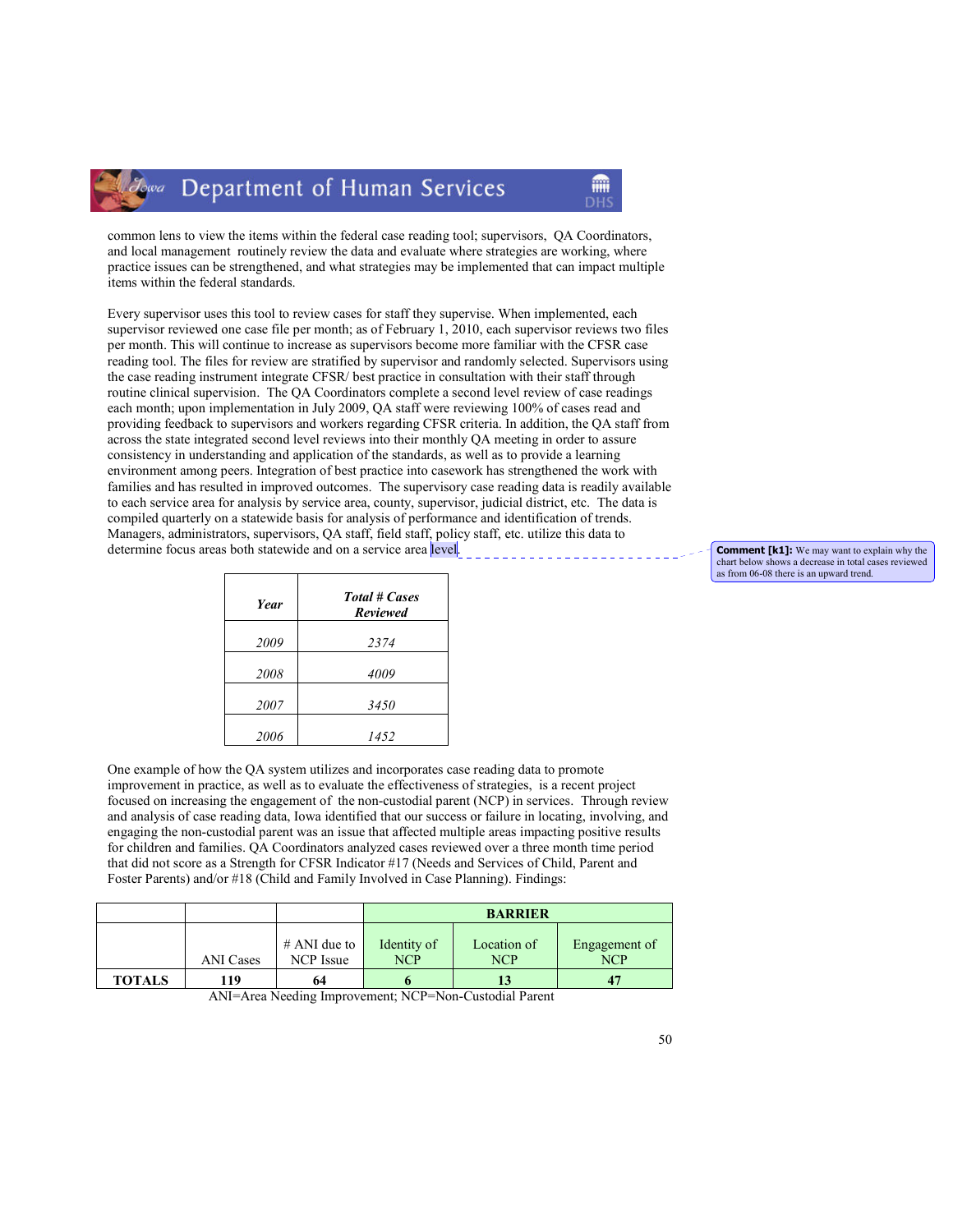common lens to view the items within the federal case reading tool; supervisors, QA Coordinators, and local management routinely review the data and evaluate where strategies are working, where practice issues can be strengthened, and what strategies may be implemented that can impact multiple items within the federal standards.

Every supervisor uses this tool to review cases for staff they supervise. When implemented, each supervisor reviewed one case file per month; as of February 1, 2010, each supervisor reviews two files per month. This will continue to increase as supervisors become more familiar with the CFSR case reading tool. The files for review are stratified by supervisor and randomly selected. Supervisors using the case reading instrument integrate CFSR/ best practice in consultation with their staff through routine clinical supervision. The QA Coordinators complete a second level review of case readings each month; upon implementation in July 2009, QA staff were reviewing 100% of cases read and providing feedback to supervisors and workers regarding CFSR criteria. In addition, the QA staff from across the state integrated second level reviews into their monthly QA meeting in order to assure consistency in understanding and application of the standards, as well as to provide a learning environment among peers. Integration of best practice into casework has strengthened the work with families and has resulted in improved outcomes. The supervisory case reading data is readily available to each service area for analysis by service area, county, supervisor, judicial district, etc. The data is compiled quarterly on a statewide basis for analysis of performance and identification of trends. Managers, administrators, supervisors, QA staff, field staff, policy staff, etc. utilize this data to determine focus areas both statewide and on a service area level.

Comment [k1]: We may want to explain why the chart below shows a decrease in total cases reviewed as from 06-08 there is an upward trend.

| ***Year*** | ***Total # Cases Reviewed*** |
|---|---|
| *2009* | *2374* |
| *2008* | *4009* |
| *2007* | *3450* |
| *2006* | *1452* |

One example of how the QA system utilizes and incorporates case reading data to promote improvement in practice, as well as to evaluate the effectiveness of strategies, is a recent project focused on increasing the engagement of the non-custodial parent (NCP) in services. Through review and analysis of case reading data, Iowa identified that our success or failure in locating, involving, and engaging the non-custodial parent was an issue that affected multiple areas impacting positive results for children and families. QA Coordinators analyzed cases reviewed over a three month time period that did not score as a Strength for CFSR Indicator #17 (Needs and Services of Child, Parent and Foster Parents) and/or #18 (Child and Family Involved in Case Planning). Findings:

| | | | **BARRIER** | | |
|---|---|---|---|---|---|
| | ANI Cases | # ANI due to NCP Issue | Identity of NCP | Location of NCP | Engagement of NCP |
| **TOTALS** | **119** | **64** | **6** | **13** | **47** |

ANI=Area Needing Improvement; NCP=Non-Custodial Parent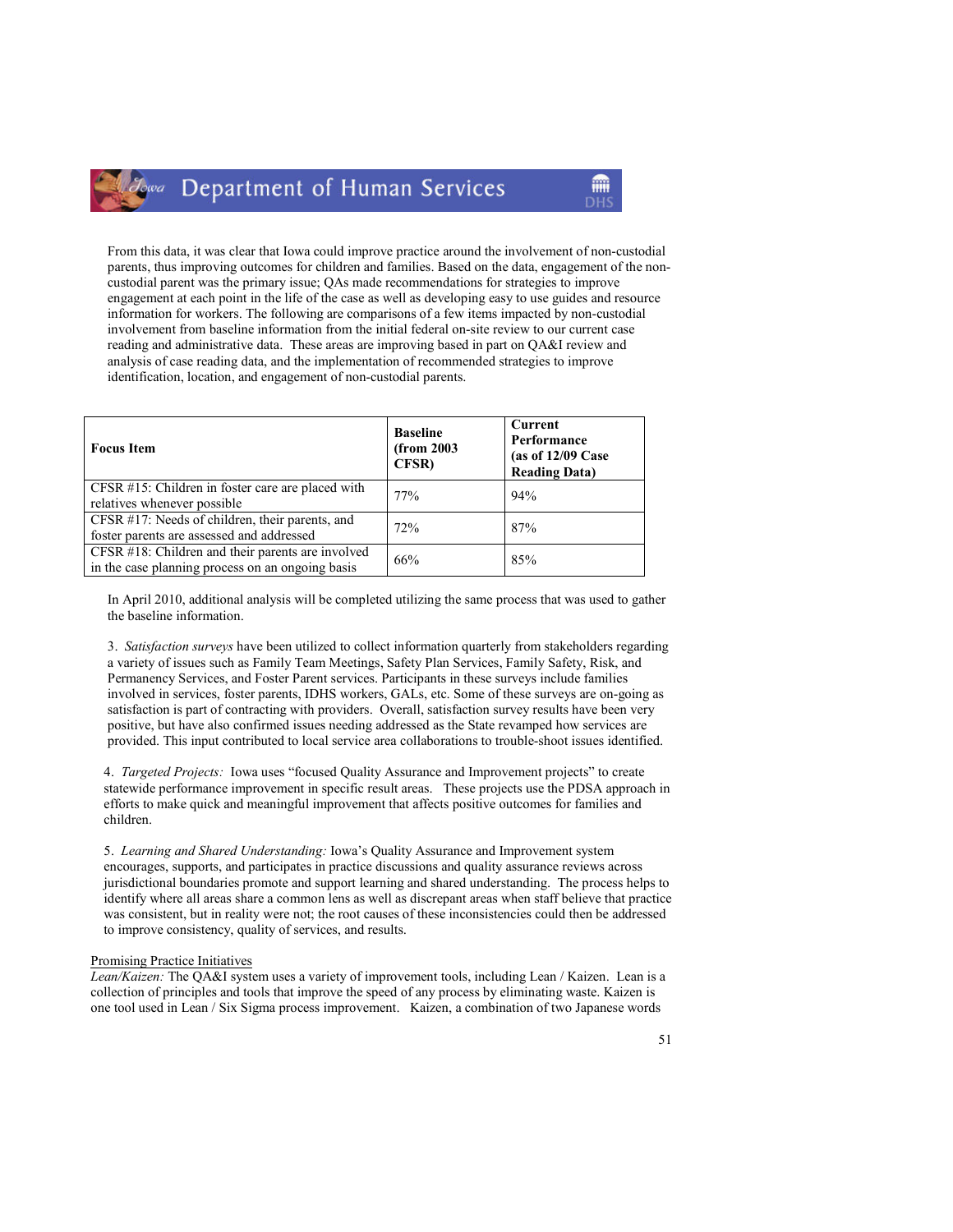From this data, it was clear that Iowa could improve practice around the involvement of non-custodial parents, thus improving outcomes for children and families. Based on the data, engagement of the non-custodial parent was the primary issue; QAs made recommendations for strategies to improve engagement at each point in the life of the case as well as developing easy to use guides and resource information for workers. The following are comparisons of a few items impacted by non-custodial involvement from baseline information from the initial federal on-site review to our current case reading and administrative data. These areas are improving based in part on QA&I review and analysis of case reading data, and the implementation of recommended strategies to improve identification, location, and engagement of non-custodial parents.

| **Focus Item** | **Baseline (from 2003 CFSR)** | **Current Performance (as of 12/09 Case Reading Data)** |
|---|---|---|
| CFSR #15: Children in foster care are placed with relatives whenever possible | 77% | 94% |
| CFSR #17: Needs of children, their parents, and foster parents are assessed and addressed | 72% | 87% |
| CFSR #18: Children and their parents are involved in the case planning process on an ongoing basis | 66% | 85% |

In April 2010, additional analysis will be completed utilizing the same process that was used to gather the baseline information.

3. *Satisfaction surveys* have been utilized to collect information quarterly from stakeholders regarding a variety of issues such as Family Team Meetings, Safety Plan Services, Family Safety, Risk, and Permanency Services, and Foster Parent services. Participants in these surveys include families involved in services, foster parents, IDHS workers, GALs, etc. Some of these surveys are on-going as satisfaction is part of contracting with providers. Overall, satisfaction survey results have been very positive, but have also confirmed issues needing addressed as the State revamped how services are provided. This input contributed to local service area collaborations to trouble-shoot issues identified.

4. *Targeted Projects:* Iowa uses "focused Quality Assurance and Improvement projects" to create statewide performance improvement in specific result areas. These projects use the PDSA approach in efforts to make quick and meaningful improvement that affects positive outcomes for families and children.

5. *Learning and Shared Understanding:* Iowa's Quality Assurance and Improvement system encourages, supports, and participates in practice discussions and quality assurance reviews across jurisdictional boundaries promote and support learning and shared understanding. The process helps to identify where all areas share a common lens as well as discrepant areas when staff believe that practice was consistent, but in reality were not; the root causes of these inconsistencies could then be addressed to improve consistency, quality of services, and results.

Promising Practice Initiatives

*Lean/Kaizen:* The QA&I system uses a variety of improvement tools, including Lean / Kaizen. Lean is a collection of principles and tools that improve the speed of any process by eliminating waste. Kaizen is one tool used in Lean / Six Sigma process improvement. Kaizen, a combination of two Japanese words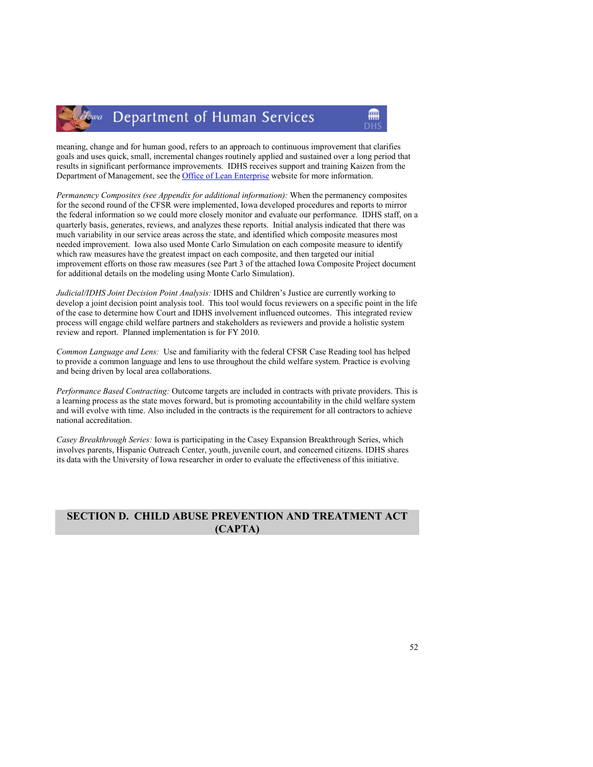meaning, change and for human good, refers to an approach to continuous improvement that clarifies goals and uses quick, small, incremental changes routinely applied and sustained over a long period that results in significant performance improvements. IDHS receives support and training Kaizen from the Department of Management, see the Office of Lean Enterprise website for more information.

*Permanency Composites (see Appendix for additional information):* When the permanency composites for the second round of the CFSR were implemented, Iowa developed procedures and reports to mirror the federal information so we could more closely monitor and evaluate our performance. IDHS staff, on a quarterly basis, generates, reviews, and analyzes these reports. Initial analysis indicated that there was much variability in our service areas across the state, and identified which composite measures most needed improvement. Iowa also used Monte Carlo Simulation on each composite measure to identify which raw measures have the greatest impact on each composite, and then targeted our initial improvement efforts on those raw measures (see Part 3 of the attached Iowa Composite Project document for additional details on the modeling using Monte Carlo Simulation).

*Judicial/IDHS Joint Decision Point Analysis:* IDHS and Children's Justice are currently working to develop a joint decision point analysis tool. This tool would focus reviewers on a specific point in the life of the case to determine how Court and IDHS involvement influenced outcomes. This integrated review process will engage child welfare partners and stakeholders as reviewers and provide a holistic system review and report. Planned implementation is for FY 2010.

*Common Language and Lens:* Use and familiarity with the federal CFSR Case Reading tool has helped to provide a common language and lens to use throughout the child welfare system. Practice is evolving and being driven by local area collaborations.

*Performance Based Contracting:* Outcome targets are included in contracts with private providers. This is a learning process as the state moves forward, but is promoting accountability in the child welfare system and will evolve with time. Also included in the contracts is the requirement for all contractors to achieve national accreditation.

*Casey Breakthrough Series:* Iowa is participating in the Casey Expansion Breakthrough Series, which involves parents, Hispanic Outreach Center, youth, juvenile court, and concerned citizens. IDHS shares its data with the University of Iowa researcher in order to evaluate the effectiveness of this initiative.

## SECTION D. CHILD ABUSE PREVENTION AND TREATMENT ACT (CAPTA)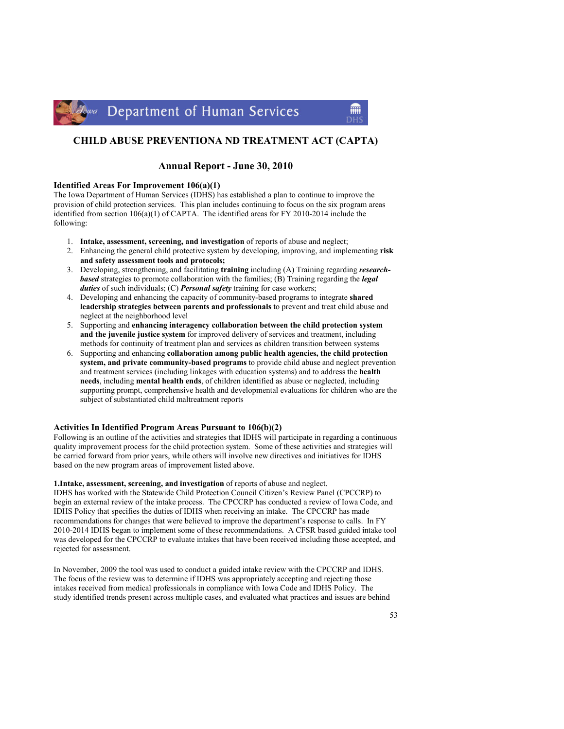Department of Human Services

# CHILD ABUSE PREVENTIONA ND TREATMENT ACT (CAPTA)

## Annual Report - June 30, 2010

### Identified Areas For Improvement 106(a)(1)

The Iowa Department of Human Services (IDHS) has established a plan to continue to improve the provision of child protection services. This plan includes continuing to focus on the six program areas identified from section 106(a)(1) of CAPTA. The identified areas for FY 2010-2014 include the following:

1. **Intake, assessment, screening, and investigation** of reports of abuse and neglect;
2. Enhancing the general child protective system by developing, improving, and implementing **risk and safety assessment tools and protocols;**
3. Developing, strengthening, and facilitating **training** including (A) Training regarding ***research-based*** strategies to promote collaboration with the families; (B) Training regarding the ***legal duties*** of such individuals; (C) ***Personal safety*** training for case workers;
4. Developing and enhancing the capacity of community-based programs to integrate **shared leadership strategies between parents and professionals** to prevent and treat child abuse and neglect at the neighborhood level
5. Supporting and **enhancing interagency collaboration between the child protection system and the juvenile justice system** for improved delivery of services and treatment, including methods for continuity of treatment plan and services as children transition between systems
6. Supporting and enhancing **collaboration among public health agencies, the child protection system, and private community-based programs** to provide child abuse and neglect prevention and treatment services (including linkages with education systems) and to address the **health needs**, including **mental health ends**, of children identified as abuse or neglected, including supporting prompt, comprehensive health and developmental evaluations for children who are the subject of substantiated child maltreatment reports

### Activities In Identified Program Areas Pursuant to 106(b)(2)

Following is an outline of the activities and strategies that IDHS will participate in regarding a continuous quality improvement process for the child protection system. Some of these activities and strategies will be carried forward from prior years, while others will involve new directives and initiatives for IDHS based on the new program areas of improvement listed above.

**1.Intake, assessment, screening, and investigation** of reports of abuse and neglect.
IDHS has worked with the Statewide Child Protection Council Citizen's Review Panel (CPCCRP) to begin an external review of the intake process. The CPCCRP has conducted a review of Iowa Code, and IDHS Policy that specifies the duties of IDHS when receiving an intake. The CPCCRP has made recommendations for changes that were believed to improve the department's response to calls. In FY 2010-2014 IDHS began to implement some of these recommendations. A CFSR based guided intake tool was developed for the CPCCRP to evaluate intakes that have been received including those accepted, and rejected for assessment.

In November, 2009 the tool was used to conduct a guided intake review with the CPCCRP and IDHS. The focus of the review was to determine if IDHS was appropriately accepting and rejecting those intakes received from medical professionals in compliance with Iowa Code and IDHS Policy. The study identified trends present across multiple cases, and evaluated what practices and issues are behind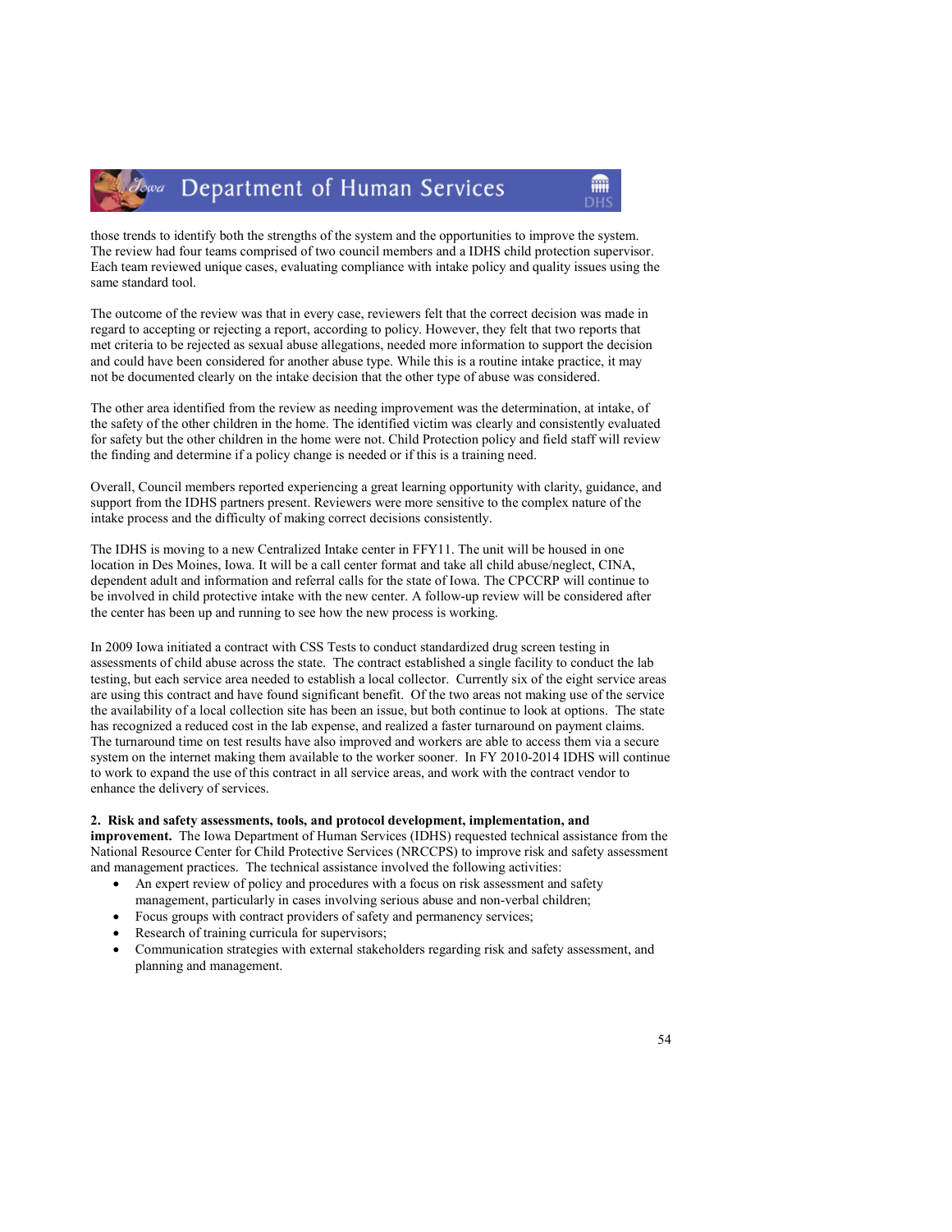those trends to identify both the strengths of the system and the opportunities to improve the system. The review had four teams comprised of two council members and a IDHS child protection supervisor. Each team reviewed unique cases, evaluating compliance with intake policy and quality issues using the same standard tool.

The outcome of the review was that in every case, reviewers felt that the correct decision was made in regard to accepting or rejecting a report, according to policy. However, they felt that two reports that met criteria to be rejected as sexual abuse allegations, needed more information to support the decision and could have been considered for another abuse type. While this is a routine intake practice, it may not be documented clearly on the intake decision that the other type of abuse was considered.

The other area identified from the review as needing improvement was the determination, at intake, of the safety of the other children in the home. The identified victim was clearly and consistently evaluated for safety but the other children in the home were not. Child Protection policy and field staff will review the finding and determine if a policy change is needed or if this is a training need.

Overall, Council members reported experiencing a great learning opportunity with clarity, guidance, and support from the IDHS partners present. Reviewers were more sensitive to the complex nature of the intake process and the difficulty of making correct decisions consistently.

The IDHS is moving to a new Centralized Intake center in FFY11. The unit will be housed in one location in Des Moines, Iowa. It will be a call center format and take all child abuse/neglect, CINA, dependent adult and information and referral calls for the state of Iowa. The CPCCRP will continue to be involved in child protective intake with the new center. A follow-up review will be considered after the center has been up and running to see how the new process is working.

In 2009 Iowa initiated a contract with CSS Tests to conduct standardized drug screen testing in assessments of child abuse across the state. The contract established a single facility to conduct the lab testing, but each service area needed to establish a local collector. Currently six of the eight service areas are using this contract and have found significant benefit. Of the two areas not making use of the service the availability of a local collection site has been an issue, but both continue to look at options. The state has recognized a reduced cost in the lab expense, and realized a faster turnaround on payment claims. The turnaround time on test results have also improved and workers are able to access them via a secure system on the internet making them available to the worker sooner. In FY 2010-2014 IDHS will continue to work to expand the use of this contract in all service areas, and work with the contract vendor to enhance the delivery of services.

**2. Risk and safety assessments, tools, and protocol development, implementation, and improvement.** The Iowa Department of Human Services (IDHS) requested technical assistance from the National Resource Center for Child Protective Services (NRCCPS) to improve risk and safety assessment and management practices. The technical assistance involved the following activities:

- An expert review of policy and procedures with a focus on risk assessment and safety management, particularly in cases involving serious abuse and non-verbal children;
- Focus groups with contract providers of safety and permanency services;
- Research of training curricula for supervisors;
- Communication strategies with external stakeholders regarding risk and safety assessment, and planning and management.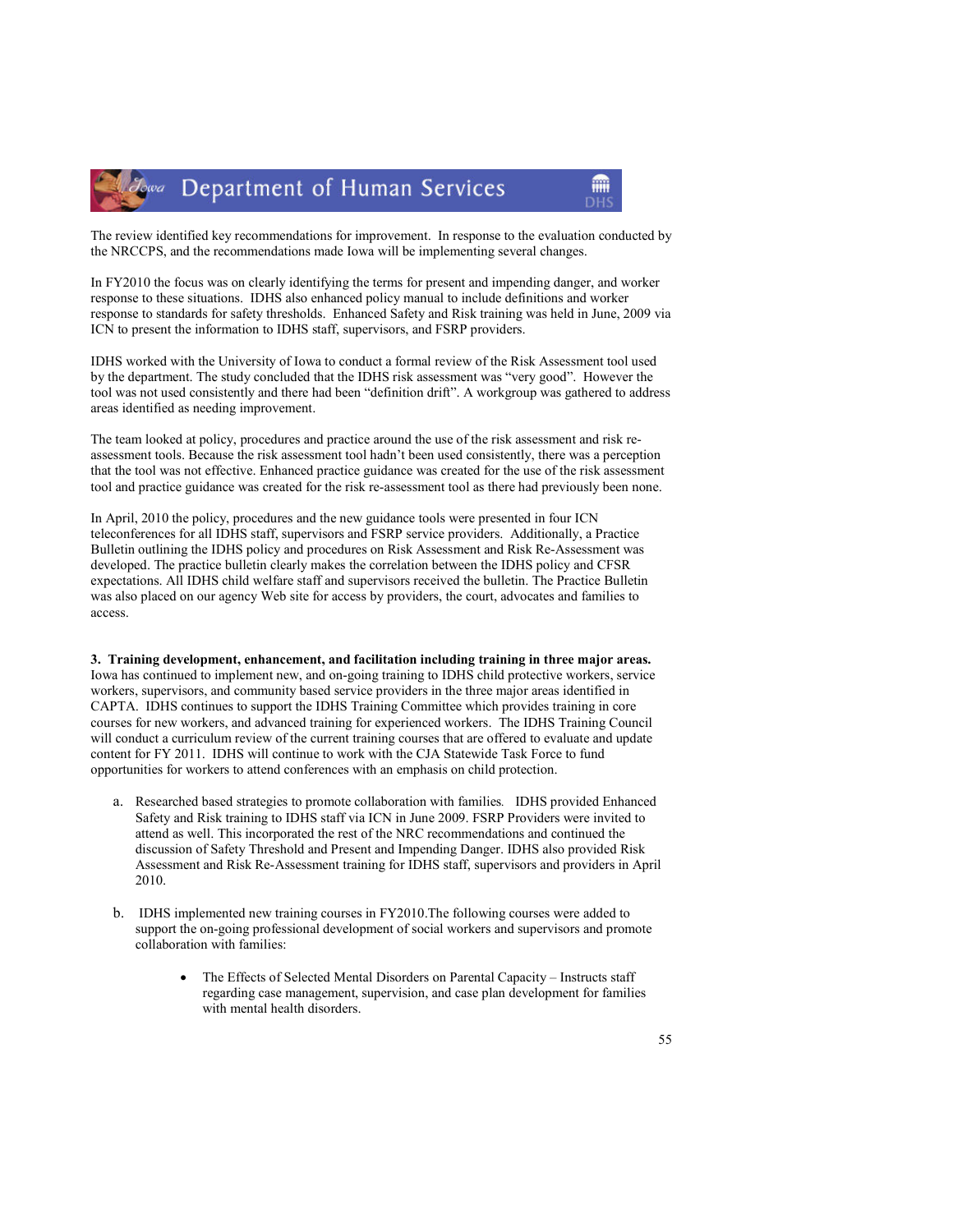The review identified key recommendations for improvement. In response to the evaluation conducted by the NRCCPS, and the recommendations made Iowa will be implementing several changes.

In FY2010 the focus was on clearly identifying the terms for present and impending danger, and worker response to these situations. IDHS also enhanced policy manual to include definitions and worker response to standards for safety thresholds. Enhanced Safety and Risk training was held in June, 2009 via ICN to present the information to IDHS staff, supervisors, and FSRP providers.

IDHS worked with the University of Iowa to conduct a formal review of the Risk Assessment tool used by the department. The study concluded that the IDHS risk assessment was "very good". However the tool was not used consistently and there had been "definition drift". A workgroup was gathered to address areas identified as needing improvement.

The team looked at policy, procedures and practice around the use of the risk assessment and risk re-assessment tools. Because the risk assessment tool hadn't been used consistently, there was a perception that the tool was not effective. Enhanced practice guidance was created for the use of the risk assessment tool and practice guidance was created for the risk re-assessment tool as there had previously been none.

In April, 2010 the policy, procedures and the new guidance tools were presented in four ICN teleconferences for all IDHS staff, supervisors and FSRP service providers. Additionally, a Practice Bulletin outlining the IDHS policy and procedures on Risk Assessment and Risk Re-Assessment was developed. The practice bulletin clearly makes the correlation between the IDHS policy and CFSR expectations. All IDHS child welfare staff and supervisors received the bulletin. The Practice Bulletin was also placed on our agency Web site for access by providers, the court, advocates and families to access.

**3. Training development, enhancement, and facilitation including training in three major areas.** Iowa has continued to implement new, and on-going training to IDHS child protective workers, service workers, supervisors, and community based service providers in the three major areas identified in CAPTA. IDHS continues to support the IDHS Training Committee which provides training in core courses for new workers, and advanced training for experienced workers. The IDHS Training Council will conduct a curriculum review of the current training courses that are offered to evaluate and update content for FY 2011. IDHS will continue to work with the CJA Statewide Task Force to fund opportunities for workers to attend conferences with an emphasis on child protection.

a. Researched based strategies to promote collaboration with families. IDHS provided Enhanced Safety and Risk training to IDHS staff via ICN in June 2009. FSRP Providers were invited to attend as well. This incorporated the rest of the NRC recommendations and continued the discussion of Safety Threshold and Present and Impending Danger. IDHS also provided Risk Assessment and Risk Re-Assessment training for IDHS staff, supervisors and providers in April 2010.

b. IDHS implemented new training courses in FY2010.The following courses were added to support the on-going professional development of social workers and supervisors and promote collaboration with families:

   - The Effects of Selected Mental Disorders on Parental Capacity – Instructs staff regarding case management, supervision, and case plan development for families with mental health disorders.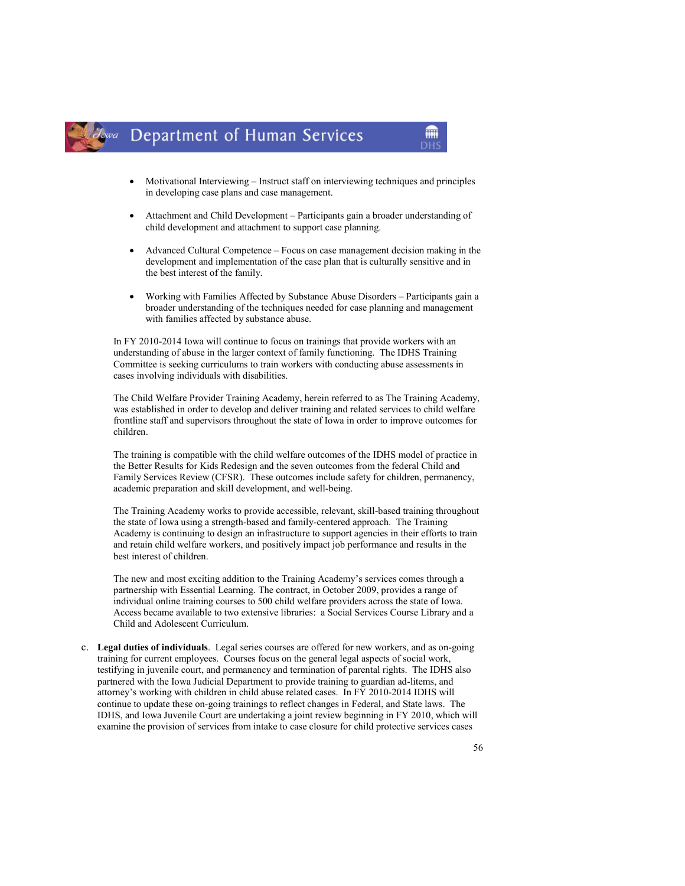- Motivational Interviewing – Instruct staff on interviewing techniques and principles in developing case plans and case management.

- Attachment and Child Development – Participants gain a broader understanding of child development and attachment to support case planning.

- Advanced Cultural Competence – Focus on case management decision making in the development and implementation of the case plan that is culturally sensitive and in the best interest of the family.

- Working with Families Affected by Substance Abuse Disorders – Participants gain a broader understanding of the techniques needed for case planning and management with families affected by substance abuse.

In FY 2010-2014 Iowa will continue to focus on trainings that provide workers with an understanding of abuse in the larger context of family functioning. The IDHS Training Committee is seeking curriculums to train workers with conducting abuse assessments in cases involving individuals with disabilities.

The Child Welfare Provider Training Academy, herein referred to as The Training Academy, was established in order to develop and deliver training and related services to child welfare frontline staff and supervisors throughout the state of Iowa in order to improve outcomes for children.

The training is compatible with the child welfare outcomes of the IDHS model of practice in the Better Results for Kids Redesign and the seven outcomes from the federal Child and Family Services Review (CFSR). These outcomes include safety for children, permanency, academic preparation and skill development, and well-being.

The Training Academy works to provide accessible, relevant, skill-based training throughout the state of Iowa using a strength-based and family-centered approach. The Training Academy is continuing to design an infrastructure to support agencies in their efforts to train and retain child welfare workers, and positively impact job performance and results in the best interest of children.

The new and most exciting addition to the Training Academy's services comes through a partnership with Essential Learning. The contract, in October 2009, provides a range of individual online training courses to 500 child welfare providers across the state of Iowa. Access became available to two extensive libraries: a Social Services Course Library and a Child and Adolescent Curriculum.

c. **Legal duties of individuals**. Legal series courses are offered for new workers, and as on-going training for current employees. Courses focus on the general legal aspects of social work, testifying in juvenile court, and permanency and termination of parental rights. The IDHS also partnered with the Iowa Judicial Department to provide training to guardian ad-litems, and attorney's working with children in child abuse related cases. In FY 2010-2014 IDHS will continue to update these on-going trainings to reflect changes in Federal, and State laws. The IDHS, and Iowa Juvenile Court are undertaking a joint review beginning in FY 2010, which will examine the provision of services from intake to case closure for child protective services cases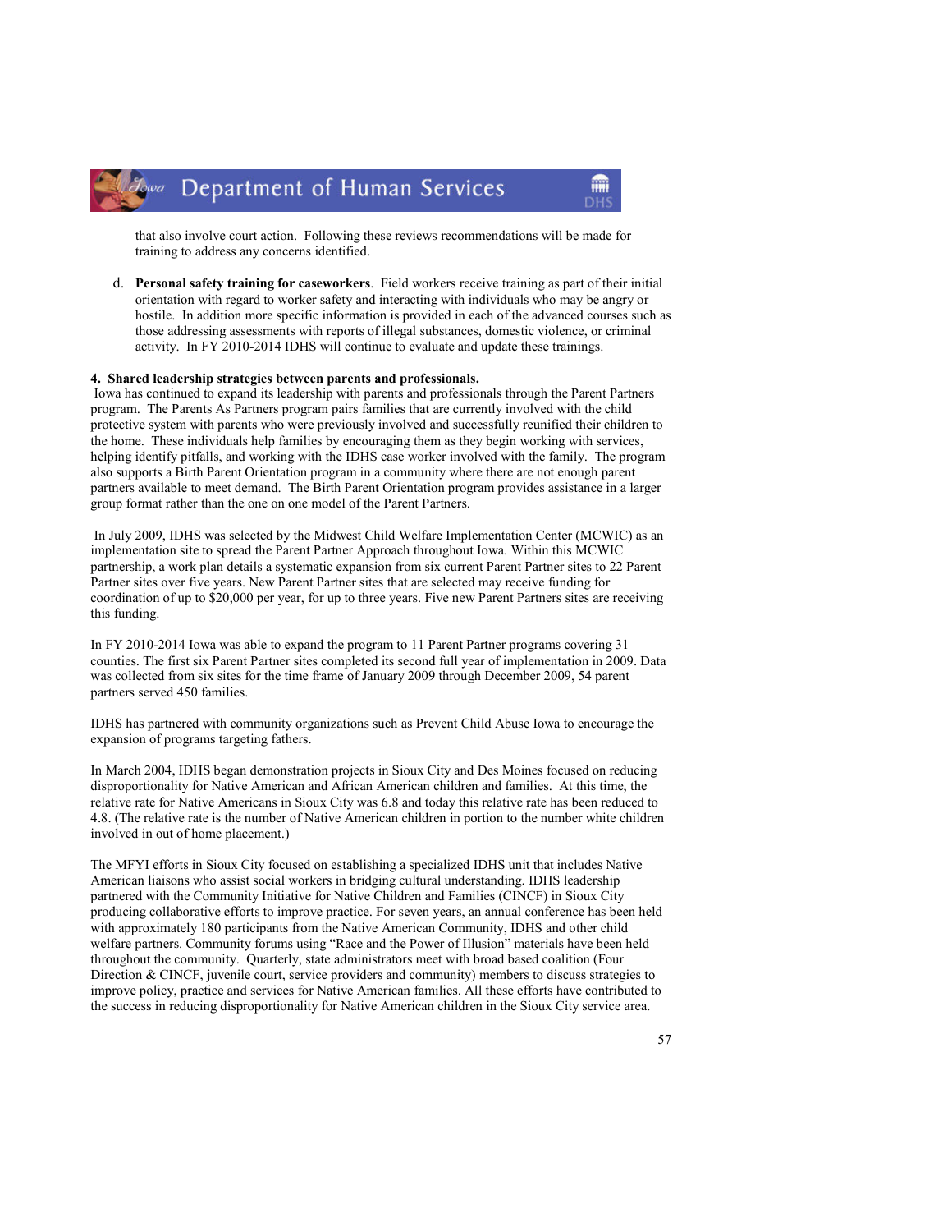that also involve court action. Following these reviews recommendations will be made for training to address any concerns identified.

d. **Personal safety training for caseworkers**. Field workers receive training as part of their initial orientation with regard to worker safety and interacting with individuals who may be angry or hostile. In addition more specific information is provided in each of the advanced courses such as those addressing assessments with reports of illegal substances, domestic violence, or criminal activity. In FY 2010-2014 IDHS will continue to evaluate and update these trainings.

**4. Shared leadership strategies between parents and professionals.**

Iowa has continued to expand its leadership with parents and professionals through the Parent Partners program. The Parents As Partners program pairs families that are currently involved with the child protective system with parents who were previously involved and successfully reunified their children to the home. These individuals help families by encouraging them as they begin working with services, helping identify pitfalls, and working with the IDHS case worker involved with the family. The program also supports a Birth Parent Orientation program in a community where there are not enough parent partners available to meet demand. The Birth Parent Orientation program provides assistance in a larger group format rather than the one on one model of the Parent Partners.

In July 2009, IDHS was selected by the Midwest Child Welfare Implementation Center (MCWIC) as an implementation site to spread the Parent Partner Approach throughout Iowa. Within this MCWIC partnership, a work plan details a systematic expansion from six current Parent Partner sites to 22 Parent Partner sites over five years. New Parent Partner sites that are selected may receive funding for coordination of up to $20,000 per year, for up to three years. Five new Parent Partners sites are receiving this funding.

In FY 2010-2014 Iowa was able to expand the program to 11 Parent Partner programs covering 31 counties. The first six Parent Partner sites completed its second full year of implementation in 2009. Data was collected from six sites for the time frame of January 2009 through December 2009, 54 parent partners served 450 families.

IDHS has partnered with community organizations such as Prevent Child Abuse Iowa to encourage the expansion of programs targeting fathers.

In March 2004, IDHS began demonstration projects in Sioux City and Des Moines focused on reducing disproportionality for Native American and African American children and families. At this time, the relative rate for Native Americans in Sioux City was 6.8 and today this relative rate has been reduced to 4.8. (The relative rate is the number of Native American children in portion to the number white children involved in out of home placement.)

The MFYI efforts in Sioux City focused on establishing a specialized IDHS unit that includes Native American liaisons who assist social workers in bridging cultural understanding. IDHS leadership partnered with the Community Initiative for Native Children and Families (CINCF) in Sioux City producing collaborative efforts to improve practice. For seven years, an annual conference has been held with approximately 180 participants from the Native American Community, IDHS and other child welfare partners. Community forums using "Race and the Power of Illusion" materials have been held throughout the community. Quarterly, state administrators meet with broad based coalition (Four Direction & CINCF, juvenile court, service providers and community) members to discuss strategies to improve policy, practice and services for Native American families. All these efforts have contributed to the success in reducing disproportionality for Native American children in the Sioux City service area.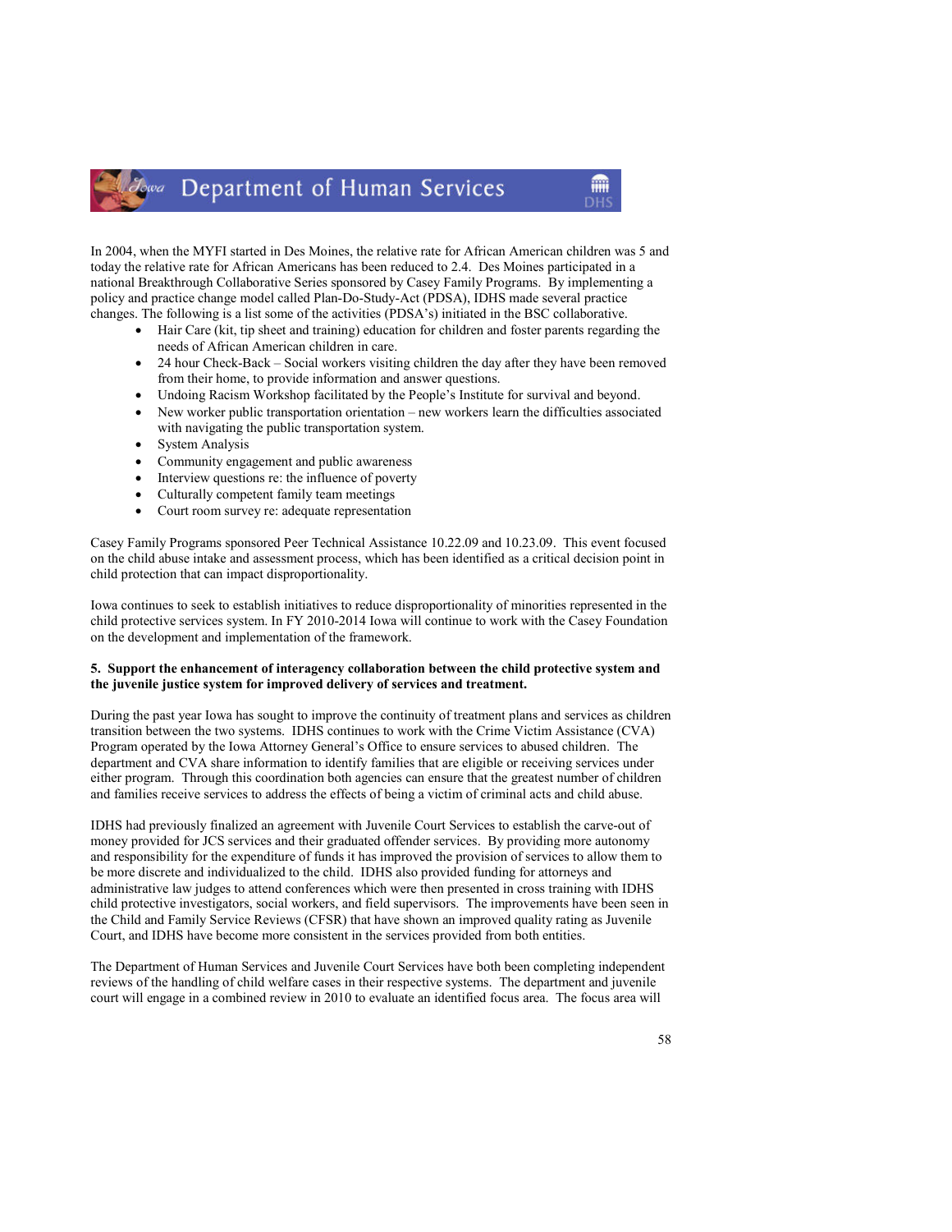In 2004, when the MYFI started in Des Moines, the relative rate for African American children was 5 and today the relative rate for African Americans has been reduced to 2.4. Des Moines participated in a national Breakthrough Collaborative Series sponsored by Casey Family Programs. By implementing a policy and practice change model called Plan-Do-Study-Act (PDSA), IDHS made several practice changes. The following is a list some of the activities (PDSA's) initiated in the BSC collaborative.

- Hair Care (kit, tip sheet and training) education for children and foster parents regarding the needs of African American children in care.
- 24 hour Check-Back – Social workers visiting children the day after they have been removed from their home, to provide information and answer questions.
- Undoing Racism Workshop facilitated by the People's Institute for survival and beyond.
- New worker public transportation orientation – new workers learn the difficulties associated with navigating the public transportation system.
- System Analysis
- Community engagement and public awareness
- Interview questions re: the influence of poverty
- Culturally competent family team meetings
- Court room survey re: adequate representation

Casey Family Programs sponsored Peer Technical Assistance 10.22.09 and 10.23.09. This event focused on the child abuse intake and assessment process, which has been identified as a critical decision point in child protection that can impact disproportionality.

Iowa continues to seek to establish initiatives to reduce disproportionality of minorities represented in the child protective services system. In FY 2010-2014 Iowa will continue to work with the Casey Foundation on the development and implementation of the framework.

**5. Support the enhancement of interagency collaboration between the child protective system and the juvenile justice system for improved delivery of services and treatment.**

During the past year Iowa has sought to improve the continuity of treatment plans and services as children transition between the two systems. IDHS continues to work with the Crime Victim Assistance (CVA) Program operated by the Iowa Attorney General's Office to ensure services to abused children. The department and CVA share information to identify families that are eligible or receiving services under either program. Through this coordination both agencies can ensure that the greatest number of children and families receive services to address the effects of being a victim of criminal acts and child abuse.

IDHS had previously finalized an agreement with Juvenile Court Services to establish the carve-out of money provided for JCS services and their graduated offender services. By providing more autonomy and responsibility for the expenditure of funds it has improved the provision of services to allow them to be more discrete and individualized to the child. IDHS also provided funding for attorneys and administrative law judges to attend conferences which were then presented in cross training with IDHS child protective investigators, social workers, and field supervisors. The improvements have been seen in the Child and Family Service Reviews (CFSR) that have shown an improved quality rating as Juvenile Court, and IDHS have become more consistent in the services provided from both entities.

The Department of Human Services and Juvenile Court Services have both been completing independent reviews of the handling of child welfare cases in their respective systems. The department and juvenile court will engage in a combined review in 2010 to evaluate an identified focus area. The focus area will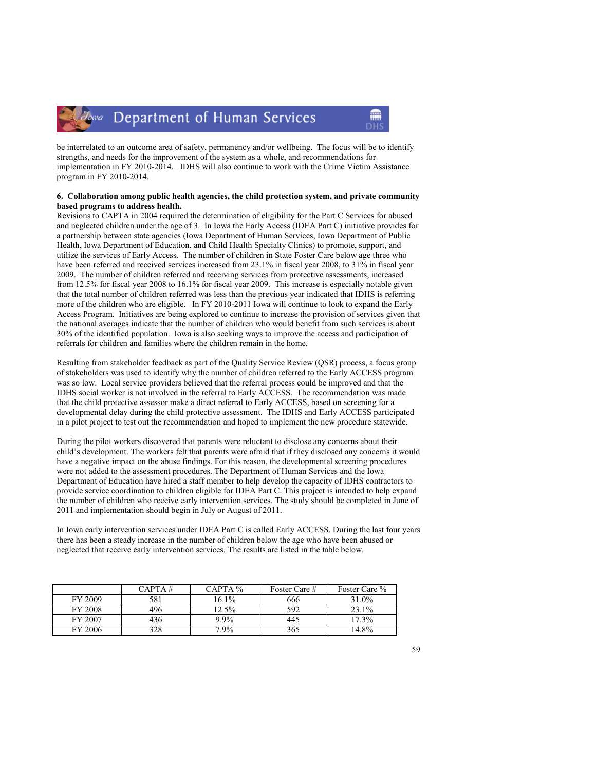be interrelated to an outcome area of safety, permanency and/or wellbeing. The focus will be to identify strengths, and needs for the improvement of the system as a whole, and recommendations for implementation in FY 2010-2014. IDHS will also continue to work with the Crime Victim Assistance program in FY 2010-2014.

**6. Collaboration among public health agencies, the child protection system, and private community based programs to address health.**

Revisions to CAPTA in 2004 required the determination of eligibility for the Part C Services for abused and neglected children under the age of 3. In Iowa the Early Access (IDEA Part C) initiative provides for a partnership between state agencies (Iowa Department of Human Services, Iowa Department of Public Health, Iowa Department of Education, and Child Health Specialty Clinics) to promote, support, and utilize the services of Early Access. The number of children in State Foster Care below age three who have been referred and received services increased from 23.1% in fiscal year 2008, to 31% in fiscal year 2009. The number of children referred and receiving services from protective assessments, increased from 12.5% for fiscal year 2008 to 16.1% for fiscal year 2009. This increase is especially notable given that the total number of children referred was less than the previous year indicated that IDHS is referring more of the children who are eligible. In FY 2010-2011 Iowa will continue to look to expand the Early Access Program. Initiatives are being explored to continue to increase the provision of services given that the national averages indicate that the number of children who would benefit from such services is about 30% of the identified population. Iowa is also seeking ways to improve the access and participation of referrals for children and families where the children remain in the home.

Resulting from stakeholder feedback as part of the Quality Service Review (QSR) process, a focus group of stakeholders was used to identify why the number of children referred to the Early ACCESS program was so low. Local service providers believed that the referral process could be improved and that the IDHS social worker is not involved in the referral to Early ACCESS. The recommendation was made that the child protective assessor make a direct referral to Early ACCESS, based on screening for a developmental delay during the child protective assessment. The IDHS and Early ACCESS participated in a pilot project to test out the recommendation and hoped to implement the new procedure statewide.

During the pilot workers discovered that parents were reluctant to disclose any concerns about their child's development. The workers felt that parents were afraid that if they disclosed any concerns it would have a negative impact on the abuse findings. For this reason, the developmental screening procedures were not added to the assessment procedures. The Department of Human Services and the Iowa Department of Education have hired a staff member to help develop the capacity of IDHS contractors to provide service coordination to children eligible for IDEA Part C. This project is intended to help expand the number of children who receive early intervention services. The study should be completed in June of 2011 and implementation should begin in July or August of 2011.

In Iowa early intervention services under IDEA Part C is called Early ACCESS. During the last four years there has been a steady increase in the number of children below the age who have been abused or neglected that receive early intervention services. The results are listed in the table below.

| | CAPTA # | CAPTA % | Foster Care # | Foster Care % |
|---|---|---|---|---|
| FY 2009 | 581 | 16.1% | 666 | 31.0% |
| FY 2008 | 496 | 12.5% | 592 | 23.1% |
| FY 2007 | 436 | 9.9% | 445 | 17.3% |
| FY 2006 | 328 | 7.9% | 365 | 14.8% |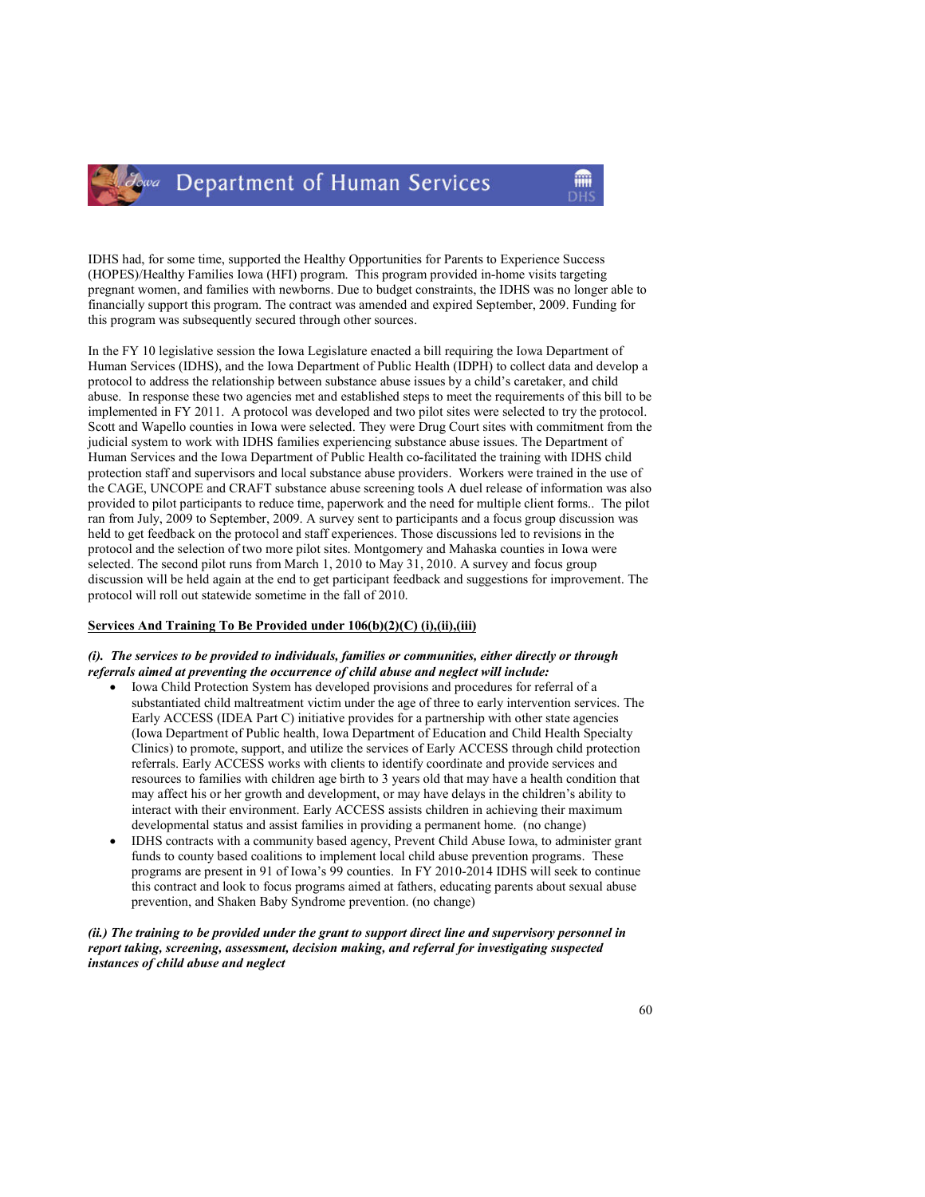IDHS had, for some time, supported the Healthy Opportunities for Parents to Experience Success (HOPES)/Healthy Families Iowa (HFI) program. This program provided in-home visits targeting pregnant women, and families with newborns. Due to budget constraints, the IDHS was no longer able to financially support this program. The contract was amended and expired September, 2009. Funding for this program was subsequently secured through other sources.

In the FY 10 legislative session the Iowa Legislature enacted a bill requiring the Iowa Department of Human Services (IDHS), and the Iowa Department of Public Health (IDPH) to collect data and develop a protocol to address the relationship between substance abuse issues by a child's caretaker, and child abuse. In response these two agencies met and established steps to meet the requirements of this bill to be implemented in FY 2011. A protocol was developed and two pilot sites were selected to try the protocol. Scott and Wapello counties in Iowa were selected. They were Drug Court sites with commitment from the judicial system to work with IDHS families experiencing substance abuse issues. The Department of Human Services and the Iowa Department of Public Health co-facilitated the training with IDHS child protection staff and supervisors and local substance abuse providers. Workers were trained in the use of the CAGE, UNCOPE and CRAFT substance abuse screening tools A duel release of information was also provided to pilot participants to reduce time, paperwork and the need for multiple client forms.. The pilot ran from July, 2009 to September, 2009. A survey sent to participants and a focus group discussion was held to get feedback on the protocol and staff experiences. Those discussions led to revisions in the protocol and the selection of two more pilot sites. Montgomery and Mahaska counties in Iowa were selected. The second pilot runs from March 1, 2010 to May 31, 2010. A survey and focus group discussion will be held again at the end to get participant feedback and suggestions for improvement. The protocol will roll out statewide sometime in the fall of 2010.

**<u>Services And Training To Be Provided under 106(b)(2)(C) (i),(ii),(iii)</u>**

***(i). The services to be provided to individuals, families or communities, either directly or through referrals aimed at preventing the occurrence of child abuse and neglect will include:***

- Iowa Child Protection System has developed provisions and procedures for referral of a substantiated child maltreatment victim under the age of three to early intervention services. The Early ACCESS (IDEA Part C) initiative provides for a partnership with other state agencies (Iowa Department of Public health, Iowa Department of Education and Child Health Specialty Clinics) to promote, support, and utilize the services of Early ACCESS through child protection referrals. Early ACCESS works with clients to identify coordinate and provide services and resources to families with children age birth to 3 years old that may have a health condition that may affect his or her growth and development, or may have delays in the children's ability to interact with their environment. Early ACCESS assists children in achieving their maximum developmental status and assist families in providing a permanent home. (no change)
- IDHS contracts with a community based agency, Prevent Child Abuse Iowa, to administer grant funds to county based coalitions to implement local child abuse prevention programs. These programs are present in 91 of Iowa's 99 counties. In FY 2010-2014 IDHS will seek to continue this contract and look to focus programs aimed at fathers, educating parents about sexual abuse prevention, and Shaken Baby Syndrome prevention. (no change)

***(ii.) The training to be provided under the grant to support direct line and supervisory personnel in report taking, screening, assessment, decision making, and referral for investigating suspected instances of child abuse and neglect***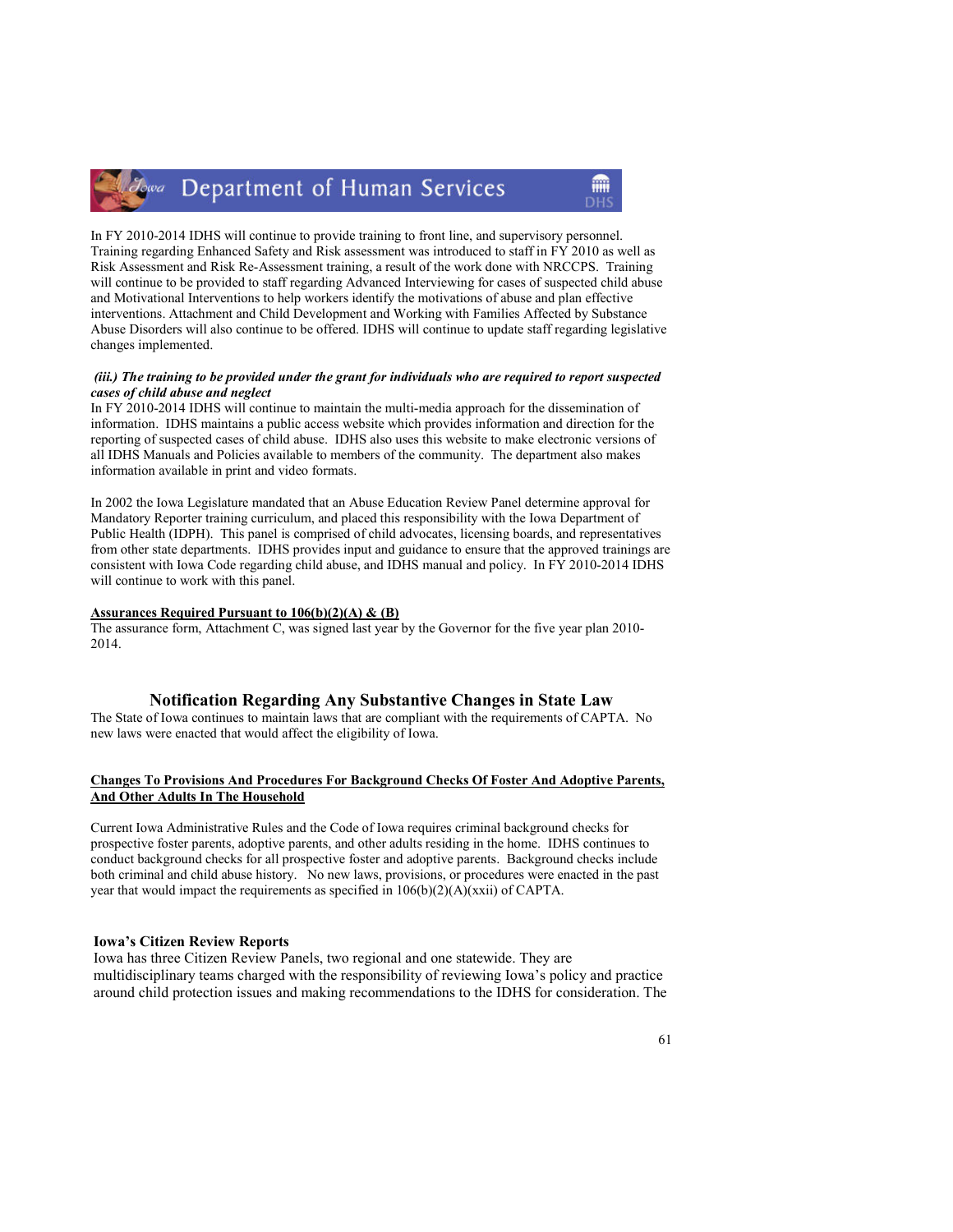In FY 2010-2014 IDHS will continue to provide training to front line, and supervisory personnel. Training regarding Enhanced Safety and Risk assessment was introduced to staff in FY 2010 as well as Risk Assessment and Risk Re-Assessment training, a result of the work done with NRCCPS. Training will continue to be provided to staff regarding Advanced Interviewing for cases of suspected child abuse and Motivational Interventions to help workers identify the motivations of abuse and plan effective interventions. Attachment and Child Development and Working with Families Affected by Substance Abuse Disorders will also continue to be offered. IDHS will continue to update staff regarding legislative changes implemented.

***(iii.) The training to be provided under the grant for individuals who are required to report suspected cases of child abuse and neglect***

In FY 2010-2014 IDHS will continue to maintain the multi-media approach for the dissemination of information. IDHS maintains a public access website which provides information and direction for the reporting of suspected cases of child abuse. IDHS also uses this website to make electronic versions of all IDHS Manuals and Policies available to members of the community. The department also makes information available in print and video formats.

In 2002 the Iowa Legislature mandated that an Abuse Education Review Panel determine approval for Mandatory Reporter training curriculum, and placed this responsibility with the Iowa Department of Public Health (IDPH). This panel is comprised of child advocates, licensing boards, and representatives from other state departments. IDHS provides input and guidance to ensure that the approved trainings are consistent with Iowa Code regarding child abuse, and IDHS manual and policy. In FY 2010-2014 IDHS will continue to work with this panel.

**Assurances Required Pursuant to 106(b)(2)(A) & (B)**

The assurance form, Attachment C, was signed last year by the Governor for the five year plan 2010-2014.

## Notification Regarding Any Substantive Changes in State Law

The State of Iowa continues to maintain laws that are compliant with the requirements of CAPTA. No new laws were enacted that would affect the eligibility of Iowa.

**Changes To Provisions And Procedures For Background Checks Of Foster And Adoptive Parents, And Other Adults In The Household**

Current Iowa Administrative Rules and the Code of Iowa requires criminal background checks for prospective foster parents, adoptive parents, and other adults residing in the home. IDHS continues to conduct background checks for all prospective foster and adoptive parents. Background checks include both criminal and child abuse history. No new laws, provisions, or procedures were enacted in the past year that would impact the requirements as specified in 106(b)(2)(A)(xxii) of CAPTA.

**Iowa's Citizen Review Reports**

Iowa has three Citizen Review Panels, two regional and one statewide. They are multidisciplinary teams charged with the responsibility of reviewing Iowa's policy and practice around child protection issues and making recommendations to the IDHS for consideration. The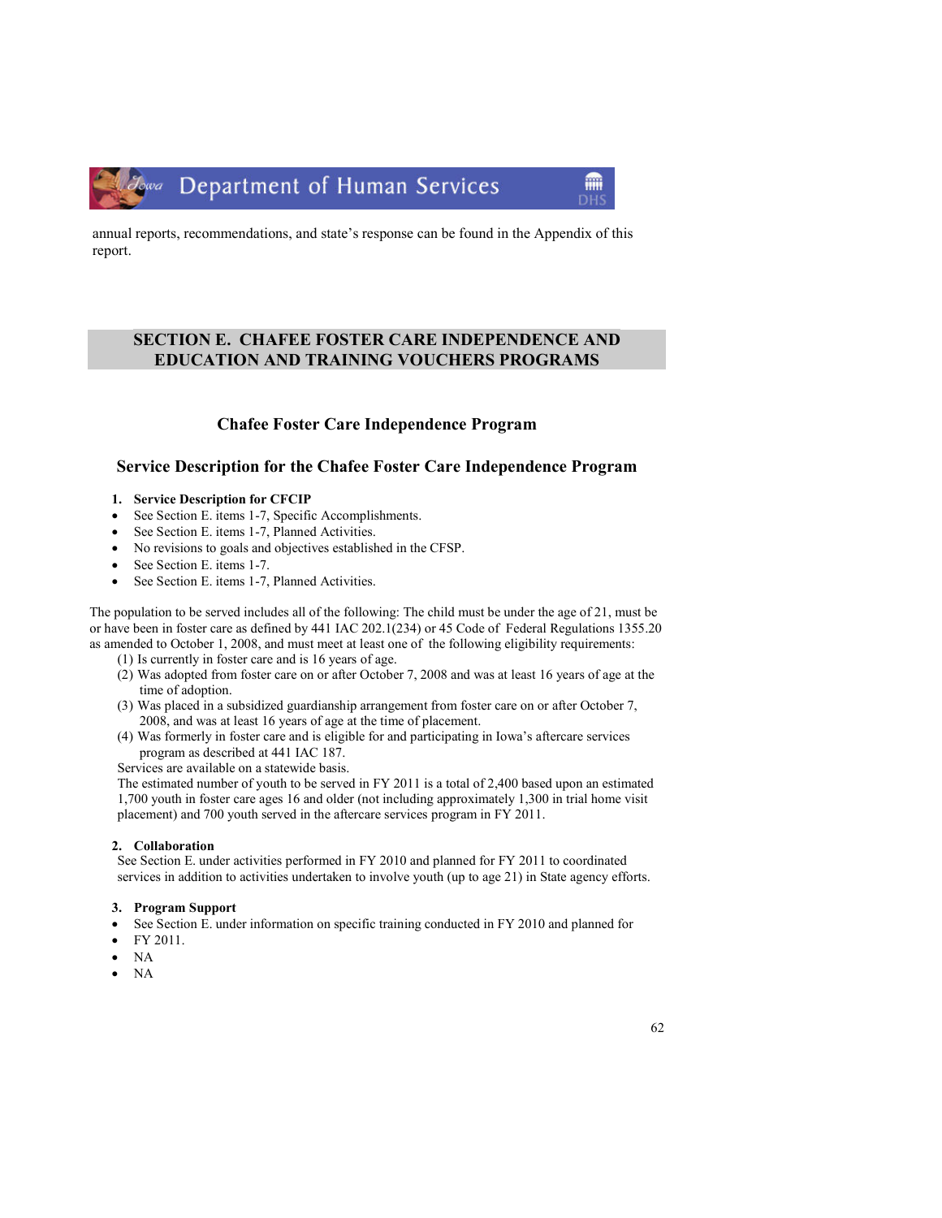annual reports, recommendations, and state's response can be found in the Appendix of this report.

## SECTION E. CHAFEE FOSTER CARE INDEPENDENCE AND EDUCATION AND TRAINING VOUCHERS PROGRAMS

### Chafee Foster Care Independence Program

### Service Description for the Chafee Foster Care Independence Program

1. **Service Description for CFCIP**

- See Section E. items 1-7, Specific Accomplishments.
- See Section E. items 1-7, Planned Activities.
- No revisions to goals and objectives established in the CFSP.
- See Section E. items 1-7.
- See Section E. items 1-7, Planned Activities.

The population to be served includes all of the following: The child must be under the age of 21, must be or have been in foster care as defined by 441 IAC 202.1(234) or 45 Code of Federal Regulations 1355.20 as amended to October 1, 2008, and must meet at least one of the following eligibility requirements:

(1) Is currently in foster care and is 16 years of age.
(2) Was adopted from foster care on or after October 7, 2008 and was at least 16 years of age at the time of adoption.
(3) Was placed in a subsidized guardianship arrangement from foster care on or after October 7, 2008, and was at least 16 years of age at the time of placement.
(4) Was formerly in foster care and is eligible for and participating in Iowa's aftercare services program as described at 441 IAC 187.

Services are available on a statewide basis.

The estimated number of youth to be served in FY 2011 is a total of 2,400 based upon an estimated 1,700 youth in foster care ages 16 and older (not including approximately 1,300 in trial home visit placement) and 700 youth served in the aftercare services program in FY 2011.

2. **Collaboration**

See Section E. under activities performed in FY 2010 and planned for FY 2011 to coordinated services in addition to activities undertaken to involve youth (up to age 21) in State agency efforts.

3. **Program Support**

- See Section E. under information on specific training conducted in FY 2010 and planned for
- FY 2011.
- NA
- NA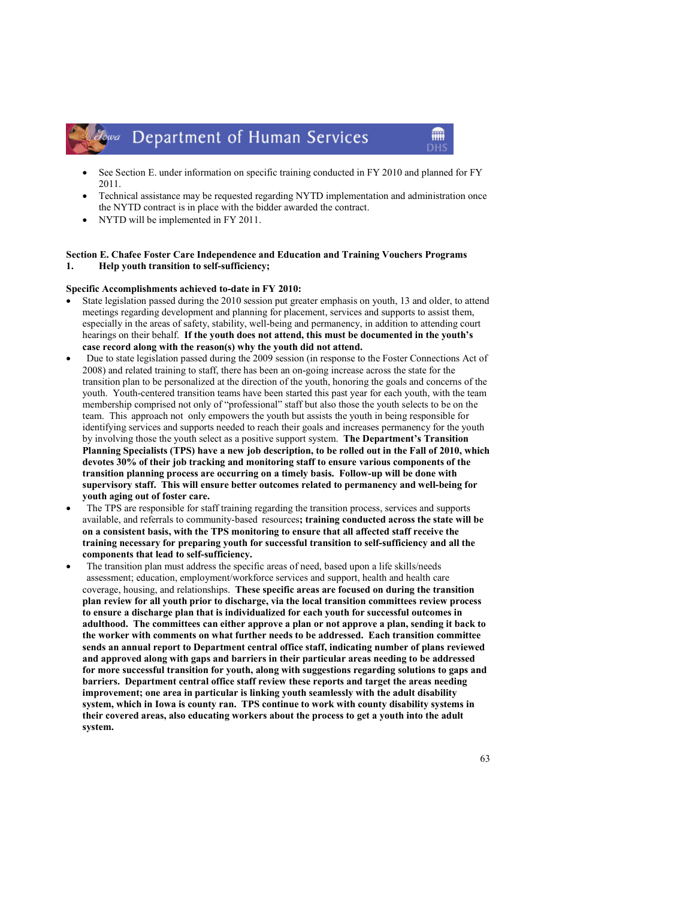- See Section E. under information on specific training conducted in FY 2010 and planned for FY 2011.
- Technical assistance may be requested regarding NYTD implementation and administration once the NYTD contract is in place with the bidder awarded the contract.
- NYTD will be implemented in FY 2011.

**Section E. Chafee Foster Care Independence and Education and Training Vouchers Programs**

**1. Help youth transition to self-sufficiency;**

**Specific Accomplishments achieved to-date in FY 2010:**

- State legislation passed during the 2010 session put greater emphasis on youth, 13 and older, to attend meetings regarding development and planning for placement, services and supports to assist them, especially in the areas of safety, stability, well-being and permanency, in addition to attending court hearings on their behalf. **If the youth does not attend, this must be documented in the youth's case record along with the reason(s) why the youth did not attend.**
- Due to state legislation passed during the 2009 session (in response to the Foster Connections Act of 2008) and related training to staff, there has been an on-going increase across the state for the transition plan to be personalized at the direction of the youth, honoring the goals and concerns of the youth. Youth-centered transition teams have been started this past year for each youth, with the team membership comprised not only of "professional" staff but also those the youth selects to be on the team. This approach not only empowers the youth but assists the youth in being responsible for identifying services and supports needed to reach their goals and increases permanency for the youth by involving those the youth select as a positive support system. **The Department's Transition Planning Specialists (TPS) have a new job description, to be rolled out in the Fall of 2010, which devotes 30% of their job tracking and monitoring staff to ensure various components of the transition planning process are occurring on a timely basis. Follow-up will be done with supervisory staff. This will ensure better outcomes related to permanency and well-being for youth aging out of foster care.**
- The TPS are responsible for staff training regarding the transition process, services and supports available, and referrals to community-based resources**; training conducted across the state will be on a consistent basis, with the TPS monitoring to ensure that all affected staff receive the training necessary for preparing youth for successful transition to self-sufficiency and all the components that lead to self-sufficiency.**
- The transition plan must address the specific areas of need, based upon a life skills/needs assessment; education, employment/workforce services and support, health and health care coverage, housing, and relationships. **These specific areas are focused on during the transition plan review for all youth prior to discharge, via the local transition committees review process to ensure a discharge plan that is individualized for each youth for successful outcomes in adulthood. The committees can either approve a plan or not approve a plan, sending it back to the worker with comments on what further needs to be addressed. Each transition committee sends an annual report to Department central office staff, indicating number of plans reviewed and approved along with gaps and barriers in their particular areas needing to be addressed for more successful transition for youth, along with suggestions regarding solutions to gaps and barriers. Department central office staff review these reports and target the areas needing improvement; one area in particular is linking youth seamlessly with the adult disability system, which in Iowa is county ran. TPS continue to work with county disability systems in their covered areas, also educating workers about the process to get a youth into the adult system.**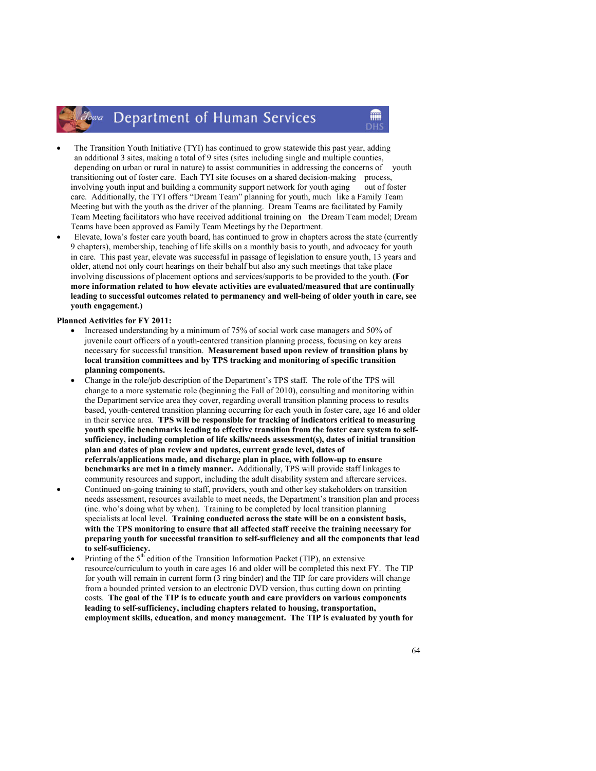- The Transition Youth Initiative (TYI) has continued to grow statewide this past year, adding an additional 3 sites, making a total of 9 sites (sites including single and multiple counties, depending on urban or rural in nature) to assist communities in addressing the concerns of youth transitioning out of foster care. Each TYI site focuses on a shared decision-making process, involving youth input and building a community support network for youth aging out of foster care. Additionally, the TYI offers "Dream Team" planning for youth, much like a Family Team Meeting but with the youth as the driver of the planning. Dream Teams are facilitated by Family Team Meeting facilitators who have received additional training on the Dream Team model; Dream Teams have been approved as Family Team Meetings by the Department.
- Elevate, Iowa's foster care youth board, has continued to grow in chapters across the state (currently 9 chapters), membership, teaching of life skills on a monthly basis to youth, and advocacy for youth in care. This past year, elevate was successful in passage of legislation to ensure youth, 13 years and older, attend not only court hearings on their behalf but also any such meetings that take place involving discussions of placement options and services/supports to be provided to the youth. **(For more information related to how elevate activities are evaluated/measured that are continually leading to successful outcomes related to permanency and well-being of older youth in care, see youth engagement.)**

**Planned Activities for FY 2011:**

- Increased understanding by a minimum of 75% of social work case managers and 50% of juvenile court officers of a youth-centered transition planning process, focusing on key areas necessary for successful transition. **Measurement based upon review of transition plans by local transition committees and by TPS tracking and monitoring of specific transition planning components.**
- Change in the role/job description of the Department's TPS staff. The role of the TPS will change to a more systematic role (beginning the Fall of 2010), consulting and monitoring within the Department service area they cover, regarding overall transition planning process to results based, youth-centered transition planning occurring for each youth in foster care, age 16 and older in their service area. **TPS will be responsible for tracking of indicators critical to measuring youth specific benchmarks leading to effective transition from the foster care system to self-sufficiency, including completion of life skills/needs assessment(s), dates of initial transition plan and dates of plan review and updates, current grade level, dates of referrals/applications made, and discharge plan in place, with follow-up to ensure benchmarks are met in a timely manner.** Additionally, TPS will provide staff linkages to community resources and support, including the adult disability system and aftercare services.
- Continued on-going training to staff, providers, youth and other key stakeholders on transition needs assessment, resources available to meet needs, the Department's transition plan and process (inc. who's doing what by when). Training to be completed by local transition planning specialists at local level. **Training conducted across the state will be on a consistent basis, with the TPS monitoring to ensure that all affected staff receive the training necessary for preparing youth for successful transition to self-sufficiency and all the components that lead to self-sufficiency.**
- Printing of the 5th edition of the Transition Information Packet (TIP), an extensive resource/curriculum to youth in care ages 16 and older will be completed this next FY. The TIP for youth will remain in current form (3 ring binder) and the TIP for care providers will change from a bounded printed version to an electronic DVD version, thus cutting down on printing costs. **The goal of the TIP is to educate youth and care providers on various components leading to self-sufficiency, including chapters related to housing, transportation, employment skills, education, and money management. The TIP is evaluated by youth for**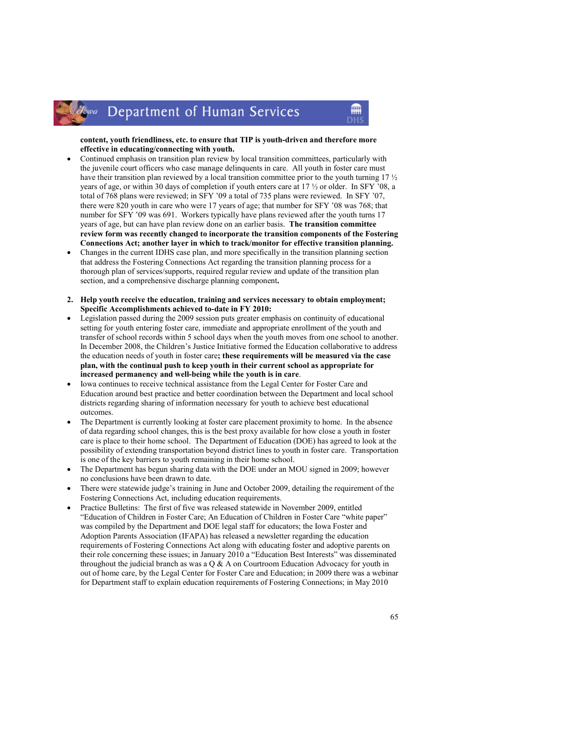**content, youth friendliness, etc. to ensure that TIP is youth-driven and therefore more effective in educating/connecting with youth.**

- Continued emphasis on transition plan review by local transition committees, particularly with the juvenile court officers who case manage delinquents in care. All youth in foster care must have their transition plan reviewed by a local transition committee prior to the youth turning 17 ½ years of age, or within 30 days of completion if youth enters care at 17 ½ or older. In SFY '08, a total of 768 plans were reviewed; in SFY '09 a total of 735 plans were reviewed. In SFY '07, there were 820 youth in care who were 17 years of age; that number for SFY '08 was 768; that number for SFY '09 was 691. Workers typically have plans reviewed after the youth turns 17 years of age, but can have plan review done on an earlier basis. **The transition committee review form was recently changed to incorporate the transition components of the Fostering Connections Act; another layer in which to track/monitor for effective transition planning.**
- Changes in the current IDHS case plan, and more specifically in the transition planning section that address the Fostering Connections Act regarding the transition planning process for a thorough plan of services/supports, required regular review and update of the transition plan section, and a comprehensive discharge planning component**.**

2. **Help youth receive the education, training and services necessary to obtain employment; Specific Accomplishments achieved to-date in FY 2010:**

- Legislation passed during the 2009 session puts greater emphasis on continuity of educational setting for youth entering foster care, immediate and appropriate enrollment of the youth and transfer of school records within 5 school days when the youth moves from one school to another. In December 2008, the Children's Justice Initiative formed the Education collaborative to address the education needs of youth in foster care**; these requirements will be measured via the case plan, with the continual push to keep youth in their current school as appropriate for increased permanency and well-being while the youth is in care**.
- Iowa continues to receive technical assistance from the Legal Center for Foster Care and Education around best practice and better coordination between the Department and local school districts regarding sharing of information necessary for youth to achieve best educational outcomes.
- The Department is currently looking at foster care placement proximity to home. In the absence of data regarding school changes, this is the best proxy available for how close a youth in foster care is place to their home school. The Department of Education (DOE) has agreed to look at the possibility of extending transportation beyond district lines to youth in foster care. Transportation is one of the key barriers to youth remaining in their home school.
- The Department has begun sharing data with the DOE under an MOU signed in 2009; however no conclusions have been drawn to date.
- There were statewide judge's training in June and October 2009, detailing the requirement of the Fostering Connections Act, including education requirements.
- Practice Bulletins: The first of five was released statewide in November 2009, entitled "Education of Children in Foster Care; An Education of Children in Foster Care "white paper" was compiled by the Department and DOE legal staff for educators; the Iowa Foster and Adoption Parents Association (IFAPA) has released a newsletter regarding the education requirements of Fostering Connections Act along with educating foster and adoptive parents on their role concerning these issues; in January 2010 a "Education Best Interests" was disseminated throughout the judicial branch as was a Q & A on Courtroom Education Advocacy for youth in out of home care, by the Legal Center for Foster Care and Education; in 2009 there was a webinar for Department staff to explain education requirements of Fostering Connections; in May 2010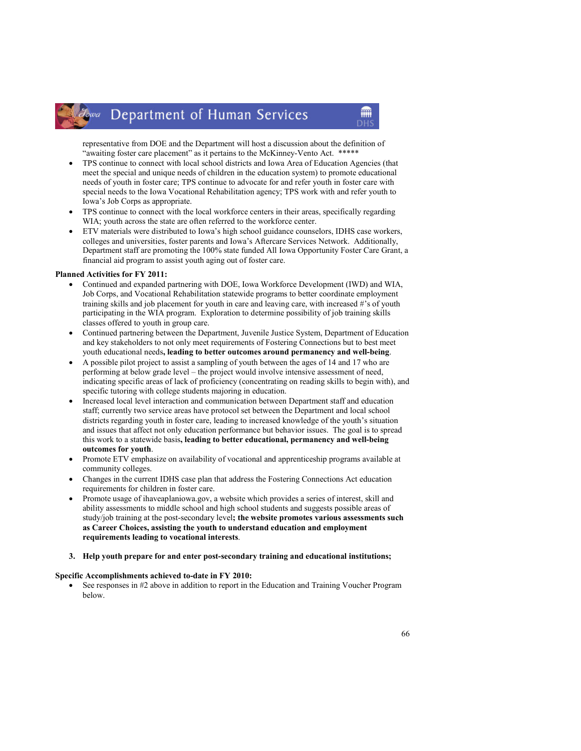representative from DOE and the Department will host a discussion about the definition of "awaiting foster care placement" as it pertains to the McKinney-Vento Act. *****

- TPS continue to connect with local school districts and Iowa Area of Education Agencies (that meet the special and unique needs of children in the education system) to promote educational needs of youth in foster care; TPS continue to advocate for and refer youth in foster care with special needs to the Iowa Vocational Rehabilitation agency; TPS work with and refer youth to Iowa's Job Corps as appropriate.
- TPS continue to connect with the local workforce centers in their areas, specifically regarding WIA; youth across the state are often referred to the workforce center.
- ETV materials were distributed to Iowa's high school guidance counselors, IDHS case workers, colleges and universities, foster parents and Iowa's Aftercare Services Network. Additionally, Department staff are promoting the 100% state funded All Iowa Opportunity Foster Care Grant, a financial aid program to assist youth aging out of foster care.

**Planned Activities for FY 2011:**

- Continued and expanded partnering with DOE, Iowa Workforce Development (IWD) and WIA, Job Corps, and Vocational Rehabilitation statewide programs to better coordinate employment training skills and job placement for youth in care and leaving care, with increased #'s of youth participating in the WIA program. Exploration to determine possibility of job training skills classes offered to youth in group care.
- Continued partnering between the Department, Juvenile Justice System, Department of Education and key stakeholders to not only meet requirements of Fostering Connections but to best meet youth educational needs**, leading to better outcomes around permanency and well-being**.
- A possible pilot project to assist a sampling of youth between the ages of 14 and 17 who are performing at below grade level – the project would involve intensive assessment of need, indicating specific areas of lack of proficiency (concentrating on reading skills to begin with), and specific tutoring with college students majoring in education.
- Increased local level interaction and communication between Department staff and education staff; currently two service areas have protocol set between the Department and local school districts regarding youth in foster care, leading to increased knowledge of the youth's situation and issues that affect not only education performance but behavior issues. The goal is to spread this work to a statewide basis**, leading to better educational, permanency and well-being outcomes for youth**.
- Promote ETV emphasize on availability of vocational and apprenticeship programs available at community colleges.
- Changes in the current IDHS case plan that address the Fostering Connections Act education requirements for children in foster care.
- Promote usage of ihaveaplaniowa.gov, a website which provides a series of interest, skill and ability assessments to middle school and high school students and suggests possible areas of study/job training at the post-secondary level**; the website promotes various assessments such as Career Choices, assisting the youth to understand education and employment requirements leading to vocational interests**.

3. **Help youth prepare for and enter post-secondary training and educational institutions;**

**Specific Accomplishments achieved to-date in FY 2010:**

- See responses in #2 above in addition to report in the Education and Training Voucher Program below.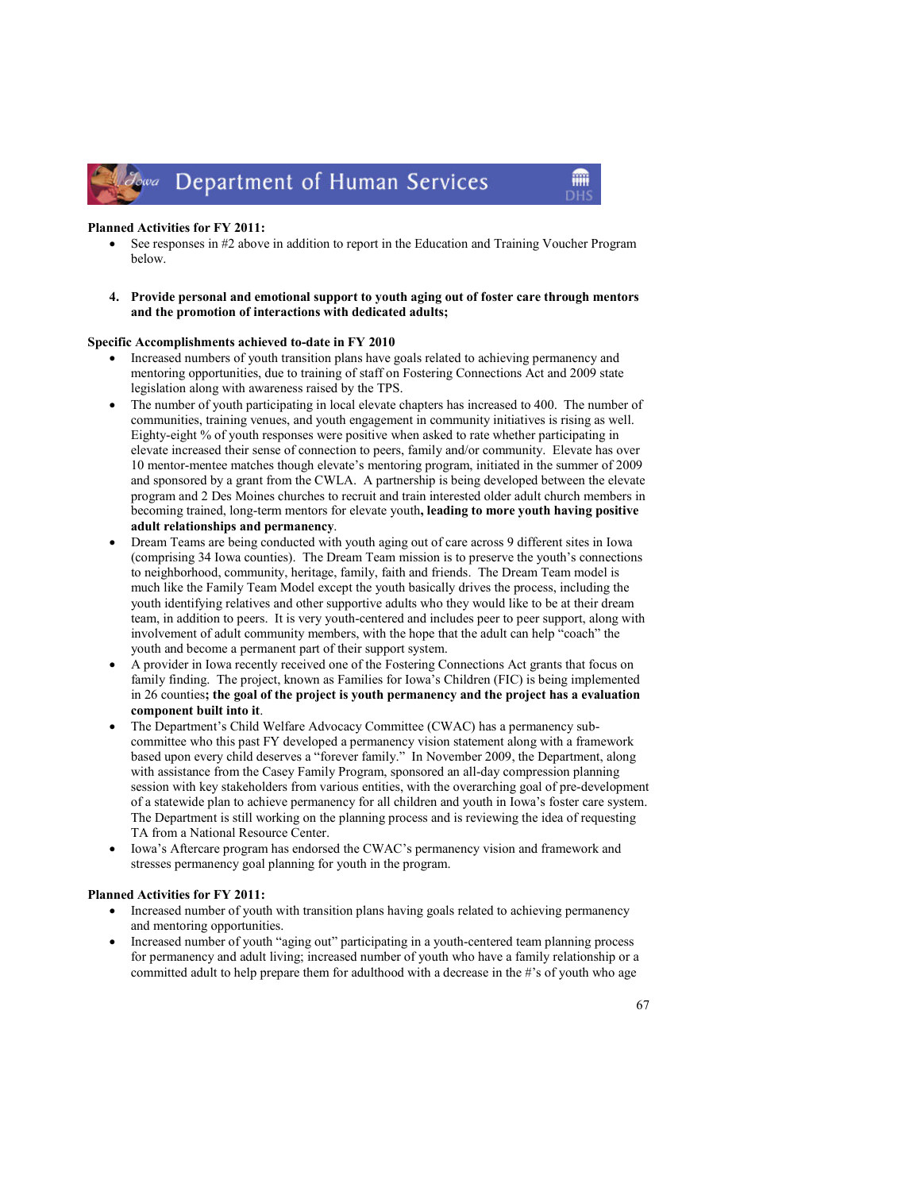**Planned Activities for FY 2011:**

- See responses in #2 above in addition to report in the Education and Training Voucher Program below.

4. **Provide personal and emotional support to youth aging out of foster care through mentors and the promotion of interactions with dedicated adults;**

**Specific Accomplishments achieved to-date in FY 2010**

- Increased numbers of youth transition plans have goals related to achieving permanency and mentoring opportunities, due to training of staff on Fostering Connections Act and 2009 state legislation along with awareness raised by the TPS.
- The number of youth participating in local elevate chapters has increased to 400. The number of communities, training venues, and youth engagement in community initiatives is rising as well. Eighty-eight % of youth responses were positive when asked to rate whether participating in elevate increased their sense of connection to peers, family and/or community. Elevate has over 10 mentor-mentee matches though elevate's mentoring program, initiated in the summer of 2009 and sponsored by a grant from the CWLA. A partnership is being developed between the elevate program and 2 Des Moines churches to recruit and train interested older adult church members in becoming trained, long-term mentors for elevate youth**, leading to more youth having positive adult relationships and permanency**.
- Dream Teams are being conducted with youth aging out of care across 9 different sites in Iowa (comprising 34 Iowa counties). The Dream Team mission is to preserve the youth's connections to neighborhood, community, heritage, family, faith and friends. The Dream Team model is much like the Family Team Model except the youth basically drives the process, including the youth identifying relatives and other supportive adults who they would like to be at their dream team, in addition to peers. It is very youth-centered and includes peer to peer support, along with involvement of adult community members, with the hope that the adult can help "coach" the youth and become a permanent part of their support system.
- A provider in Iowa recently received one of the Fostering Connections Act grants that focus on family finding. The project, known as Families for Iowa's Children (FIC) is being implemented in 26 counties**; the goal of the project is youth permanency and the project has a evaluation component built into it**.
- The Department's Child Welfare Advocacy Committee (CWAC) has a permanency sub-committee who this past FY developed a permanency vision statement along with a framework based upon every child deserves a "forever family." In November 2009, the Department, along with assistance from the Casey Family Program, sponsored an all-day compression planning session with key stakeholders from various entities, with the overarching goal of pre-development of a statewide plan to achieve permanency for all children and youth in Iowa's foster care system. The Department is still working on the planning process and is reviewing the idea of requesting TA from a National Resource Center.
- Iowa's Aftercare program has endorsed the CWAC's permanency vision and framework and stresses permanency goal planning for youth in the program.

**Planned Activities for FY 2011:**

- Increased number of youth with transition plans having goals related to achieving permanency and mentoring opportunities.
- Increased number of youth "aging out" participating in a youth-centered team planning process for permanency and adult living; increased number of youth who have a family relationship or a committed adult to help prepare them for adulthood with a decrease in the #'s of youth who age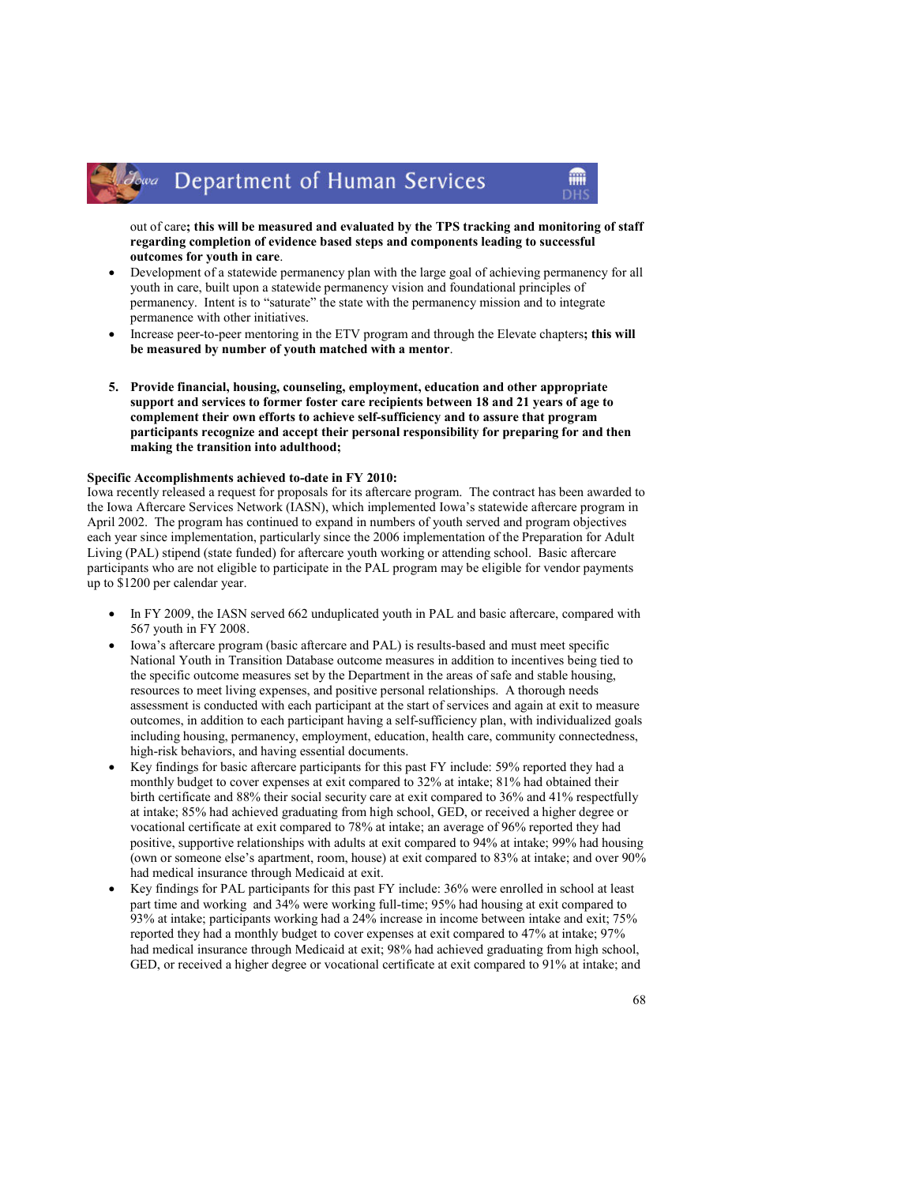out of care**; this will be measured and evaluated by the TPS tracking and monitoring of staff regarding completion of evidence based steps and components leading to successful outcomes for youth in care**.

- Development of a statewide permanency plan with the large goal of achieving permanency for all youth in care, built upon a statewide permanency vision and foundational principles of permanency. Intent is to "saturate" the state with the permanency mission and to integrate permanence with other initiatives.
- Increase peer-to-peer mentoring in the ETV program and through the Elevate chapters**; this will be measured by number of youth matched with a mentor**.

**5. Provide financial, housing, counseling, employment, education and other appropriate support and services to former foster care recipients between 18 and 21 years of age to complement their own efforts to achieve self-sufficiency and to assure that program participants recognize and accept their personal responsibility for preparing for and then making the transition into adulthood;**

**Specific Accomplishments achieved to-date in FY 2010:**
Iowa recently released a request for proposals for its aftercare program. The contract has been awarded to the Iowa Aftercare Services Network (IASN), which implemented Iowa's statewide aftercare program in April 2002. The program has continued to expand in numbers of youth served and program objectives each year since implementation, particularly since the 2006 implementation of the Preparation for Adult Living (PAL) stipend (state funded) for aftercare youth working or attending school. Basic aftercare participants who are not eligible to participate in the PAL program may be eligible for vendor payments up to $1200 per calendar year.

- In FY 2009, the IASN served 662 unduplicated youth in PAL and basic aftercare, compared with 567 youth in FY 2008.
- Iowa's aftercare program (basic aftercare and PAL) is results-based and must meet specific National Youth in Transition Database outcome measures in addition to incentives being tied to the specific outcome measures set by the Department in the areas of safe and stable housing, resources to meet living expenses, and positive personal relationships. A thorough needs assessment is conducted with each participant at the start of services and again at exit to measure outcomes, in addition to each participant having a self-sufficiency plan, with individualized goals including housing, permanency, employment, education, health care, community connectedness, high-risk behaviors, and having essential documents.
- Key findings for basic aftercare participants for this past FY include: 59% reported they had a monthly budget to cover expenses at exit compared to 32% at intake; 81% had obtained their birth certificate and 88% their social security care at exit compared to 36% and 41% respectfully at intake; 85% had achieved graduating from high school, GED, or received a higher degree or vocational certificate at exit compared to 78% at intake; an average of 96% reported they had positive, supportive relationships with adults at exit compared to 94% at intake; 99% had housing (own or someone else's apartment, room, house) at exit compared to 83% at intake; and over 90% had medical insurance through Medicaid at exit.
- Key findings for PAL participants for this past FY include: 36% were enrolled in school at least part time and working and 34% were working full-time; 95% had housing at exit compared to 93% at intake; participants working had a 24% increase in income between intake and exit; 75% reported they had a monthly budget to cover expenses at exit compared to 47% at intake; 97% had medical insurance through Medicaid at exit; 98% had achieved graduating from high school, GED, or received a higher degree or vocational certificate at exit compared to 91% at intake; and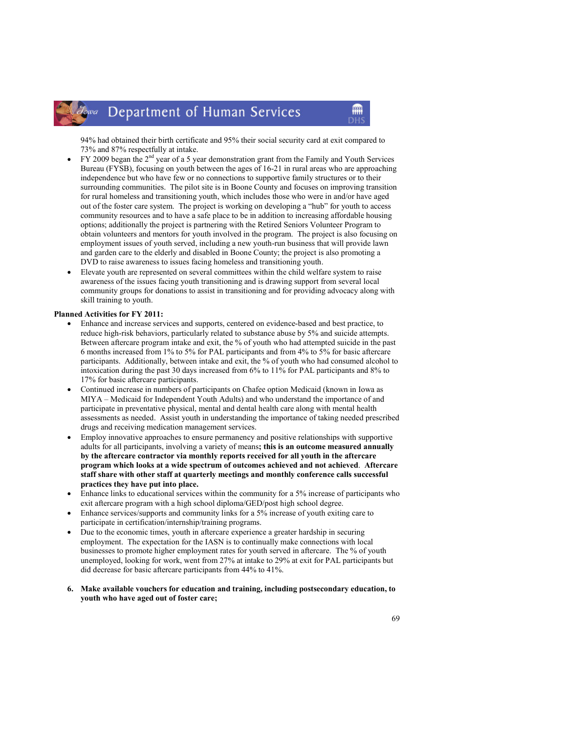94% had obtained their birth certificate and 95% their social security card at exit compared to 73% and 87% respectfully at intake.

- FY 2009 began the 2nd year of a 5 year demonstration grant from the Family and Youth Services Bureau (FYSB), focusing on youth between the ages of 16-21 in rural areas who are approaching independence but who have few or no connections to supportive family structures or to their surrounding communities. The pilot site is in Boone County and focuses on improving transition for rural homeless and transitioning youth, which includes those who were in and/or have aged out of the foster care system. The project is working on developing a "hub" for youth to access community resources and to have a safe place to be in addition to increasing affordable housing options; additionally the project is partnering with the Retired Seniors Volunteer Program to obtain volunteers and mentors for youth involved in the program. The project is also focusing on employment issues of youth served, including a new youth-run business that will provide lawn and garden care to the elderly and disabled in Boone County; the project is also promoting a DVD to raise awareness to issues facing homeless and transitioning youth.
- Elevate youth are represented on several committees within the child welfare system to raise awareness of the issues facing youth transitioning and is drawing support from several local community groups for donations to assist in transitioning and for providing advocacy along with skill training to youth.

**Planned Activities for FY 2011:**

- Enhance and increase services and supports, centered on evidence-based and best practice, to reduce high-risk behaviors, particularly related to substance abuse by 5% and suicide attempts. Between aftercare program intake and exit, the % of youth who had attempted suicide in the past 6 months increased from 1% to 5% for PAL participants and from 4% to 5% for basic aftercare participants. Additionally, between intake and exit, the % of youth who had consumed alcohol to intoxication during the past 30 days increased from 6% to 11% for PAL participants and 8% to 17% for basic aftercare participants.
- Continued increase in numbers of participants on Chafee option Medicaid (known in Iowa as MIYA – Medicaid for Independent Youth Adults) and who understand the importance of and participate in preventative physical, mental and dental health care along with mental health assessments as needed. Assist youth in understanding the importance of taking needed prescribed drugs and receiving medication management services.
- Employ innovative approaches to ensure permanency and positive relationships with supportive adults for all participants, involving a variety of means**; this is an outcome measured annually by the aftercare contractor via monthly reports received for all youth in the aftercare program which looks at a wide spectrum of outcomes achieved and not achieved**. **Aftercare staff share with other staff at quarterly meetings and monthly conference calls successful practices they have put into place.**
- Enhance links to educational services within the community for a 5% increase of participants who exit aftercare program with a high school diploma/GED/post high school degree.
- Enhance services/supports and community links for a 5% increase of youth exiting care to participate in certification/internship/training programs.
- Due to the economic times, youth in aftercare experience a greater hardship in securing employment. The expectation for the IASN is to continually make connections with local businesses to promote higher employment rates for youth served in aftercare. The % of youth unemployed, looking for work, went from 27% at intake to 29% at exit for PAL participants but did decrease for basic aftercare participants from 44% to 41%.

6. **Make available vouchers for education and training, including postsecondary education, to youth who have aged out of foster care;**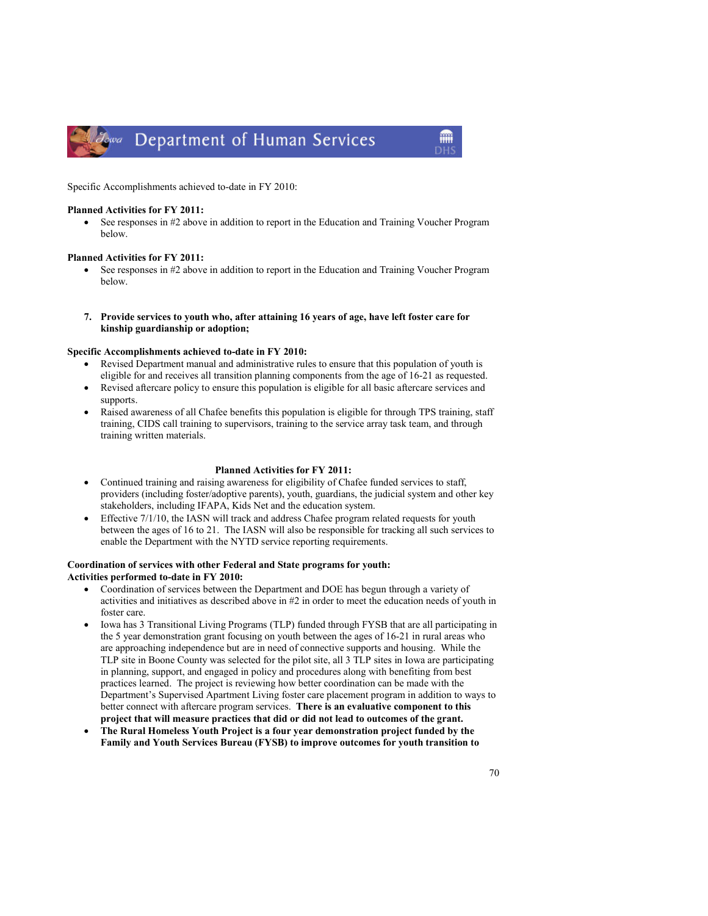Specific Accomplishments achieved to-date in FY 2010:

**Planned Activities for FY 2011:**

- See responses in #2 above in addition to report in the Education and Training Voucher Program below.

**Planned Activities for FY 2011:**

- See responses in #2 above in addition to report in the Education and Training Voucher Program below.

7. **Provide services to youth who, after attaining 16 years of age, have left foster care for kinship guardianship or adoption;**

**Specific Accomplishments achieved to-date in FY 2010:**

- Revised Department manual and administrative rules to ensure that this population of youth is eligible for and receives all transition planning components from the age of 16-21 as requested.
- Revised aftercare policy to ensure this population is eligible for all basic aftercare services and supports.
- Raised awareness of all Chafee benefits this population is eligible for through TPS training, staff training, CIDS call training to supervisors, training to the service array task team, and through training written materials.

**Planned Activities for FY 2011:**

- Continued training and raising awareness for eligibility of Chafee funded services to staff, providers (including foster/adoptive parents), youth, guardians, the judicial system and other key stakeholders, including IFAPA, Kids Net and the education system.
- Effective 7/1/10, the IASN will track and address Chafee program related requests for youth between the ages of 16 to 21. The IASN will also be responsible for tracking all such services to enable the Department with the NYTD service reporting requirements.

**Coordination of services with other Federal and State programs for youth:**
**Activities performed to-date in FY 2010:**

- Coordination of services between the Department and DOE has begun through a variety of activities and initiatives as described above in #2 in order to meet the education needs of youth in foster care.
- Iowa has 3 Transitional Living Programs (TLP) funded through FYSB that are all participating in the 5 year demonstration grant focusing on youth between the ages of 16-21 in rural areas who are approaching independence but are in need of connective supports and housing. While the TLP site in Boone County was selected for the pilot site, all 3 TLP sites in Iowa are participating in planning, support, and engaged in policy and procedures along with benefiting from best practices learned. The project is reviewing how better coordination can be made with the Department's Supervised Apartment Living foster care placement program in addition to ways to better connect with aftercare program services. **There is an evaluative component to this project that will measure practices that did or did not lead to outcomes of the grant.**
- **The Rural Homeless Youth Project is a four year demonstration project funded by the Family and Youth Services Bureau (FYSB) to improve outcomes for youth transition to**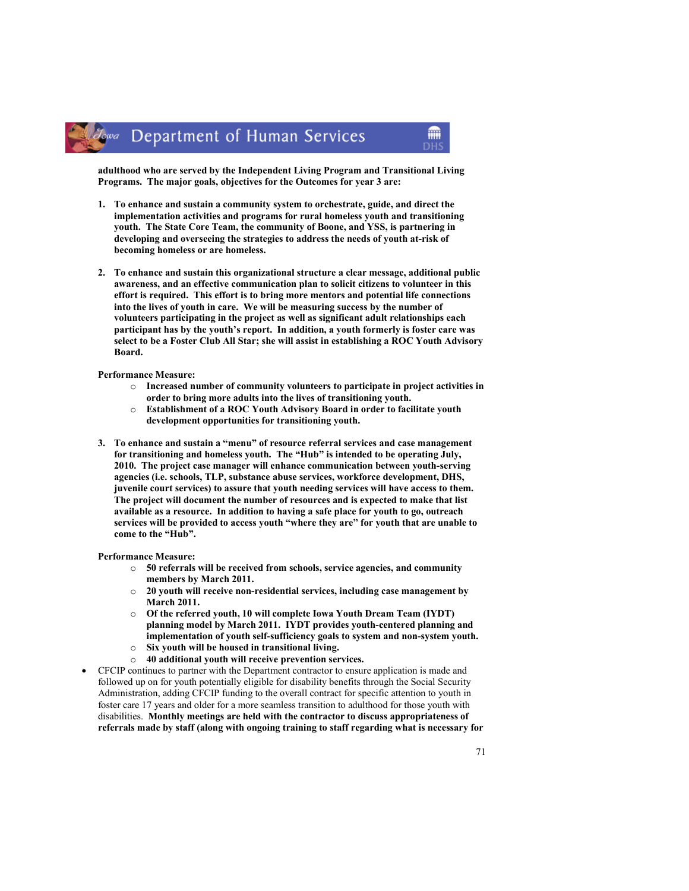**adulthood who are served by the Independent Living Program and Transitional Living Programs. The major goals, objectives for the Outcomes for year 3 are:**

1. **To enhance and sustain a community system to orchestrate, guide, and direct the implementation activities and programs for rural homeless youth and transitioning youth. The State Core Team, the community of Boone, and YSS, is partnering in developing and overseeing the strategies to address the needs of youth at-risk of becoming homeless or are homeless.**

2. **To enhance and sustain this organizational structure a clear message, additional public awareness, and an effective communication plan to solicit citizens to volunteer in this effort is required. This effort is to bring more mentors and potential life connections into the lives of youth in care. We will be measuring success by the number of volunteers participating in the project as well as significant adult relationships each participant has by the youth's report. In addition, a youth formerly is foster care was select to be a Foster Club All Star; she will assist in establishing a ROC Youth Advisory Board.**

**Performance Measure:**

- **Increased number of community volunteers to participate in project activities in order to bring more adults into the lives of transitioning youth.**
- **Establishment of a ROC Youth Advisory Board in order to facilitate youth development opportunities for transitioning youth.**

3. **To enhance and sustain a "menu" of resource referral services and case management for transitioning and homeless youth. The "Hub" is intended to be operating July, 2010. The project case manager will enhance communication between youth-serving agencies (i.e. schools, TLP, substance abuse services, workforce development, DHS, juvenile court services) to assure that youth needing services will have access to them. The project will document the number of resources and is expected to make that list available as a resource. In addition to having a safe place for youth to go, outreach services will be provided to access youth "where they are" for youth that are unable to come to the "Hub".**

**Performance Measure:**

- **50 referrals will be received from schools, service agencies, and community members by March 2011.**
- **20 youth will receive non-residential services, including case management by March 2011.**
- **Of the referred youth, 10 will complete Iowa Youth Dream Team (IYDT) planning model by March 2011. IYDT provides youth-centered planning and implementation of youth self-sufficiency goals to system and non-system youth.**
- **Six youth will be housed in transitional living.**
- **40 additional youth will receive prevention services.**

- CFCIP continues to partner with the Department contractor to ensure application is made and followed up on for youth potentially eligible for disability benefits through the Social Security Administration, adding CFCIP funding to the overall contract for specific attention to youth in foster care 17 years and older for a more seamless transition to adulthood for those youth with disabilities. **Monthly meetings are held with the contractor to discuss appropriateness of referrals made by staff (along with ongoing training to staff regarding what is necessary for**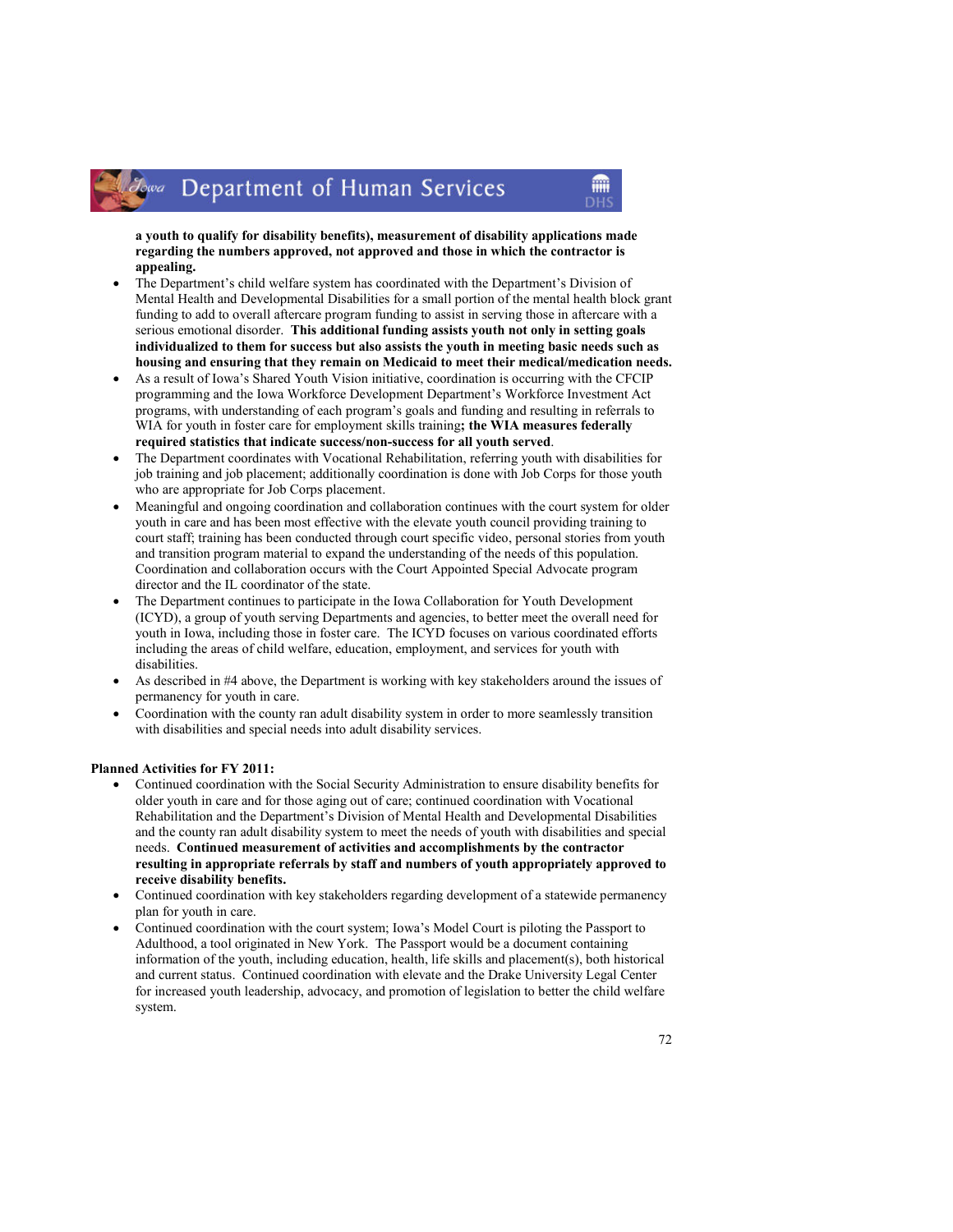**a youth to qualify for disability benefits), measurement of disability applications made regarding the numbers approved, not approved and those in which the contractor is appealing.**

- The Department's child welfare system has coordinated with the Department's Division of Mental Health and Developmental Disabilities for a small portion of the mental health block grant funding to add to overall aftercare program funding to assist in serving those in aftercare with a serious emotional disorder. **This additional funding assists youth not only in setting goals individualized to them for success but also assists the youth in meeting basic needs such as housing and ensuring that they remain on Medicaid to meet their medical/medication needs.**
- As a result of Iowa's Shared Youth Vision initiative, coordination is occurring with the CFCIP programming and the Iowa Workforce Development Department's Workforce Investment Act programs, with understanding of each program's goals and funding and resulting in referrals to WIA for youth in foster care for employment skills training**; the WIA measures federally required statistics that indicate success/non-success for all youth served**.
- The Department coordinates with Vocational Rehabilitation, referring youth with disabilities for job training and job placement; additionally coordination is done with Job Corps for those youth who are appropriate for Job Corps placement.
- Meaningful and ongoing coordination and collaboration continues with the court system for older youth in care and has been most effective with the elevate youth council providing training to court staff; training has been conducted through court specific video, personal stories from youth and transition program material to expand the understanding of the needs of this population. Coordination and collaboration occurs with the Court Appointed Special Advocate program director and the IL coordinator of the state.
- The Department continues to participate in the Iowa Collaboration for Youth Development (ICYD), a group of youth serving Departments and agencies, to better meet the overall need for youth in Iowa, including those in foster care. The ICYD focuses on various coordinated efforts including the areas of child welfare, education, employment, and services for youth with disabilities.
- As described in #4 above, the Department is working with key stakeholders around the issues of permanency for youth in care.
- Coordination with the county ran adult disability system in order to more seamlessly transition with disabilities and special needs into adult disability services.

**Planned Activities for FY 2011:**

- Continued coordination with the Social Security Administration to ensure disability benefits for older youth in care and for those aging out of care; continued coordination with Vocational Rehabilitation and the Department's Division of Mental Health and Developmental Disabilities and the county ran adult disability system to meet the needs of youth with disabilities and special needs. **Continued measurement of activities and accomplishments by the contractor resulting in appropriate referrals by staff and numbers of youth appropriately approved to receive disability benefits.**
- Continued coordination with key stakeholders regarding development of a statewide permanency plan for youth in care.
- Continued coordination with the court system; Iowa's Model Court is piloting the Passport to Adulthood, a tool originated in New York. The Passport would be a document containing information of the youth, including education, health, life skills and placement(s), both historical and current status. Continued coordination with elevate and the Drake University Legal Center for increased youth leadership, advocacy, and promotion of legislation to better the child welfare system.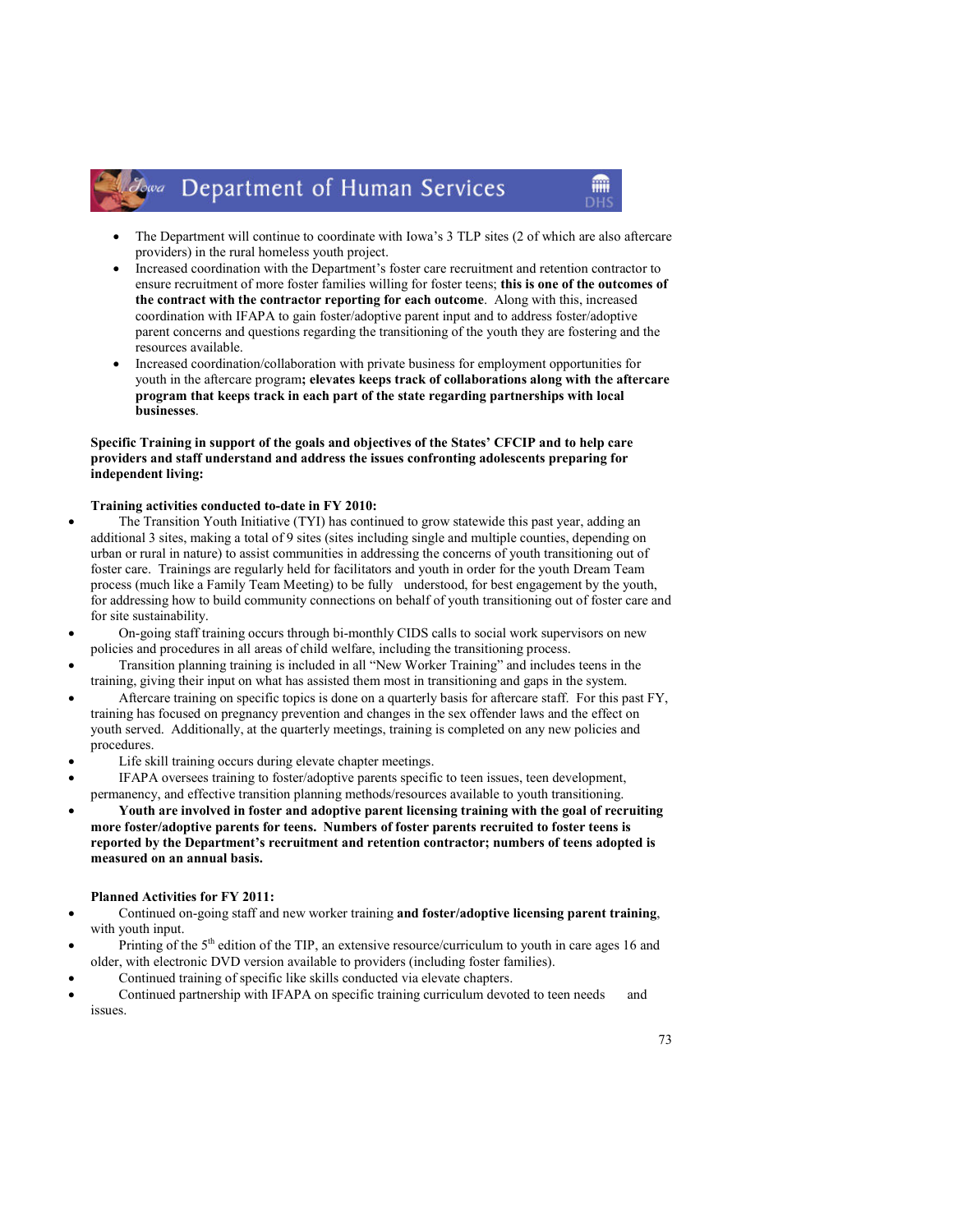- The Department will continue to coordinate with Iowa's 3 TLP sites (2 of which are also aftercare providers) in the rural homeless youth project.
- Increased coordination with the Department's foster care recruitment and retention contractor to ensure recruitment of more foster families willing for foster teens; **this is one of the outcomes of the contract with the contractor reporting for each outcome**. Along with this, increased coordination with IFAPA to gain foster/adoptive parent input and to address foster/adoptive parent concerns and questions regarding the transitioning of the youth they are fostering and the resources available.
- Increased coordination/collaboration with private business for employment opportunities for youth in the aftercare program**; elevates keeps track of collaborations along with the aftercare program that keeps track in each part of the state regarding partnerships with local businesses**.

**Specific Training in support of the goals and objectives of the States' CFCIP and to help care providers and staff understand and address the issues confronting adolescents preparing for independent living:**

**Training activities conducted to-date in FY 2010:**

- The Transition Youth Initiative (TYI) has continued to grow statewide this past year, adding an additional 3 sites, making a total of 9 sites (sites including single and multiple counties, depending on urban or rural in nature) to assist communities in addressing the concerns of youth transitioning out of foster care. Trainings are regularly held for facilitators and youth in order for the youth Dream Team process (much like a Family Team Meeting) to be fully understood, for best engagement by the youth, for addressing how to build community connections on behalf of youth transitioning out of foster care and for site sustainability.
- On-going staff training occurs through bi-monthly CIDS calls to social work supervisors on new policies and procedures in all areas of child welfare, including the transitioning process.
- Transition planning training is included in all "New Worker Training" and includes teens in the training, giving their input on what has assisted them most in transitioning and gaps in the system.
- Aftercare training on specific topics is done on a quarterly basis for aftercare staff. For this past FY, training has focused on pregnancy prevention and changes in the sex offender laws and the effect on youth served. Additionally, at the quarterly meetings, training is completed on any new policies and procedures.
- Life skill training occurs during elevate chapter meetings.
- IFAPA oversees training to foster/adoptive parents specific to teen issues, teen development, permanency, and effective transition planning methods/resources available to youth transitioning.
- **Youth are involved in foster and adoptive parent licensing training with the goal of recruiting more foster/adoptive parents for teens. Numbers of foster parents recruited to foster teens is reported by the Department's recruitment and retention contractor; numbers of teens adopted is measured on an annual basis.**

**Planned Activities for FY 2011:**

- Continued on-going staff and new worker training **and foster/adoptive licensing parent training**, with youth input.
- Printing of the 5th edition of the TIP, an extensive resource/curriculum to youth in care ages 16 and older, with electronic DVD version available to providers (including foster families).
- Continued training of specific like skills conducted via elevate chapters.
- Continued partnership with IFAPA on specific training curriculum devoted to teen needs and issues.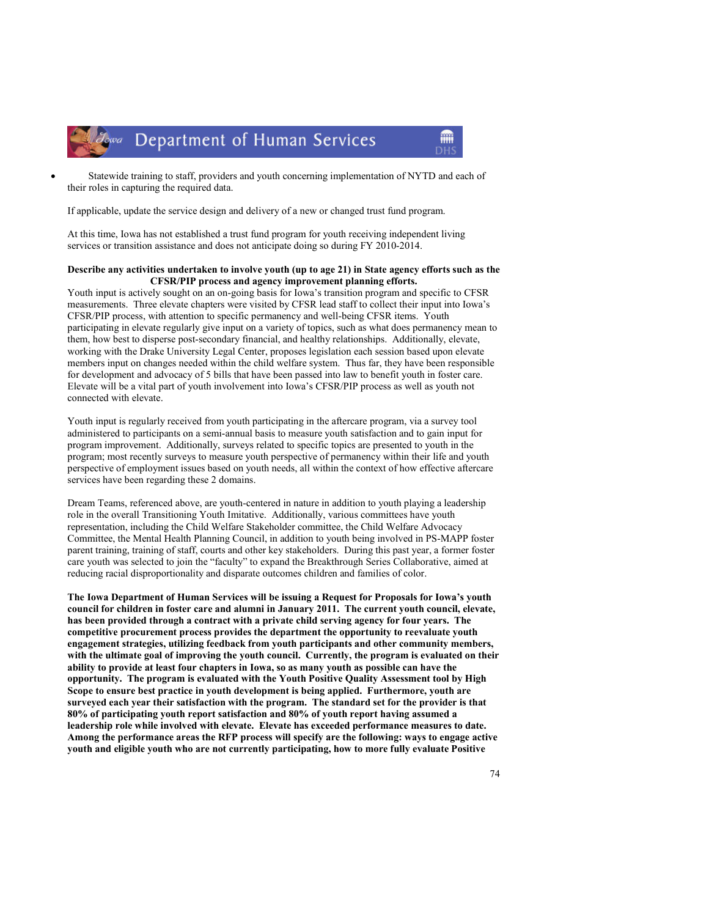- Statewide training to staff, providers and youth concerning implementation of NYTD and each of their roles in capturing the required data.

If applicable, update the service design and delivery of a new or changed trust fund program.

At this time, Iowa has not established a trust fund program for youth receiving independent living services or transition assistance and does not anticipate doing so during FY 2010-2014.

**Describe any activities undertaken to involve youth (up to age 21) in State agency efforts such as the CFSR/PIP process and agency improvement planning efforts.**

Youth input is actively sought on an on-going basis for Iowa's transition program and specific to CFSR measurements. Three elevate chapters were visited by CFSR lead staff to collect their input into Iowa's CFSR/PIP process, with attention to specific permanency and well-being CFSR items. Youth participating in elevate regularly give input on a variety of topics, such as what does permanency mean to them, how best to disperse post-secondary financial, and healthy relationships. Additionally, elevate, working with the Drake University Legal Center, proposes legislation each session based upon elevate members input on changes needed within the child welfare system. Thus far, they have been responsible for development and advocacy of 5 bills that have been passed into law to benefit youth in foster care. Elevate will be a vital part of youth involvement into Iowa's CFSR/PIP process as well as youth not connected with elevate.

Youth input is regularly received from youth participating in the aftercare program, via a survey tool administered to participants on a semi-annual basis to measure youth satisfaction and to gain input for program improvement. Additionally, surveys related to specific topics are presented to youth in the program; most recently surveys to measure youth perspective of permanency within their life and youth perspective of employment issues based on youth needs, all within the context of how effective aftercare services have been regarding these 2 domains.

Dream Teams, referenced above, are youth-centered in nature in addition to youth playing a leadership role in the overall Transitioning Youth Imitative. Additionally, various committees have youth representation, including the Child Welfare Stakeholder committee, the Child Welfare Advocacy Committee, the Mental Health Planning Council, in addition to youth being involved in PS-MAPP foster parent training, training of staff, courts and other key stakeholders. During this past year, a former foster care youth was selected to join the "faculty" to expand the Breakthrough Series Collaborative, aimed at reducing racial disproportionality and disparate outcomes children and families of color.

**The Iowa Department of Human Services will be issuing a Request for Proposals for Iowa's youth council for children in foster care and alumni in January 2011. The current youth council, elevate, has been provided through a contract with a private child serving agency for four years. The competitive procurement process provides the department the opportunity to reevaluate youth engagement strategies, utilizing feedback from youth participants and other community members, with the ultimate goal of improving the youth council. Currently, the program is evaluated on their ability to provide at least four chapters in Iowa, so as many youth as possible can have the opportunity. The program is evaluated with the Youth Positive Quality Assessment tool by High Scope to ensure best practice in youth development is being applied. Furthermore, youth are surveyed each year their satisfaction with the program. The standard set for the provider is that 80% of participating youth report satisfaction and 80% of youth report having assumed a leadership role while involved with elevate. Elevate has exceeded performance measures to date. Among the performance areas the RFP process will specify are the following: ways to engage active youth and eligible youth who are not currently participating, how to more fully evaluate Positive**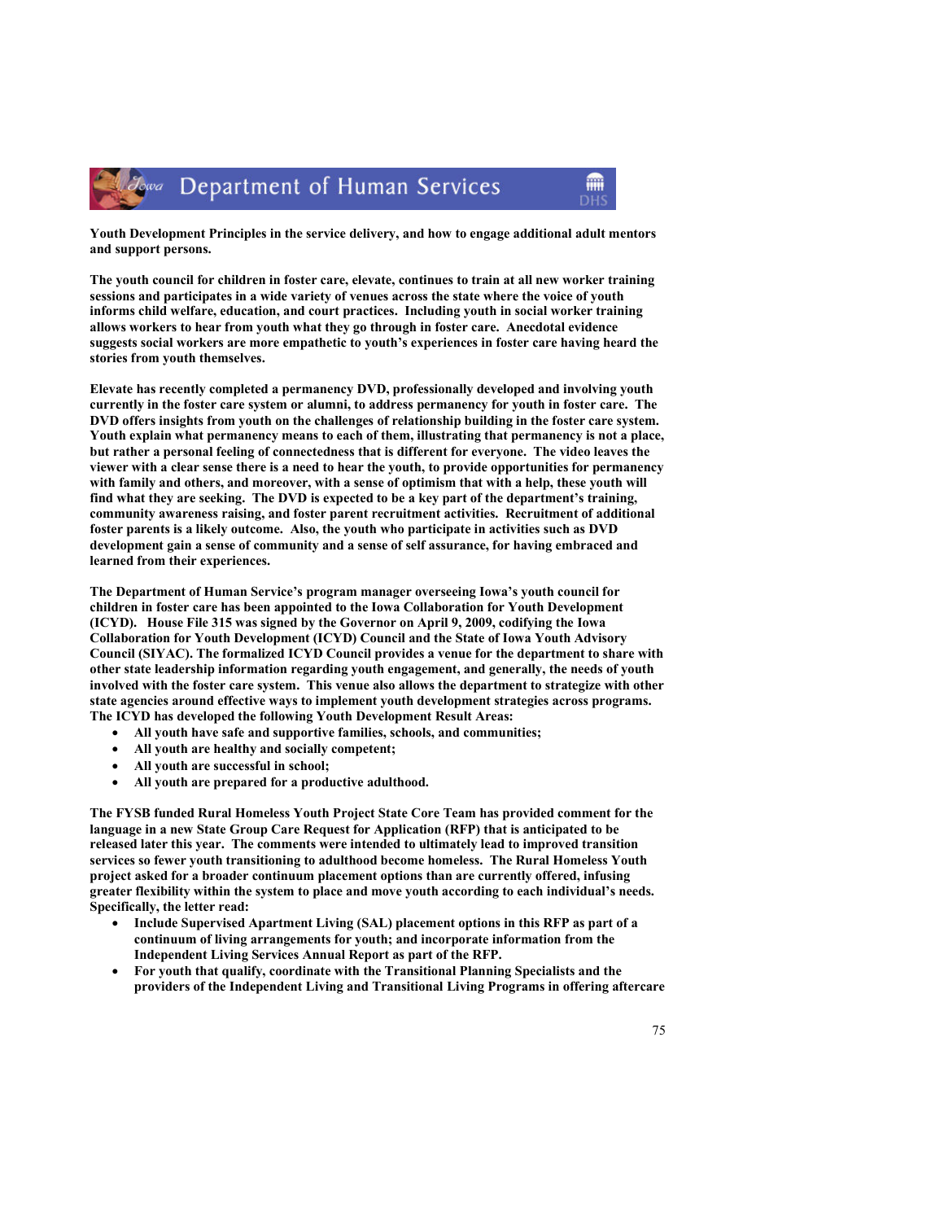**Youth Development Principles in the service delivery, and how to engage additional adult mentors and support persons.**

**The youth council for children in foster care, elevate, continues to train at all new worker training sessions and participates in a wide variety of venues across the state where the voice of youth informs child welfare, education, and court practices. Including youth in social worker training allows workers to hear from youth what they go through in foster care. Anecdotal evidence suggests social workers are more empathetic to youth's experiences in foster care having heard the stories from youth themselves.**

**Elevate has recently completed a permanency DVD, professionally developed and involving youth currently in the foster care system or alumni, to address permanency for youth in foster care. The DVD offers insights from youth on the challenges of relationship building in the foster care system. Youth explain what permanency means to each of them, illustrating that permanency is not a place, but rather a personal feeling of connectedness that is different for everyone. The video leaves the viewer with a clear sense there is a need to hear the youth, to provide opportunities for permanency with family and others, and moreover, with a sense of optimism that with a help, these youth will find what they are seeking. The DVD is expected to be a key part of the department's training, community awareness raising, and foster parent recruitment activities. Recruitment of additional foster parents is a likely outcome. Also, the youth who participate in activities such as DVD development gain a sense of community and a sense of self assurance, for having embraced and learned from their experiences.**

**The Department of Human Service's program manager overseeing Iowa's youth council for children in foster care has been appointed to the Iowa Collaboration for Youth Development (ICYD). House File 315 was signed by the Governor on April 9, 2009, codifying the Iowa Collaboration for Youth Development (ICYD) Council and the State of Iowa Youth Advisory Council (SIYAC). The formalized ICYD Council provides a venue for the department to share with other state leadership information regarding youth engagement, and generally, the needs of youth involved with the foster care system. This venue also allows the department to strategize with other state agencies around effective ways to implement youth development strategies across programs. The ICYD has developed the following Youth Development Result Areas:**

- **All youth have safe and supportive families, schools, and communities;**
- **All youth are healthy and socially competent;**
- **All youth are successful in school;**
- **All youth are prepared for a productive adulthood.**

**The FYSB funded Rural Homeless Youth Project State Core Team has provided comment for the language in a new State Group Care Request for Application (RFP) that is anticipated to be released later this year. The comments were intended to ultimately lead to improved transition services so fewer youth transitioning to adulthood become homeless. The Rural Homeless Youth project asked for a broader continuum placement options than are currently offered, infusing greater flexibility within the system to place and move youth according to each individual's needs. Specifically, the letter read:**

- **Include Supervised Apartment Living (SAL) placement options in this RFP as part of a continuum of living arrangements for youth; and incorporate information from the Independent Living Services Annual Report as part of the RFP.**
- **For youth that qualify, coordinate with the Transitional Planning Specialists and the providers of the Independent Living and Transitional Living Programs in offering aftercare**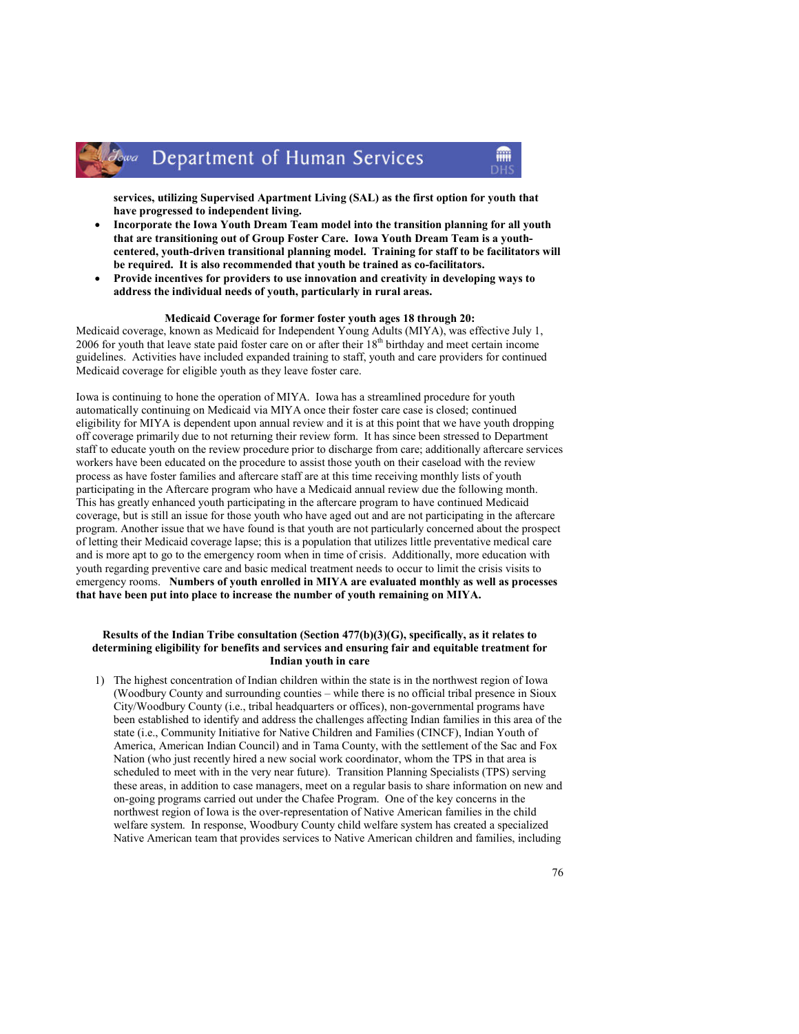**services, utilizing Supervised Apartment Living (SAL) as the first option for youth that have progressed to independent living.**

- **Incorporate the Iowa Youth Dream Team model into the transition planning for all youth that are transitioning out of Group Foster Care. Iowa Youth Dream Team is a youth-centered, youth-driven transitional planning model. Training for staff to be facilitators will be required. It is also recommended that youth be trained as co-facilitators.**
- **Provide incentives for providers to use innovation and creativity in developing ways to address the individual needs of youth, particularly in rural areas.**

**Medicaid Coverage for former foster youth ages 18 through 20:**

Medicaid coverage, known as Medicaid for Independent Young Adults (MIYA), was effective July 1, 2006 for youth that leave state paid foster care on or after their 18th birthday and meet certain income guidelines. Activities have included expanded training to staff, youth and care providers for continued Medicaid coverage for eligible youth as they leave foster care.

Iowa is continuing to hone the operation of MIYA. Iowa has a streamlined procedure for youth automatically continuing on Medicaid via MIYA once their foster care case is closed; continued eligibility for MIYA is dependent upon annual review and it is at this point that we have youth dropping off coverage primarily due to not returning their review form. It has since been stressed to Department staff to educate youth on the review procedure prior to discharge from care; additionally aftercare services workers have been educated on the procedure to assist those youth on their caseload with the review process as have foster families and aftercare staff are at this time receiving monthly lists of youth participating in the Aftercare program who have a Medicaid annual review due the following month. This has greatly enhanced youth participating in the aftercare program to have continued Medicaid coverage, but is still an issue for those youth who have aged out and are not participating in the aftercare program. Another issue that we have found is that youth are not particularly concerned about the prospect of letting their Medicaid coverage lapse; this is a population that utilizes little preventative medical care and is more apt to go to the emergency room when in time of crisis. Additionally, more education with youth regarding preventive care and basic medical treatment needs to occur to limit the crisis visits to emergency rooms. **Numbers of youth enrolled in MIYA are evaluated monthly as well as processes that have been put into place to increase the number of youth remaining on MIYA.**

**Results of the Indian Tribe consultation (Section 477(b)(3)(G), specifically, as it relates to determining eligibility for benefits and services and ensuring fair and equitable treatment for Indian youth in care**

1) The highest concentration of Indian children within the state is in the northwest region of Iowa (Woodbury County and surrounding counties – while there is no official tribal presence in Sioux City/Woodbury County (i.e., tribal headquarters or offices), non-governmental programs have been established to identify and address the challenges affecting Indian families in this area of the state (i.e., Community Initiative for Native Children and Families (CINCF), Indian Youth of America, American Indian Council) and in Tama County, with the settlement of the Sac and Fox Nation (who just recently hired a new social work coordinator, whom the TPS in that area is scheduled to meet with in the very near future). Transition Planning Specialists (TPS) serving these areas, in addition to case managers, meet on a regular basis to share information on new and on-going programs carried out under the Chafee Program. One of the key concerns in the northwest region of Iowa is the over-representation of Native American families in the child welfare system. In response, Woodbury County child welfare system has created a specialized Native American team that provides services to Native American children and families, including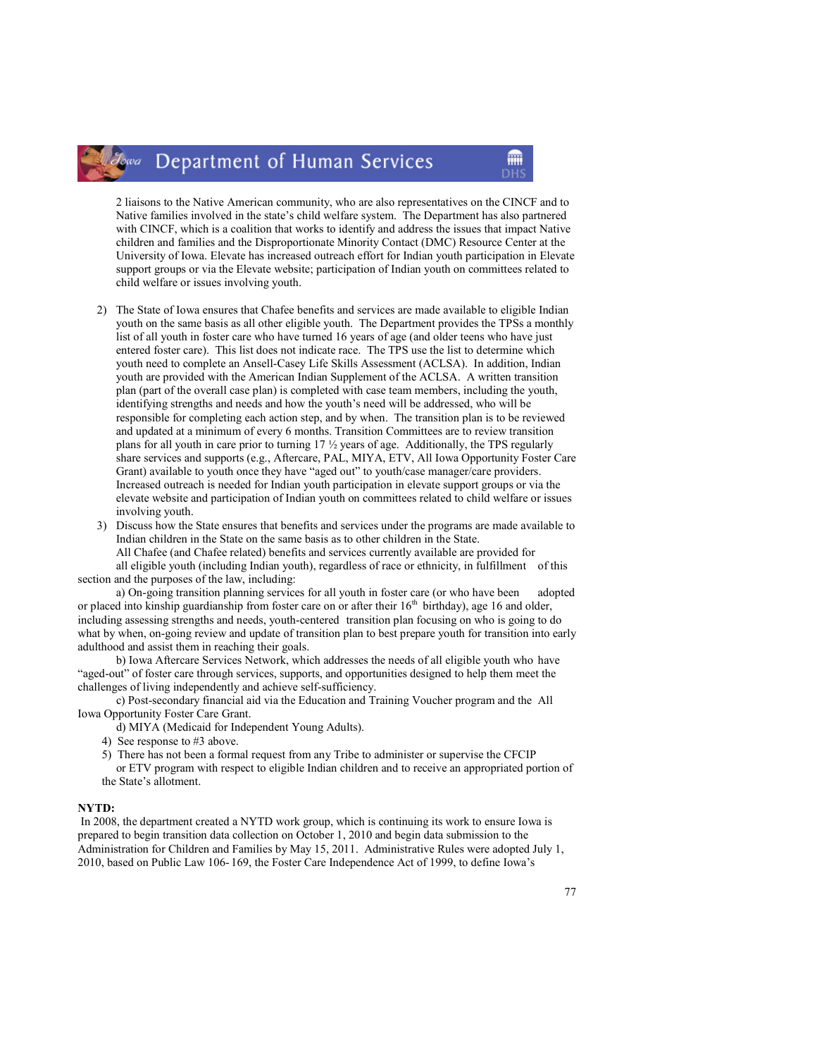2 liaisons to the Native American community, who are also representatives on the CINCF and to Native families involved in the state's child welfare system. The Department has also partnered with CINCF, which is a coalition that works to identify and address the issues that impact Native children and families and the Disproportionate Minority Contact (DMC) Resource Center at the University of Iowa. Elevate has increased outreach effort for Indian youth participation in Elevate support groups or via the Elevate website; participation of Indian youth on committees related to child welfare or issues involving youth.

2) The State of Iowa ensures that Chafee benefits and services are made available to eligible Indian youth on the same basis as all other eligible youth. The Department provides the TPSs a monthly list of all youth in foster care who have turned 16 years of age (and older teens who have just entered foster care). This list does not indicate race. The TPS use the list to determine which youth need to complete an Ansell-Casey Life Skills Assessment (ACLSA). In addition, Indian youth are provided with the American Indian Supplement of the ACLSA. A written transition plan (part of the overall case plan) is completed with case team members, including the youth, identifying strengths and needs and how the youth's need will be addressed, who will be responsible for completing each action step, and by when. The transition plan is to be reviewed and updated at a minimum of every 6 months. Transition Committees are to review transition plans for all youth in care prior to turning 17 ½ years of age. Additionally, the TPS regularly share services and supports (e.g., Aftercare, PAL, MIYA, ETV, All Iowa Opportunity Foster Care Grant) available to youth once they have "aged out" to youth/case manager/care providers. Increased outreach is needed for Indian youth participation in elevate support groups or via the elevate website and participation of Indian youth on committees related to child welfare or issues involving youth.

3) Discuss how the State ensures that benefits and services under the programs are made available to Indian children in the State on the same basis as to other children in the State.
All Chafee (and Chafee related) benefits and services currently available are provided for all eligible youth (including Indian youth), regardless of race or ethnicity, in fulfillment of this section and the purposes of the law, including:

a) On-going transition planning services for all youth in foster care (or who have been adopted or placed into kinship guardianship from foster care on or after their 16th birthday), age 16 and older, including assessing strengths and needs, youth-centered transition plan focusing on who is going to do what by when, on-going review and update of transition plan to best prepare youth for transition into early adulthood and assist them in reaching their goals.

b) Iowa Aftercare Services Network, which addresses the needs of all eligible youth who have "aged-out" of foster care through services, supports, and opportunities designed to help them meet the challenges of living independently and achieve self-sufficiency.

c) Post-secondary financial aid via the Education and Training Voucher program and the All Iowa Opportunity Foster Care Grant.

d) MIYA (Medicaid for Independent Young Adults).

4) See response to #3 above.

5) There has not been a formal request from any Tribe to administer or supervise the CFCIP or ETV program with respect to eligible Indian children and to receive an appropriated portion of the State's allotment.

**NYTD:**

In 2008, the department created a NYTD work group, which is continuing its work to ensure Iowa is prepared to begin transition data collection on October 1, 2010 and begin data submission to the Administration for Children and Families by May 15, 2011. Administrative Rules were adopted July 1, 2010, based on Public Law 106- 169, the Foster Care Independence Act of 1999, to define Iowa's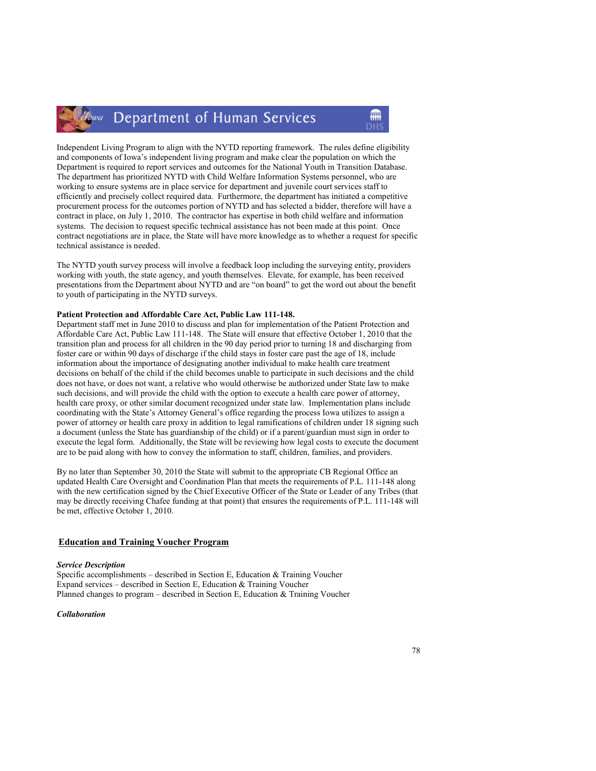Independent Living Program to align with the NYTD reporting framework. The rules define eligibility and components of Iowa's independent living program and make clear the population on which the Department is required to report services and outcomes for the National Youth in Transition Database. The department has prioritized NYTD with Child Welfare Information Systems personnel, who are working to ensure systems are in place service for department and juvenile court services staff to efficiently and precisely collect required data. Furthermore, the department has initiated a competitive procurement process for the outcomes portion of NYTD and has selected a bidder, therefore will have a contract in place, on July 1, 2010. The contractor has expertise in both child welfare and information systems. The decision to request specific technical assistance has not been made at this point. Once contract negotiations are in place, the State will have more knowledge as to whether a request for specific technical assistance is needed.

The NYTD youth survey process will involve a feedback loop including the surveying entity, providers working with youth, the state agency, and youth themselves. Elevate, for example, has been received presentations from the Department about NYTD and are "on board" to get the word out about the benefit to youth of participating in the NYTD surveys.

**Patient Protection and Affordable Care Act, Public Law 111-148.**

Department staff met in June 2010 to discuss and plan for implementation of the Patient Protection and Affordable Care Act, Public Law 111-148. The State will ensure that effective October 1, 2010 that the transition plan and process for all children in the 90 day period prior to turning 18 and discharging from foster care or within 90 days of discharge if the child stays in foster care past the age of 18, include information about the importance of designating another individual to make health care treatment decisions on behalf of the child if the child becomes unable to participate in such decisions and the child does not have, or does not want, a relative who would otherwise be authorized under State law to make such decisions, and will provide the child with the option to execute a health care power of attorney, health care proxy, or other similar document recognized under state law. Implementation plans include coordinating with the State's Attorney General's office regarding the process Iowa utilizes to assign a power of attorney or health care proxy in addition to legal ramifications of children under 18 signing such a document (unless the State has guardianship of the child) or if a parent/guardian must sign in order to execute the legal form. Additionally, the State will be reviewing how legal costs to execute the document are to be paid along with how to convey the information to staff, children, families, and providers.

By no later than September 30, 2010 the State will submit to the appropriate CB Regional Office an updated Health Care Oversight and Coordination Plan that meets the requirements of P.L. 111-148 along with the new certification signed by the Chief Executive Officer of the State or Leader of any Tribes (that may be directly receiving Chafee funding at that point) that ensures the requirements of P.L. 111-148 will be met, effective October 1, 2010.

## Education and Training Voucher Program

***Service Description***

Specific accomplishments – described in Section E, Education & Training Voucher
Expand services – described in Section E, Education & Training Voucher
Planned changes to program – described in Section E, Education & Training Voucher

***Collaboration***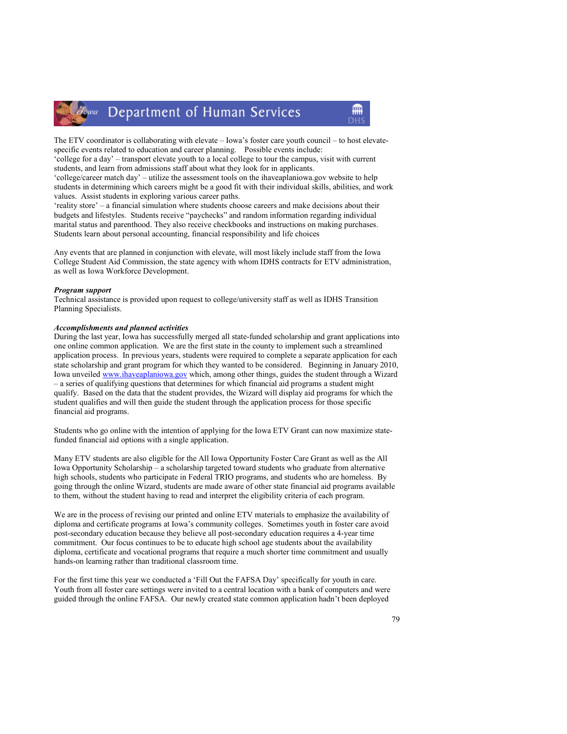The ETV coordinator is collaborating with elevate – Iowa's foster care youth council – to host elevate-specific events related to education and career planning. Possible events include:

'college for a day' – transport elevate youth to a local college to tour the campus, visit with current students, and learn from admissions staff about what they look for in applicants.

'college/career match day' – utilize the assessment tools on the ihaveaplaniowa.gov website to help students in determining which careers might be a good fit with their individual skills, abilities, and work values. Assist students in exploring various career paths.

'reality store' – a financial simulation where students choose careers and make decisions about their budgets and lifestyles. Students receive "paychecks" and random information regarding individual marital status and parenthood. They also receive checkbooks and instructions on making purchases. Students learn about personal accounting, financial responsibility and life choices

Any events that are planned in conjunction with elevate, will most likely include staff from the Iowa College Student Aid Commission, the state agency with whom IDHS contracts for ETV administration, as well as Iowa Workforce Development.

***Program support***

Technical assistance is provided upon request to college/university staff as well as IDHS Transition Planning Specialists.

***Accomplishments and planned activities***

During the last year, Iowa has successfully merged all state-funded scholarship and grant applications into one online common application. We are the first state in the county to implement such a streamlined application process. In previous years, students were required to complete a separate application for each state scholarship and grant program for which they wanted to be considered. Beginning in January 2010, Iowa unveiled www.ihaveaplaniowa.gov which, among other things, guides the student through a Wizard – a series of qualifying questions that determines for which financial aid programs a student might qualify. Based on the data that the student provides, the Wizard will display aid programs for which the student qualifies and will then guide the student through the application process for those specific financial aid programs.

Students who go online with the intention of applying for the Iowa ETV Grant can now maximize state-funded financial aid options with a single application.

Many ETV students are also eligible for the All Iowa Opportunity Foster Care Grant as well as the All Iowa Opportunity Scholarship – a scholarship targeted toward students who graduate from alternative high schools, students who participate in Federal TRIO programs, and students who are homeless. By going through the online Wizard, students are made aware of other state financial aid programs available to them, without the student having to read and interpret the eligibility criteria of each program.

We are in the process of revising our printed and online ETV materials to emphasize the availability of diploma and certificate programs at Iowa's community colleges. Sometimes youth in foster care avoid post-secondary education because they believe all post-secondary education requires a 4-year time commitment. Our focus continues to be to educate high school age students about the availability diploma, certificate and vocational programs that require a much shorter time commitment and usually hands-on learning rather than traditional classroom time.

For the first time this year we conducted a 'Fill Out the FAFSA Day' specifically for youth in care. Youth from all foster care settings were invited to a central location with a bank of computers and were guided through the online FAFSA. Our newly created state common application hadn't been deployed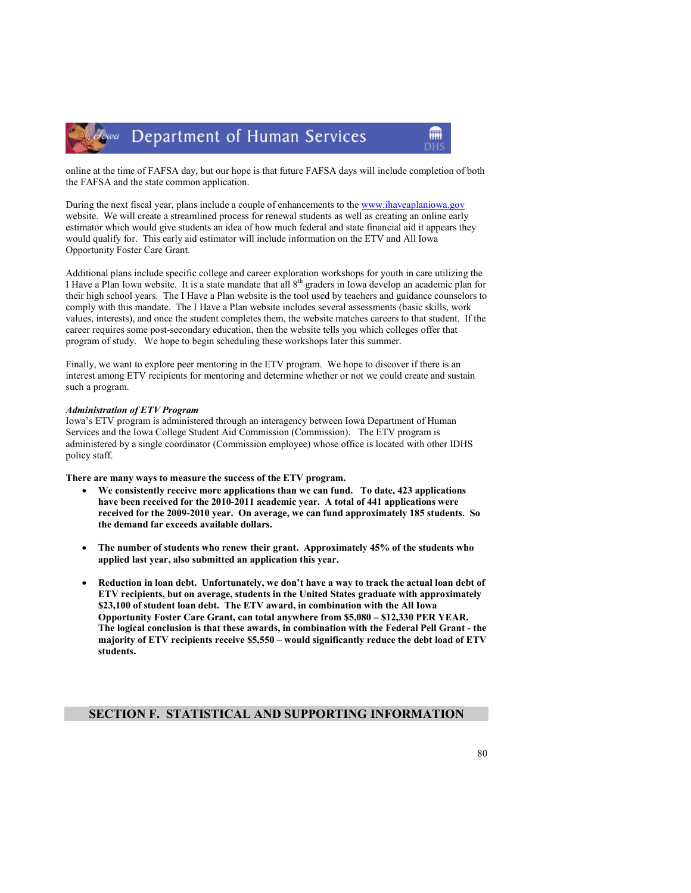online at the time of FAFSA day, but our hope is that future FAFSA days will include completion of both the FAFSA and the state common application.

During the next fiscal year, plans include a couple of enhancements to the www.ihaveaplaniowa.gov website. We will create a streamlined process for renewal students as well as creating an online early estimator which would give students an idea of how much federal and state financial aid it appears they would qualify for. This early aid estimator will include information on the ETV and All Iowa Opportunity Foster Care Grant.

Additional plans include specific college and career exploration workshops for youth in care utilizing the I Have a Plan Iowa website. It is a state mandate that all 8th graders in Iowa develop an academic plan for their high school years. The I Have a Plan website is the tool used by teachers and guidance counselors to comply with this mandate. The I Have a Plan website includes several assessments (basic skills, work values, interests), and once the student completes them, the website matches careers to that student. If the career requires some post-secondary education, then the website tells you which colleges offer that program of study. We hope to begin scheduling these workshops later this summer.

Finally, we want to explore peer mentoring in the ETV program. We hope to discover if there is an interest among ETV recipients for mentoring and determine whether or not we could create and sustain such a program.

***Administration of ETV Program***

Iowa's ETV program is administered through an interagency between Iowa Department of Human Services and the Iowa College Student Aid Commission (Commission). The ETV program is administered by a single coordinator (Commission employee) whose office is located with other IDHS policy staff.

**There are many ways to measure the success of the ETV program.**

- **We consistently receive more applications than we can fund. To date, 423 applications have been received for the 2010-2011 academic year. A total of 441 applications were received for the 2009-2010 year. On average, we can fund approximately 185 students. So the demand far exceeds available dollars.**

- **The number of students who renew their grant. Approximately 45% of the students who applied last year, also submitted an application this year.**

- **Reduction in loan debt. Unfortunately, we don't have a way to track the actual loan debt of ETV recipients, but on average, students in the United States graduate with approximately $23,100 of student loan debt. The ETV award, in combination with the All Iowa Opportunity Foster Care Grant, can total anywhere from $5,080 – $12,330 PER YEAR. The logical conclusion is that these awards, in combination with the Federal Pell Grant - the majority of ETV recipients receive $5,550 – would significantly reduce the debt load of ETV students.**

## SECTION F. STATISTICAL AND SUPPORTING INFORMATION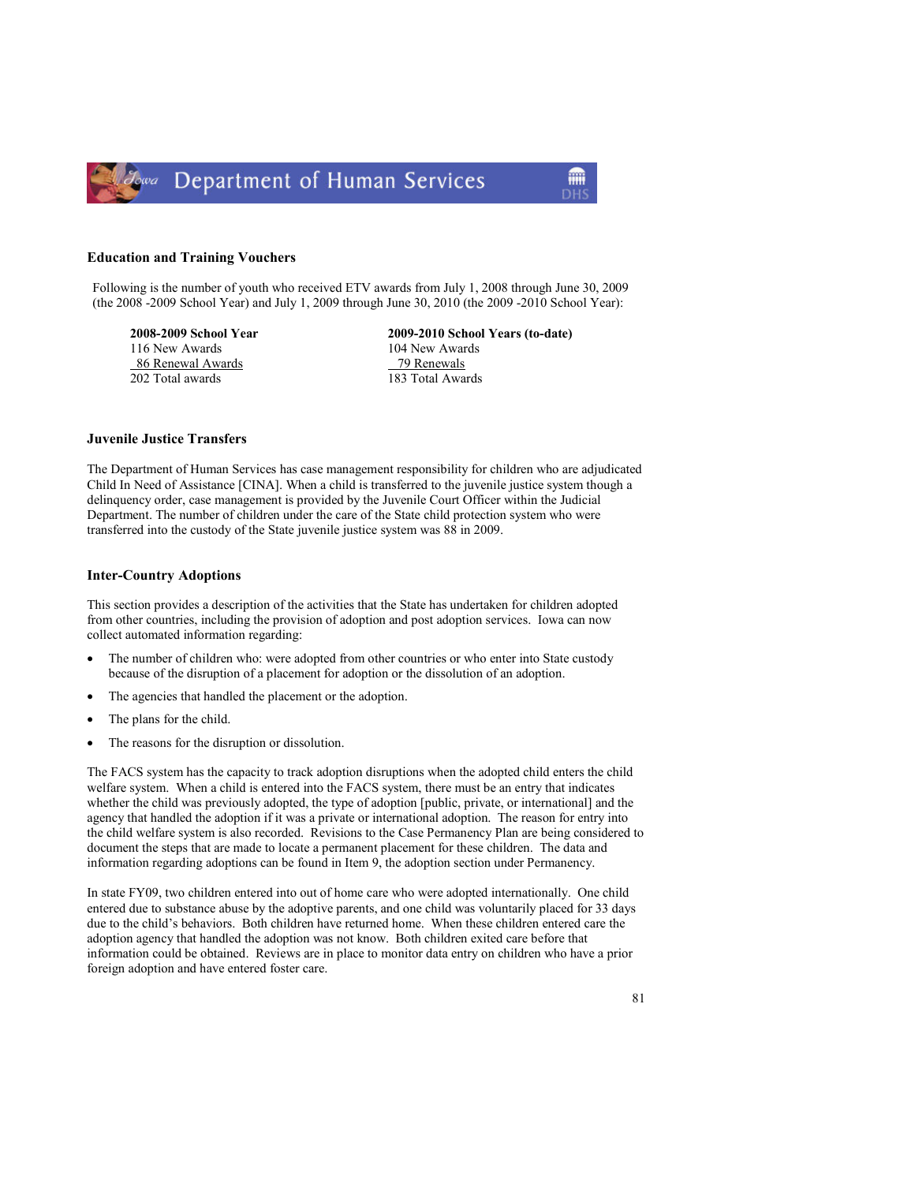### Education and Training Vouchers

Following is the number of youth who received ETV awards from July 1, 2008 through June 30, 2009 (the 2008 -2009 School Year) and July 1, 2009 through June 30, 2010 (the 2009 -2010 School Year):

| 2008-2009 School Year | 2009-2010 School Years (to-date) |
|---|---|
| 116 New Awards | 104 New Awards |
| 86 Renewal Awards | 79 Renewals |
| 202 Total awards | 183 Total Awards |

### Juvenile Justice Transfers

The Department of Human Services has case management responsibility for children who are adjudicated Child In Need of Assistance [CINA]. When a child is transferred to the juvenile justice system though a delinquency order, case management is provided by the Juvenile Court Officer within the Judicial Department. The number of children under the care of the State child protection system who were transferred into the custody of the State juvenile justice system was 88 in 2009.

### Inter-Country Adoptions

This section provides a description of the activities that the State has undertaken for children adopted from other countries, including the provision of adoption and post adoption services. Iowa can now collect automated information regarding:

- The number of children who: were adopted from other countries or who enter into State custody because of the disruption of a placement for adoption or the dissolution of an adoption.
- The agencies that handled the placement or the adoption.
- The plans for the child.
- The reasons for the disruption or dissolution.

The FACS system has the capacity to track adoption disruptions when the adopted child enters the child welfare system. When a child is entered into the FACS system, there must be an entry that indicates whether the child was previously adopted, the type of adoption [public, private, or international] and the agency that handled the adoption if it was a private or international adoption. The reason for entry into the child welfare system is also recorded. Revisions to the Case Permanency Plan are being considered to document the steps that are made to locate a permanent placement for these children. The data and information regarding adoptions can be found in Item 9, the adoption section under Permanency.

In state FY09, two children entered into out of home care who were adopted internationally. One child entered due to substance abuse by the adoptive parents, and one child was voluntarily placed for 33 days due to the child's behaviors. Both children have returned home. When these children entered care the adoption agency that handled the adoption was not know. Both children exited care before that information could be obtained. Reviews are in place to monitor data entry on children who have a prior foreign adoption and have entered foster care.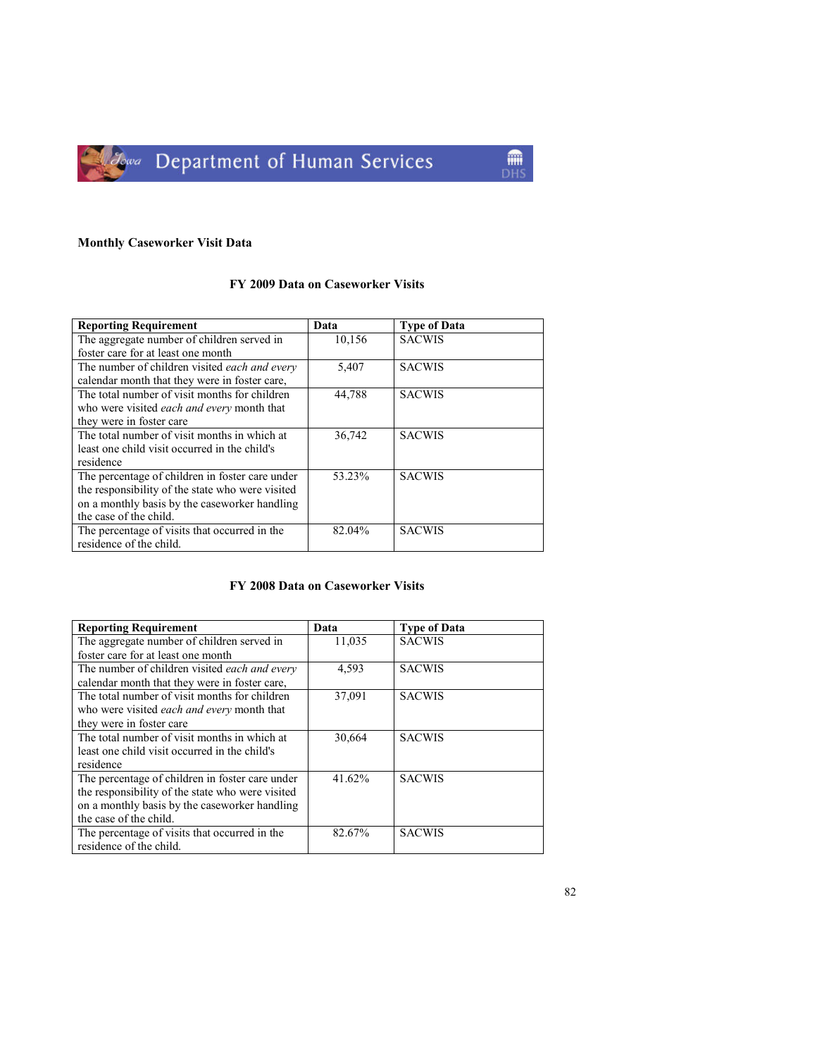## Monthly Caseworker Visit Data

### FY 2009 Data on Caseworker Visits

| Reporting Requirement | Data | Type of Data |
|---|---|---|
| The aggregate number of children served in foster care for at least one month | 10,156 | SACWIS |
| The number of children visited *each and every* calendar month that they were in foster care, | 5,407 | SACWIS |
| The total number of visit months for children who were visited *each and every* month that they were in foster care | 44,788 | SACWIS |
| The total number of visit months in which at least one child visit occurred in the child's residence | 36,742 | SACWIS |
| The percentage of children in foster care under the responsibility of the state who were visited on a monthly basis by the caseworker handling the case of the child. | 53.23% | SACWIS |
| The percentage of visits that occurred in the residence of the child. | 82.04% | SACWIS |

### FY 2008 Data on Caseworker Visits

| Reporting Requirement | Data | Type of Data |
|---|---|---|
| The aggregate number of children served in foster care for at least one month | 11,035 | SACWIS |
| The number of children visited *each and every* calendar month that they were in foster care, | 4,593 | SACWIS |
| The total number of visit months for children who were visited *each and every* month that they were in foster care | 37,091 | SACWIS |
| The total number of visit months in which at least one child visit occurred in the child's residence | 30,664 | SACWIS |
| The percentage of children in foster care under the responsibility of the state who were visited on a monthly basis by the caseworker handling the case of the child. | 41.62% | SACWIS |
| The percentage of visits that occurred in the residence of the child. | 82.67% | SACWIS |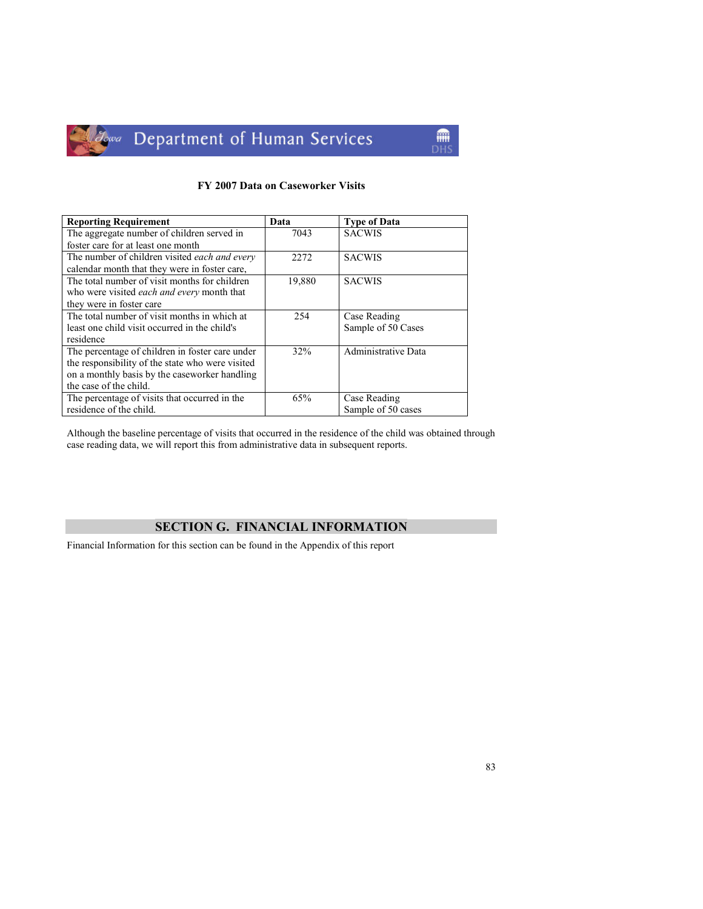**FY 2007 Data on Caseworker Visits**

| Reporting Requirement | Data | Type of Data |
|---|---|---|
| The aggregate number of children served in foster care for at least one month | 7043 | SACWIS |
| The number of children visited *each and every* calendar month that they were in foster care, | 2272 | SACWIS |
| The total number of visit months for children who were visited *each and every* month that they were in foster care | 19,880 | SACWIS |
| The total number of visit months in which at least one child visit occurred in the child's residence | 254 | Case Reading Sample of 50 Cases |
| The percentage of children in foster care under the responsibility of the state who were visited on a monthly basis by the caseworker handling the case of the child. | 32% | Administrative Data |
| The percentage of visits that occurred in the residence of the child. | 65% | Case Reading Sample of 50 cases |

Although the baseline percentage of visits that occurred in the residence of the child was obtained through case reading data, we will report this from administrative data in subsequent reports.

## SECTION G. FINANCIAL INFORMATION

Financial Information for this section can be found in the Appendix of this report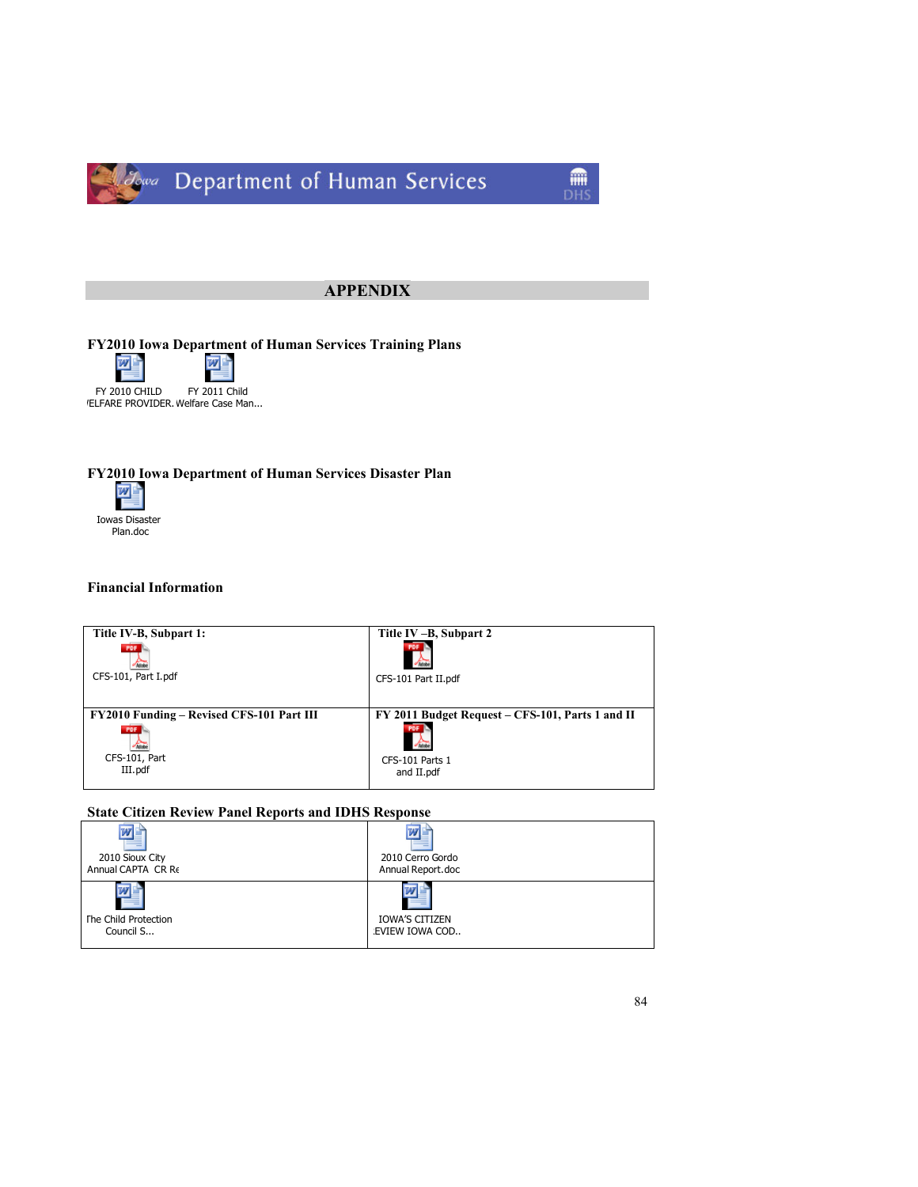Department of Human Services

## APPENDIX

### FY2010 Iowa Department of Human Services Training Plans

FY 2010 CHILD WELFARE PROVIDER. FY 2011 Child Welfare Case Man...

### FY2010 Iowa Department of Human Services Disaster Plan

Iowas Disaster Plan.doc

### Financial Information

| **Title IV-B, Subpart 1:** | **Title IV –B, Subpart 2** |
|---|---|
| CFS-101, Part I.pdf | CFS-101 Part II.pdf |
| **FY2010 Funding – Revised CFS-101 Part III** | **FY 2011 Budget Request – CFS-101, Parts 1 and II** |
| CFS-101, Part III.pdf | CFS-101 Parts 1 and II.pdf |

### State Citizen Review Panel Reports and IDHS Response

| | |
|---|---|
| 2010 Sioux City Annual CAPTA CR Re | 2010 Cerro Gordo Annual Report.doc |
| The Child Protection Council S... | IOWA'S CITIZEN REVIEW IOWA COD.. |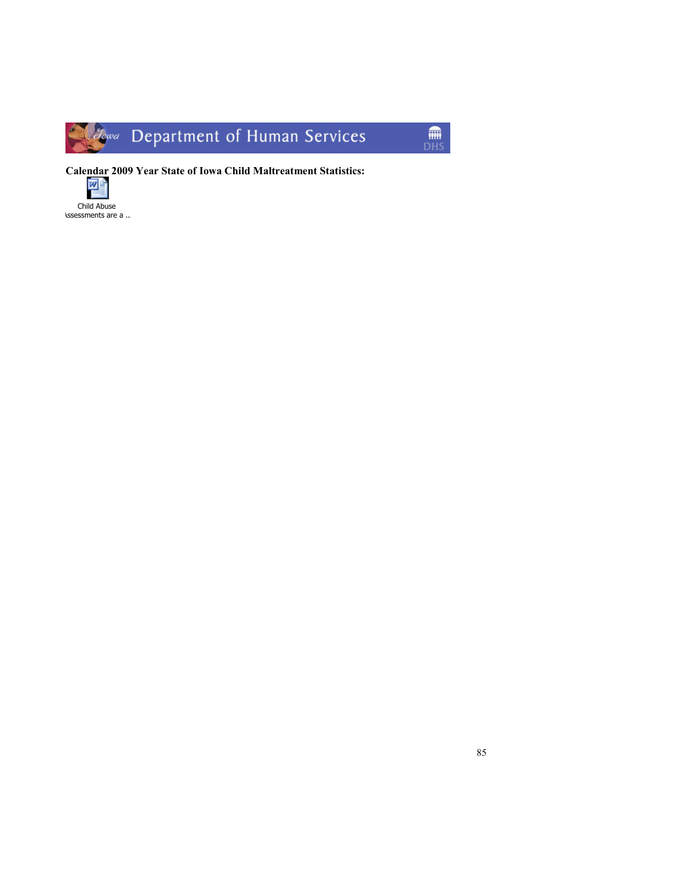Iowa Department of Human Services

**Calendar 2009 Year State of Iowa Child Maltreatment Statistics:**

Child Abuse Assessments are a ...